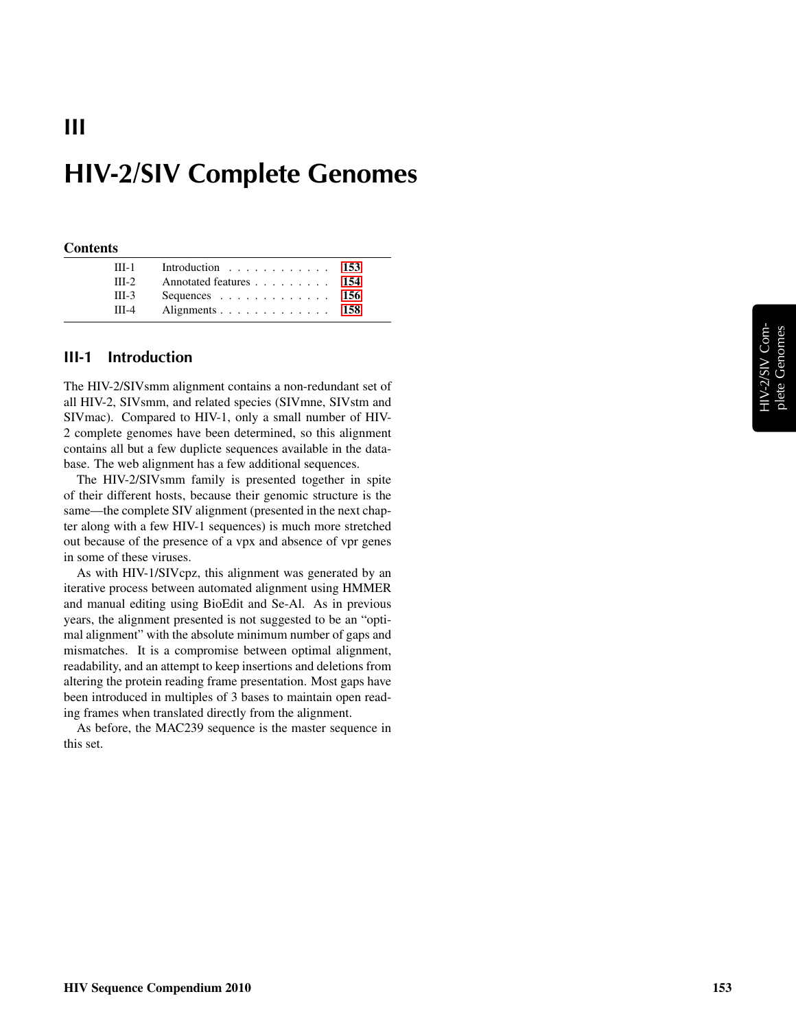# III

# HIV-2/SIV Complete Genomes

**Contents**

| | | |
|---|---|---|
| III-1 | Introduction | 153 |
| III-2 | Annotated features | 154 |
| III-3 | Sequences | 156 |
| III-4 | Alignments | 158 |

## III-1 Introduction

The HIV-2/SIVsmm alignment contains a non-redundant set of all HIV-2, SIVsmm, and related species (SIVmne, SIVstm and SIVmac). Compared to HIV-1, only a small number of HIV-2 complete genomes have been determined, so this alignment contains all but a few duplicte sequences available in the database. The web alignment has a few additional sequences.

The HIV-2/SIVsmm family is presented together in spite of their different hosts, because their genomic structure is the same—the complete SIV alignment (presented in the next chapter along with a few HIV-1 sequences) is much more stretched out because of the presence of a vpx and absence of vpr genes in some of these viruses.

As with HIV-1/SIVcpz, this alignment was generated by an iterative process between automated alignment using HMMER and manual editing using BioEdit and Se-Al. As in previous years, the alignment presented is not suggested to be an "optimal alignment" with the absolute minimum number of gaps and mismatches. It is a compromise between optimal alignment, readability, and an attempt to keep insertions and deletions from altering the protein reading frame presentation. Most gaps have been introduced in multiples of 3 bases to maintain open reading frames when translated directly from the alignment.

As before, the MAC239 sequence is the master sequence in this set.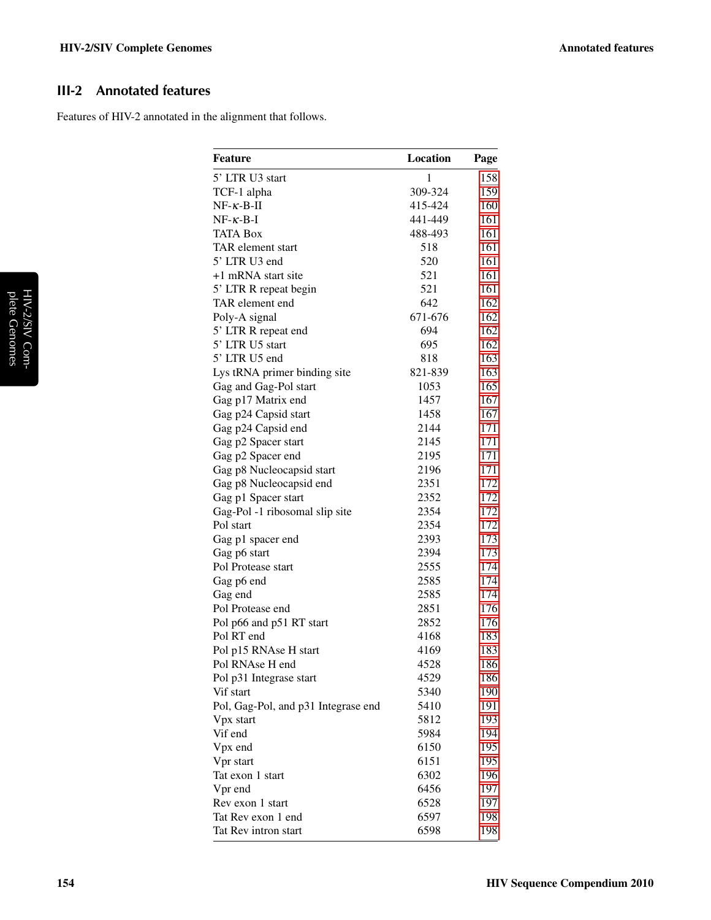## III-2 Annotated features

Features of HIV-2 annotated in the alignment that follows.

| Feature | Location | Page |
|---|---|---|
| 5' LTR U3 start | 1 | 158 |
| TCF-1 alpha | 309-324 | 159 |
| NF-κ-B-II | 415-424 | 160 |
| NF-κ-B-I | 441-449 | 161 |
| TATA Box | 488-493 | 161 |
| TAR element start | 518 | 161 |
| 5' LTR U3 end | 520 | 161 |
| +1 mRNA start site | 521 | 161 |
| 5' LTR R repeat begin | 521 | 161 |
| TAR element end | 642 | 162 |
| Poly-A signal | 671-676 | 162 |
| 5' LTR R repeat end | 694 | 162 |
| 5' LTR U5 start | 695 | 162 |
| 5' LTR U5 end | 818 | 163 |
| Lys tRNA primer binding site | 821-839 | 163 |
| Gag and Gag-Pol start | 1053 | 165 |
| Gag p17 Matrix end | 1457 | 167 |
| Gag p24 Capsid start | 1458 | 167 |
| Gag p24 Capsid end | 2144 | 171 |
| Gag p2 Spacer start | 2145 | 171 |
| Gag p2 Spacer end | 2195 | 171 |
| Gag p8 Nucleocapsid start | 2196 | 171 |
| Gag p8 Nucleocapsid end | 2351 | 172 |
| Gag p1 Spacer start | 2352 | 172 |
| Gag-Pol -1 ribosomal slip site | 2354 | 172 |
| Pol start | 2354 | 172 |
| Gag p1 spacer end | 2393 | 173 |
| Gag p6 start | 2394 | 173 |
| Pol Protease start | 2555 | 174 |
| Gag p6 end | 2585 | 174 |
| Gag end | 2585 | 174 |
| Pol Protease end | 2851 | 176 |
| Pol p66 and p51 RT start | 2852 | 176 |
| Pol RT end | 4168 | 183 |
| Pol p15 RNAse H start | 4169 | 183 |
| Pol RNAse H end | 4528 | 186 |
| Pol p31 Integrase start | 4529 | 186 |
| Vif start | 5340 | 190 |
| Pol, Gag-Pol, and p31 Integrase end | 5410 | 191 |
| Vpx start | 5812 | 193 |
| Vif end | 5984 | 194 |
| Vpx end | 6150 | 195 |
| Vpr start | 6151 | 195 |
| Tat exon 1 start | 6302 | 196 |
| Vpr end | 6456 | 197 |
| Rev exon 1 start | 6528 | 197 |
| Tat Rev exon 1 end | 6597 | 198 |
| Tat Rev intron start | 6598 | 198 |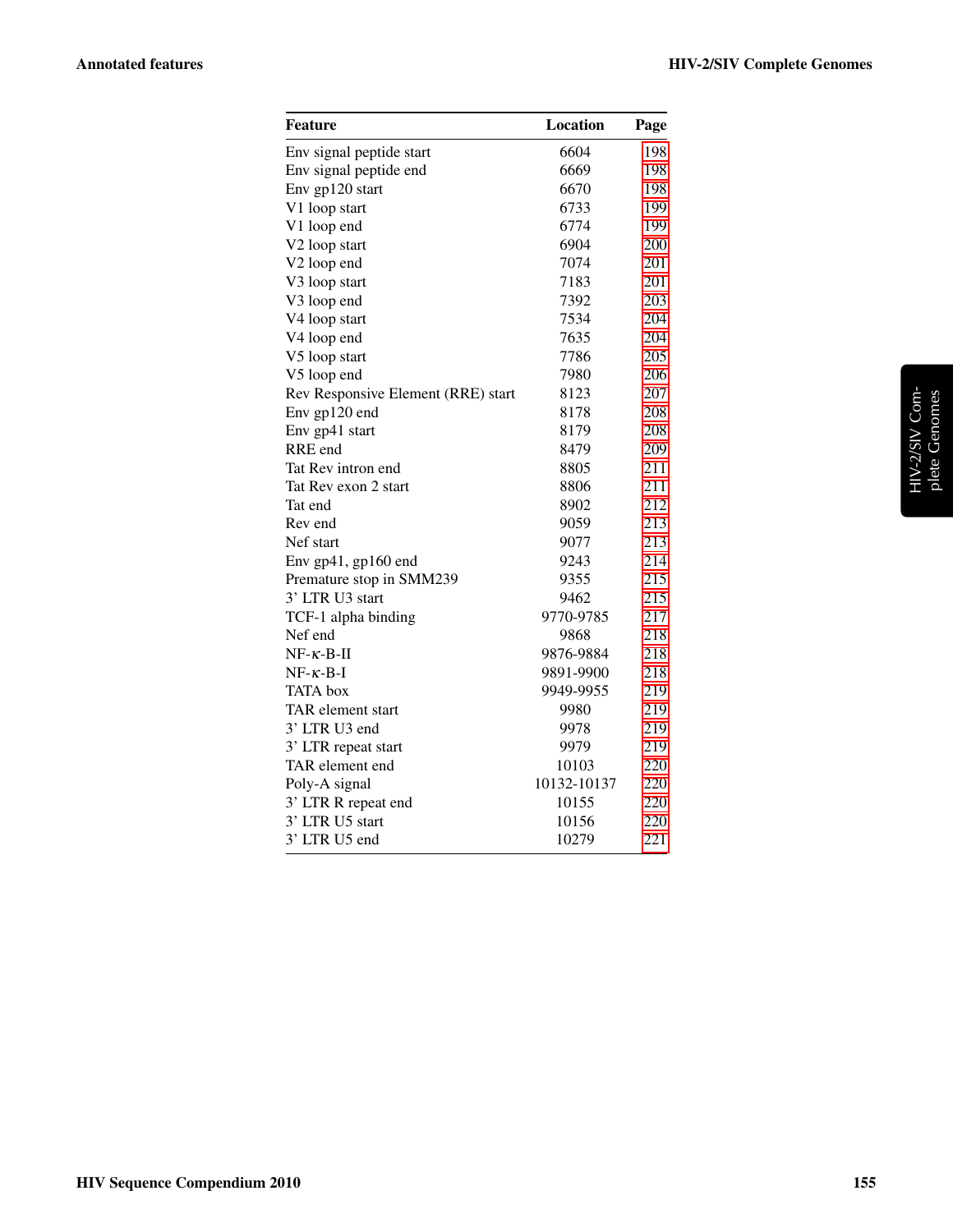| Feature | Location | Page |
|---|---|---|
| Env signal peptide start | 6604 | 198 |
| Env signal peptide end | 6669 | 198 |
| Env gp120 start | 6670 | 198 |
| V1 loop start | 6733 | 199 |
| V1 loop end | 6774 | 199 |
| V2 loop start | 6904 | 200 |
| V2 loop end | 7074 | 201 |
| V3 loop start | 7183 | 201 |
| V3 loop end | 7392 | 203 |
| V4 loop start | 7534 | 204 |
| V4 loop end | 7635 | 204 |
| V5 loop start | 7786 | 205 |
| V5 loop end | 7980 | 206 |
| Rev Responsive Element (RRE) start | 8123 | 207 |
| Env gp120 end | 8178 | 208 |
| Env gp41 start | 8179 | 208 |
| RRE end | 8479 | 209 |
| Tat Rev intron end | 8805 | 211 |
| Tat Rev exon 2 start | 8806 | 211 |
| Tat end | 8902 | 212 |
| Rev end | 9059 | 213 |
| Nef start | 9077 | 213 |
| Env gp41, gp160 end | 9243 | 214 |
| Premature stop in SMM239 | 9355 | 215 |
| 3' LTR U3 start | 9462 | 215 |
| TCF-1 alpha binding | 9770-9785 | 217 |
| Nef end | 9868 | 218 |
| NF-$\kappa$-B-II | 9876-9884 | 218 |
| NF-$\kappa$-B-I | 9891-9900 | 218 |
| TATA box | 9949-9955 | 219 |
| TAR element start | 9980 | 219 |
| 3' LTR U3 end | 9978 | 219 |
| 3' LTR repeat start | 9979 | 219 |
| TAR element end | 10103 | 220 |
| Poly-A signal | 10132-10137 | 220 |
| 3' LTR R repeat end | 10155 | 220 |
| 3' LTR U5 start | 10156 | 220 |
| 3' LTR U5 end | 10279 | 221 |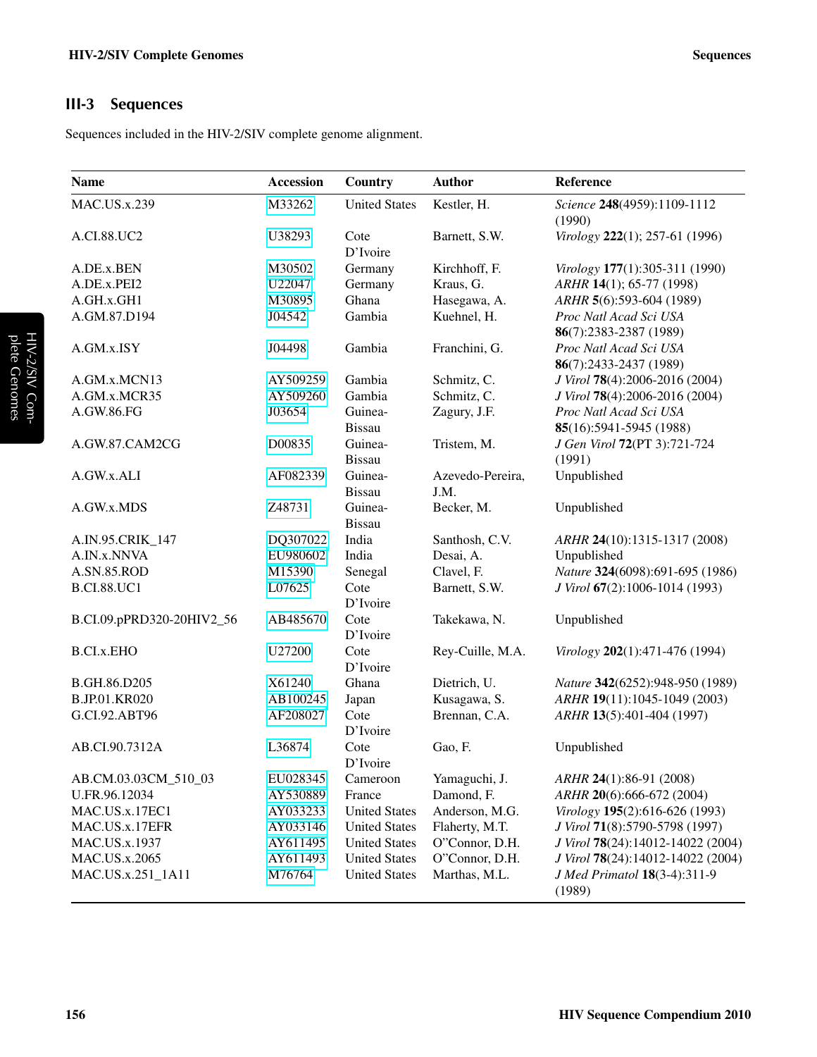## III-3 Sequences

Sequences included in the HIV-2/SIV complete genome alignment.

| Name | Accession | Country | Author | Reference |
|---|---|---|---|---|
| MAC.US.x.239 | M33262 | United States | Kestler, H. | *Science* **248**(4959):1109-1112 (1990) |
| A.CI.88.UC2 | U38293 | Cote D'Ivoire | Barnett, S.W. | *Virology* **222**(1); 257-61 (1996) |
| A.DE.x.BEN | M30502 | Germany | Kirchhoff, F. | *Virology* **177**(1):305-311 (1990) |
| A.DE.x.PEI2 | U22047 | Germany | Kraus, G. | *ARHR* **14**(1); 65-77 (1998) |
| A.GH.x.GH1 | M30895 | Ghana | Hasegawa, A. | *ARHR* **5**(6):593-604 (1989) |
| A.GM.87.D194 | J04542 | Gambia | Kuehnel, H. | *Proc Natl Acad Sci USA* **86**(7):2383-2387 (1989) |
| A.GM.x.ISY | J04498 | Gambia | Franchini, G. | *Proc Natl Acad Sci USA* **86**(7):2433-2437 (1989) |
| A.GM.x.MCN13 | AY509259 | Gambia | Schmitz, C. | *J Virol* **78**(4):2006-2016 (2004) |
| A.GM.x.MCR35 | AY509260 | Gambia | Schmitz, C. | *J Virol* **78**(4):2006-2016 (2004) |
| A.GW.86.FG | J03654 | Guinea-Bissau | Zagury, J.F. | *Proc Natl Acad Sci USA* **85**(16):5941-5945 (1988) |
| A.GW.87.CAM2CG | D00835 | Guinea-Bissau | Tristem, M. | *J Gen Virol* **72**(PT 3):721-724 (1991) |
| A.GW.x.ALI | AF082339 | Guinea-Bissau | Azevedo-Pereira, J.M. | Unpublished |
| A.GW.x.MDS | Z48731 | Guinea-Bissau | Becker, M. | Unpublished |
| A.IN.95.CRIK_147 | DQ307022 | India | Santhosh, C.V. | *ARHR* **24**(10):1315-1317 (2008) |
| A.IN.x.NNVA | EU980602 | India | Desai, A. | Unpublished |
| A.SN.85.ROD | M15390 | Senegal | Clavel, F. | *Nature* **324**(6098):691-695 (1986) |
| B.CI.88.UC1 | L07625 | Cote D'Ivoire | Barnett, S.W. | *J Virol* **67**(2):1006-1014 (1993) |
| B.CI.09.pPRD320-20HIV2_56 | AB485670 | Cote D'Ivoire | Takekawa, N. | Unpublished |
| B.CI.x.EHO | U27200 | Cote D'Ivoire | Rey-Cuille, M.A. | *Virology* **202**(1):471-476 (1994) |
| B.GH.86.D205 | X61240 | Ghana | Dietrich, U. | *Nature* **342**(6252):948-950 (1989) |
| B.JP.01.KR020 | AB100245 | Japan | Kusagawa, S. | *ARHR* **19**(11):1045-1049 (2003) |
| G.CI.92.ABT96 | AF208027 | Cote D'Ivoire | Brennan, C.A. | *ARHR* **13**(5):401-404 (1997) |
| AB.CI.90.7312A | L36874 | Cote D'Ivoire | Gao, F. | Unpublished |
| AB.CM.03.03CM_510_03 | EU028345 | Cameroon | Yamaguchi, J. | *ARHR* **24**(1):86-91 (2008) |
| U.FR.96.12034 | AY530889 | France | Damond, F. | *ARHR* **20**(6):666-672 (2004) |
| MAC.US.x.17EC1 | AY033233 | United States | Anderson, M.G. | *Virology* **195**(2):616-626 (1993) |
| MAC.US.x.17EFR | AY033146 | United States | Flaherty, M.T. | *J Virol* **71**(8):5790-5798 (1997) |
| MAC.US.x.1937 | AY611495 | United States | O"Connor, D.H. | *J Virol* **78**(24):14012-14022 (2004) |
| MAC.US.x.2065 | AY611493 | United States | O"Connor, D.H. | *J Virol* **78**(24):14012-14022 (2004) |
| MAC.US.x.251_1A11 | M76764 | United States | Marthas, M.L. | *J Med Primatol* **18**(3-4):311-9 (1989) |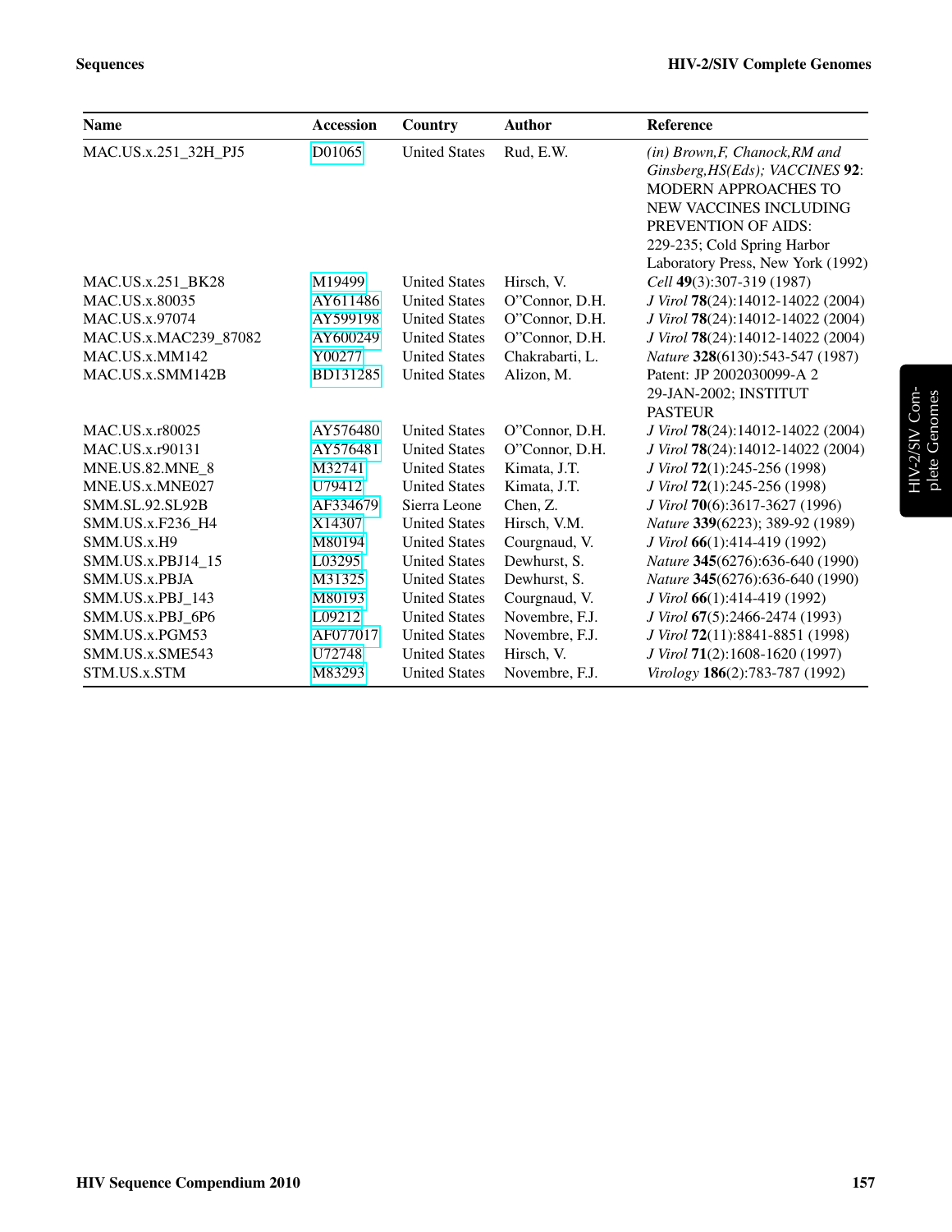| Name | Accession | Country | Author | Reference |
|---|---|---|---|---|
| MAC.US.x.251_32H_PJ5 | D01065 | United States | Rud, E.W. | *(in) Brown,F, Chanock,RM and Ginsberg,HS(Eds); VACCINES* **92**: MODERN APPROACHES TO NEW VACCINES INCLUDING PREVENTION OF AIDS: 229-235; Cold Spring Harbor Laboratory Press, New York (1992) |
| MAC.US.x.251_BK28 | M19499 | United States | Hirsch, V. | *Cell* **49**(3):307-319 (1987) |
| MAC.US.x.80035 | AY611486 | United States | O"Connor, D.H. | *J Virol* **78**(24):14012-14022 (2004) |
| MAC.US.x.97074 | AY599198 | United States | O"Connor, D.H. | *J Virol* **78**(24):14012-14022 (2004) |
| MAC.US.x.MAC239_87082 | AY600249 | United States | O"Connor, D.H. | *J Virol* **78**(24):14012-14022 (2004) |
| MAC.US.x.MM142 | Y00277 | United States | Chakrabarti, L. | *Nature* **328**(6130):543-547 (1987) |
| MAC.US.x.SMM142B | BD131285 | United States | Alizon, M. | Patent: JP 2002030099-A 2 29-JAN-2002; INSTITUT PASTEUR |
| MAC.US.x.r80025 | AY576480 | United States | O"Connor, D.H. | *J Virol* **78**(24):14012-14022 (2004) |
| MAC.US.x.r90131 | AY576481 | United States | O"Connor, D.H. | *J Virol* **78**(24):14012-14022 (2004) |
| MNE.US.82.MNE_8 | M32741 | United States | Kimata, J.T. | *J Virol* **72**(1):245-256 (1998) |
| MNE.US.x.MNE027 | U79412 | United States | Kimata, J.T. | *J Virol* **72**(1):245-256 (1998) |
| SMM.SL.92.SL92B | AF334679 | Sierra Leone | Chen, Z. | *J Virol* **70**(6):3617-3627 (1996) |
| SMM.US.x.F236_H4 | X14307 | United States | Hirsch, V.M. | *Nature* **339**(6223); 389-92 (1989) |
| SMM.US.x.H9 | M80194 | United States | Courgnaud, V. | *J Virol* **66**(1):414-419 (1992) |
| SMM.US.x.PBJ14_15 | L03295 | United States | Dewhurst, S. | *Nature* **345**(6276):636-640 (1990) |
| SMM.US.x.PBJA | M31325 | United States | Dewhurst, S. | *Nature* **345**(6276):636-640 (1990) |
| SMM.US.x.PBJ_143 | M80193 | United States | Courgnaud, V. | *J Virol* **66**(1):414-419 (1992) |
| SMM.US.x.PBJ_6P6 | L09212 | United States | Novembre, F.J. | *J Virol* **67**(5):2466-2474 (1993) |
| SMM.US.x.PGM53 | AF077017 | United States | Novembre, F.J. | *J Virol* **72**(11):8841-8851 (1998) |
| SMM.US.x.SME543 | U72748 | United States | Hirsch, V. | *J Virol* **71**(2):1608-1620 (1997) |
| STM.US.x.STM | M83293 | United States | Novembre, F.J. | *Virology* **186**(2):783-787 (1992) |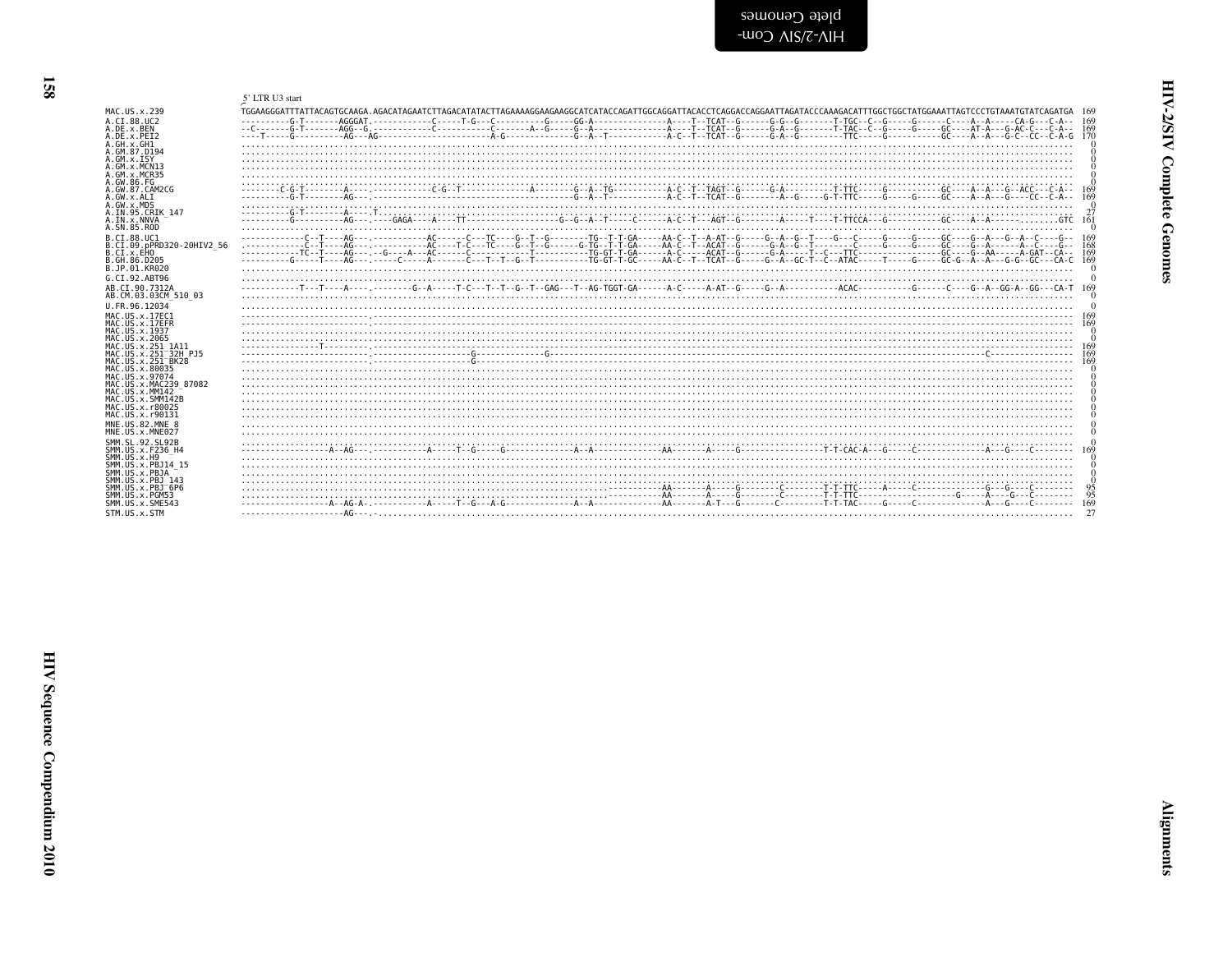5' LTR U3 start

```
MAC.US.x.239              TGGAAGGGATTTATTACAGTGCAAGA.AGACATAGAATCTTAGACATATACTTAGAAAAGGAAGAAGGCATCATACCAGATTGGCAGGATTACACCTCAGGACCAGGAATTAGATACCCAAAGACATTTGGCTGGCTATGGAAATTAGTCCCTGTAAATGTATCAGATGA  169
A.CI.88.UC2               ----------G-T--------AGGGAT.------------C------T-G---C-----------G------GG-A-----------------A-----T---TCAT--G-------G-G--G--------T-TGC--C--G------G-------C-----A--A------CA-G---C-A--  169
A.DE.x.BEN                --C-------G-T--------AGG--G.------------C------------C--------A--G------G--A-----------------A-----T---TCAT--G-------G-A--G--------T-TAC--C--G------G------GC-----AT-A----G-AC-C----C-A--  169
A.DE.x.PEI2               ----T-----G----------AG---AG-------------------------A-G--------------G--A--T----------------A-C--T---TCAT--G-------G-A--G----------TTC------G-----------GC-----A--A----G-C---CC--C-A-G  170
A.GH.x.GH1                .....................................................................................................................................................................  0
A.GM.87.D194              .....................................................................................................................................................................  0
A.GM.x.ISY                .....................................................................................................................................................................  0
A.GM.x.MCN13              .....................................................................................................................................................................  0
A.GM.x.MCR35              .....................................................................................................................................................................  0
A.GW.86.FG                .....................................................................................................................................................................  0
A.GW.87.CAM2CG            --------C-G-T---------A----.-------------C-G--T---------------A----------G--A--TG------------A-C--T---TAGT--G-------G-A----------T-TTC------G-----------GC-----A--A----G--ACC---C-A--  169
A.GW.x.ALI                ----------G-T---------AG---.------------------------------------------G--A--T----------------A-C--T---TCAT--G---------A--G------G-T-TTC------G------G------GC-----A--A----G-----CC--C-A--  169
A.GW.x.MDS                .....................................................................................................................................................................  0
A.IN.95.CRIK_147          ----------G-T---------A-----T.........................................................................................................................................  27
A.IN.x.NNVA               ----------G-----------AG---.----GAGA----A----TT--------------------G--G--A--T------C-------A-C--T---AGT--G---------A------T----T-TTCCA---G-----------GC-----A--A------........GTC  161
A.SN.85.ROD               .....................................................................................................................................................................  0
B.CI.88.UC1               ------------C--T-----AG----.------------AC------C---TC-----G--T--G---------TG--T-T-GA------AA-C--T--A-AT--G------G--A--G--T----G---C------G------G------GC-----G--A----G--A---C----G--  169
B.CI.09.pPRD320-20HIV2_56 .-----------C--T-----AG----.------------AC-----T-C----TC-----G--T--G------G-TG--T-T-GA------AA-C--T--ACAT--G-------G-A--G--T---------C------G------G------GC-----G--A-------A---C----G--  168
B.CI.x.EHO                ------------TC--T-----AG----.--G-----A---AC------C------------T------------TG-GT-T-GA-------A-C------ACAT--G-------G-A------T---C---TTC------------------GC-----G--AA------A-GAT--CA--  169
B.GH.86.D205              ----------G-----T-----AG----.-----C------A-------C---T--T--G--T-----------TG-GT-T-GC------AA-C--T--TCAT--G------G--A--GC-T--C--ATAC------T------G------GC-G--A--A---G-G--GC---CA-C  169
B.JP.01.KR020             .....................................................................................................................................................................  0
G.CI.92.ABT96             .....................................................................................................................................................................  0
AB.CI.90.7312A            ------------T---T-----A----.---------G--A------T-C----T--T--G--T--GAG----T--AG-TGGT-GA-------A-C------A-AT--G------G--A-----------ACAC-----------G-------C-----G--A--GG-A--GG---CA-T  169
AB.CM.03.03CM_510_03      .....................................................................................................................................................................  0
U.FR.96.12034             .....................................................................................................................................................................  0
MAC.US.x.17EC1            --------------------------.-------------------------------------------------------------------------------------------------------------------------------------------  169
MAC.US.x.17EFR            --------------------------.-------------------------------------------------------------------------------------------------------------------------------------------  169
MAC.US.x.1937             .....................................................................................................................................................................  0
MAC.US.x.2065             .....................................................................................................................................................................  0
MAC.US.x.251_1A11         ----------------T---------.-------------------------------------------------------------------------------------------------------------------------------------------  169
MAC.US.x.251_32H_PJ5      --------------------------.-------------------------G-----------------G---------------------------------------------------------------------------C-------------------  169
MAC.US.x.251_BK28         --------------------------.-------------------------G-----------------------------------------------------------------------------------------------------------------  169
MAC.US.x.80035            .....................................................................................................................................................................  0
MAC.US.x.97074            .....................................................................................................................................................................  0
MAC.US.x.MAC239_87082     .....................................................................................................................................................................  0
MAC.US.x.MM142            .....................................................................................................................................................................  0
MAC.US.x.SMM142B          .....................................................................................................................................................................  0
MAC.US.x.r80025           .....................................................................................................................................................................  0
MAC.US.x.r90131           .....................................................................................................................................................................  0
MNE.US.82.MNE_8           .....................................................................................................................................................................  0
MNE.US.x.MNE027           .....................................................................................................................................................................  0
SMM.SL.92.SL92B           .....................................................................................................................................................................  0
SMM.US.x.F236_H4          ------------------A--AG---.------------A------T--G------G--------------A--A--------------AA-------A------G------------------T-T-CAC-A---G------C---------------A---G-----C--------  169
SMM.US.x.H9               .....................................................................................................................................................................  0
SMM.US.x.PBJ14_15         .....................................................................................................................................................................  0
SMM.US.x.PBJA             .....................................................................................................................................................................  0
SMM.US.x.PBJ_143          .....................................................................................................................................................................  0
SMM.US.x.PBJ_6P6          ..........................................................................------------AA-------A------G---------C---------T-T-TTC------A------C---------------G---G-----C--------  95
SMM.US.x.PGM53            ..........................................................................------------AA-------A------G---------C---------T-T-TTC----------------------G------A----G---C--------  95
SMM.US.x.SME543           ------------------A--AG-A-.------------A------T--G---A-G-------------A--A--------------AA-------A-T---G--------C----------T-T-TAC------G------C---------------A---G-----C--------  169
STM.US.x.STM              ---------------------AG---.-.......................................................................................................................................  27
```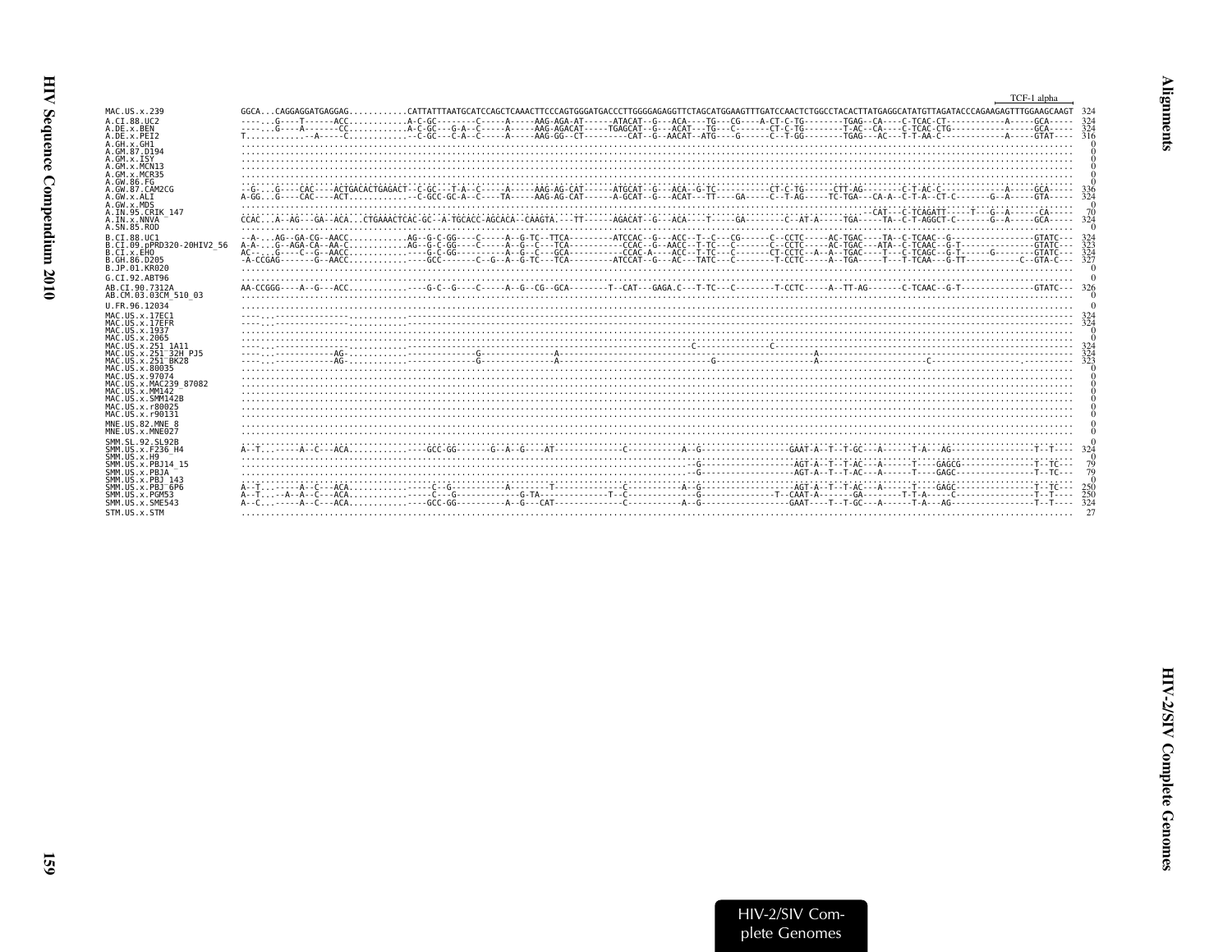TCF-1 alpha

```
MAC.US.x.239              GGCA...CAGGAGGATGAGGAG............CATTATTTAATGCATCCAGCTCAAACTTCCCAGTGGGATGACCCTTGGGGAGAGGTTCTAGCATGGAAGTTTGATCCAACTCTGGCCTACACTTATGAGGCATATGTTAGATACCCAGAAGAGTTTGGAAGCAAGT  324
A.CI.88.UC2               ----...G----T------ACC............A-C-GC--------C-----A-----AAG-AGA-AT------ATACAT--G---ACA----TG---CG----A-CT-C-TG--------TGAG--CA----C-TCAC-CT------------A-----GCA-----  324
A.DE.x.BEN                ----...G----A-------CC............A-C-GC---G-A--C-----A-----AAG-AGACAT-----TGAGCAT--G---ACAT---TG---C-------CT-C-TG--------T-AC--CA----C-TCAC-CTG-----------------GCA-----  324
A.DE.x.PEI2               T............-A-----C.............--C-GC---C-A--C-----A-----AAG-GG--CT---------CAT--G--AACAT--ATG----G------C--T-GG--------TGAG---AC---T-T-AA-C------------A-----GTAT----  316
A.GH.x.GH1                ..........................................................................................................................................................................  0
A.GM.87.D194              ..........................................................................................................................................................................  0
A.GM.x.ISY                ..........................................................................................................................................................................  0
A.GM.x.MCN13              ..........................................................................................................................................................................  0
A.GM.x.MCR35              ..........................................................................................................................................................................  0
A.GW.86.FG                ..........................................................................................................................................................................  0
A.GW.87.CAM2CG            --G-...G----CAC----ACTGACACTGAGACT--C-GC---T-A--C-----A-----AAG-AG-CAT------ATGCAT--G---ACA--G-TC-----------CT-C-TG------CTT-AG--------C-T-AC-C------------A-----GCA-----  336
A.GW.x.ALI                A-GG...G----CAC----ACT............--C-GCC-GC-A--C----TA-----AAG-AG-CAT------A-GCAT--G---ACAT---TT----GA-----C--T-AG-----TC-TGA---CA-A--C-T-A--CT-C-------G--A-----GTA-----  324
A.GW.x.MDS                ..........................................................................................................................................................................  0
A.IN.95.CRIK_147          .............................................................................................................................-CAT---C-TCAGATT-----T---G--A------CA-----  70
A.IN.x.NNVA               CCAC...A--AG---GA--ACA...CTGAAACTCAC-GC--A-TGCACC-AGCACA--CAAGTA.---TT------AGACAT--G---ACA----T-----GA--------C--AT-A-----TGA-----TA--C-T-AGGCT-C-------G--A-----GCA-----  324
A.SN.85.ROD               ..........................................................................................................................................................................  0
B.CI.88.UC1               --A-...AG--GA-CG--AACC............AG--G-C-GG----C-----A--G-TC--TTCA---------ATCCAC--G---ACC--T--C---CG------C--CCTC-----AC-TGAC----TA--C-TCAAC--G----------------GTATC---  324
B.CI.09.pPRD320-20HIV2_56 A-A-...G--AGA-CA--AA-C............AG--G-C-GG----C-----A--G--C---TCA-----------CCAC--G--AACC--T-TC---C-------C--CCTC-----AC-TGAC---ATA--C-TCAAC--G-T--------------GTATC---  323
B.CI.x.EHO                AC-....G----C--G--AACC............----G-C-GG--------A--G--C---GCA----------CCAC-A----ACC--T-TC---C--------CT-CCTC--A--A--TGAC----T---C-TCAGC--G-T------G--------GTATC---  324
B.GH.86.D205              -A-CCGAG------G--AACC.............-----GCC-------C--G--A--G-TC---TCA---------ATCCAT--G---AC---TATC---C--------T-CCTC-----A--TGA-----T---T-TCAA---G-TT-----------C--GTA-C---  327
B.JP.01.KR020             ..........................................................................................................................................................................  0
G.CI.92.ABT96             ..........................................................................................................................................................................  0
AB.CI.90.7312A            AA-CCGGG----A--G---ACC............----G-C--G----C-----A--G--CG--GCA--------T---CAT---GAGA.C---T-TC---C--------T-CCTC-----A--TT-AG-------C-TCAAC--G-T--------------GTATC---  326
AB.CM.03.03CM_510_03      ..........................................................................................................................................................................  0
U.FR.96.12034             ..........................................................................................................................................................................  0
MAC.US.x.17EC1            ----...-------------..........-...........................................................................................................................  324
MAC.US.x.17EFR            ----...-------------..........-...........................................................................................................................  324
MAC.US.x.1937             ..........................................................................................................................................................................  0
MAC.US.x.2065             ..........................................................................................................................................................................  0
MAC.US.x.251_1A11         ----...-------------............----------------------------------------------------------------C----------------C--------------------------------------------------------------  324
MAC.US.x.251_32H_PJ5      ----...-----------AG-...........-------------G----------------A-----------------------------------------------------A-----------------------------------------------------------  324
MAC.US.x.251_BK28         ----...-----------AG-...........-------------G----------------A-----------------------------G-------------------A----------------------C------------------.----------  323
MAC.US.x.80035            ..........................................................................................................................................................................  0
MAC.US.x.97074            ..........................................................................................................................................................................  0
MAC.US.x.MAC239_87082     ..........................................................................................................................................................................  0
MAC.US.x.MM142            ..........................................................................................................................................................................  0
MAC.US.x.SMM142B          ..........................................................................................................................................................................  0
MAC.US.x.r80025           ..........................................................................................................................................................................  0
MAC.US.x.r90131           ..........................................................................................................................................................................  0
MNE.US.82.MNE_8           ..........................................................................................................................................................................  0
MNE.US.x.MNE027           ..........................................................................................................................................................................  0
SMM.SL.92.SL92B           ..........................................................................................................................................................................  0
SMM.US.x.F236_H4          A--T.......-A--C---ACA............----GCC-GG-------G--A--G----AT-------------C-------------A--G-----------------GAAT-A--T--T-GC---A------T-A---AG----------------T--T----  324
SMM.US.x.H9               ..........................................................................................................................................................................  0
SMM.US.x.PBJ14_15         ..............................................................................................................--G-----------------AGT-A--T--T-AC---A------T----GAGCG--------------T--TC---  79
SMM.US.x.PBJA             ..............................................................................................................--G-----------------AGT-A--T--T-AC---A------T----GAGC---------------T--TC---  79
SMM.US.x.PBJ_143          ..........................................................................................................................................................................  0
SMM.US.x.PBJ_6P6          A--T.......-A--C---ACA............-----C--G-----------A--------T-------------C-------------A--G-----------------AGT-A--T--T-AC---A------T----GAGC---------------T--TC---  250
SMM.US.x.PGM53            A--T....-A--A--C---ACA............-----C---G-------------G-TA--------------T--C-------------G---------------T--CAAT-A--------GA-------T-T-A-----C----------------T--T----  250
SMM.US.x.SME543           A--C.......-A--C---ACA............----GCC-GG--------A--G---CAT-------------C-------------A--G-----------------GAAT----T--T-GC---A------T-A---AG----------------T--T----  324
STM.US.x.STM              ..........................................................................................................................................................................  27
```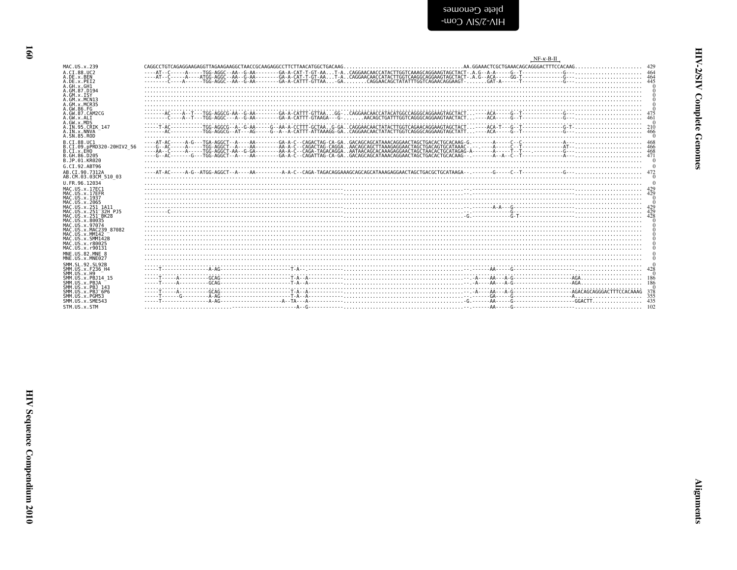```
                                                                                                                                                                                   NF-κ-B-II
MAC.US.x.239              CAGGCCTGTCAGAGGAAGAGGTTAGAAGAAGGCTAACCGCAAGAGGCCTTCTTAACATGGCTGACAAG..........................................AA.GGAAACTCGCTGAAACAGCAGGGACTTTCCACAAG......................  429
A.CI.88.UC2               ----AT--C-----A-----TGG-AGGC--AA--G-AA--------GA-A-CAT-T-GT-AA...T-A..CAGGAACAACCATACTTGGTCAAAGCAGGAAGTAGCTACT-.A.G--A-A-----G--T-------------G---......................  464
A.DE.x.BEN                ----AT--C-----A----ATGG-AGGC--AA--G-AA--------GA-A-CAT-T-GT-AA...T-A..CAGGAACAACCATACTTGGTCAAGGCAGGAAGTAGCTACT-.A.G--ACA-----GG-T-------------G---......................  464
A.DE.x.PEI2               --------C-----A-----TGG-AGGC--AA--G-AA--------GA-A-CATTT-GTTAA...-GA........CAGGAACAGCTATATTTGGTCAGAACAGGAAGT-........GAT-A------T-------------G---......................  445
A.GH.x.GH1                ........................................................................................................................................................................   0
A.GM.87.D194              ........................................................................................................................................................................   0
A.GM.x.ISY                ........................................................................................................................................................................   0
A.GM.x.MCN13              ........................................................................................................................................................................   0
A.GM.x.MCR35              ........................................................................................................................................................................   0
A.GW.86.FG                ........................................................................................................................................................................   0
A.GW.87.CAM2CG            -------AC----A--T---TGG-AGGCG-AA--G-AA--------GA-A-CATTT-GTTAA...GG-..CAGGAACAACCATACATGGCCAGGGCAGGAAGTAGCTACT.......ACA-----G--T-------------G---......................  475
A.GW.x.ALI                --------C-----A--T--TGG-AGGC---A--G-AA--------GA-A-CATTT-GTAAGA---G-.......AACAGCTGATTTGGTCAGGGCAGGAAGTAACTACT.......ACA-----G--T-------------G---......................  461
A.GW.x.MDS                ........................................................................................................................................................................   0
A.IN.95.CRIK_147          -----T-AC----------TGG-AGGCG--A--G-AA-----G--AA-A-CCTTT-GCTAA..G-GA..CAGGAACAACTATACTTGGTCAGAACAGGAAGTAGCTACT.......ACA-T---G--T-------------G-T-......................  210
A.IN.x.NNVA               -------AC----------TGG-AGGCG--AT---AG-----G--A--A-CATTT-ATTAAAGG-GA..CAGGAACAACTATACTTGGTCAGGGCAGGAAGTAGCTATT.......ACA-----G--T-------------G---......................  466
A.SN.85.ROD               ........................................................................................................................................................................   0

B.CI.88.UC1               ----AT-AC-----A-G---TGA-AGGCT--A----AA--------GA-A-C--CAGACTAG-CA-GA..GACAGCAGCATAAACAGGAACTAGCTGACACTGCACAAG-G.-------A-----C--C-------------A---......................  468
B.CI.09.pPRD320-20HIV2_56 ----G--AC-----A-----TGG-AGGCT--A----AA--------AA-A-C--CAGACTAG-CAGGA..AACAGCAGCTTAAAGAGGAACTAGCTGACAGTGCATAAAC-.-------A-----C--T-------------AT--......................  466
B.CI.x.EHO                ----AA--C-----A-----TGG-AGGCT-AA--G-GA--------AA-A-C--CAGA-TAGACAGGA..AATAACAGCACAAAGAGGAACTAGCTAACACTGCATAGAG-A-------A-----T--T-------------G---......................  468
B.GH.86.D205              ----G--AC-------G---TGG-AGGCT--A----AA--------GA-A-C--CAGATTAG-CA-GA..GACAGCAGCATAAACAGGAACTAGCTGACACTGCACAAG-----------A--A--C--T-------------A---......................  471
B.JP.01.KR020             ........................................................................................................................................................................   0

G.CI.92.ABT96             ........................................................................................................................................................................   0

AB.CI.90.7312A            ----AT-AC-----A-G--ATGG-AGGCT--A----AA---------A-A-C--CAGA-TAGACAGGAAAGCAGCAGCATAAAGAGGAACTAGCTGACGCTGCATAAGA--.-------G-----C--T-------------G---......................  472
AB.CM.03.03CM_510_03      ........................................................................................................................................................................   0

U.FR.96.12034             ........................................................................................................................................................................   0

MAC.US.x.17EC1            --------------------------------------------------------------------------..........................................--.-----------------------------------......................  429
MAC.US.x.17EFR            --------------------------------------------------------------------------..........................................--.-----------------------------------......................  429
MAC.US.x.1937             ........................................................................................................................................................................   0
MAC.US.x.2065             ........................................................................................................................................................................   0
MAC.US.x.251_1A11         --------------------------------------------------------------------------..........................................--.-------A-A---G-------------------......................  429
MAC.US.x.251_32H_PJ5      --------C-----------------------------------------------------------------..........................................--.-------------G-------------------......................  429
MAC.US.x.251_BK28         --------------------------------------------------------------------------..........................................-G.------------G-T-----------------......................  428
MAC.US.x.80035            ........................................................................................................................................................................   0
MAC.US.x.97074            ........................................................................................................................................................................   0
MAC.US.x.MAC239_87082     ........................................................................................................................................................................   0
MAC.US.x.MM142            ........................................................................................................................................................................   0
MAC.US.x.SMM142B          ........................................................................................................................................................................   0
MAC.US.x.r80025           ........................................................................................................................................................................   0
MAC.US.x.r90131           ........................................................................................................................................................................   0

MNE.US.82.MNE_8           ........................................................................................................................................................................   0
MNE.US.x.MNE027           ........................................................................................................................................................................   0

SMM.SL.92.SL92B           ........................................................................................................................................................................   0
SMM.US.x.F236_H4          -----T--------------A-AG---------------------T-A--.-------------------------..........................................--.------AA-----G-------------------......................  428
SMM.US.x.H9               ........................................................................................................................................................................   0
SMM.US.x.PBJ14_15         -----T-----A---------GCAG--------------------T-A--A-------------------------..........................................--.-A----AA---A-G------------------AGA.....................  186
SMM.US.x.PBJA             -----T-----A---------GCAG--------------------T-A--A-------------------------..........................................--.-A----AA---A-G------------------AGA.....................  186
SMM.US.x.PBJ_143          ........................................................................................................................................................................   0
SMM.US.x.PBJ_6P6          -----T-----A---------GCAG--------------------T-A--A-------------------------..........................................--.-A----AA---A-G------------------AGACAGCAGGGACTTTCCACAAAG  378
SMM.US.x.PGM53            -----T------G--------A-AG--------------------T-A--A-------------------------..........................................--.------GA-----G------------------A.......................  355
SMM.US.x.SME543           -----T---------------A-AG-----------------A--TA---A-------------------------..........................................-G.------AA-----G------------------GGACTT.................  435

STM.US.x.STM              ..............................---------------------A--G-----------------------..........................................--.------AA-----G-------------------......................  102
```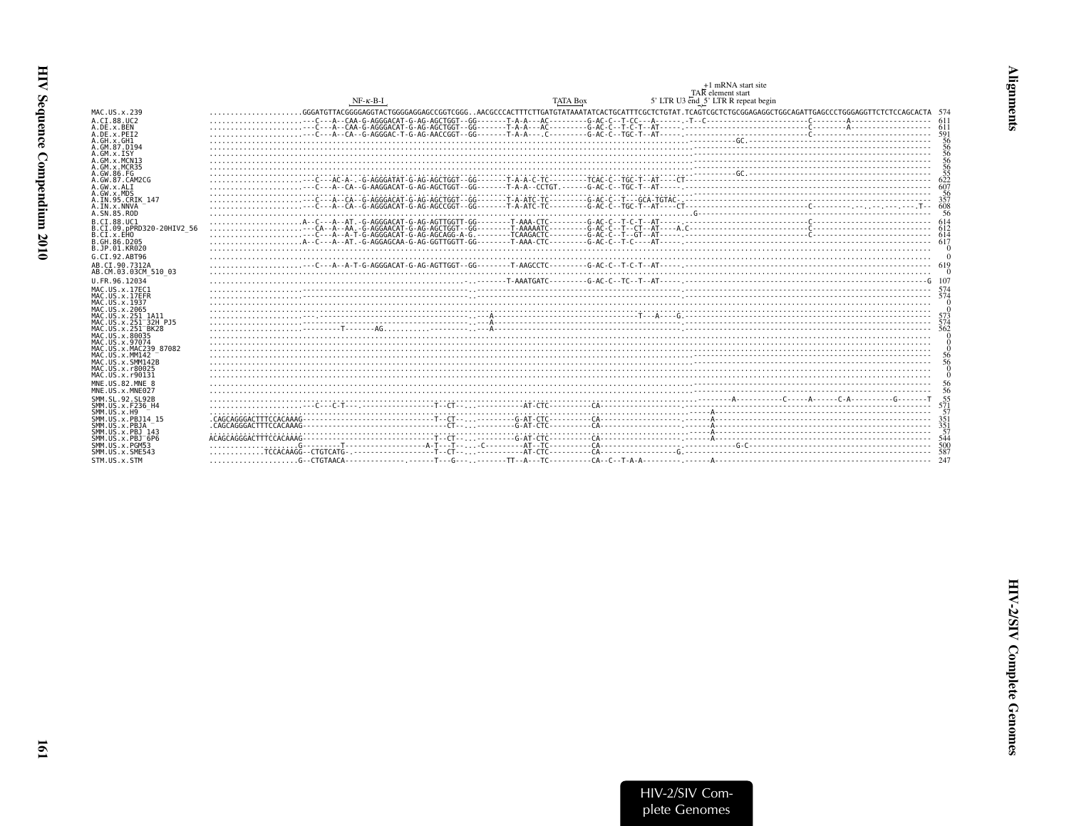```
                                                                                                                              +1 mRNA start site
                                                                                                                             TAR element start
                                                    NF-κ-B-I                              TATA Box                5' LTR U3 end 5' LTR R repeat begin
MAC.US.x.239              .....................GGGATGTTACGGGGAGGTACTGGGGAGGAGCCGGTCGGG..AACGCCCACTTTCTTGATGTATAAATATCACTGCATTTCGCTCTGTAT.TCAGTCGCTCTGCGGAGAGGCTGGCAGATTGAGCCCTGGGAGGTTCTCTCCAGCACTA  574
A.CI.88.UC2               .....................---C---A--CAA-G-AGGGACAT-G-AG-AGCTGGT--GG-------T-A-A---AC---------G-AC-C--T-CC---A------.-T--C-----------------------C--------A------------------  611
A.DE.x.BEN                .....................---C---A--CAA-G-AGGGACAT-G-AG-AGCTGGT--GG-------T-A-A---AC---------G-AC-C--T-C-T--AT-----.-----------------------------C--------A------------------  611
A.DE.x.PEI2               .....................---C---A--CA--G-AGGGAC-T-G-AG-AACCGGT--GG-------T-A-A---.C---------G-AC-C--TGC-T--AT-----.-----------------------------C--------------------------  591
A.GH.x.GH1                ..............................................................................................................----------GC.------------------------------------------------   56
A.GM.87.D194              ..............................................................................................................-----------------------------------------------------------   56
A.GM.x.ISY                ..............................................................................................................-----------------------------------------------------------   56
A.GM.x.MCN13              ..............................................................................................................-----------------------------------------------------------   56
A.GM.x.MCR35              ..............................................................................................................-----------------------------------------------------------   56
A.GW.86.FG                ..............................................................................................................----------GC.------------------------------------------------   55
A.GW.87.CAM2CG            .....................---C---AC-A-.-G-AGGGATAT-G-AG-AGCTGGT--GG-------T-A-A-C-TC---------TCAC-C--TGC-T--AT----CT-----------------------------------------------------------  622
A.GW.x.ALI                .....................---C---A--CA--G-AAGGACAT-G-AG-AGCTGGT--GG-------T-A-A--CCTGT.-------G-AC-C--TGC-T--AT-----.-----------------------------------------------------------  607
A.GW.x.MDS                ..............................................................................................................-----------------------------------------------------------   56
A.IN.95.CRIK_147          .....................---C---A--CA--G-AGGGACAT-G-AG-AGCTGGT--GG-------T-A-ATC-TC---------G-AC-C--T---GCA-TGTAC-.-----------------------------------------------------------  357
A.IN.x.NNVA               .....................---C---A--CA--G-AGGGACAT-G-AG-AGCCGGT--GG-------T-A-ATC-TC---------G-AC-C--TGC-T--AT----CT-----------------------------C---------.--.--.--.--.--.T--  608
A.SN.85.ROD               ..............................................................................................................G----------------------------------------------------------   56
B.CI.88.UC1               .....................A--C---A--AT-.-G-AGGGACAT-G-AG-AGTTGGTT-GG--------T-AAA-CTC---------G-AC-C--T-C-T--AT-----.-----------------------------C--------------------------  614
B.CI.09.pPRD320-20HIV2_56 .....................---CA--A--AA.-G-AGGAACAT-G-AG-AGCTGGT--GG--------T-AAAAATC---------G-AC-C--T--CT--AT----A.C----------------------------C--------------------------  612
B.CI.x.EHO                .....................---C---A--A-T-G-AGGGACAT-G-AG-AGCAGG-A-G.--------TCAAGACTC---------G-AC-C--T--GT--AT-----.-----------------------------C--------------------------  614
B.GH.86.D205              .....................A--C---A--AT-.-G-AGGAGCAA-G-AG-GGTTGGTT-GG--------T-AAA-CTC---------G-AC-C--T-C----AT-----.-----------------------------C--------------------------  617
B.JP.01.KR020             ...................................................................................................................................................................    0
G.CI.92.ABT96             ...................................................................................................................................................................    0
AB.CI.90.7312A            .....................---C---A--A-T-G-AGGGACAT-G-AG-AGTTGGT--GG--------T-AAGCCTC---------G-AC-C--T-C-T--AT-----.-----------------------------------------------------------  619
AB.CM.03.03CM_510_03      ...................................................................................................................................................................    0
U.FR.96.12034             .........................................................-..-------T-AAATGATC---------G-AC-C--TC--T--AT-----.----------------------------------------------------------G  107
MAC.US.x.17EC1            .....................--------------------------------------.-------------------------------------------------.-----------------------------------------------------------  574
MAC.US.x.17EFR            .....................--------------------------------------.-------------------------------------------------.-----------------------------------------------------------  574
MAC.US.x.1937             ...................................................................................................................................................................    0
MAC.US.x.2065             ...................................................................................................................................................................    0
MAC.US.x.251_1A11         .....................--------------------------------------.---A-----------------------------T---A---G.-----------------------------------------------------------------  573
MAC.US.x.251_32H_PJ5      .....................--------------------------------------.---A-------------------------------------------.-----------------------------------------------------------  574
MAC.US.x.251_BK28         .....................--------T-------AG....................---A-------------------------------------------.-----------------------------------------------------------  562
MAC.US.x.80035            ...................................................................................................................................................................    0
MAC.US.x.97074            ...................................................................................................................................................................    0
MAC.US.x.MAC239_87082     ...................................................................................................................................................................    0
MAC.US.x.MM142            ..............................................................................................................-----------------------------------------------------------   56
MAC.US.x.SMM142B          ..............................................................................................................-----------------------------------------------------------   56
MAC.US.x.r80025           ...................................................................................................................................................................    0
MAC.US.x.r90131           ...................................................................................................................................................................    0
MNE.US.82.MNE_8           ..............................................................................................................-----------------------------------------------------------   56
MNE.US.x.MNE027           ..............................................................................................................-----------------------------------------------------------   56
SMM.SL.92.SL92B           ..............................................................................................................----------A-----------C-----A------C-A----------G-------T   55
SMM.US.x.F236_H4          .....................---C--C-T---.------------------T--CT--..---------AT-CTC-----------CA------------------.-----------------------------------------------------------  571
SMM.US.x.H9               ..............................................................................................................-------A---------------------------------------------------   57
SMM.US.x.PBJ14_15         .CAGCAGGGACTTTCCACAAAG-------------------------------T--CT--..---------G-AT-CTC----------CA------------------.------A---------------------------------------------------  351
SMM.US.x.PBJA             .CAGCAGGGACTTTCCACAAAG-----------------------------------CT--..---------G-AT-CTC----------CA------------------.------A---------------------------------------------------  351
SMM.US.x.PBJ_143          ..............................................................................................................-------A---------------------------------------------------   57
SMM.US.x.PBJ_6P6          ACAGCAGGGACTTTCCACAAAG-------------------------------T--CT--..---------G-AT-CTC----------CA------------------.------A---------------------------------------------------  544
SMM.US.x.PGM53            .....................G---------T--------------------A-T---T--..-C---------AT--TC---------CA------------------.------------G-C------------------------------------------  500
SMM.US.x.SME543           ............TCCACAAGG--CTGTCATG-.--------------------T--CT--..----------AT-CTC----------CA------------------G.-----------------------------------------------------------  587
STM.US.x.STM              .....................G--CTGTAACA-------------.-------T---G---.--------TT--A---TC----------CA--C--T-A-A---------.------A---------------------------------------------------  247
```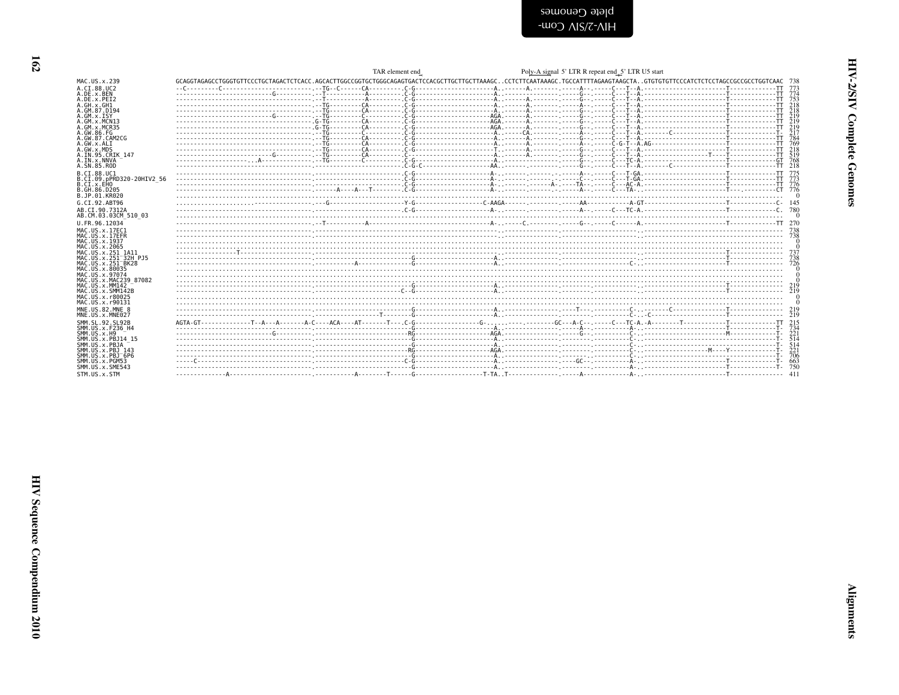TAR element end    Poly-A signal  5' LTR R repeat end  5' LTR U5 start

```
MAC.US.x.239              GCAGGTAGAGCCTGGGTGTTCCCTGCTAGACTCTCACC.AGCACTTGGCCGGTGCTGGGCAGAGTGACTCCACGCTTGCTTGCTTAAAGC..CCTCTTCAATAAAGC.TGCCATTTTAGAAGTAAGCTA..GTGTGTGTTCCCATCTCTCCTAGCCGCCGCCTGGTCAAC  738
A.CI.88.UC2               --C---------C-------------------------.--TG--C------CA---------.C-G---------------------A.------A.-------.-----A--.-----C---T--A.----------------------T------------TT  773
A.DE.x.BEN                ---------------------------G----------.--T-----------A---------.C-G---------------------A.------A.-------.-----G--.-----C---T--A.----------------------T------------TT  774
A.DE.x.PEI2               --------------------------------------.--T-----------A---------.C-G---------------------A.------A.-------.-----G--.-----C---T--A.----------------------T------------TT  753
A.GH.x.GH1                --------------------------------------.--TG---------CA---------.C-G---------------------A.------A.-------.-----A--.-----C---T--A.----------------------T------------TT  218
A.GM.87.D194              --------------------------------------.--TG---------CA---------.C-G---------------------A.------A.-------.-----G--.-----C---T--A.----------------------T------------TT  218
A.GM.x.ISY                ---------------------------G----------.--TG---------C----------.C-G-------------------AGA.------A.-------.-----G--.-----C---T--A.----------------------T------------TT  219
A.GM.x.MCN13              --------------------------------------.G-TG---------CA---------.C-G-------------------AGA.------A.-------.-----G--.-----C---T--A.----------------------T------------TT  219
A.GM.x.MCR35              --------------------------------------.G-TG---------CA---------.C-G-------------------AGA.------A.-------.-----G--.-----C---T--A.----------------------T------------TT  219
A.GW.86.FG                --------------------------------------.--TG---------C----------.C-G---------------------A.------CA.------.-----A--.-----C---T--A.-------C--------------T------------T-  217
A.GW.87.CAM2CG            --------------------------------------.--TG---------CA---------.C-G---------------------A.------A.-------.-----A--.-----C---T--A.----------------------T------------TT  784
A.GW.x.ALI                --------------------------------------.--TG---------CA---------.C-G---------------------A.------A.-------.-----A--.-----C-G-T--A.AG-------------------T------------TT  769
A.GW.x.MDS                --------------------------------------.--TG---------CA---------.C-G---------------------T.------A.-------.-----G--.-----C---T--A.----------------------T------------TT  218
A.IN.95.CRIK_147          ---------------------------G----------.--TG---------CA---------.C-----------------------A.------A.-------.-----G--.-----C---T--A.----------------T----T------------TT  519
A.IN.x.NNVA               --------------------...A--------------.--TG---------C----------.C-G---------------------A.--------------.-----G--.-----C---TC-A.----------------------T------------GT  768
A.SN.85.ROD               --------------------------------------.------------------------.C-G-C------------------AA.--------------.-----G--.-----C---T--A.-------C--------------T------------TT  218
B.CI.88.UC1               --------------------------------------.------------------------.C-G---------------------A-.--------------.-----A--.-----C---T-GA.----------------------T------------TT  775
B.CI.09.pPRD320-20HIV2_56 --------------------------------------.------------------------.C-G---------------------A-.--------------.-----C--.-----C---T-GA.----------------------T------------TT  773
B.CI.x.EHO                --------------------------------------.------------------------.C-G---------------------A-.--------A-.----TA--.-----C---AC-A.----------------------T------------TT  776
B.GH.86.D205              --------------------------------------.------A----A---T--------.C-G---------------------A-.--------------.-----A--.-----C---TA-..----------------------T---.-------CT  776
B.JP.01.KR020             ......................................................................................................................................................................  0
G.CI.92.ABT96             ......................................................--G----------------Y-G-------------C-AAGA-------------.-----AA------------A-GT----------------T------------C-  145
AB.CI.90.7312A            --------------------------------------.------------------------.C-G---------------------A-.--------------.-----A--.-----C---TC-A.----------------------T------------C.  780
AB.CM.03.03CM_510_03      ......................................................................................................................................................................  0
U.FR.96.12034             --------------------------------------.--T-----------A-------------------------------A-.-----C.-------.-----G--.-----C------A.----------------------T------------TT  270
MAC.US.x.17EC1            --------------------------------------.--------------------------------------------------.--------------.-----------------------..-----------------------------------  738
MAC.US.x.17EFR            --------------------------------------.--------------------------------------------------.--------------.-----------------------..-----------------------------------  738
MAC.US.x.1937             ......................................................................................................................................................................  0
MAC.US.x.2065             ......................................................................................................................................................................  0
MAC.US.x.251_1A11         ---------------T----------------------.--------------------------------------------------.--------------.-----------------------..----------------------T-------------  737
MAC.US.x.251_32H_PJ5      --------------------------------------.--------------------G----------------------A.--------------.-----------------------..----------------------T-------------  738
MAC.US.x.251_BK28         --------------------------------------.----------A---------G----------------------A.--------------.-----------------C-----..----------------------T-------------  726
MAC.US.x.80035            ......................................................................................................................................................................  0
MAC.US.x.97074            ......................................................................................................................................................................  0
MAC.US.x.MAC239_87082     ......................................................................................................................................................................  0
MAC.US.x.MM142            --------------------------------------.--------------------G----------------------A.--------------.-----------------------..----------------------T-------------  219
MAC.US.x.SMM142B          --------------------------------------.------------------C-G----------------------A.--------------.-----------------------..----------------------T-------------  219
MAC.US.x.r80025           ......................................................................................................................................................................  0
MAC.US.x.r90131           ......................................................................................................................................................................  0
MNE.US.82.MNE_8           --------------------------------------.--------------------G----------------------A.--------------.----T------------C-..---------C------------T-------------  219
MNE.US.x.MNE027           --------------------------------------.--------------T-------G----------------------A.--------------.-----------------C-..-C---------------------T-------------  219
SMM.SL.92.SL92B           AGTA-GT-------------T--A---A-------A-C----ACA----AT-------T---.C-G-----------------G-.....-----.--------GC---A-C-.-----C---TC-A.-A--------T------------T------------TT  215
SMM.US.x.F236_H4          --------------------------------------.--------------------G----------------------A.--------------.-----A--.---------A..----------------------T------------T-  734
SMM.US.x.H9               ---------------------------G----------.--------------------RG-------------------AGA.--------------.-----G--.---------C-..----------------------M------------T-  221
SMM.US.x.PBJ14_15         --------------------------------------.--------------------G----------------------A.--------------.--------.---------C-..-----------------------------------T-  514
SMM.US.x.PBJA             --------------------------------------.--------------------G----------------------A.--------------.--------.---------C-..-----------------------------------T-  514
SMM.US.x.PBJ_143          --------------------------------------.--------------------RG-------------------AGA.--------------.--------.---------C-..----------------M----Y------------T-  221
SMM.US.x.PBJ_6P6          --------------------------------------.--------------------G----------------------A.--------------.--------.---------C-..-----------------------------------T-  706
SMM.US.x.PGM53            -----C--------------------------------.------------------C-G----------------------A.--------------.----GC--.---------A-..----------------------T------------T-  663
SMM.US.x.SME543           --------------------------------------.--------------------G----------------------A.--------------.--------.---------A-..----------------------T------------T-  750
STM.US.x.STM              -------------A------------------------.-----------A--------T------G-----------------T-TA..T-------------.-----A------------A-..----------------------T-------------  411
```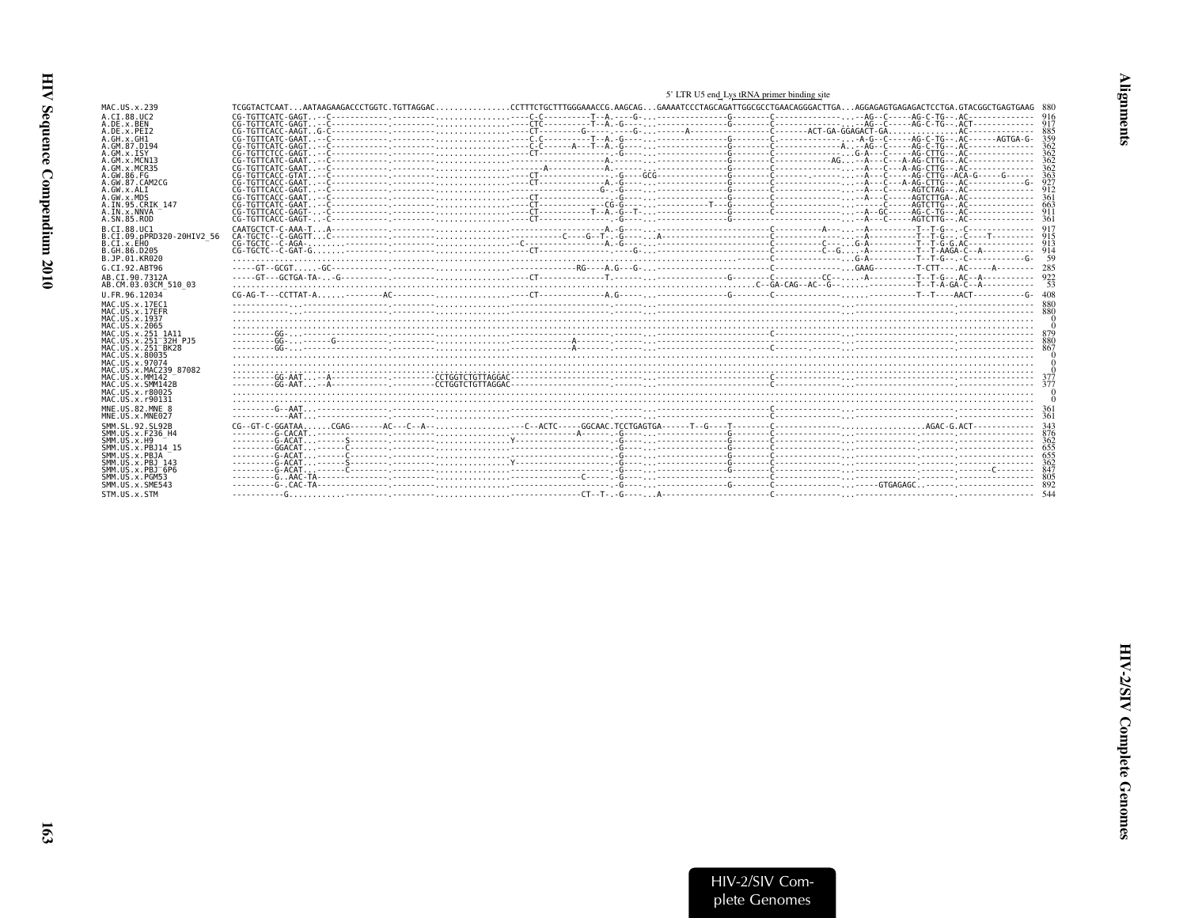5' LTR U5 end Lys tRNA primer binding site

```
MAC.US.x.239              TCGGTACTCAAT...AATAAGAAGACCCTGGTC.TGTTAGGAC................CCTTTCTGCTTTGGGAAACCG.AAGCAG...GAAAATCCCTAGCAGATTGGCGCCTGAACAGGGACTTGA...AGGAGAGTGAGAGACTCCTGA.GTACGGCTGAGTGAAG  880
A.CI.88.UC2               CG-TGTTCATC-GAGT..--C-----------.---------.------------------C-C---------T--A.----G-...---------------G--------C-----------------.-AG--C-----AG-C-TG--.AC-------------  916
A.DE.x.BEN                CG-TGTTCATC-GAGT..--C-----------.---------.------------------CTC---------T--A.-G----.----------------G--------C-----------------.-AG--C-----AG-C-TG--.ACT------------  917
A.DE.x.PEI2               CG-TGTTCACC-AAGT..G-C-----------.---------.------------------CT--------G-----.----G-...------A---------------C-------ACT-GA-GGAGACT-GA..............AC-------------  885
A.GH.x.GH1                CG-TGTTCATC-GAAT..--C-----------.---------.------------------C.C---------T--A.-G----.----------------G--------C--------------...-A-G--C-----AG-C-TG--.AC------AGTGA-G-  359
A.GM.87.D194              CG-TGTTCATC-GAGT..--C-----------.---------.------------------C-C------A---T--A.-G----.----------------G--------C--------------A...-AG--C-----AG-C-TG--.AC-------------  362
A.GM.x.ISY                CG-TGTTCTCC-GAGT..--C-----------.---------.------------------CT----------------.-G----.----------------G--------C-----------------.G-A---C-----AG-CTTG--.AC-------------  362
A.GM.x.MCN13              CG-TGTTCATC-GAAT..--C-----------.---------.-------------------------------A.----------------------------G--------C-----------AG.....-A---C---A-AG-CTTG--.AC-------------  362
A.GM.x.MCR35              CG-TGTTCATC-GAAT..--C-----------.---------.------------------------A----------A.----------------------------G--------C-----------------.-A---C---A-AG-CTTG--.AC-------------  362
A.GW.86.FG                CG-TGTTCACC-GTAT..--C-----------.---------.------------------CT------------------G----GCG------------------G--------C-----------------.-A---C-----AG-CTTG--ACA-G-----G------  363
A.GW.87.CAM2CG            CG-TGTTCACC-GAAT..--C-----------.---------.------------------CT------------A.-G----.----------------G--------C-----------------.-A---C---A-AG-CTTG--.AC-----------G-  927
A.GW.x.ALI                CG-TGTTCACC-GAGT..--C-----------.---------.-------------------------------G-.-G----.----------------G--------C-----------------.-A---C-----AGTCTAG--.AC-------------  912
A.GW.x.MDS                CG-TGTTCACC-GAAT..--C-----------.---------.------------------CT------------------G----.----------------G--------C-----------------.-A---C-----AGTCTTGA-.AC-------------  361
A.IN.95.CRIK_147          CG-TGTTCATC-GAAT..--C-----------.---------.------------------CT-------------CG-G----.----------T---G--------C-----------------.------C-----AGTCTTG--.AC-------------  663
A.IN.x.NNVA               CG-TGTTCACC-GAGT-..-C-----------.---------.------------------CT---------T--A.-G--T-..----------------G--------C-----------------.-A--GC-----AG-C-TG--.AC-------------  911
A.SN.85.ROD               CG-TGTTCACC-GAGT-..-C-----------.---------.------------------CT-------------------G----.----------------G--------C-----------------.-A---C-----AGTCTTG--.AC-------------  361
B.CI.88.UC1               CAATGCTCT-C-AAA-T..A------------.---------.-------------------------------A.-G----.------------------------C---------A-------.-A----------T--T-G--.-C--------------  917
B.CI.09.pPRD320-20HIV2_56 CA-TGCTC--C-GAGTT..C------------.---------.--------------------------C----G--T-.-G-----.A------------------C-----------------.-A----------T--T-G--.-C-----T--------  915
B.CI.x.EHO                CG-TGCTC--C-AGA-..--------------.---------.--------------C---------------A.-G----.----------------------C------------C----.G-A----------T--T-G-G.AC-------------  913
B.GH.86.D205              CG-TGCTC--C-GAT-G..-------------.---------.------------------CT-----------------G-..--------------------C---------C--G....-A----------T--T-AAGA-C--A----------  914
B.JP.01.KR020             .........................................................................................................------C-----------------.G-A----------T--T-G--.-C------------G-   59
G.CI.92.ABT96             -----GT--GCGT.....-GC-----------.---------.-------------------------RG----A.G---G-..---------------------C---------------.GAAG---------T-CTT----AC-----A--------  285
AB.CI.90.7312A            -----GT---GCTGA-TA---G----------.---------.------------------CT-------------T.---------------------G--------C-----------CC-.....-A----------T--T-G--.AC--A----------  922
AB.CM.03.03CM_510_03      .........................................................................................................C--GA-CAG--AC--G----.-----------T--T-A-GA-C--A----------   53
U.FR.96.12034             CG-AG-T---CCTTAT-A...--------AC---------.------------------CT-------------A.G------.----------------G--------C-----------------.----------T--T----AACT-----------G-  408
MAC.US.x.17EC1            ------------..------------------.---------.------------------------------------.--------.---------------------------------------------.---------------------.--------------  880
MAC.US.x.17EFR            ------------..------------------.---------.------------------------------------.--------.---------------------------------------------.---------------------.--------------  880
MAC.US.x.1937             ..........................................................................................................................................................................    0
MAC.US.x.2065             ..........................................................................................................................................................................    0
MAC.US.x.251_1A11         ---------GG-..------------------.---------.------------------------------------.--------.-----------C---------------------------------.---------------------.--------------  879
MAC.US.x.251_32H_PJ5      ---------GG-..------G-----------.---------.----------------------------A--------.--------.-----------C---------------------------------.---------------------.--------------  880
MAC.US.x.251_BK28         ---------GG-..------------------.---------.----------------------------A--------.--------.-----------C---------------------------------.---------------------.--------------  867
MAC.US.x.80035            ..........................................................................................................................................................................    0
MAC.US.x.97074            ..........................................................................................................................................................................    0
MAC.US.x.MAC239_87082     ..........................................................................................................................................................................    0
MAC.US.x.MM142            ---------GG-AAT...--A-----------.---------CCTGGTCTGTTAGGAC-------------------.--------.-----------C---------------------------------.---------------------.--------------  377
MAC.US.x.SMM142B          ---------GG-AAT...--A-----------.---------CCTGGTCTGTTAGGAC-------------------.--------.-----------C---------------------------------.---------------------.--------------  377
MAC.US.x.r80025           ..........................................................................................................................................................................    0
MAC.US.x.r90131           ..........................................................................................................................................................................    0
MNE.US.82.MNE_8           ---------G--AAT...--------------.---------.------------------------------------.--------.-----------C---------------------------------.---------------------.--------------  361
MNE.US.x.MNE027           ------------AAT...--------------.---------.------------------------------------.--------.-----------C---------------------------------.---------------------.--------------  361
SMM.SL.92.SL92B           CG--GT-C-GGATAA......CGAG-------AC---C--A--.----------------C--ACTC-----GGCAAC.TCCTGAGTGA------T--G----T--------C-----------------............AGAC-G.ACT-----------  343
SMM.US.x.F236_H4          ---------G-CACAT..--------------.---------.----------------------------A-------.-G-----.---------------G--------C---------------------------------.---------------------  876
SMM.US.x.H9               ---------G-ACAT...------S-------.---------.----------Y-------------------------.-G-----.---------------G--------C---------------------------------.---------------------  362
SMM.US.x.PBJ14_15         ---------GGACAT...------C-------.---------.------------------------------------.-G-----.---------------G--------C---------------------------------.---------------------  655
SMM.US.x.PBJA             ---------G-ACAT...------C-------.---------.------------------------------------.-G-----.---------------G--------C---------------------------------.---------------------  655
SMM.US.x.PBJ_143          ---------G-ACAT...------S-------.---------.----------Y-------------------------.-G-----.---------------G--------C---------------------------------.---------------------  362
SMM.US.x.PBJ_6P6          ---------G-ACAT...------C-------.---------.------------------------------------.-G-----.---------------G--------C---------------------------------.-------C--------  847
SMM.US.x.PGM53            ---------G..AAC-TA--------------.---------.-----------------------C------------.-G-----.------------------------C---------------------------------.---------------------  805
SMM.US.x.SME543           ---------G-.CAC-TA--------------.---------.------------------------------------.-G-----.---------------G--------C---------------------GTGAGAGC..........--------------  892
STM.US.x.STM              ----------G.........---------------.---------.------------------------CT--T-.-G------.A--------------------C---------------------------------.---------------------  544
```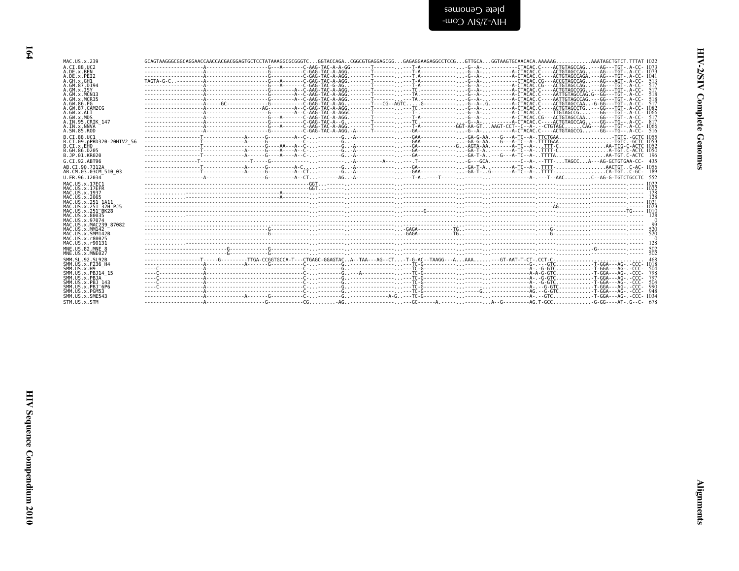```
MAC.US.x.239                GCAGTAAGGGCGGCAGGAACCAACCACGACGGAGTGCTCCTATAAAGGCGCGGGTC...GGTACCAGA..CGGCGTGAGGAGCGG...GAGAGGAAGAGGCCTCCG...GTTGCA...GGTAAGTGCAACACA.AAAAAG............AAATAGCTGTCT.TTTAT 1022
A.CI.88.UC2                 -------------------A--------------------G---A-------C-AAG-TAC-A-A-GG-------T--------.---T-A-------------...-G--A-...--------CTACAC.C----ACTGTAGCCAG..---AG---TGT-.A-CC- 1073
A.DE.x.BEN                  -------------------A--------------------G-----------C-GAG-TAC-A-AGG.-------T--------.---T-A-------------...-G--A-...-------A-CTACAC.C----ACTGTAGCCAG..---AG---TGT-.A-CC- 1073
A.DE.x.PEI2                 -------------------A--------------------G-----------C-GAG-TAC-A-AGG.-------T--------.---T.A-------------...-G--A-...-------A-CTACAC.C----ACTGTAGCCAGA.---AG---TGT-.A-CC- 1041
A.GH.x.GH1                  TAGTA-G-C.---------A--------------------G---A-------C-GAG-TAC-A-AGG.-------T--------.---T-A-------------...-G--A-...-------CTACAC.CG---ACCGTAGCCAG..---AG---AGT-.A-CC-  513
A.GM.87.D194                -------------------A--------------------G---A-------C-GAG-TAC-G-AG..-------T--------.---T-A-------------...-G--A-...-------A-CTACAC.CG---ACTGTAGCCAG..---AG---TGT-.A-CC-  517
A.GM.x.ISY                  -------------------A--------------------G--------A--C-AAG-TAC-A-AGG.-------T--------.---TC.-------------...-G--A-...-------A-CTACAC.C----ACTGTAGCCGG..---AG---TGT-.A-CC-  517
A.GM.x.MCN13                -------------------A--------------------G--------A--C-AAG-TAC-A-AGG.-------T--------.---TA.-------------...-G--A-...-------A-CTACAC.C----AATTGTAGCCAG.G--GG---TGT-.A-CC-  518
A.GM.x.MCR35                -------------------A--------------------G--------A--C-AAG-TAC-A-AGG.-------T--------.---TA.-------------...-G--A-...-------A-CTACAC.C----AATTGTAGCCAG.---GG---TGT-.A-CC-  518
A.GW.86.FG                  -------------------A-----GC-------------G-----------C-GAG-TAC-A-AG..-------T---CG--AGTC....G-------------...-G--A-.G.-------A-CTACAC.C----ACTGTAGCCAA..-G-GG---TGT-.A-CC-  517
A.GW.87.CAM2CG              -------------------A-------------------AG--------A--C-GAG-TAC-A-AGG.-------T--------.---TC.-------------...-G--A-...-------A-CTACAC.C----ACTGTAGCCTG..---GG---TGT-.A-CC- 1082
A.GW.x.ALI                  -------------------A--------------------G--------A--C-AAG-TAC-A-AGGC-------T--------.---T-.-------------...-G--A-...-------A-CTACAC.C----TTGTAGCCG....---GG---TGT-.A-CC- 1066
A.GW.x.MDS                  -------------------A--------------------G---A-------C-AAG-TAC-A-AGG.-------T--------.---T-A-------------...-G--A-...-------A-CTACAC.CG---ACTGTAGCCAA..---GG---TGT-.A-CC-  517
A.IN.95.CRIK_147            -------------------A--------------------G-----------C-GAG-TAC-A--G..-------T--------.---TC.-------------...-G--A-...-------A-CTACAC.C----ACTGTAGCCAG..---GG---TG-.A-CC-  817
A.IN.x.NNVA                 -------------------A--------------------G---A-------C-AAG-TAC-A-AGG.-------T--------.---T-A-----------GGT-AA-GT...AAGT-CCT--C--A-.--CTGTAGC......CAG---AG---TGT-.A-CC- 1066
A.SN.85.ROD                 -------------------A--------------------G-----------C-GAG-TAC-A-AGG.-A-----T--------.---GA-------------...-G--A-...-------A-CTACAC.C----ACTGTAGCCG...---GG---TG--.A-CC-  516
B.CI.88.UC1                 -------------------T-------------A------G---------A--C-----------G..-A--------------.---GAA-------------...-GA-G-AA.---G---A-TC--A-.TTCTGAA.................-TGTC.-GCTC 1055
B.CI.09.pPRD320-20HIV2_56   -------------------T-------------A------G-------------------------G..-A--------------.---GAA-------------...-GA-G-AA.---G---A-TC--A-.TTTTGAA.................-TGTC.-GCTC 1053
B.CI.x.EHO                  -------------------T--------------------G----AA---A--C-----------G..-A--------------.---GA--------.-----G..-AGTA-AA.--------A-TC--A-...TTT-C................AA-TCG-C-ACTC 1052
B.GH.86.D205                -------------------T-------------A------G----A----A--C-----------G..-A--------------.---GA-------------...-GA-T-A.--------A-TC--A-..TTTT-C.................A-TGT.C-ACTC 1050
B.JP.01.KR020               -------------------T-------------A------G----A----A--C-----------G..-A--------------.---GA-------------...-GA-T-A.---G---A-TC--A-..TTTTA.................AA-TGT.C-ACTC  196
G.CI.92.ABT96               ------------------T-----------------T-----G---------------.--------.-A---------A---.--.T-------------...-G---GCA.----------C--A-.--TTT-...TAGCC...A---AG-GCTGTGAA-CC-  435
AB.CI.90.7312A              -------------------T-------------A------G---------A-C.-----------G..-A--------------.---GA-------------...-GA-T-A.--------A-TC--A-..TTTT-................AACTGT..C-AC- 1056
AB.CM.03.03CM_510_03        -------------------T-------------A------G---------A--CT.---------G..-A--------------.---GAA-------------...-GA-T-..G--------A-TC--A-..TTTT-................CA-TGT..C-GC-  189
U.FR.96.12034               -------------------A--------------------G---------A--CT.--------AG..-A--------------.---T-A.----T-------...--------.--------------A-.---T--AAC.........C--AG-G-TGTCTGCCTC  552
MAC.US.x.17EC1              -------------------------------------------------------GGT...-------..-------------.-----------------------.----------.-----------------------.-----------.----- 1022
MAC.US.x.17EFR              -------------------------------------------------------GGT...-------..-------------.-----------------------.----------.-----------------------.-----------.----- 1022
MAC.US.x.1937               ..............................................A--------------------..-------------.-----------------------.----------.-----------------------.-----------.-----  128
MAC.US.x.2065               ..............................................A--------------------..-------------.-----------------------.----------.-----------------------.-----------.-----  128
MAC.US.x.251_1A11           -------------------------------------------------------------------..-------------.-----------------------.----------.-----------------------.-----------.----- 1021
MAC.US.x.251_32H_PJ5        -------------------------------------------------------------------..-------------.-----------------------.----------.----------AG..........-----------.----- 1023
MAC.US.x.251_BK28           -------------------------------------------------------------------..----------G-----------------------------------.----------.----------------------------TG---- 1010
MAC.US.x.80035              ...................................................................................................................................................-----  128
MAC.US.x.97074              ......................................................................................................................................................    0
MAC.US.x.MAC239_87082       ......................................................................................................................................................   99
MAC.US.x.MM142              -------------------------------------------------G-----------------..-----------GAGA-----------TG..-------.----------.-----G-----------.-----------.-----  520
MAC.US.x.SMM142B            -------------------------------------------------G-----------------..-----------GAGA-----------TG..-------.----------.-----G-----------.-----------.-----  520
MAC.US.x.r80025             ......................................................................................................................................................    0
MAC.US.x.r90131             ...................................................................................................................................................-----  128
MNE.US.82.MNE_8             ------------------------------G-------------G-----------------------..-------------.-----------------------.----------.-----------------G-----------.-----  502
MNE.US.x.MNE027             ------------------------------G-------------G-----------------------..-------------.-----------------------.----------.-----------------------------.-----  502
SMM.SL.92.SL92B             ------------------T-----G--------TTGA-CCGGTGCCA-T---CTGAGC-GGAGTAC..A--TAA---AG--CT...-T-G-AC--TAAGG---A...AAA......---GT-AAT-T-CT-.CCT-C-..............................  468
SMM.US.x.F236_H4            -------------------A------------A-------G-----------C-----------G..-------------.---TC-G-----------...-------.-----------G----GTC............-T-GGA---AG--.CCC- 1018
SMM.US.x.H9                 ----C--------------A--------------------------------C-----------G..-------------.---TC-G-----------...-------.-------------A--G-GTC..........-T-GGA---AG--.CCC-  504
SMM.US.x.PBJ14_15           ----C--------------A--------------------------------C-----------G..---A---------.---TC-G-----------...-------.-----------A-A-G-GTC..........-T-GGA---AG--.CCC-  798
SMM.US.x.PBJA               ----C--------------A--------------------------------C-----------G..-------------.---TC-G-----------...-------.-------------A--G-GTC..........-T-GGA---AG--.CCC-  797
SMM.US.x.PBJ_143            ----C--------------A--------------------------------C-----------G..-------------.---TC-G-----------...-------.-------------A--G-GTC..........-T-GGA---AG--.CCC-  504
SMM.US.x.PBJ_6P6            ----C--------------A--------------------------------C-----------G..-------------.---TC-G-----------...-------.-------------A---G-GTC.........-T-GGA---AG--.CCC-  990
SMM.US.x.PGM53              -------------------A--------------------------------C-----------G..-------------.---TC-G-----------...-----G..-----------AG---G-GTC..........-T-GGA---AG--.CCC-  948
SMM.US.x.SME543             -------------------A--------------A-------G---------C-----------G..-------------A-G..---TC-G-----------...-------.-------------A-.--GTC..........-T-GGA---AG--.CCC- 1034
STM.US.x.STM                -------------------A--------------------G-----------CG.........AG..-------------.---GC------A.-------...-------A--G---------AG.T-GCC..........-G-GG----AT-.G--C-  678
```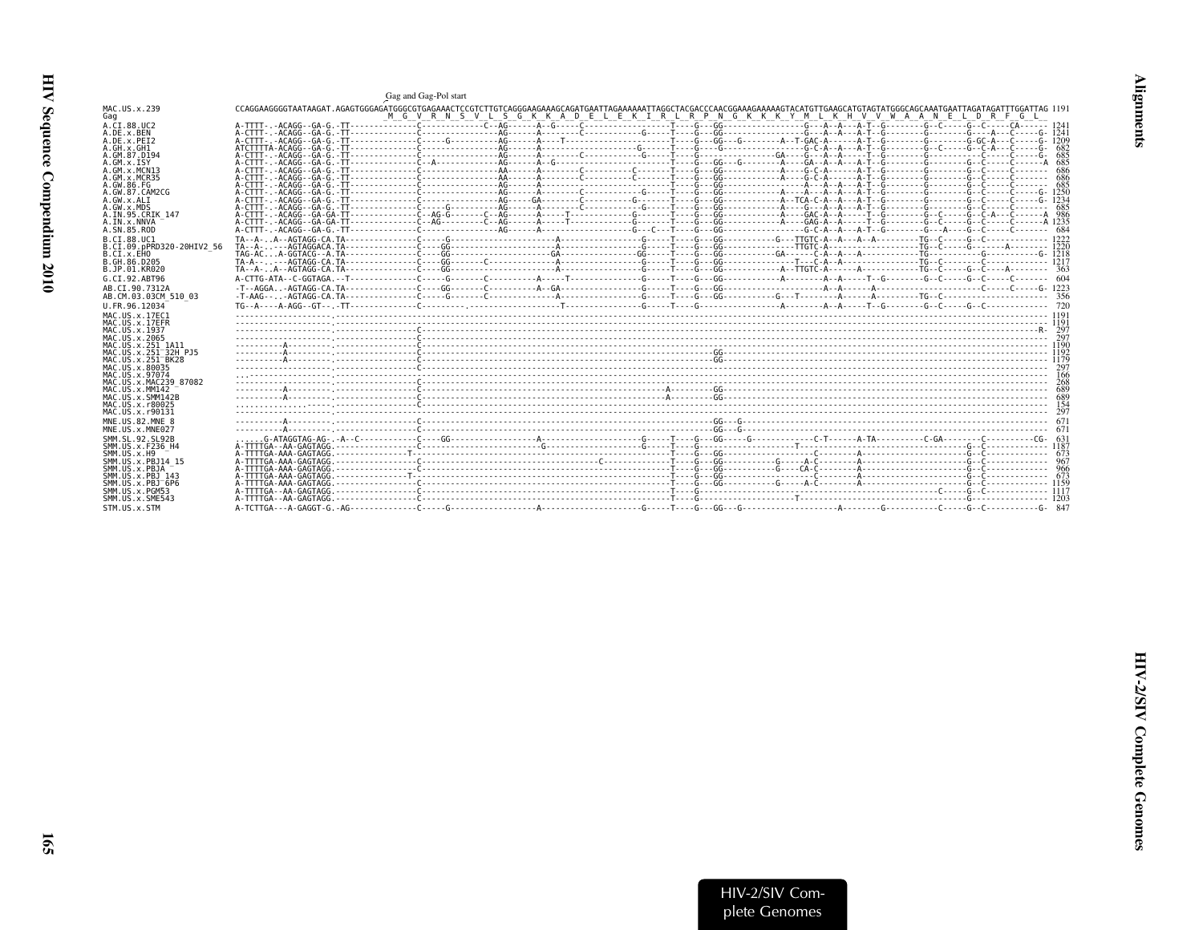Gag and Gag-Pol start

```
MAC.US.x.239               CCAGGAAGGGGTAATAAGAT.AGAGTGGGAGATGGGCGTGAGAAACTCCGTCTTGTCAGGGAAGAAAGCAGATGAATTAGAAAAAATTAGGCTACGACCCAACGGAAAGAAAAAGTACATGTTGAAGCATGTAGTATGGGCAGCAAATGAATTAGATAGATTTGGATTAG 1191
Gag                                                 M  G  V  R  N  S  V  L  S  G  K  K  A  D  E  L  E  K  I  R  L  R  P  N  G  K  K  K  Y  M  L  K  H  V  V  W  A  A  N  E  L  D  R  F  G  L
A.CI.88.UC2                A-TTTT-.-ACAGG--GA-G.-TT--------------C-------------C--AG------A--G-----C-----------------T-----G---GG-----------------G---A--A---A-T--G--------G--C-----G--C-----CA------ 1241
A.DE.x.BEN                 A-CTTT-.-ACAGG--GA-G.-TT--------------C------------------AG------A--------C-----------------T-----G---GG-----------------G---A--A---A-T--G--------G-------G---A---C-----G- 1241
A.DE.x.PEI2                A-CTTT-.-ACAGG--GA-G.-TT--------------C-----G----------AG------A-----T-----------------T-----G---GG---G--------A--T-GAC-A------A-T--G--------G-------G-GC-A---C-----G- 1209
A.GH.x.GH1                 ATCTTTTA-ACAGG--GA-G.-TT--------------C------------------AG------A--------------------G-----T-----G---G---------------G-C-A--A---A-T--G--------G--C-----G--C-A---C-----G- 682
A.GM.87.D194               A-CTTT-.-ACAGG--GA-G.-TT--------------C------------------AG------A--------C----------G-----T-----G------------GA------G---A--A------T--G--------G-------------C-----C-----G- 685
A.GM.x.ISY                 A-CTTT-.-ACAGG--GA-G.-TT--------------C--A---------------AG------A--G---------------------T-----G---GG---G--------A-----GA--A--A---A-T--G--------G-------G--C-----C------A 685
A.GM.x.MCN13               A-CTTT-.-ACAGG--GA-G.-TT--------------C------------------AA------A--------C---------C-----T-----G---GG------------A-----G-C-A------A-T--G--------G-------G--C-----C------- 686
A.GM.x.MCR35               A-CTTT-.-ACAGG--GA-G.-TT--------------C------------------AA------A--------C---------C-----T-----G---GG------------A-----G-C-A------A-T--G--------G-------G--C-----C------- 686
A.GW.86.FG                 A-CTTT-.-ACAGG--GA-G.-TT--------------C------------------AG------A--------------------------T-----G---GG------------------A---A--A---A-T--G--------G-------G--C-----C------- 685
A.GW.87.CAM2CG             A-CTTT-.-ACAGG--GA-G.-TT--------------C------------------AG------A--------C-----------G-----T-----G---GG------------A-----A---A--A---A-T--G--------G-------G--C-----C-----G- 1250
A.GW.x.ALI                 A-CTTT-.-ACAGG--GA-G.-TT--------------C------------------AG----GA--------C----------G-----T-----G---GG------------A--TCA-C-A--A---A-T--G--------G-------G--C-----C-----G- 1234
A.GW.x.MDS                 A-CTTT-.-ACAGG--GA-G.-TT--------------C-----G------------AG------A--------C----------G-----T-----G---GG------------A-----G---A--A---A-T--G--------G-------G--C-----C------- 685
A.IN.95.CRIK_147           A-CTTT-.-ACAGG--GA-GA-TT--------------C--AG-G--------C--AG------A-----T--------------G-----T-----G---GG------------A-----GAC-A--A------T--G--------G--C-----G--C-A---C------A 986
A.IN.x.NNVA                A-CTTT-.-ACAGG--GA-GA-TT--------------C--AG----------C--AG------A-----T--------------G-----T-----G---GG------------A-----GAG-A--A------T--G--------G--C-----G--C-----C------A 1235
A.SN.85.ROD                A-CTTT-.-ACAGG--GA-G.-TT--------------C------------------AG------A-----------------G---C---T-----G---GG-------------------G-C-A--A---A-T--G--------G----A----G--C-----C------- 684
B.CI.88.UC1                TA--A-..A--AGTAGG-CA.TA---------------C-----G--------------------A------------------G-----T-----G---GG-----------G---TTGTC-A--A---A--A----------TG--C-----G--C------------- 1222
B.CI.09.pPRD320-20HIV2_56  TA--A-..---AGTAGGACA.TA---------------C----GG--------------------A------------------G-----T-----G---GG----------------TTGTC-A----------------------TG--C-----G--------A--------- 1220
B.CI.x.EHO                 TAG-AC..A-GGTACG--A.TA---------------C----GG----------------GA-----------------GG-----T-----G---GG------------GA------C-A--A---A--------------TG------------G-----------G- 1218
B.GH.86.D205               TA-A-..---AGTAGG-CA.TA---------------C----GG------C-------------A------------------G-----T-----G---GG-----------------T---C-A--A---------------TG--C-----------C------------ 1217
B.JP.01.KR020              TA--A-..A--AGTAGG-CA.TA---------------C----GG--------------------A------------------G-----T-----G---GG------------A---TTGTC-A------A-----------TG--C-----G--C-----A--------- 363
G.CI.92.ABT96              A-CTTG-ATA--C-GGTAGA.--T--------------C-----G--------C-----A-----T--------------G-----T-----G---GG------------A-------------A--A----T--G--------G--C-----G--C-----C------- 604
AB.CI.90.7312A             -T--AGGA.--AGTAGG-CA.TA---------------C----GG--------C----------A--GA----------------G-----T-----G---GG----------------------A--A------A---------------------------C-----C-----G- 1223
AB.CM.03.03CM_510_03       -T-AAG--..-AGTAGG-CA.TA---------------C----GG------C---------------A------------------G-----T-----G---GG-----------G---T----------A--------A--------TG--C------------------ 356
U.FR.96.12034              TG--A----A-AGG--GT--.-TT--------------C--------.------------------T-------------------G-----T-----G-------------------------A--------A--A-----T--G--------G--C-----G--C------------- 720
MAC.US.x.17EC1             --------------------.------------------------------------------------------------------------------------------------------------------------------------------------------ 1191
MAC.US.x.17EFR             --------------------.------------------------------------------------------------------------------------------------------------------------------------------------------ 1191
MAC.US.x.1937              --------------------.--------------C---------------------------------------------------------------------------------------------------------------------------------------R- 297
MAC.US.x.2065              --------------------.--------------C------------------------------------------------------------------------------------------------------------------------------------------ 297
MAC.US.x.251_1A11          ----------A---------.--------------C------------------------------------------------------------------------------------------------------------------------------------------ 1190
MAC.US.x.251_32H_PJ5       ----------A---------.--------------C------------------------------------------------------------GG------------------------------------------------------------------------ 1192
MAC.US.x.251_BK28          ----------A---------.--------------C------------------------------------------------------------GG------------------------------------------------------------------------ 1179
MAC.US.x.80035             --------------------.--------------C------------------------------------------------------------------------------------------------------------------------------------------ 297
MAC.US.x.97074             ...-----------------.--------------C------------------------------------------------------------------------------------------------------------------------------------------ 166
MAC.US.x.MAC239_87082      --------------------.--------------C------------------------------------------------------------------------------------------------------------------------------------------ 268
MAC.US.x.MM142             ----------A---------.--------------C------------------------------------------------------A---------GG------------------------------------------------------------------------ 689
MAC.US.x.SMM142B           ----------A---------.--------------C------------------------------------------------------A---------GG------------------------------------------------------------------------ 689
MAC.US.x.r80025            ....................--------------C------------------------------------------------------------------------------------------------------------------------------------------ 154
MAC.US.x.r90131            --------------------.--------------C------------------------------------------------------------------------------------------------------------------------------------------ 297
MNE.US.82.MNE_8            ----------A---------.--------------C--------------------------------------------------------GG---G----------------------------------------------------------------------- 671
MNE.US.x.MNE027            ----------A---------.--------------C--------------------------------------------------------GG---G----------------------------------------------------------------------- 671
SMM.SL.92.SL92B            ......G-ATAGGTAG-AG-.-A--C-------------C----GG-------------------A-----------------G-----T-----G---GG-----G--------------C-T------A-TA-----------C-GA---------C-----------CG- 631
SMM.US.x.F236_H4           A-TTTTGA--AA-GAGTAGG.-----------------C--------------------G---------------------G-----T-----G------------------------T--------------------------------------G--C------------- 1187
SMM.US.x.H9                A-TTTTGA-AAA-GAGTAGG.-------------T-----------------------------------------------T-----G---GG--------------------C--------A----------------------G--C------------- 673
SMM.US.x.PBJ14_15          A-TTTTGA-AAA-GAGTAGG.-----------------C------------------------------------C-------------T-----G---GG-----------G-----A-C--------A-----------------------G--C------------- 967
SMM.US.x.PBJA              A-TTTTGA-AAA-GAGTAGG.-----------------C------------------------------------------------T-----G---GG-----------G----CA-C--------A-----------------------G--C------------- 966
SMM.US.x.PBJ_143           A-TTTTGA-AAA-GAGTAGG.-------------T-----------------------------------------------T-----G---GG--------------------C--------A----------------------G--C------------- 673
SMM.US.x.PBJ_6P6           A-TTTTGA-AAA-GAGTAGG.-----------------C------------------------------------------------T-----G---GG-----------G-----A-C--------A-----------------------G--C------------- 1159
SMM.US.x.PGM53             A-TTTTGA--AA-GAGTAGG.-----------------C------------------------------------------------T-----G--------------------------------------------------C--------G--C------------- 1117
SMM.US.x.SME543            A-TTTTGA--AA-GAGTAGG.-----------------C------------------------------------------------T-----G--------------------T----------------------------------------G---------------- 1203
STM.US.x.STM               A-TCTTGA---A-GAGGT-G.-AG--------------C-----G-------------------A-----------------------G-----T-----G---GG---G---------------------A--------G-----------C-----G--C-----------G- 847
```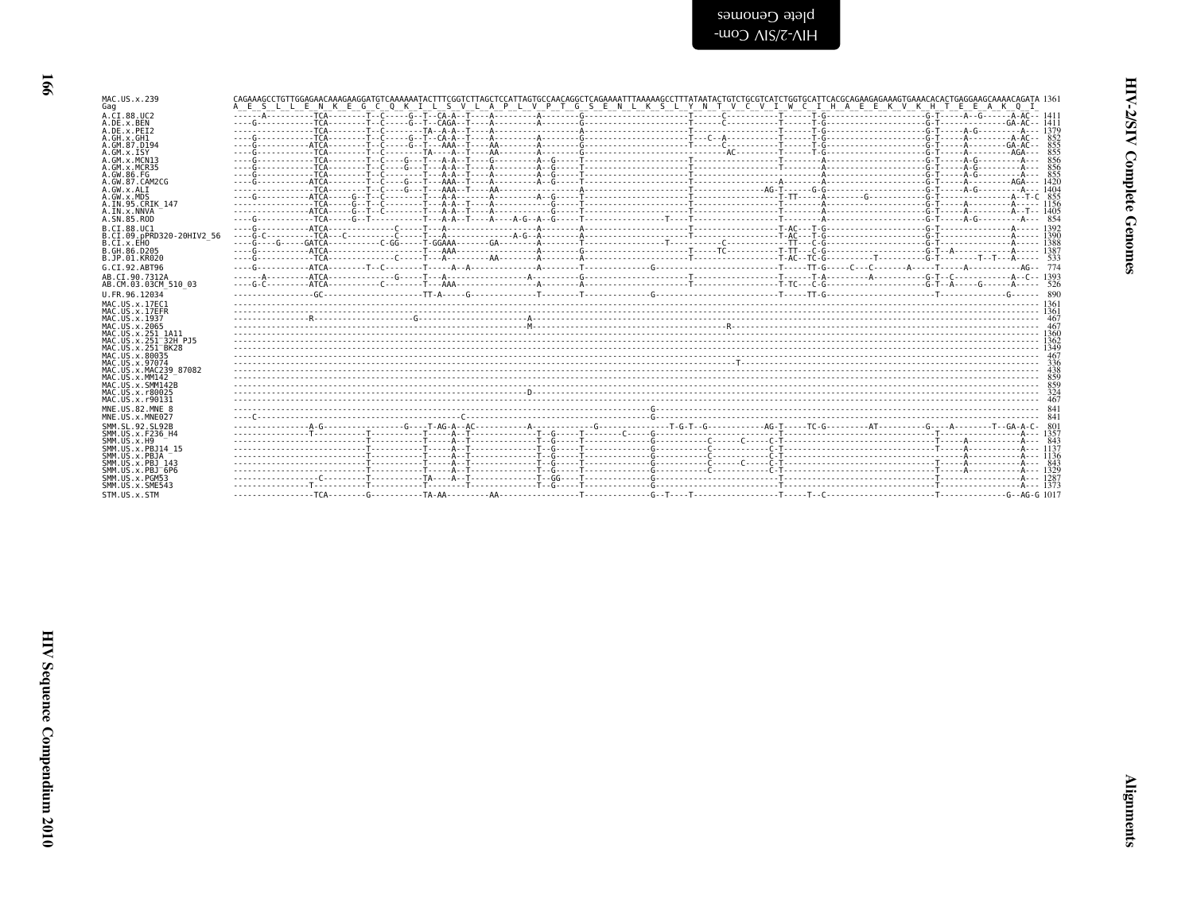```
MAC.US.x.239              CAGAAAGCCTGTTGGAGAACAAAGAAGGATGTCAAAAAATACTTTCGGTCTTAGCTCCATTAGTGCCAACAGGCTCAGAAAATTTAAAAAGCCTTTATAATACTGTCTGCGTCATCTGGTGCATTCACGCAGAAGAGAAAGTGAAACACACTGAGGAAGCAAAACAGATA 1361
Gag                        A  E  S  L  L  E  N  K  E  G  C  Q  K  I  L  S  V  L  A  P  L  V  P  T  G  S  E  N  L  K  S  L  Y  N  T  V  C  V  I  W  C  I  H  A  E  E  K  V  K  H  T  E  E  A  K  Q  I
A.CI.88.UC2               ------A----------TCA--------T--C-----G--T--CA-A--T----A---------A--------G----------------------T------C-----------T------T-G---------------------G-T-----A--G------A-AC-- 1411
A.DE.x.BEN                ----G------------TCA--------T--C-----G--T--CAGA--T----A---------A--------G----------------------T------C-----------T------T-G---------------------G-T---------------GA-AC-- 1411
A.DE.x.PEI2               -----------------TCA--------T--C---------TA--A-A--T----A------------------A----------------------T------------------T------T-G---------------------G-T-----A-G---------A--- 1379
A.GH.x.GH1                ----G------------TCA--------T--C-----G--T--CA-A--T----A---------A--------G----------------------T---C--A-----------T------T-G---------------------G-T-----A---------A-AC-- 852
A.GM.87.D194              ----G-----------ATCA--------T--C-----G--T---AAA--T----AA--------A--------G----------------------T------C-----------T------T-G---------------------G-T-----A---------GA-AC-- 855
A.GM.x.ISY                ----G------------TCA--------T--C---------TA----A--T----AA--------A--------G-----------------------------AC----------T------T-G---------------------G-T-----A---------AGA--- 855
A.GM.x.MCN13              ----G------------TCA--------T--C----G---T---A-A--T----G---------A--G-----T----------------------T------------------T--------A---------------------G-T-----A-G---------A--- 856
A.GM.x.MCR35              ----G------------TCA--------T--C----G---T---A-A--T----A---------A--G-----T----------------------T------------------T--------A---------------------G-T-----A-G---------A--- 856
A.GW.86.FG                ----G------------TCA--------T--C--------T---A-A--T----A---------A--G-----T----------------------T---------------------------A---------------------G-T-----A-G---------A--- 855
A.GW.87.CAM2CG            ----G-----------ATCA--------T--C----G---T---AAA--T----A---------A--G-----T----------------------T-------------A-------------A---------------------G-T-----A---------AGA--- 1420
A.GW.x.ALI                -----------------TCA--------T--C----G---T---AAA--T----AA------------------A----------------------T-------------AG-T-----G-G---------------------G-T-----A-G---------A--- 1404
A.GW.x.MDS                ----G-----------ATCA--------T--C--------T---A-A---------A---------A--G-----T----------------------T---------------T-TT-----A--------G-------------G-T---------------A--T-C 855
A.IN.95.CRIK_147          -----------------TCA-----G--T--C--------T---A-A--T----A---------------G-----T----------------------T---------------T--------A---------------------G-T-----A---------A--- 1156
A.IN.x.NNVA               ----------------ATCA-----G--T--C--------T---A-A--T----A---------------G-----T----------------------T---------------T--------A---------------------G-T-----A---------A--T-- 1405
A.SN.85.ROD               ----G------------TCA-----G--T-----------T---A-A--T----A----A-G--A--G-----T----------------T----T---------------T--------A---------------------G-T-----A-G---------A--- 854
B.CI.88.UC1               ----G-----------ATCA-----------C-----T---A---------------------A--------A----------------------T------------------T-AC---T-G---------------------G-T---------------A--- 1392
B.CI.09.pPRD320-20HIV2_56 ----G-C----------TCA---C-------C-----T---A----------A-G--A--------A----------------------T------------------T-AC---T-G---------------------G-T---------------A--- 1390
B.CI.x.EHO                ----G----G-----GATCA-----------C-GG-----T-GGAAA------GA---------A--------T-----------------T---------C-----------TT---C-G---------------------G-T---------------A--- 1388
B.GH.86.D205              ----G-----------ATCA-----------------T---AAA--------------------A--------G----------------------T-----TC-----------T-TT---C-G---------------------G-T--A------------A--- 1387
B.JP.01.KR020             ----G------------TCA-----------C-----T---A-----------AA---------A--------A----------------------T------------------T-AC--TC-G---------T---------G-T---------T--T---A--- 533
G.CI.92.ABT96             ----G-----------ATCA--------T--C---------T-----A--A-------------A--------T-------------G----------------------T-----TT-G-----C---C-------A----T-------A----------AG-- 774
AB.CI.90.7312A            ------A---------ATCA---------------G-----T---A---------------------A--------G----------------------T------------------T------T-A---------A----------G-T--C-----------A--C-- 1393
AB.CM.03.03CM_510_03      ----G-C---------ATCA-----------C-----T---AAA---------------------A--------A----------------------T------------------T-TC---C-G---------------------G-T--A-----G------A--- 526
U.FR.96.12034             -----------------GC---------------------TT-A-----G--------------T--------T-------------G----------------------T-----TT-G-------------------------T-------------G------ 890
MAC.US.x.17EC1            ------------------------------------------------------------------------------------------------------------------------------------------------------------------------------ 1361
MAC.US.x.17EFR            ------------------------------------------------------------------------------------------------------------------------------------------------------------------------------ 1361
MAC.US.x.1937             ----------------R---------------------G---------------------A----------------------------------------------------------------------------------------------------------------- 467
MAC.US.x.2065             ------------------------------------------------------------M--------------------------------------R------------------------------------------------------------------------ 467
MAC.US.x.251_1A11         ------------------------------------------------------------------------------------------------------------------------------------------------------------------------------ 1360
MAC.US.x.251_32H_PJ5      ------------------------------------------------------------------------------------------------------------------------------------------------------------------------------ 1362
MAC.US.x.251_BK28         ------------------------------------------------------------------------------------------------------------------------------------------------------------------------------ 1349
MAC.US.x.80035            ------------------------------------------------------------------------------------------------------------------------------------------------------------------------------ 467
MAC.US.x.97074            ------------------------------------------------------------------------------------------------------T------------------------------------------------------------------------ 336
MAC.US.x.MAC239_87082     ------------------------------------------------------------------------------------------------------------------------------------------------------------------------------ 438
MAC.US.x.MM142            ------------------------------------------------------------------------------------------------------------------------------------------------------------------------------ 859
MAC.US.x.SMM142B          ------------------------------------------------------------------------------------------------------------------------------------------------------------------------------ 859
MAC.US.x.r80025           ------------------------------------------------------------D----------------------------------------------------------------------------------------------------------------- 324
MAC.US.x.r90131           ------------------------------------------------------------------------------------------------------------------------------------------------------------------------------ 467
MNE.US.82.MNE_8           -----------------------------------------------------------------------------G----------------------------------------------------------------------------------------------- 841
MNE.US.x.MNE027           ----C-----------------------------------C------------------------------------G----------------------------------------------------------------------------------------------- 841
SMM.SL.92.SL92B           ----------------A-G----------------G-----T-AG-A--AC----------A------------G-------------T-G-T--G-----------AG-T-----TC-G---------AT----------G-----A---------T--GA-A-C- 801
SMM.US.x.F236_H4          ----------------T-----------T-----------T-----A--T-------------T--G-----T--------C----G-----------------------T------------------------------------T-----------------A--- 1357
SMM.US.x.H9               ----------------------------T-----------T-----A--T-------------T--G-----T-------------G-----------C-----C-----C-T-----------------------------------T-----A-----------A--- 843
SMM.US.x.PBJ14_15         ----------------------------T-----------T-----A--T-------------T--G-----T-------------G-----------C-----------C-T-----------------------------------T-----A-----------A--- 1137
SMM.US.x.PBJA             ----------------------------T-----------T-----A--T-------------T--G-----T-------------G-----------C-----------C-T-----------------------------------------A-----------A--- 1136
SMM.US.x.PBJ_143          ----------------------------T-----------T-----A--T-------------T--G-----T-------------G-----------C-----C-----C-T-----------------------------------T-----A-----------A--- 843
SMM.US.x.PBJ_6P6          ----------------------------T-----------T-----A--T-------------T--G-----T-------------G-----------C-----------C-T-----------------------------------T-----A-----------A--- 1329
SMM.US.x.PGM53            -----------------C----------T----------TA-----A--T-------------T--GG----T-------------G--------------------------T-----------------------------------T-----------------A--- 1287
SMM.US.x.SME543           ----------------T-----------T-----------T--------T-------------T--G-----T-------------G--------------------------T-----------------------------------T-----------------A--- 1373
STM.US.x.STM              ----------------TCA--------G-----------TA-AA---------AA----------------T--------------G--T----T-----------------T-----T--C-----------------------T--------------G--AG-G 1017
```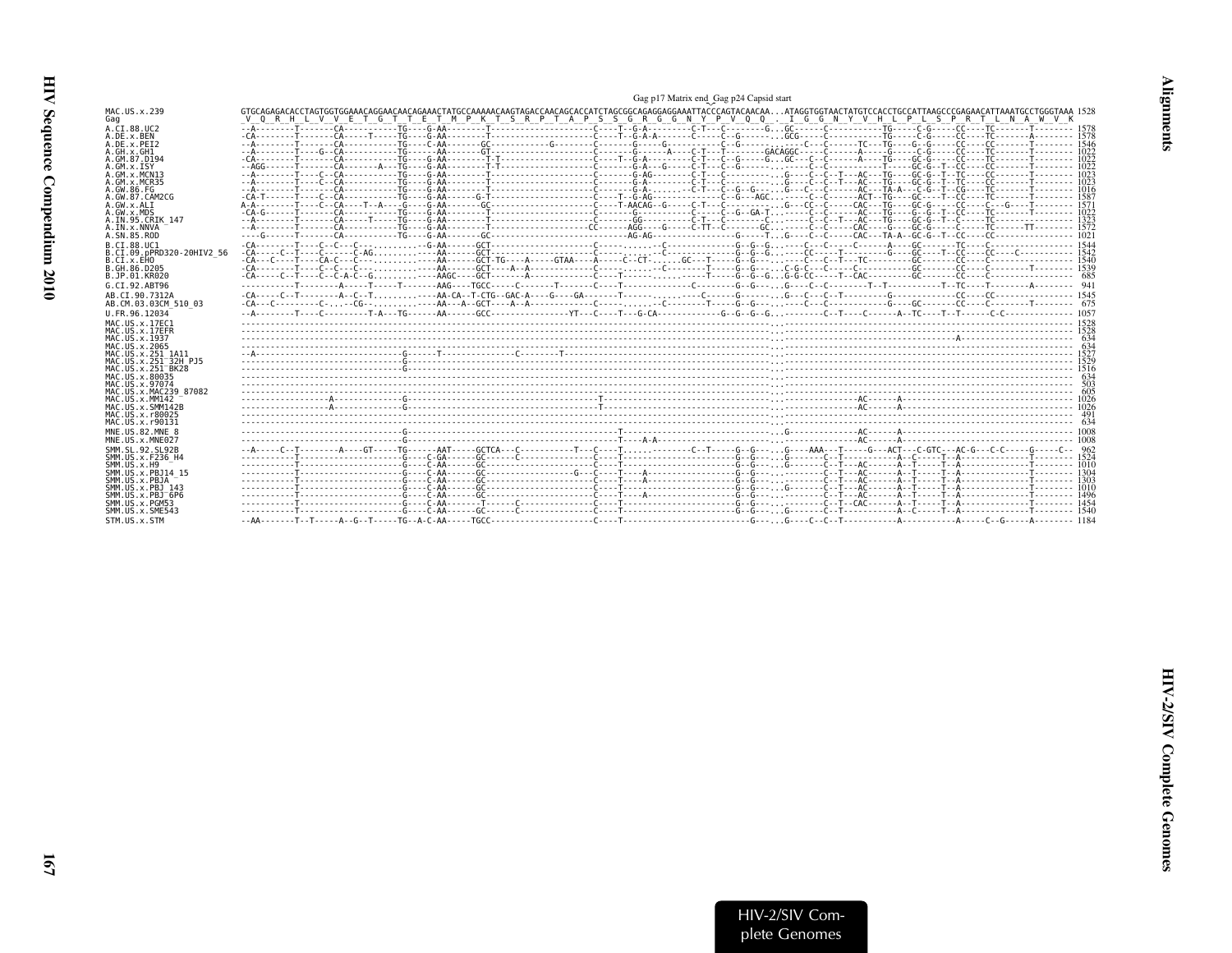Gag p17 Matrix end Gag p24 Capsid start

```
MAC.US.x.239                GTGCAGAGACACCTAGTGGTGGAAACAGGAACAACAGAAACTATGCCAAAAACAAGTAGACCAACAGCACCATCTAGCGGCAGAGGAGGAAATTACCCAGTACAACAA...ATAGGTGGTAACTATGTCCACCTGCCATTAAGCCCGAGAACATTAAATGCCTGGGTAAA 1528
Gag                         _V__Q__R__H__L__V__V__E__T__G__T__T__E__T__M__P__K__T__S__R__P__T__A__P__S__S__G__R__G__G__N__Y__P__V__Q__Q__._I__G__G__N__Y__V__H__L__P__L__S__P__R__T__L__N__A__W__V__K
A.CI.88.UC2                 --A--------T-------CA----------TG----G-AA--------T--------------------C----T--G-A---------C-T---C--------G...GC-------C-----------TG-----C-G------CC-----TC-------T-------- 1578
A.DE.x.BEN                  -CA--------T-------CA-----T----TG----G-AA--------T--------------------C----T--G-A-A-------C-----C--------G...GCG------C-----------TG-----C-G------CC-----TC-------A-------- 1578
A.DE.x.PEI2                 --A--------T-------CA----------TG----C-AA-------GC-----------G--------C-------G-------G---------C--G---------------C------TC---TG----G--G------CC-----CC-------T-------- 1546
A.GH.x.GH1                  --A--------T----G--CA----------TG--------AA--------GT-----------------C-------G-------A----C-T---T---------GACAGGC------C-------A------G-----C-G------CC-----TC-------T-------- 1022
A.GM.87.D194                -CA--------T-------CA----------TG----G-AA--------T-T------------------C----T--G-A--------C-T---C--G-----G...GC---C--C-------A----TG----GC-G------CC-----TC-------T-------- 1022
A.GM.x.ISY                  --AGG------T-------CA-------A---TG----G-AA--------T-T-----------------C-------G-A---G-----C-T---C-G-------------C--C-----------T-----GC-G--T-CC-----CC-------T-------- 1022
A.GM.x.MCN13                --A--------T----C--CA----------TG----G-AA--------T--------------------C-------G-AG-------C-T---C-----------.G----C--C--T---AC---TG----GC-G--T-TC-----CC-------T-------- 1023
A.GM.x.MCR35                --A--------T----C--CA----------TG----G-AA--------T--------------------C-------G-A---------C-T---C-----------.G----C--C--T---AC---TG----GC-G--T-TC-----CC-------T-------- 1023
A.GW.86.FG                  --A--------T-------CA----------TG----G-AA--------T--------------------C-------G-A-.......C-T---C--G--G-----.G----C--C-------AC---TA-A---C-G--T-CG-----TC-------T-------- 1016
A.GW.87.CAM2CG              -CA-T------T----C--CA----------TG----G-AA-------G-T-------------------C----T--G-AG-----------C--G---AGC.......C--C-------ACT--TG----GC----T-CC-----TC-------T-------- 1587
A.GW.x.ALI                  A-A--------T----C--CA---T--A---G----G-AA--------GC--------------------C----T-AACAG--G-----C-T---C-----------.G----CC--C-------CAC---TG----GC-G------CC-----C---G-----T-------- 1571
A.GW.x.MDS                  -CA-G------T-------CA----------TG----G-AA--------T--------------------C-------G-------------C---C--G--GA-T...-----C--C-------AC---TG----G--G--T--CC-----TC-------T-------- 1022
A.IN.95.CRIK_147            --A--------T-------CA-----T----TG----G-AA--------T--------------------C-------GG----------C-T---C-----------C...----C--C--T---AC---TG----GC-G--T--C-----TC-------------- 1323
A.IN.x.NNVA                 --A--------T-------CA----------TG----G-AA--------T-------------------CC-------AGG-----G-----C-TT--C--------GC...----C--C-------CAC----G----GC-G------CC-----TC-------TT------- 1572
A.SN.85.ROD                 ----G------T-------CA----------TG----G-AA--------GC-------------------------AG-AG-------------------G-----T...G----C--C-------CAC---TA-A--GC-G--T--CC-----CC-------------- 1021
B.CI.88.UC1                 -CA--------T----C--C----C--.........-G-AA-------GCT-------------------C--------...--C-------------G--G--G...----C--C-------C-------A----GC-------TC-----C----------------- 1544
B.CI.09.pPRD320-20HIV2_56   -CA-----C--T----C------C-AG.........----AA-------GCT-------------------C-------C-------------------G--G--G...----CC---C--T-----------G----GC----T--CC-----CC-----C------------ 1542
B.CI.x.EHO                  -CA--C-----T----CA-C---C-..........----AA-------GCT-TG----A-----GTAA----A-----C--CT-.....GC---T-----G--G-----.----C--C--T--TC---------GC-------CC-----C----------------- 1540
B.GH.86.D205                -CA--------T----C--C---C-..........----AA-------GCT----A--A-----------C-------......--C--------T-----G--G-----.C-G-C---C-------C------------GC-------CC-----C----------T-------- 1539
B.JP.01.KR020               -CA-----C--T----C--C-A-C--G.........----AAGC-----GCT--------A---------C----T---------------------T----G--G--G...G-G-CC---C--T--CAC---------GC-------CC-----C----------------- 685
G.CI.92.ABT96               ----------T--------A-----T-----T-----AAG----TGCC-----C--------T------C----T----------------C---------G--G-----.G----C--C-----------T--T-----------T--TC-----T---------A-------- 941
AB.CI.90.7312A              -CA-----C--T--------A--C--T.........----AA-CA--T-CTG--GAC-A----G----GA--------T------......----C------G--------.G----C--C--T----------G-------------CC-----CC---------------- 1545
AB.CM.03.03CM_510_03        -CA---C---------C-....-CG--.........----AA---A--GCT----A--A-----------C-----.......--C--------T-----G--G--G...----C--C-----------G----GC-------CC-----C----------T-------- 675
U.FR.96.12034               --A--------T----C---------T-A---TG-------AA------GCC------------------YT---C----T---G-CA-----------G--G--G--G..---------C--T-----C-------A--TC----T--T------C-C------------- 1057
MAC.US.x.17EC1              ----------------------------------------------------------------------------------------------------------...-------------------------------------------------------------------------- 1528
MAC.US.x.17EFR              ----------------------------------------------------------------------------------------------------------...-------------------------------------------------------------------------- 1528
MAC.US.x.1937               ----------------------------------------------------------------------------------------------------------...--------------------------------------------A--------------------------- 634
MAC.US.x.2065               ----------------------------------------------------------------------------------------------------------...-------------------------------------------------------------------------- 634
MAC.US.x.251_1A11           --A-----------------------------G-------T---------------C----------T----------------------------------------...-------------------------------------------------------------------------- 1527
MAC.US.x.251_32H_PJ5        --------------------------------G-------------------------------------------------------------------------...-------------------------------------------------------------------------- 1529
MAC.US.x.251_BK28           --------------------------------G-------------------------------------------------------------------------...-------------------------------------------------------------------------- 1516
MAC.US.x.80035              ----------------------------------------------------------------------------------------------------------...-------------------------------------------------------------------------- 634
MAC.US.x.97074              ----------------------------------------------------------------------------------------------------------...-------------------------------------------------------------------------- 503
MAC.US.x.MAC239_87082       ----------------------------------------------------------------------------------------------------------...-------------------------------------------------------------------------- 605
MAC.US.x.MM142              ------------------A-------------G----------------------------------T--------------------------------------...--------------AC-----A--------------------------------------------------- 1026
MAC.US.x.SMM142B            ------------------A-------------G----------------------------------T--------------------------------------...--------------AC-----A--------------------------------------------------- 1026
MAC.US.x.r80025             ----------------------------------------------------------------------------------------------------------...-------------------------------------------------------------------------- 491
MAC.US.x.r90131             ----------------------------------------------------------------------------------------------------------...-------------------------------------------------------------------------- 634
MNE.US.82.MNE_8             --------------------------------G----------------------------------T--------------------------------------...G--------------AC-----A--------------------------------------------------- 1008
MNE.US.x.MNE027             --------------------------------G----------------------------------T----A-A--------------------------------...--------------AC-----A--------------------------------------------------- 1008
SMM.SL.92.SL92B             --A-----C--T--------A----GT-----TG-------AAT-----GCTCA---C-----------T---C-----T......---------C--T-----G--G-----.G----AAA---T-----G---ACT---C-GTC---AC-G---C-C-----G-----C-- 962
SMM.US.x.F236_H4            -----------T--------------------G----C-GA-------GC------C-------------C-----T-----------------------------G--G-----.G------C--T-----------A--C-----T--A-------------T-------- 1524
SMM.US.x.H9                 -----------T--------------------G----C-AA-------GC--------------------C-----T-----------------------------G--G-----.G------C--T---AC-----A--T-----T--A-------------T-------- 1010
SMM.US.x.PBJ14_15           -----------T--------------------G----C-AA-------GC------------------G---C-----T----A-----------------------G--G-----.------C--T---AC-----A--T-----T--A-------------T-------- 1304
SMM.US.x.PBJA               -----------T--------------------G----C-AA-------GC--------------------C-----T----A-----------------------G--G-----.------C--T---AC-----A--T-----T--A-------------T-------- 1303
SMM.US.x.PBJ_143            -----------T--------------------G----C-AA-------GC--------------------C-----T-----------------------------G--G-----.G------C--T---AC-----A--T-----T--A-------------T-------- 1010
SMM.US.x.PBJ_6P6            -----------T--------------------G----C-AA-------GC--------------------C-----T----A-----------------------G--G-----.------C--T---AC-----A--T-----T--A-------------T-------- 1496
SMM.US.x.PGM53              -----------T--------------------G----C-AA--------T------C-------------C-----T-----------------------------G--G-----.------C--T--CAC-----A--T-----T--A-------------T-------- 1454
SMM.US.x.SME543             -----------T--------------------G----C-AA-------GC------C-------------C-----T-----------------------------G--G-----.G------C--T-----------A--C-----T--A-------------T-------- 1540
STM.US.x.STM                --AA-------T--T-----A--G--T-----TG--A-C-AA-----TGCC-------------------C-----T-----------------------------G-----.G-----C--C--T-----------A-----------A-----C--G-----A-------- 1184
```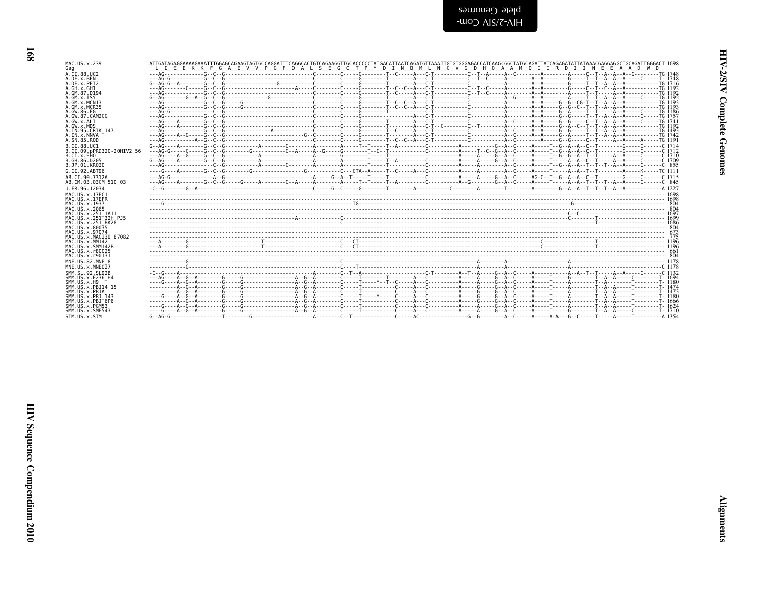```
MAC.US.x.239              ATTGATAGAGGAAAAGAAATTTGGAGCAGAAGTAGTGCCAGGATTTCAGGCACTGTCAGAAGGTTGCACCCCCTATGACATTAATCAGATGTTAAATTGTGTGGGAGACCATCAAGCGGCTATGCAGATTATCAGAGATATTATAAACGAGGAGGCTGCAGATTGGGACT 1698
Gag                        L  I  E  E  K  K  F  G  A  E  V  V  P  G  F  Q  A  L  S  E  G  C  T  P  Y  D  I  N  Q  M  L  N  C  V  G  D  H  Q  A  A  M  Q  I  I  R  D  I  I  N  E  E  A  A  D  W  D
```

*Sequence alignment (HIV-2/SIV Complete Genomes, Gag region) — sequences: A.CI.88.UC2 (1748), A.DE.x.BEN (1748), A.DE.x.PEI2 (1716), A.GH.x.GH1 (1192), A.GM.87.D194 (1192), A.GM.x.ISY (1192), A.GM.x.MCN13 (1193), A.GM.x.MCR35 (1193), A.GW.86.FG (1186), A.GW.87.CAM2CG (1757), A.GW.x.ALI (1741), A.GW.x.MDS (1192), A.IN.95.CRIK_147 (1493), A.IN.x.NNVA (1742), A.SN.85.ROD (1191), B.CI.88.UC1 (1714), B.CI.09.pPRD320-20HIV2_56 (1712), B.CI.x.EHO (1710), B.GH.86.D205 (1709), B.JP.01.KR020 (855), G.CI.92.ABT96 (1111), AB.CI.90.7312A (1715), AB.CM.03.03CM_510_03 (845), U.FR.96.12034 (1227), MAC.US.x.17EC1 (1698), MAC.US.x.17EFR (1698), MAC.US.x.1937 (804), MAC.US.x.2065 (804), MAC.US.x.251_1A11 (1697), MAC.US.x.251_32H_PJ5 (1699), MAC.US.x.251_BK28 (1686), MAC.US.x.80035 (804), MAC.US.x.97074 (673), MAC.US.x.MAC239_87082 (775), MAC.US.x.MM142 (1196), MAC.US.x.SMM142B (1196), MAC.US.x.r80025 (661), MAC.US.x.r90131 (804), MNE.US.82.MNE_8 (1178), MNE.US.x.MNE027 (1178), SMM.SL.92.SL92B (1132), SMM.US.x.F236_H4 (1694), SMM.US.x.H9 (1180), SMM.US.x.PBJ14_15 (1474), SMM.US.x.PBJA (1473), SMM.US.x.PBJ_143 (1180), SMM.US.x.PBJ_6P6 (1666), SMM.US.x.PGM53 (1624), SMM.US.x.SME543 (1710), STM.US.x.STM (1354).*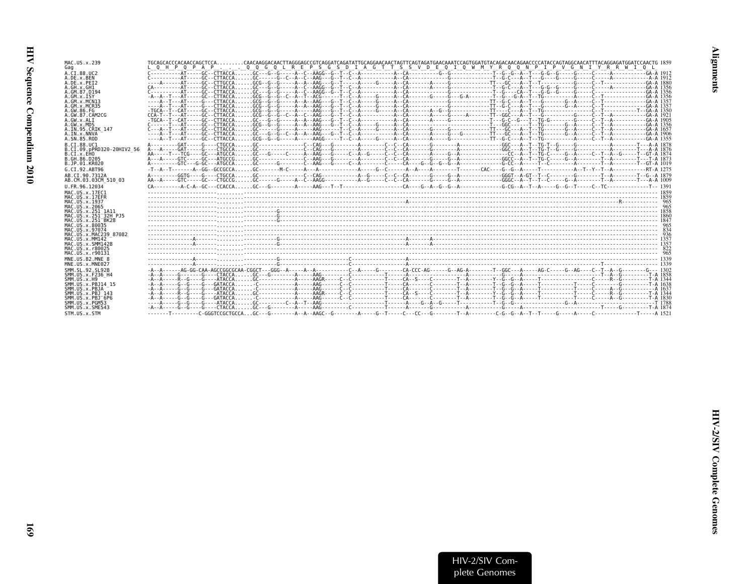```
MAC.US.x.239                TGCAGCACCCACAACCAGCTCCA.........CAACAAGGACAACTTAGGGAGCCGTCAGGATCAGATATTGCAGGAACAACTAGTTCAGTAGATGAACAAATCCAGTGGATGTACAGACAACAGAACCCCATACCAGTAGGCAACATTTACAGGAGATGGATCCAACTG 1859
Gag                          L  Q  H  P  Q  P  A  P  .  .  .  Q  Q  G  Q  L  R  E  P  S  G  S  D  I  A  G  T  T  S  S  V  D  E  Q  I  Q  W  M  Y  R  Q  Q  N  P  I  P  V  G  N  I  Y  R  R  W  I  Q  L
A.CI.88.UC2                 C----------AT-----GC--CTTACCA......GC---G--G-----A--C--AAGG--G--T--C--A-----------A--CA----------G--G--------------T--G--G--A--T---G-G--G-----G-----C-----A----------GA-A 1912
A.DE.x.BEN                  C----------AT-----GC--CTTACCA......GC------G--C--A--C--AAG---G--T--C--A-----------A--CA------------------------------T--G-C---A--T---G-----G-----G-----C-----A----------A-A 1912
A.DE.x.PEI2                 ----A------AT-----GC--CTTGCCA......GCG--G--G-----A--A--AAG---G--T-----A-----G-----A--CA------A-----G-------------TT---GC---A--T--T---------G-----C--T--------------GA-A 1880
A.GH.x.GH1                  CA---------AT-----GC--CTTACCA......GC---G--G-----A--C--AAGG--G--T--C--A-----------A--CA------A-----G--------------T--G-C---A--T---G-G--G-----G-----C-----A----------GA-A 1356
A.GM.87.D194                C----------AT-----GC--CTTACCA......GC---G--G-----A--C--AAGG--G--T--C--A-----------A--CA------------G--------------T--G-----CA--T---G-G--G-----G-----C-----------------GA-A 1356
A.GM.x.ISY                  -A--A--T---AT-----GC--CTTACCA......GCG--G--G--C--A--T--ACG-----T--C--A-----G-----A--CA------G-----G---G-A--------T--G---G-A--T--TG--------A-----C--T--------------GA-A 1356
A.GM.x.MCN13                ----A--T---AT-----G---CTTACCA......GCG--G--G-----A--A--AAG---G--T--C--A-----G-----A--CA------------G-------------TT--G-C---A--T---G-------G--A-----C--T--------------GA-A 1357
A.GM.x.MCR35                ----A--T---AT-----G---CTTACCA......GCG--G--G-----A--A--AAG---G--T--C--A-----G-----A--CA------------G-------------TT--G-C---A--T---G-------G--A-----C--T--------------GA-A 1357
A.GW.86.FG                  -TGCA--T--CAT-----GC--CTTACCA......GCG--G--G-----A-----AAG---G--T--C--A-----G-----A--CA------A--G--G-------------TT-----C---A--T--TG----------------C--T-----------T--GA-A 1350
A.GW.87.CAM2CG              CCA-T--T--AT------GC--CTTACCA......GCG--G--G--C--A--C--AAG---G--T--C--A-----------A--CA------A-----G-----A-------TT--GGC---A--T---G----------G-----C--T--A---------GA-A 1921
A.GW.x.ALI                  -TGCA--T--CAT-----GC--CTTACCA......GC---G--G-----A--A--AAG---G--T--C--A-----------A--CA------A-----G--------------T---G-C--G---T--TG-G-------G-----C--T--A---------GA-A 1905
A.GW.x.MDS                  C------T---AT-----GC--CTTACCA......GCG--G--G-----A--A--AAG---G--T--C--A-----G-----A--CA------------------------------T---GGC------T--TG-------G--A-----C--T--A---------GA-A 1356
A.IN.95.CRIK_147            C---A--T---AT-----GC--CTTACCA......GC------G-----A-----AAG-----T--C--A-----G-----A--CA------G-----G-------------TT---GC---A--T--TG-------G--A-----C--T--A---------GA-A 1657
A.IN.x.NNVA                 ----A--T---AT-----GC--CTTACCA......GC---G--G--C--A--A--AAG---G--T--C--A-----------A--CA------A-----G---G---------TT---GC---A--T--TG-------G--A-----C--T--A---------GA-A 1906
A.SN.85.ROD                 ----A--T---AT-----GC--CTTACCA......GCG--G--G-----A-----AAGG-----T--C--A-----G-----A--CA------A-----G-------------TT--G-C---A--T--TG----------A-----C--T--A---------GA-A 1355
B.CI.88.UC1                 A---------GAT-----G---CTGCCA.......GC---------------C--CAG---G--------A--------C--C--CA-------G-----------A-------------GGC---A--T--TG-T--G-----G-----------A--------T---A-A 1878
B.CI.09.pPRD320-20HIV2_56   A---A-----GAT-----G---CTGCCA.......GC---------------C--CAG---G--------A--------C--C--CA-------G-----------A-------------GGC---A--T--TG-T--G-----G-----------A--------T---A-A 1876
B.CI.x.EHO                  AA-----T--TCG-----GC--ATGCCA.......GC---G-----C-----A--AAG---G-----C--A--G-----C--C--CA-------A-----G--A--------------CC--A--T--TG-C-----G--A-----C--T--A--G-----T--GT-A 1874
B.GH.86.D205                A---A-----GTC-----GC--ATGCCG.......GC---------------C--AAG---G--------A--------C--C--CA-------G-----G--A-------------GGCC--A--T--TG-C-----G--A--------T--A--------T---T-A 1873
B.JP.01.KR020               A---------GTC---G-GC--ATGCCA.......GC------G--------C--AAG---G-----C--A--------C-----CA----G--G--G--G--A-------------G-CC--A-----T--C--------G-----------T--A--------T--GT-A 1019
G.CI.92.ABT96               -T--A--T-------A--GG--GCCGCCA......GC-------M-C-----A---A------------A-----G--C-----A--A-----A-------T-------CAC----G--G--A-----T---------A--T--Y--T--A-----------RT-A 1275
AB.CI.90.7312A              A---------GGTG----G---CTGCCA.......GC---------------C--CAG-----------A--G-----C--C--CA-------G-----G--A-------------GGGT--A-GT--T--C-----------G--------T--A--------T--G--A 1879
AB.CM.03.03CM_510_03        AA--A-----GTC-----GC--CTGCCG.......GC------G-----A--C--AAGG-----------A--G-----C--C--CA-------G-----G--A-------------GGGC--A--T--T--C-----G--A--------T--A--------T---A-A 1009
U.FR.96.12034               CA---------A-C-A--GC--CCACCA.......GC---G--------A-----AAG---T--T--------------------CA----G--A--G--G--A-------------G-CG--A--T--A-----G--G--T-----C--TC--------------T-- 1391
MAC.US.x.17EC1              -----------------------.........------------------------------------------------------------------------------------------------------------------------------------------- 1859
MAC.US.x.17EFR              -----------------------.........------------------------------------------------------------------------------------------------------------------------------------------- 1859
MAC.US.x.1937               -----------------------.........-------------------------------------------------------A----------------------------------------------------------------R------------  965
MAC.US.x.2065               -----------------------.........-------------------------------------------------------------------------------------------------------------------------------------------  965
MAC.US.x.251_1A11           -----------------------.........--------G------------------------------------------------------------------------------------------------------------------------------ 1858
MAC.US.x.251_32H_PJ5        -----------------------.........--------G------------------------------------------------------------------------------------------------------------------------------ 1860
MAC.US.x.251_BK28           -----------------------.........--------G------------------------------------------------------------------------------------------------------------------------------ 1847
MAC.US.x.80035              -----------------------.........-------------------------------------------------------------------------------------------------------------------------------------------  965
MAC.US.x.97074              -----------------------.........-------------------------------------------------------------------------------------------------------------------------------------------  834
MAC.US.x.MAC239_87082       -----------------------.........-------------------------------------------------------------------------------------------------------------------------------------------  936
MAC.US.x.MM142              --------------A--------.........--------G----------------------------------------------A-----A------------------------------------------------------------------------- 1357
MAC.US.x.SMM142B            --------------A--------.........--------G----------------------------------------------A-----A------------------------------------------------------------------------- 1357
MAC.US.x.r80025             -----------------------.........-------------------------------------------------------------------------------------------------------------------------------------------  822
MAC.US.x.r90131             -----------------------.........-------------------------------------------------------------------------------------------------------------------------------------------  965
MNE.US.82.MNE_8             --------------A--------.........--------G--------------------C-----------------------A-------------------------------------------------------------------------------- 1339
MNE.US.x.MNE027             --------------A--------.........--------G--------------------C-----------------------A----------------------------------------------------------T------------------- 1339
SMM.SL.92.SL92B             -A--A------AG-GG-CAA-AGCCGGCGCAA-CGGCT---GGG--A-----A--A-----------C--A-----G--------CA-CCC-AG------G--AG-A--------T--GGC---A-----AG-C-----G--AG----C--T--A--G--------G--- 1302
SMM.US.x.F236_H4            -A--A-----G---------G---CTACCA.....GC---G--------A-----AAG----------C-----------T-----A------------------A---------------G-----A------------------------T--A--G--------T-A 1858
SMM.US.x.H9                 -A--A-----R--G-----G---ATACCA......GC---------------A-----AAGR-----C--C----------T-----CA--S-----C--------T--A--------Y--G--G--A-----T---------------C-----R--G--------T-A 1344
SMM.US.x.PBJ14_15           -A--A-----G--G-----G---GATACCA......-C--------------A-----AAG------C--C----------T-----CA-------C--------T--A--------T--G--G--A-----T----------T-----C-------G--------T-A 1638
SMM.US.x.PBJA               -A--A-----G--G-----G---GATACCA......-C--------------A-----AAG------C--C----------T-----CA-------C--------T--A--------T--G--G--A-----T----------T-----C-----A--G---------A 1637
SMM.US.x.PBJ_143            -A--A-----R--G-----G---ATACCA......GC---------------A-----AAGR-----C--C----------T-----CA--S-----C--------T--A--------Y--G--G--A-----T----------T-----C-----R--G--------T-A 1344
SMM.US.x.PBJ_6P6            -A--A-----G--G-----G---GATACCA......-C--------------A-----AAG------C--C----------T-----CA-------C--------T--A--------T--G--G--A-----T----------T-----C-----A--G--------T-A 1830
SMM.US.x.PGM53              ----A-----G--G-----G---ATACCA......GC-----------C--A--T--AAG---------------------T------A-----G--A--G-----T-----------T--G--G-------------------G--A--------------------T 1788
SMM.US.x.SME543             -A--A-----G--G-----G---CTACCA......GC---G--------A-----AAG-----------C-----------T------A------G-----------A-----------G-----A-------------------------T-----G--------T-A 1874
STM.US.x.STM                -------T---------C-GGGTCCGCTGCCA...GC---G--------A--A--AAGC--G---------A-----G--T-----C---CC---G--------T--A---------C-G--G--A--T--T-----G-----A-----C--------------T-----A 1521
```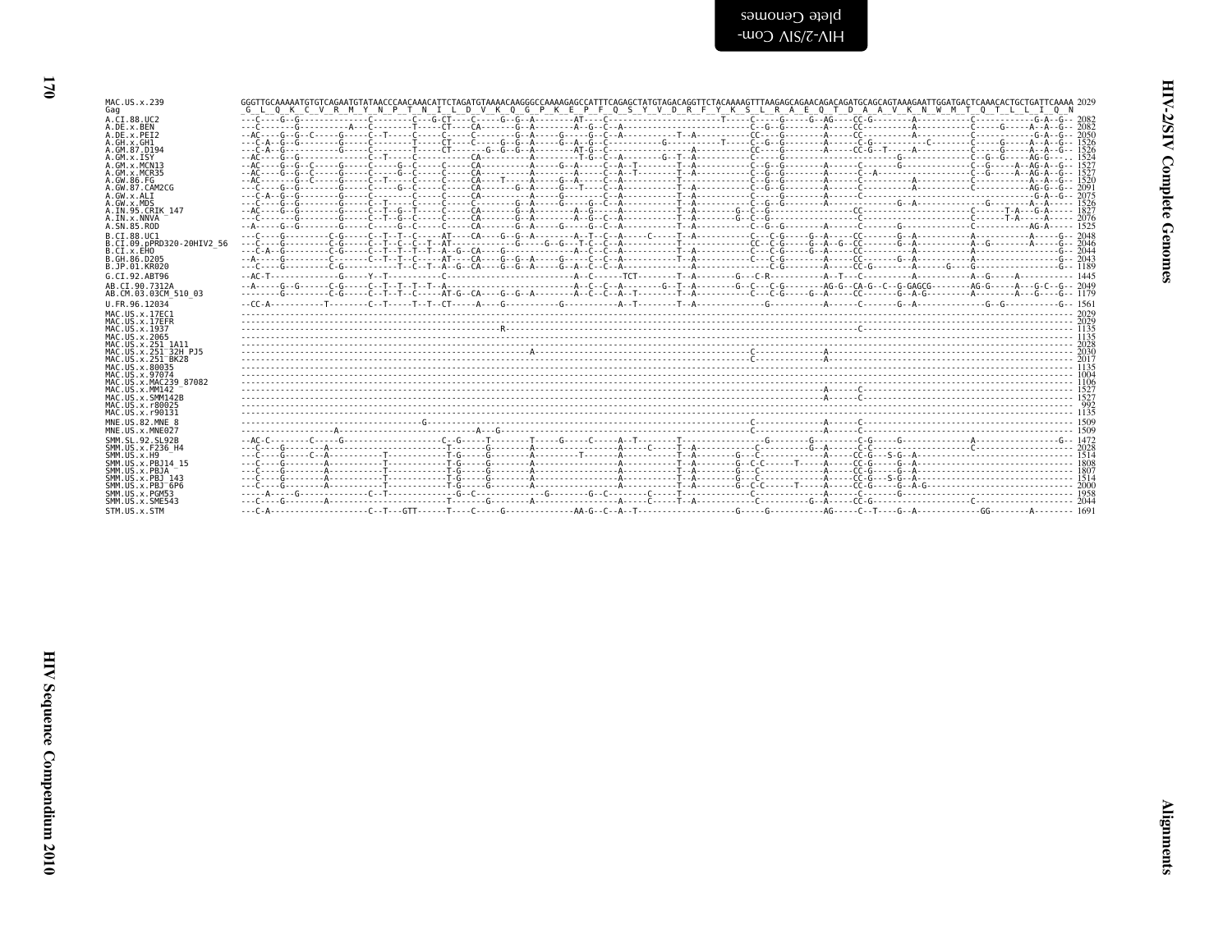```
MAC.US.x.239               GGGTTGCAAAAATGTGTCAGAATGTATAACCCAACAAACATTCTAGATGTAAAACAAGGGCCAAAAGAGCCATTTCAGAGCTATGTAGACAGGTTCTACAAAAGTTTAAGAGCAGAACAGACAGATGCAGCAGTAAAGAATTGGATGACTCAAACACTGCTGATTCAAAA 2029
Gag                         G  L  Q  K  C  V  R  M  Y  N  P  T  N  I  L  D  V  K  Q  G  P  K  E  P  F  Q  S  Y  V  D  R  F  Y  K  S  L  R  A  E  Q  T  D  A  A  V  K  N  W  M  T  Q  T  L  L  I  Q  N
A.CI.88.UC2                                                                                                                                                                                   2082
A.DE.x.BEN                                                                                                                                                                                    2082
A.DE.x.PEI2                                                                                                                                                                                   2050
A.GH.x.GH1                                                                                                                                                                                    1526
A.GM.87.D194                                                                                                                                                                                  1526
A.GM.x.ISY                                                                                                                                                                                    1524
A.GM.x.MCN13                                                                                                                                                                                  1527
A.GM.x.MCR35                                                                                                                                                                                  1527
A.GW.86.FG                                                                                                                                                                                    1520
A.GW.87.CAM2CG                                                                                                                                                                                2091
A.GW.x.ALI                                                                                                                                                                                    2075
A.GW.x.MDS                                                                                                                                                                                    1526
A.IN.95.CRIK_147                                                                                                                                                                              1827
A.IN.x.NNVA                                                                                                                                                                                   2076
A.SN.85.ROD                                                                                                                                                                                   1525
B.CI.88.UC1                                                                                                                                                                                   2048
B.CI.09.pPRD320-20HIV2_56                                                                                                                                                                     2046
B.CI.x.EHO                                                                                                                                                                                    2044
B.GH.86.D205                                                                                                                                                                                  2043
B.JP.01.KR020                                                                                                                                                                                 1189
G.CI.92.ABT96                                                                                                                                                                                 1445
AB.CI.90.7312A                                                                                                                                                                                2049
AB.CM.03.03CM_510_03                                                                                                                                                                          1179
U.FR.96.12034                                                                                                                                                                                 1561
MAC.US.x.17EC1                                                                                                                                                                                2029
MAC.US.x.17EFR                                                                                                                                                                                2029
MAC.US.x.1937                                                                                                                                                                                 1135
MAC.US.x.2065                                                                                                                                                                                 1135
MAC.US.x.251_1A11                                                                                                                                                                             2028
MAC.US.x.251_32H_PJ5                                                                                                                                                                          2030
MAC.US.x.251_BK28                                                                                                                                                                             2017
MAC.US.x.80035                                                                                                                                                                                1135
MAC.US.x.97074                                                                                                                                                                                1004
MAC.US.x.MAC239_87082                                                                                                                                                                         1106
MAC.US.x.MM142                                                                                                                                                                                1527
MAC.US.x.SMM142B                                                                                                                                                                              1527
MAC.US.x.r80025                                                                                                                                                                                992
MAC.US.x.r90131                                                                                                                                                                               1135
MNE.US.82.MNE_8                                                                                                                                                                               1509
MNE.US.x.MNE027                                                                                                                                                                               1509
SMM.SL.92.SL92B                                                                                                                                                                               1472
SMM.US.x.F236_H4                                                                                                                                                                              2028
SMM.US.x.H9                                                                                                                                                                                   1514
SMM.US.x.PBJ14_15                                                                                                                                                                             1808
SMM.US.x.PBJA                                                                                                                                                                                 1807
SMM.US.x.PBJ_143                                                                                                                                                                              1514
SMM.US.x.PBJ_6P6                                                                                                                                                                              2000
SMM.US.x.PGM53                                                                                                                                                                                1958
SMM.US.x.SME543                                                                                                                                                                               2044
STM.US.x.STM                                                                                                                                                                                  1691
```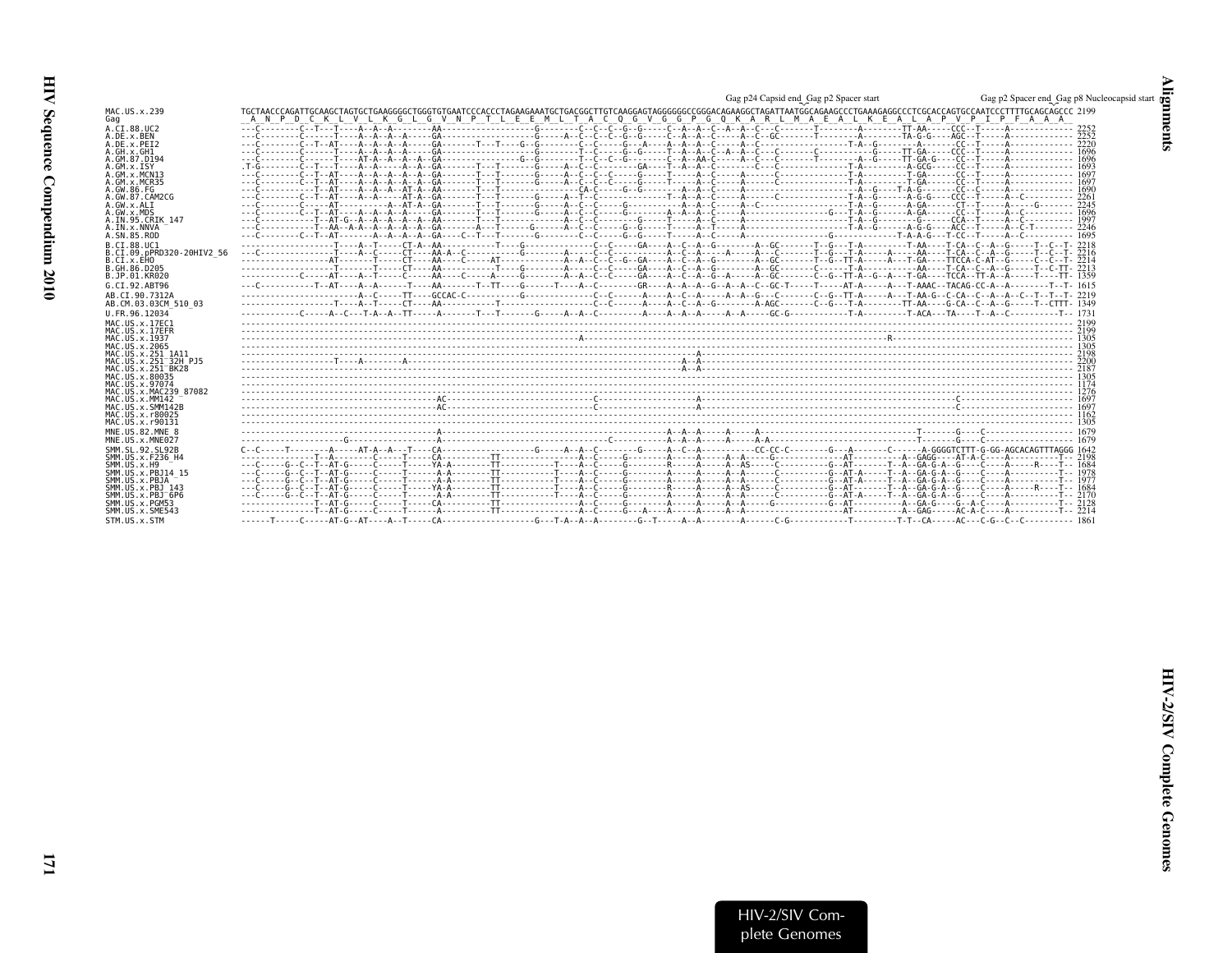Gag p24 Capsid end Gag p2 Spacer start — Gag p2 Spacer end Gag p8 Nucleocapsid start

```
MAC.US.x.239              TGCTAACCCAGATTGCAAGCTAGTGCTGAAGGGGCTGGGTGTGAATCCCACCCTAGAAGAAATGCTGACGGCTTGTCAAGGAGTAGGGGGGCCGGGACAGAAGGCTAGATTAATGGCAGAAGCCCTGAAAGAGGCCCTCGCACCAGTGCCAATCCCTTTTGCAGCAGCCC 2199
Gag                        A  N  P  D  C  K  L  V  L  K  G  L  G  V  N  P  T  L  E  E  M  L  T  A  C  Q  G  V  G  G  P  G  Q  K  A  R  L  M  A  E  A  L  K  E  A  L  A  P  V  P  I  P  F  A  A  A
```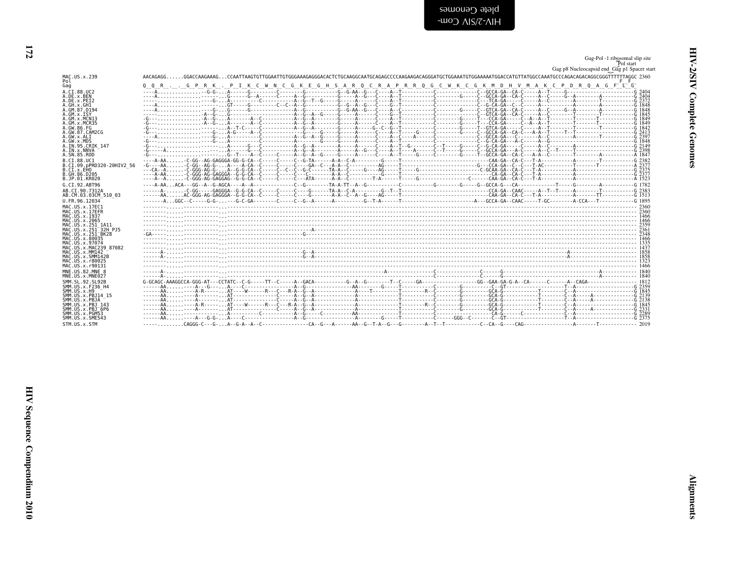Gag-Pol -1 ribosomal slip site
Pol start
Gag p8 Nucleocapsid end Gag p1 Spacer start

```
MAC.US.x.239              AACAGAGG......GGACCAAGAAAG...CCAATTAAGTGTTGGAATTGTGGGAAAGAGGGACACTCTGCAAGGCAATGCAGAGCCCCAAGAAGACAGGGATGCTGGAATGTGGAAAAATGGACCATGTTATGGCCAAATGCCCAGACAGACAGGCGGGTTTTTTAGGC 2360
Pol                                                                                                                                                                               F  F
Gag                       Q  Q  R  .  .  .  G  P  R  K  .  P  I  K  C  W  N  C  G  K  E  G  H  S  A  R  Q  C  R  A  P  R  R  Q  G  C  W  K  C  G  K  M  D  H  V  M  A  K  C  P  D  R  Q  A  G  F  L  G
A.CI.88.UC2               ----A...............--G-G-...A------G---------C--------G----------G--G-AA--G---C----A--T----------C-------------C--GCCA-GA--CA-C-----A--T-----G----------------------G 2404
A.DE.x.BEN                ----A...............--------...G------G--A-----C-----A--G-----------G-----A--G---C----A--T----------C-------G-----C--GCCA-GA--CA-C-----A--C-----G--A--------A----------G 2404
A.DE.x.PEI2               ----...............--G--...A----------C------A--G--T--G------G-----A------C----A--T----------C-------------C---TCA-GA-----C-----A--C---------A--------T----------G 2372
A.GH.x.GH1                ----A...............--------...GT-----G--------C--C--A--G-----------G--G--A--G---C----G--T----------C-------------C--G-CA-GA--C--C-----A-----------A--------A----------G 1848
A.GM.87.D194              ----A...............--G--...G------G-------------A--G-----------G--G-AA--G---C----A--C----------C-------G-----C--GTCA-GA--CA-C-----A--C-----G--A--------A----------G 1848
A.GM.x.ISY                -G-----------------A--G-...G-----------------A--G--A--G-----G-----A------C----G--T----------C-------------C--GTCA-GA--CA-C-----A--C-----T-----------T----------G 1845
A.GM.x.MCN13              -G-----------------A--G-...A-------A--C----------A--G--A--------G-----A------C----A--T----------C-------G-----T---CCA-GA-----C--A--A--T--------T-------T----------G 1849
A.GM.x.MCR35              -G-----------------A--G-...A-------A--C----------A--G--A--------G-----A------C----A--T----------C-------G-----T---CCA-GA-----C--A--A--T--------T-------T----------G 1849
A.GW.86.FG                -G-----------------------...A--T-C-----C---------A--G--A--------G-----A-----G--C--G--T----------C-------G-----T--GTCA-GA-----C-----A--T--------T-------T----------G 1842
A.GW.87.CAM2CG            -G-----------------------...A-G-----A--C--------------G-----G-----A------C----A--T-----G------C-------G-----C--GCCA-GA--CA-C---A-A--T-----T--T------------------G 2413
A.GW.x.ALI                ----A..............--G--...A----------C----------A--G--A--G-----G-----A------C----A--C-----A------C-------------C--GCCA-GA--C-----A--C---------A-------T-----------G 2397
A.GW.x.MDS                -G-----------------G--...A-----------C----------A--G--A--------G-----A------C----A--T----------C-------------C--G-CA-GA--A-C-----A--G---------------------------G 1848
A.IN.95.CRIK_147          -G-----------------------...A------G---C----------A--G--A--------A-----A------C----A--T--G-------C--T-----G-----C--G-CA-GA-----C-----A--C---------A--------------G 2149
A.IN.x.NNVA               -G-----A...........--------...A------G---C----------A--G--A--------A-----A--G---C----A--T----A-----C--T-----G-----C--GCCA-GA--A-C-----A--C--T-----T--------------G 2398
A.SN.85.ROD               -G-----------------------...G--T----A--C-----C-----A--G--A--G-----G-----A-----C----A--T-----G-----C--T-----G-----T--GCCA-GA--CA-C---A-A--C---------------A-----------A 1847
B.CI.88.UC1               ----A-AA......-C-GG--AG-GAGGGA-GG-G-CA--C-----C-----C--G-TA------A-A--C-A---------G-----T--------------------------CAA-GA--CA-C---T-A---------A--------T----------G 2382
B.CI.09.pPRD320-20HIV2_56 -G----AA......-C-GG--AG-G-...A----A-CA--C-----C-----C----GA--C---A-A--C----------AG-----T-----------------------G---CCA-GA--C--C---T-AC---------T-------T------------A 2377
B.CI.x.EHO                ---CA--A......-C-GGG-AG-G-...A--G-G-CA--C-----C--C--C--G-C------TA-A--C-----G---AG-----T-----G-----------------C-GCAA-GA--CA-C---T-A---------A--------------------G 2375
B.GH.86.D205              ----A-AA......-C-GGG-AG-GAGGGA--G-G-CA--C-----C-----C----C---------A-A--C----------G-----T--------------------------CA-GA--CA-C---T-A---------A--------------------G 2377
B.JP.01.KR020             ----A--A......-C-GGG-AG-GAGGAG--G-G-CA--C-----C-----C----ATA-------A-A--C--------T-A------T-----G------------C-----CAA-GA--CA-C---T-A---------A--------------------A 1523
G.CI.92.ABT96             ----A-AA...ACA---GG--A--G-AGCA----A--A-------------C--G-------TA-A-TT--A--G---------C----------G-------G-----G--GCCA-G---CA--------------T-----G--------A-----------G 1782
AB.CI.90.7312A            ------A......-C-GG-----GAGGGA--G-G-CA--C-----C-----C----G-------TA-A--C-A--------G--T--T---------------------------CCA-GA--CAAC-----A--T--T-----A--------T-----------G 2383
AB.CM.03.03CM_510_03      ----AA......AC-GGG-AG-GAGGGA--G-G-CA--C-----C-----C----G-------A-A--C--A--G----AG----T---------------------------CAA-GA--CA-C---T-A---------A--------TT-----------G 1513
U.FR.96.12034             -------A...GGC--C-----G-G-...--G-C-GA--------C-----C--G--A------A----------G--T-A-------T-----------------------A---GCCA-GA--CAAC-----T-GC--------A-CCA---T------------G 1895
MAC.US.x.17EC1            --------...------------...--------------------------------------------------------------------------------------------------------------------------------------- 2360
MAC.US.x.17EFR            --------...------------...--------------------------------------------------------------------------------------------------------------------------------------- 2360
MAC.US.x.1937             --------...------------...--------------------------------------------------------------------------------------------------------------------------------------- 1466
MAC.US.x.2065             --------...------------...--------------------------------------------------------------------------------------------------------------------------------------- 1466
MAC.US.x.251_1A11         --------...------------...--------------------------------------------------------------------------------------------------------------------------------------- 2359
MAC.US.x.251_32H_PJ5      --------...------------...--------------------------A------------------------------------------------------------------------------------------------------------ 2361
MAC.US.x.251_BK28         -GA-----...------------...-------------------G---------------------------------------------------------------------------------------------------------------------- 2348
MAC.US.x.80035            --------...------------...--------------------------------------------------------------------------------------------------------------------------------------- 1466
MAC.US.x.97074            --------...------------...--------------------------------------------------------------------------------------------------------------------------------------- 1335
MAC.US.x.MAC239_87082     --------...------------...--------------------------------------------------------------------------------------------------------------------------------------- 1437
MAC.US.x.MM142            ------A-...------------...-------------------G--A------------------------------------------------------------------------------A--------------------------------- 1858
MAC.US.x.SMM142B          ------A-...------------...-------------------G--A------------------------------------------------------------------------------A--------------------------------- 1858
MAC.US.x.r80025           --------...------------...--------------------------------------------------------------------------------------------------------------------------------------- 1323
MAC.US.x.r90131           --------...------------...--------------------------------------------------------------------------------------------------------------------------------------- 1466
MNE.US.82.MNE_8           ------A-...------------...---------------------------------------------A----------------C------------C------G--------------------------------A------------ 1840
MNE.US.x.MNE027           ------A-...------------...--------------------------------------------------------------C------------C------G--------------------------------A------------ 1840
SMM.SL.92.SL92B           G-GCAGC-AAAGGCCA-GGG-AT---CCTATC--C-G-----TT--C-----A--GACA----------G--A--G--------T--C-----GA-----------------GG--GAA-GA-G-A--CA------C------A--CAGA--------------- 1812
SMM.US.x.F236_H4          ------AA.........A---G----...A------C-----------------A--G-------------AA-------G-----T---------C-------G---------C--GT-----------------T--A-------------------G 2359
SMM.US.x.H9               ------AA.........-A-R-------.AT----W------R---C---R-A--G--A----------A----T-------T---------R--C-------G---------GCA-G-----------T--------C--A-------------------G 1845
SMM.US.x.PBJ14_15         ------AA.........A-------...AT-------------C-----A--G--A--------------A-------------T---------C-------G---------GCA-G-----------T--------C--A-----A-------------G 2139
SMM.US.x.PBJA             ------AA.........A-------...AT-------------C-----A--G--A--------------A-------------T---------C-------G---------GCA-G-----------T--------C--A-----A-------------G 2138
SMM.US.x.PBJ_143          ------AA.........-A-R-------.AT----W------R---C---R-A--G--A----------A-------------T---------R--C-------G---------GCA-G-----------T--------C--A-------------------G 1845
SMM.US.x.PBJ_6P6          ------AA.........A-------...AT-------------C-----A--G--A--------------A-------------T---------C-------G---------GCA-G-----------T--------C--A-----A-------------G 2331
SMM.US.x.PGM53            ------AA.........---------...A---------C-----------A--G-----C--------AA-----------T---------C-------------------CA-G-----C--------C--A-------------------G 2289
SMM.US.x.SME543           ------AA.........A---G-G-...A-----C-----------------A--G------------A-------G-----T---------C-----GGG--C-------C--GT----------------T--A-------------------G 2375
STM.US.x.STM              ----.........CAGGG-C---G-...A--G-A--A--C---------------CA--G---A------AA--G--T-A--G---G--------A--T--T-----------C--CA--G----CAG----------------A-------T------------ 2019
```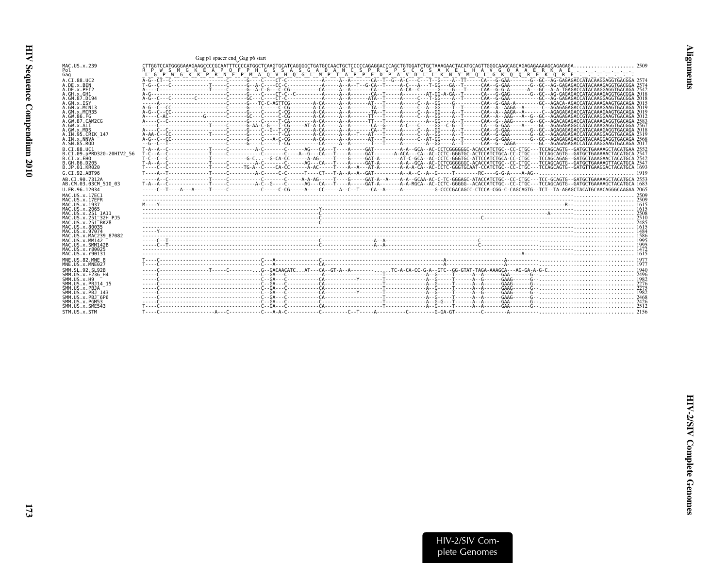```
                                   Gag p1 spacer end_Gag p6 start
MAC.US.x.239                CTTGGTCCATGGGGAAAGAAGCCCCGCAATTTCCCCATGGCTCAAGTGCATCAGGGGCTGATGCCAACTGCTCCCCCAGAGGACCCAGCTGTGGATCTGCTAAAGAACTACATGCAGTTGGGCAAGCAGCAGAGAGAAAAGCAGAGAGA..................... 2509
Pol                          R  P  W  S  M  G  K  E  A  P  Q  F  P  H  G  S  S  A  S  G  A  D  A  N  C  S  P  R  G  P  S  C  G  S  A  K  E  L  H  A  V  G  Q  A  A  E  R  K  A  E  .  .  .  .  .  .  .
Gag                          L  G  P  W  G  K  K  P  R  N  F  P  M  A  Q  V  H  Q  G  L  M  P  T  A  P  P  E  D  P  A  V  D  L  L  K  N  Y  M  Q  L  G  K  Q  Q  R  E  K  Q  R  E  .  .  .  .  .  .
A.CI.88.UC2                 A-G--CT--C-------------------C------G----C----CT-C---------------A-----A--A-------CA--T--G--A-C---C---T--G----A--TT------CA---G-GAA-------G--GC--AG-GAGAGACCATACAAGGAGGTGACGGA 2574
A.DE.x.BEN                  T-G--C---C-------------T-----C------G--A-C----CC-C---------------A-----A--A--T--G-CA--T-----A-C---A---T-GG---GA--T------CAA--G-GAA-------G--GC--AG-GAGAGACCATACAAAGAGGTGACGGA 2574
A.DE.x.PEI2                 A----C-----------------T-----C------G--A-C-G---C-CG--------------CA-----A--A-------CA---------A-CA--C------G----G---T------CAA--G-G-A------A---GC--A-A-TGAGACCATACAAGGAGGTACAGA 2542
A.GH.x.GH1                  A-G--------------------------C------G----C----CT-C--C------------A-----A--A-------CA--T-----A---------AT-GG-A-GA--T------CA---G-GAG-------G--GC--AG-GAGAGACCATACAAAGAGGTGACGGA 2018
A.GM.87.D194                A-G--C---C--------C----------C------GC---C----CT-C---------------A-----A--A-------ATA--T-----A-----C---T-GG----A--T------CAA--G-GAA---------GC--AG-GAGAGACCATACAAGGAGGTGACGGA 2018
A.GM.x.ISY                  -----A-----------------------C------G----TC-C-AGTTCG---------A-CA-----A--A-------AT---T-----A-----C--A--GG----G---------CAA--G-GAA-A-------GC--AGACA-AGACCATACAAAGAAGTGACAGA 2015
A.GM.x.MCN13                A-G--C--CC-------------------C------G----C------C-CG---------A-CA-----A--A-------TA---T-----A-----C--A--GG----T--T------CAA--A--AAGA--A------C--AGAGAGAGACCATACAAAGAAGTGACAGA 2019
A.GM.x.MCR35                A-G--C--CC-------------------C------G----C------C-CG---------A-CA-----A--A-------TA---T-----A-----C--A--GG----A--T------CAA--A--AAGA--A------C--AGAGAGAGACCATACAAAGAAGTGACAGA 2019
A.GW.86.FG                  A----C-AC------------G-------C------GC---C------C-CG---------A-CA-----A--A-------TT---T-----A-----C--A--GG----A--T------CAA--A--AAG---A--G--GC--AGAGAGAGACCGTACAAGGAAGTGACAGA 2012
A.GW.87.CAM2CG              A----C--C--------------------C------G----C------T-CA---------A-CA-----A--A-------TT---T-----A----------A--GG----A--T------CAA--G--AAG-------G--GC--AGACAGAGACCATACAAAGAGGTGACAGA 2583
A.GW.x.ALI                  -----C-----------------T-----C------G-AA-C-G---T-CG-----AT-A-CA-----A--A-------CA--G-----A-C---C------GG--C-G--T------CA---G-GAA----A-----GC--AGAGAGAGGCCATACAAAGAGGTGACGGA 2567
A.GW.x.MDS                  A----C--C--------------------C------G----C--G--T-CG----------A-CA-----A--A-------CA--T-----A-----C--A--GG----A--T------CAA--G-GAA-------G--GC--AGAGAGAGACCATACAAAGAGGTGACAGA 2018
A.IN.95.CRIK_147            A-AA-C--CC-------------T-----C------G----C----T-CA---------A-CA-----A--A--T---AT---T-----A-----C--A--GG----A--T------CAA--G-GAA-------G--GC--AGAGAGAGACCATACAAGGAGGTGACAGA 2319
A.IN.x.NNVA                 A-G--C--CC-------------------C------G----C----A-C-CG---------A-CA-----A--A-------AT---T-----A-----C--AT-GG----A--T------CAA--G-GAA-------G--GC--AGAGAGAGACCATACAAGGAGGTGACAGA 2568
A.SN.85.ROD                 --G--C--T--------------------C------G----C------T-CG---------CA-----A--A-------T---T-----A----------A--GG----A--T------CAA--G--AAGA---------GC--AGAGAGAGACCATACAAGGAAGTGACAGA 2017
B.CI.88.UC1                 T-A--A--C--------------T-----C--------------A-C-------C------AG---CA---T----A-----GAT---------A-A--GCA--AC-CCTCGGGGGGC-ACACCATCTGC--CC-CTGC---TCCAGCAGTG--GATGCTGAAAAGCTACATGAA 2552
B.CI.09.pPRD320-20HIV2_56   T-C--A--C--------------T-----C--------------C------A--G---CA---T----A-----GAT-------A-ACA---CA--AC-CCTC-GGGTGC-ACTCCATCTGCA-CC-CTGC---TCCAGCAGTG--GATGCTGAAAAACTACATGCA 2547
B.CI.x.EHO                  T-C--C--C--------------T-------------G-C...--G-CA-CC------A-AG-----T----G-----GAT-A-------AT-C-GCA--AC-CCTC-GGGTGC-ATTCCATCTGCA-CC-CTGC---TCCAGCAGAG--GATGCTAAAGAACTACATGCA 2542
B.GH.86.D205                T-A--A--C--------------T-----C--------------A-C-------C------AG---CA---T----A-----GAT-A-----A-A--GCA--AC-CCTCGGGGGGC-ACACCATCTGC--CC-CTGC---TCCAGCAGTG--GATGCTGAAAAGTTACATGCA 2547
B.JP.01.KR020               T----C--C--------------T-----C------TG-A--C---CA-CC------A-AC-----T----A--A---AT-A-------A-A-A-CA--AC-CCTC-GGGTGCAAT-CCATCTGC---CC-CTGC---TCCAGCAGTG--GATGTTGAAGGACTACATGCA 1693
G.CI.92.ABT96               T----A--T--------------T-----C--------------A-C------C------T----CT---T-A--A--A--GAT-----------A--A--C--A--G-----T--------RC-----G-G-A-----A-AG--.................................. 1919
AB.CI.90.7312A              -----A--C--------------T-----C------------------C----C-----A-A-AG-----T----G-----GAT-A--A-----A-A--GCAA-AC-C-TC-GGGAGC-ATACCATCTGC--CC-CTGC---TCC-GCAGTG--GATGCTGAAAAGCTACATGCA 2553
AB.CM.03.03CM_510_03        T-A--A--C--------------T-----C--------------A-C--G-----C------AG---CA---T----A-----GAT-A-------A-A-RGCA--AC-CCTC-GGGGG--ACACCATCTGC--CC-CTGC---TCCAGCAGTG--GATGCTGAAAAGCTACATGCA 1683
U.FR.96.12034               -----C--T----A---A-----T-----C------------------C-----C-CG-----A----CC-----A--C--T----CA--A-----A-----------G-CCCCGACAGCC-CTCCA-CGG-C-CAGCAGTG--TCT--TA-AGAGCTACATGCAACAGGGCAAGAA 2065
MAC.US.x.17EC1              ---------------------------------------------------------------------------------------------------------------------------------------------------------------------------.................... 2509
MAC.US.x.17EFR              ---------------------------------------------------------------------------------------------------------------------------------------------------------------------------.................... 2509
MAC.US.x.1937               M----Y-------------------------------------------------------------------------------------------------------------------------------------------------------------------R--.................... 1615
MAC.US.x.2065               --------------------------------------------------Y---------------------------------------------------------------------------------------------------------------------.................... 1615
MAC.US.x.251_1A11           --------------------------------------------------C----------------------------------------------------------------------------------A---------------------------------.................... 2508
MAC.US.x.251_32H_PJ5        --------------------------------------------------C-------------------------------------------------C-----------------------------------------------------------------.................... 2510
MAC.US.x.251_BK28           --------------------------------------------------C-------------------------------------------------------------------------------------------------------------------.................... 2485
MAC.US.x.80035              ---------------------------------------------------------------------------------------------------------------------------------------------------------------------------.................... 1615
MAC.US.x.97074              -----Y---------------------------------------------------------------------------------------------------------------------------------------------------------------------.................... 1484
MAC.US.x.MAC239_87082       ---------------------------------------------------------------------------------------------------------------------------------------------------------------------------.................... 1586
MAC.US.x.MM142              -----C--T-----------------------------------------C---------------A--A----------------------------C------------------------.................................................. 1995
MAC.US.x.SMM142B            -----C--T-----------------------------------------C---------------A--A----------------------------C------------------------.................................................. 1995
MAC.US.x.r80025             ---------------------------------------------------------------------------------------------------------------------------------------------------------------------------.................... 1472
MAC.US.x.r90131             -------------------------------------------------------------------------------------------------------------A---------------------------------------------------------.................... 1615
MNE.US.82.MNE_8             T----C-------------------------------C---A-----------C------------------------------------------A------------------A-------------.......................................... 1977
MNE.US.x.MNE027             T----C-------------------------------C---A-----------CA-----------------------------------------A------------------A-------------.......................................... 1977
SMM.SL.92.SL92B             -----C-----------------T-----C-----------G--GACAACATC...AT---CA--GT-A--A--------------....TC-A-CA-CC-G-A--GTC--GG-GTAT-TAGA-AAAGCA---AG-GA-A-G-C.............................. 1940
SMM.US.x.F236_H4            -----C-------------------------------C--GA----C--------------A---------------------T-------------A--G-----T------A--A------GAA-------G--................................ 2496
SMM.US.x.H9                 -----C-------------------------------C--GA----C--------------CA-----------Y---------T-------------A--G-----T------A--G------GAAG------G--................................ 1982
SMM.US.x.PBJ14_15           -----C-------------------------------C--GA----C--------------CA--------------------T-------------A--G-----T------A--A------GAAG------G--................................ 2276
SMM.US.x.PBJA               -----C-------------------------------C--GA----C--------------CA--------------------T-------------A--G-----T------A--A------GAAG------G--................................ 2275
SMM.US.x.PBJ_143            -----C-------------------------------C--GA----C--------------CA-----------Y---------T-------------A--G-----T------A--G------GAAG------G--................................ 1982
SMM.US.x.PBJ_6P6            -----C-------------------------------C--GA----C--------------CA--------------------T-------------A--G-----T------A--A------GAAG------G--................................ 2468
SMM.US.x.PGM53              -----C-------------------------------C--GA----C--------------CA--------------------T-------------A--G-G---T------A--A------GAA-------G--................................ 2426
SMM.US.x.SME543             T----C-------------------------------C--GA----C--------------CA--------------------T-------------A--G-----T------A--A------GAA-------G--................................ 2512
STM.US.x.STM                T----C-------------------A---C-----------C---A-A-C-----------C---------C--T-----A---------C--------G-GA-GT---------C--------A---------................................ 2156
```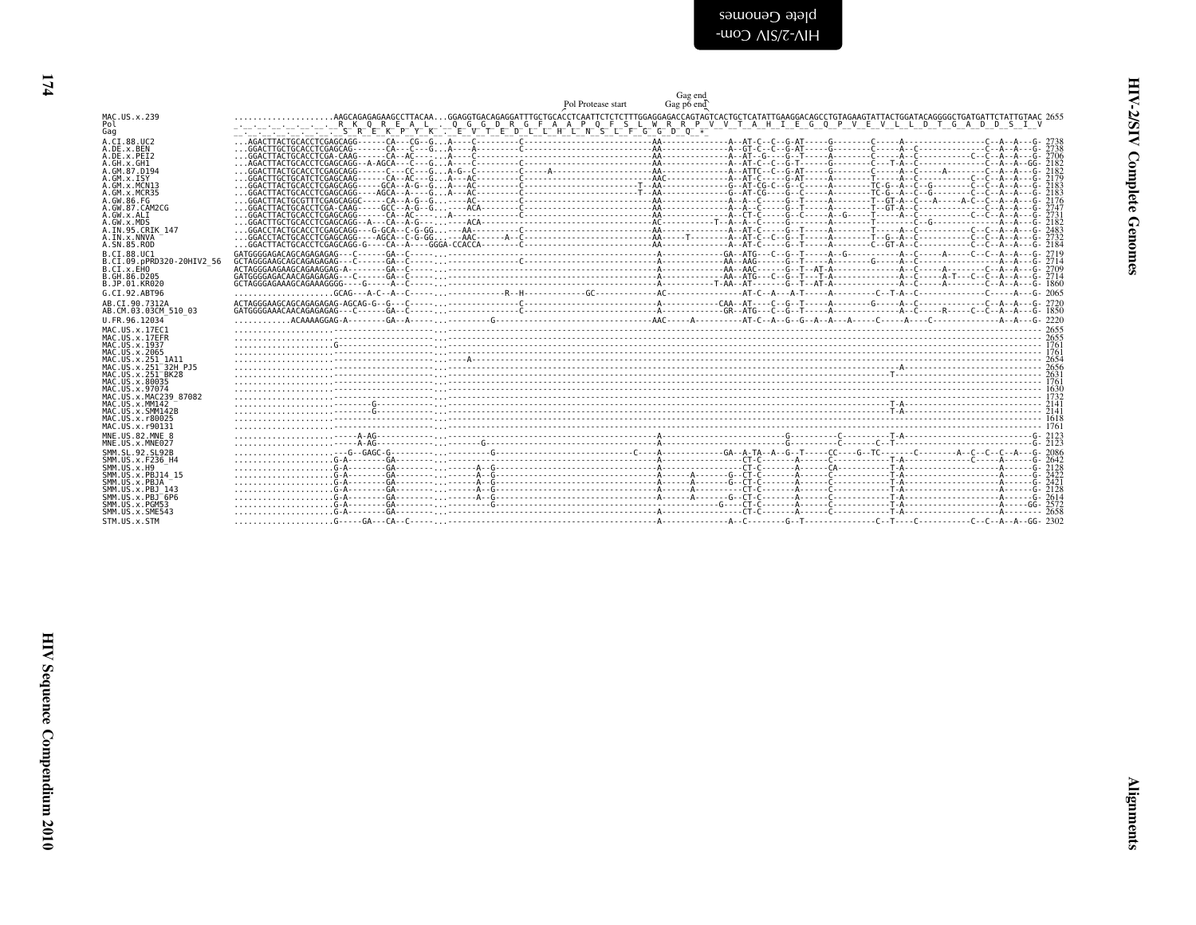```
                                                                                                          Gag end
                                                                                    Pol Protease start    Gag p6 end
MAC.US.x.239              ....................AAGCAGAGAGAAGCCTTACAA...GGAGGTGACAGAGGATTTGCTGCACCTCAATTCTCTCTTTGGAGGAGACCAGTAGTCACTGCTCATATTGAAGGACAGCCTGTAGAAGTATTACTGGATACAGGGGCTGATGATTCTATTGTAAC 2655
Pol                       _._._._._._._._._.R_K_Q_R_E_A_L_._Q_G_G_D_R_G_F_A_A_P_Q_F_S_L_W_R_R_P_V_V_T_A_H_I_E_G_Q_P_V_E_V_L_L_D_T_G_A_D_D_S_I_V
Gag                       __._._._._._._._.S_R_E_K_P_Y_K_._E_V_T_E_D_L_L_H_L_N_S_L_F_G_G_D_Q_*

A.CI.88.UC2               ...AGACTTACTGCACCTCGAGCAGG------CA---CG--G...A----C---------C---------------------------AA--------------A--AT-C--C--G-AT-----G---------C------A----------------C--A--A---G- 2738
A.DE.x.BEN                ...GGACTTGCTGCACCTCGAGCAG-------CA---C---G...A----A---------C---------------------------AA--------------A--GT-C--C--G-AT-----G---------C------A---C-------------C--A--A---G- 2738
A.DE.x.PEI2               ...GGACTTACTGCACCTCGA-CAAG------CA--AC-------A----C---------C---------------------------AA--------------A--AT--G----G--T-----A---------C------A--C--------------C--C--A---G- 2706
A.GH.x.GH1                ...AGACTTACTGCACCTCGAGCAGG--A-AGCA---C---G...A----C---------C---------------------------AA--------------A--AT-C--C--G-T------G---------C---T-A--C--------------C--A--A--GG- 2182
A.GM.87.D194              ...GGACTTACTGCACCTCGAGCAGG------C----CC--G...A-G--C---------C------A--------------------AA--------------A--ATTC--C--G-AT-----G---------C------A--C------A-------C--A--A---G- 2182
A.GM.x.ISY                ...GGACTTGCTGCACTTCGAGCAAG------CA--AC---G...A----AC--------C---------------------------AAC-------------A--AT-C-----G-AT-----A---------T------A--C--------------C--C--A---G- 2179
A.GM.x.MCN13              ...GGACTTACTGCACCTCGAGCAGG-----GCA--A-G--G...A----AC--------C-----------------------T--AA--------------G--AT-CG-C--G--C-----A---------TC-G--A--C--G---------C--C--A---G- 2183
A.GM.x.MCR35              ...GGACTTACTGCACCTCGAGCAGG----AGCA--A----G...A----AC--------C-----------------------T--AA--------------G--AT-CG----G--C-----A---------TC-G--A--C--G---------C--C--A---G- 2183
A.GW.86.FG                ...GGACTTACTGCGTTTCGAGCAGGC-----CA--A-G--G.......AC---------C---------------------------AA--------------A--A--C-----G--T-----A---------T--GT-A--C----A-----A-C--C--A---G- 2176
A.GW.87.CAM2CG            ...GGACTTACTGCACCTCGA-CAAG-----GCC--A-G--G.......ACA--------C---------------------------AA--------------A--A--C-----G--T-----A---------T--GT-A--C--------------C--C--A---G- 2747
A.GW.x.ALI                ...GGACTTACTGCACCTCGAGCAGG------CA--AC-------A-------------C---------------------------AA--------------A--CT-C-----G--C-----A--G-----T------A--C--------------C--C--A---G- 2731
A.GW.x.MDS                ...GGACTTGCTGCACCTCGAGCAGG--A---CA--A-G--.........ACA-------C---------------------------AC--------------T--A--A--C-----G--------A---------T------C--G--------------A--A---G- 2182
A.IN.95.CRIK_147          ...GGACCTACTGCACCTCGAGCAGG---G-GCA--C-G-GG......AA----------C---------------------------AA--------------A--AT-C-----G--T-----A---------T------A--C--------------C--C--A---G- 2483
A.IN.x.NNVA               ...GGACCTACTGCACCTCGAGCAGG----AGCA--C-G-GG......AAC------A--C---------------------------AA-----T--------A--AT-C--C--G--T-----A---------T--G--A--C--------------C--C--A---G- 2732
A.SN.85.ROD               ...GGACTTACTGCACCTCGAGCAGG-G----CA--A----GGGA-CCACCA--------C---------------------------AA--------------A--AT-C-----G--T-----A---------C--GT-A--C--------------C--C--A---G- 2184

B.CI.88.UC1               GATGGGGAGACAGCAGAGAGAG---C------GA--C----..........................................A---------------GA--ATG---C--G--T------A--G-------------A--C-----A-----C--C--A--A---G- 2719
B.CI.09.pPRD320-20HIV2_56 GCTAGGGAAGCAGCAGAGAGAG---C------GA--C----.........-C---------------------------------A---------------AA--AAG------G--T------A-----------G-----A--C--------------------A--A---G- 2714
B.CI.x.EHO                ACTAGGGAAGAAGCAGAAGGAG-A--------GA--C----..........................................A---------------AA--AAC------G--T--AT-A----------------A--C-----A-----------C--A--A---G- 2709
B.GH.86.D205              GATGGGGAGACAACAGAGAGAG---C------GA--C----..........................................A---------------AA--ATG---C--G--T----T-A---------------A--C-----A-T----C--C--A--A---G- 2714
B.JP.01.KR020             GCTAGGGAGAAAGCAGAAAGGGG---G-----A--C-----..........................................A---------------T-AA--AT-------G--T--AT-A---------------A--C-----A-----C--C--A--A---G- 1860

G.CI.92.ABT96             ....................GCAG---A-C--A--C------..............R--H--------------GC----------AC-----------------AT-C---A---A-T------A----------C--T-A--C--------------C------A---G- 2065

AB.CI.90.7312A            ACTAGGGAAGCAGCAGAGAGAG-AGCAG-G--G---C------...........C----------------------------------A---------------CAA--AT----C--G--T------A----------G------A--C--------------C--A--A---G- 2720
AB.CM.03.03CM_510_03      GATGGGGAAACAACAGAGAGAG---C------GA--C------...........C----------------------------------A---------------GR--ATG---C--G--T------A--------------------A--C-----R-----C--C--A--A---G- 1850

U.FR.96.12034             ...........ACAAAAGGAG-A--------GA--A------...........G----------------------------------AAC-----A---------AT-C--A--G--G--A--A---A-----C-----A----C------------------A--A---G- 2220

MAC.US.x.17EC1            ...........................................................................................................................................................- 2655
MAC.US.x.17EFR            ...........................................................................................................................................................- 2655
MAC.US.x.1937             ....................G......................................................................................................................................- 1761
MAC.US.x.2065             ...........................................................................................................................................................- 1761
MAC.US.x.251_1A11         ..........................................A................................................................................................................- 2654
MAC.US.x.251_32H_PJ5      ...........................................................................................................................A...............................- 2656
MAC.US.x.251_BK28         ..........................................................................................................................T................................- 2631
MAC.US.x.80035            ...........................................................................................................................................................- 1761
MAC.US.x.97074            ...........................................................................................................................................................- 1630
MAC.US.x.MAC239_87082     ...........................................................................................................................................................- 1732
MAC.US.x.MM142            ..........................G...............................................................................................T-A..............................- 2141
MAC.US.x.SMM142B          ..........................G...............................................................................................T-A..............................- 2141
MAC.US.x.r80025           ...........................................................................................................................................................- 1618
MAC.US.x.r90131           ...........................................................................................................................................................- 1761

MNE.US.82.MNE_8           .......................-A-AG-----------.................................A-----------------------G----------C---------T-A-------------------------G- 2123
MNE.US.x.MNE027           .......................-A-AG-----------.......G.........................A-----------------------G----------C-------C--T---------------------------G- 2123

SMM.SL.92.SL92B           ......................G--GAGC-G---------..........G---------------------------------C-----A-----------GA--A-TA--A--G--T-----CC----G--TC-------C--------A--C--C--C--A---G- 2086
SMM.US.x.F236_H4          ....................G-A---------GA--------..........................................A-----------------CT-C-------A------C-----------T-A--------------C------A------G- 2642
SMM.US.x.H9               ....................G-A---------GA--------......A--G-------------------------------A-----------------CT-C-------A------CA----------T-A----------------------A------G- 2128
SMM.US.x.PBJ14_15         ....................G-A---------GA--------......A--G-------------------------------A------A--------G--CT-C-------A------C-----------T-A----------------------A------G- 2422
SMM.US.x.PBJA             ....................G-A---------GA--------......A--G-------------------------------A------A--------G--CT-C-------A------C-----------T-A----------------------A------G- 2421
SMM.US.x.PBJ_143          ....................G-A---------GA--------......A--G-------------------------------A------A-----------CT-C-------A------C-----------T-A----------------------A------G- 2128
SMM.US.x.PBJ_6P6          ....................G-A---------GA--------......A--G-------------------------------A------A--------G--CT-C-------A------C-----------T-A----------------------A------G- 2614
SMM.US.x.PGM53            ....................G-A---------GA--------.........G--------------------------------------------G-----CT-C-------A------C-----------T-A----------------------A-----GG- 2572
SMM.US.x.SME543           ....................G-A---------GA--------..........................................A-----------------CT-C-------A------C-----------T-A----------------------A------- 2658

STM.US.x.STM              ....................G-----GA---CA--C------.........................................A--------------A--C--------G--T--------------C--T-----C-----------C--C--A--A--GG- 2302
```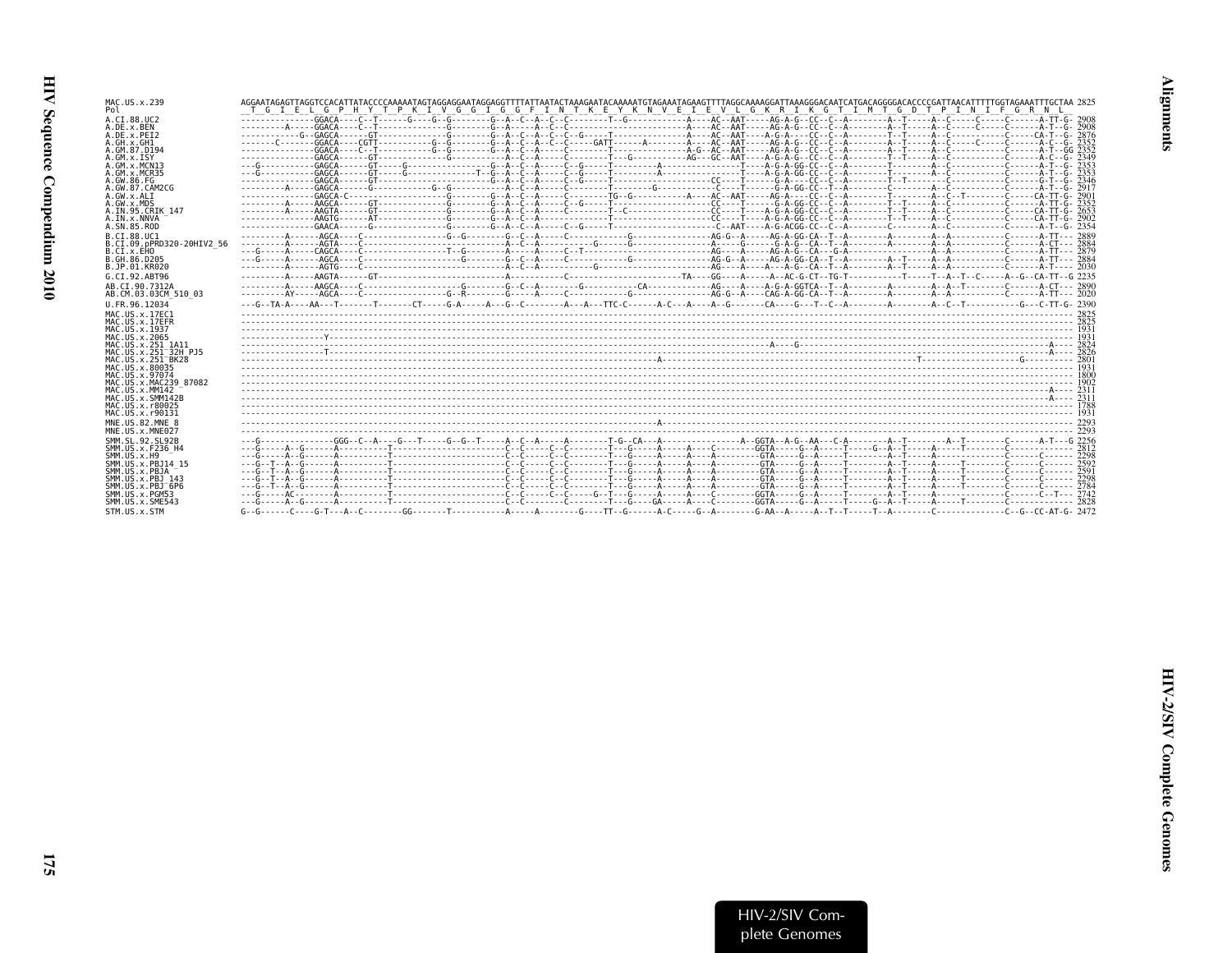```
MAC.US.x.239              AGGAATAGAGTTAGGTCCACATTATACCCCAAAAATAGTAGGAGGAATAGGAGGTTTTATTAATACTAAAGAATACAAAAATGTAGAAATAGAAGTTTTAGGCAAAAGGATTAAAGGGACAATCATGACAGGGGACACCCCGATTAACATTTTTGGTAGAAATTTGCTAA 2825
Pol                       _T__G__I__E__L__G__P__H__Y__T__P__K__I__V__G__G__I__G__G__F__I__N__T__K__E__Y__K__N__V__E__I__E__V__L__G__K__R__I__K__G__T__I__M__T__G__D__T__P__I__N__I__F__G__R__N__L_
A.CI.88.UC2               ---------------GGACA----C--T------G----G--G--------G--A--C--A--C--C--------T--G-----------A----AC--AAT-----AG-A-G--CC--C--A--------A--T-----A--C-----C-----C------A-TT-G- 2908
A.DE.x.BEN                ---------A-----GGACA----C--T-----------------------G--A-----A--C--C-----------------------A----AC--AAT-----AG-A-G--CC--C--A--------A--T-----A--C-----C-----C------A-T--G- 2908
A.DE.x.PEI2               ------------G--GAGCA------GT-----------------------G--A--C--A--C--C--G-----T--------------A----AC--AAT-----A-G-A-----CC--C--A--------T--T-----A--C-----------C------CA-T--G- 2876
A.GH.x.GH1                -------C-------GGACA----CGTT----------G--G---------G--A--C--A--C--C-----GATT------A-------A----AC--AAT-----AG-A-G--CC--C--A--------A--T-----A--C-----C-----C------A-C--G- 2352
A.GM.87.D194              ---------------GGACA----C--T-----------G--G--------G--A--C--A-----C-----------------------A-G--AC--AAT-----AG-A-G--CC--C--A--------A--T-----A--C-----------C------A-T--GG 2352
A.GM.x.ISY                ---------------GAGCA------GT-----------G-----------A--C--A-----C-----------T---G----------AG---GC--AAT-----AG-A-G--CC--C--A--------T--T-----A--C-----------C------A-C--G- 2349
A.GM.x.MCN13              ---G-----------GAGCA------GT-----G-----------------G--A--C--A-----C--G-----T-----------A---------------T----A-G-A-GG-CC--C--A--------T--------A--C-----------C------A-T--G- 2353
A.GM.x.MCR35              ---G-----------GAGCA------GT-----G--------------T--G--A--C--A-----C--G-----T-----------A---------------T----A-G-A-GG-CC--C--A--------T--------A--C-----------C------A-T--G- 2353
A.GW.86.FG                ---------------GAGCA------GT-----------------------G--A--C--A-----C--G-----T---------------------CC----T-----G-A-----CC--C--A--------T--T-----A--C-----------C------G-T--G- 2346
A.GW.87.CAM2CG            ---------A-----GAGCA------G-----------G--G---------A--C--A-----C--------T---------G-------------C----T-------G-A-GG-CC--T--A--------C--------A--C-----------C------A-T--G- 2917
A.GW.x.ALI                ---------------GAGCA-C-----------------------------G--A--C--A-----C-------TG--G-----------A----AC--AAT-----AG-A-----CC--C--A--------T--------A--C--T---------C-----CA-TT-G- 2901
A.GW.x.MDS                ---------A-----AAGCA------GT-----------------------G--A--C--A-----C--G-----T---------------------CC----T-----G-A-GG-CC--C--A--------T--T-----A--C-----------C------A-TT-G- 2352
A.IN.95.CRIK_147          ---------A-----AAGTA------GT-----------------------G--A--C--A-----C--------T--C------------------CC----T----A-G-A-GG-CC--C--A--------T--T-----A--C-----------C-----CA-TT-G- 2653
A.IN.x.NNVA               ---------------AAGTG------AT-----------------------G--A--C--A-----C--------T---------------------CC----T----A-G-A-GG-CC--C--A--------T--T-----A--C-----------C-----CA-TT-G- 2902
A.SN.85.ROD               ---------------GAACA------G------------------------G--A--C--A-----C--G-----T-----------------------C-AAT----A-G-ACGG-CC--C--A--------C--------A--C-----------C------A-T--G- 2354
B.CI.88.UC1               ---------A-----AGCA-----C--------------------G--G--------G--C--A-----C-----------G----------------AG-G--A-----AG-A-GG-CA--T--A--------A--------A--A-----------C------A-TT--- 2889
B.CI.09.pPRD320-20HIV2_56 ---------A-----AGTA-----C------------------------------A--C--A-----------G-------G------------------A----G-------G-A-G--CA--T--A--------A--------A--A-----------C------A-CT--- 2884
B.CI.x.EHO                ---G-----A-----CAGCA----C----------------------T--G--------A-----A-----C--T----------------------AG----A-----AG-A-G--CA--G-A--------A--------A--A-----------C------A-TT--- 2879
B.GH.86.D205              ---G-----A-----AGCA-----C--------------------------G--------G--C--A-----C-----------G------------------AG-G--A-----AG-A-GG-CA--T--A--------A--T-----A--A-----------C------A-TT--- 2884
B.JP.01.KR020             ---------A-----AGTG-----C------------------------------A--C--A------------G---------------------------AG----A----A---A-G--CA--T--A--------A--T-----A--A-----------C------A-T---- 2030
G.CI.92.ABT96             ---------A-----AAGTA------GT---------------------------A-----------C--------------------TA----GG----A-----A--AC-G-CT--TG-T--------T-----T--A--T--C-----A--G--CA-TT--G 2235
AB.CI.90.7312A            ---------A-----AAGCA----C---------------------G--------G--C--A-----------G-----------CA-------------AG----A-----A-G-A-GGTCA--T--A--------A--------A--A--T--------C------A-CT--- 2890
AB.CM.03.03CM_510_03      ---------AY-----AGCA----C--------------------G--R--------G-----A-----C-----------G-------------------AG-G--A-----CAG-A-GG-CA--T--A--------A--------A--A-----------C------A-TT--- 2020
U.FR.96.12034             ---G--TA-A----AA---T-------T-------CT-----G-A-----A---G--C--------A---A---TTC-C------A-C---A----A--G-------CA----G---T--C--A--------A--------A--C--T-----------G---C-TT-G- 2390
MAC.US.x.17EC1            ------------------------------------------------------------------------------------------------------------------------------------------------------------------------ 2825
MAC.US.x.17EFR            ------------------------------------------------------------------------------------------------------------------------------------------------------------------------ 2825
MAC.US.x.1937             ------------------------------------------------------------------------------------------------------------------------------------------------------------------------ 1931
MAC.US.x.2065             -----------------Y------------------------------------------------------------------------------------------------------------------------------------------------------- 1931
MAC.US.x.251_1A11         -----------------------------------------------------------------------------------------------A----G-----------------------------------------------------------A---- 2824
MAC.US.x.251_32H_PJ5      ----------------T--------------------------------------------------------------------------------------------------------------------------------------------A---- 2826
MAC.US.x.251_BK28         --------------------------------------------------------------------------A------------------------------------------------------T--------------------G----------- 2801
MAC.US.x.80035            ------------------------------------------------------------------------------------------------------------------------------------------------------------------------ 1931
MAC.US.x.97074            ------------------------------------------------------------------------------------------------------------------------------------------------------------------------ 1800
MAC.US.x.MAC239_87082     ------------------------------------------------------------------------------------------------------------------------------------------------------------------------ 1902
MAC.US.x.MM142            -------------------------------------------------------------------------------------------------------------------------------------------------------------A---- 2311
MAC.US.x.SMM142B          -------------------------------------------------------------------------------------------------------------------------------------------------------------A---- 2311
MAC.US.x.r80025           ------------------------------------------------------------------------------------------------------------------------------------------------------------------------ 1788
MAC.US.x.r90131           ------------------------------------------------------------------------------------------------------------------------------------------------------------------------ 1931
MNE.US.82.MNE_8           --------------------------------------------------------------------------A------------------------------------------------------------------------------------------ 2293
MNE.US.x.MNE027           ------------------------------------------------------------------------------------------------------------------------------------------------------------------------ 2293
SMM.SL.92.SL92B           ---G-------------GGG--C--A----G---T-----G--G--T-----A--C--A-----A--------T-G--CA--A-------------A--GGTA--A-G--AA---C-A--------A--T--------A--T--------C------A-T--G 2256
SMM.US.x.F236_H4          ---G-----A--G------A----------T----------------------C--C-----C--C--------T---G-----A-----A----C-------GGTA-----G--A-----T-----G--A--T-----A-----T--------C------------- 2812
SMM.US.x.H9               ---G-----A--G------A----------T----------------------C--C-----C--C--------T---G-----A-----A----A--------GTA-----G--A-----T--------A--T-----A-----T--------C------C------ 2298
SMM.US.x.PBJ14_15         ---G--T--A--G------A----------T----------------------C--C-----C--C--------T---G-----A-----A----A--------GTA-----G--A-----T--------A--T-----A-----T--------C------C------ 2592
SMM.US.x.PBJA             ---G--T--A--G------A----------T----------------------C--C-----C--C--------T---G-----A-----A----A--------GTA-----G--A-----T--------A--T-----A-----T--------C------C------ 2591
SMM.US.x.PBJ_143          ---G--T--A--G------A----------T----------------------C--C-----C--C--------T---G-----A-----A----A--------GTA-----G--A-----T--------A--T-----A-----T--------C------C------ 2298
SMM.US.x.PBJ_6P6          ---G--T--A--G------A----------T----------------------C--C-----C--C--------T---G-----A-----A----A--------GTA-----G--A-----T--------A--T-----A-----T--------C------C------ 2784
SMM.US.x.PGM53            ---G-----AC--------A----------T----------------------C--C-----C--C-----G--T---G-----A-----A----C-------GGTA-----G--A-----T--------A--T-----A--------------C------C--T--- 2742
SMM.US.x.SME543           ---G-----A--G------A----------T----------------------C--C-----C-----------T---G---GA-----A----C-------GGTA-----G--A-----T-----G--A--T-----A-----T--------C------C------ 2828
STM.US.x.STM              G--G------C----G-T---A--C--------GG-------T-----------A-----A--------G----TT--G------A-C-----G--A--------G-AA--A-----A--T--T-----T--A--------C--------------C--G--CC-AT-G- 2472
```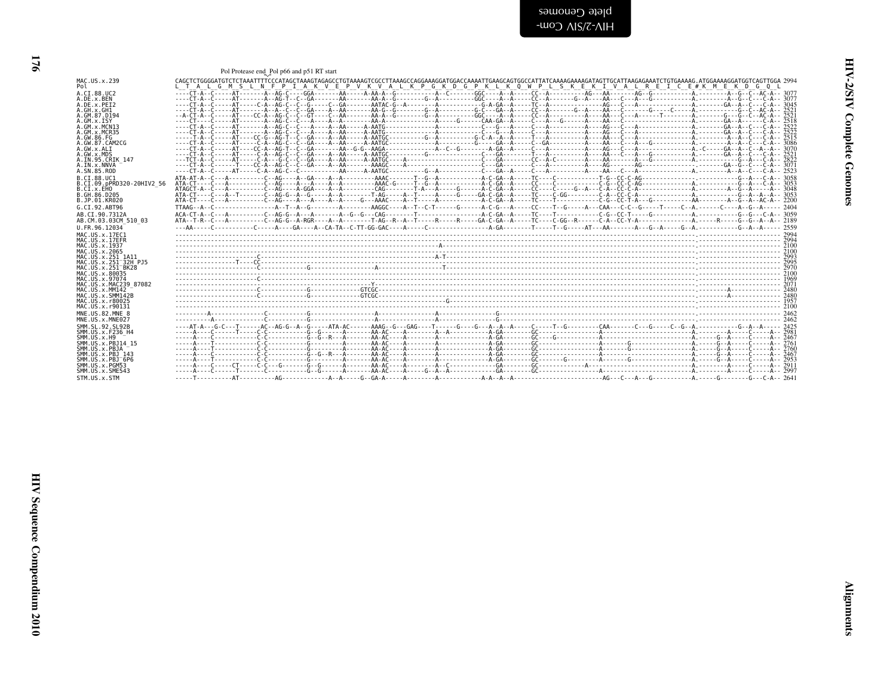Pol Protease end_Pol p66 and p51 RT start

```
MAC.US.x.239               CAGCTCTGGGGATGTCTCTAAATTTTCCCATAGCTAAAGTAGAGCCTGTAAAAGTCGCCTTAAAGCCAGGAAAGGATGGACCAAAATTGAAGCAGTGGCCATTATCAAAAGAAAAGATAGTTGCATTAAGAGAAATCTGTGAAAAG.ATGGAAAAGGATGGTCAGTTGGA 2994
Pol                        L  T  A  L  G  M  S  L  N  F  P  I  A  K  V  E  P  V  K  V  A  L  K  P  G  K  D  G  P  K  L  K  Q  W  P  L  S  K  E  K  I  V  A  L  R  E  I  C  E # K  M  E  K  D  G  Q  L
A.CI.88.UC2                3077
A.DE.x.BEN                 3077
A.DE.x.PEI2                3045
A.GH.x.GH1                 2521
A.GM.87.D194               2521
A.GM.x.ISY                 2518
A.GM.x.MCN13               2522
A.GM.x.MCR35               2522
A.GW.86.FG                 2515
A.GW.87.CAM2CG             3086
A.GW.x.ALI                 3070
A.GW.x.MDS                 2521
A.IN.95.CRIK_147           2822
A.IN.x.NNVA                3071
A.SN.85.ROD                2523
B.CI.88.UC1                3058
B.CI.09.pPRD320-20HIV2_56  3053
B.CI.x.EHO                 3048
B.GH.86.D205               3053
B.JP.01.KR020              2200
G.CI.92.ABT96              2404
AB.CI.90.7312A             3059
AB.CM.03.03CM_510_03       2189
U.FR.96.12034              2559
MAC.US.x.17EC1             2994
MAC.US.x.17EFR             2994
MAC.US.x.1937              2100
MAC.US.x.2065              2100
MAC.US.x.251_1A11          2993
MAC.US.x.251_32H_PJ5       2995
MAC.US.x.251_BK28          2970
MAC.US.x.80035             2100
MAC.US.x.97074             1969
MAC.US.x.MAC239_87082      2071
MAC.US.x.MM142             2480
MAC.US.x.SMM142B           2480
MAC.US.x.r80025            1957
MAC.US.x.r90131            2100
MNE.US.82.MNE_8            2462
MNE.US.x.MNE027            2462
SMM.SL.92.SL92B            2425
SMM.US.x.F236_H4           2981
SMM.US.x.H9                2467
SMM.US.x.PBJ14_15          2761
SMM.US.x.PBJA              2760
SMM.US.x.PBJ_143           2467
SMM.US.x.PBJ_6P6           2953
SMM.US.x.PGM53             2911
SMM.US.x.SME543            2997
STM.US.x.STM               2641
```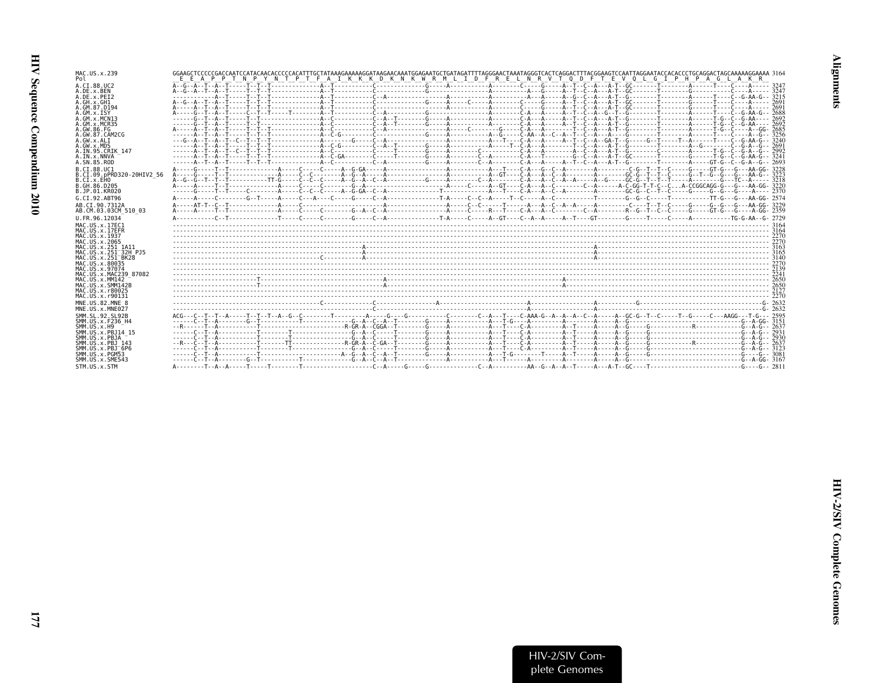```
MAC.US.x.239              GGAAGCTCCCCCGACCAATCCATACAACACCCCCACATTTGCTATAAAGAAAAAGGATAAGAACAAATGGAGAATGCTGATAGATTTTAGGGAACTAAATAGGGTCACTCAGGACTTTACGGAAGTCCAATTAGGAATACCACACCCTGCAGGACTAGCAAAAAGGAAAA 3164
Pol                        E  E  A  P  P  T  N  P  Y  N  T  P  T  F  A  I  K  K  K  D  K  N  K  W  R  M  L  I  D  F  R  E  L  N  R  V  T  Q  D  F  T  E  V  Q  L  G  I  P  H  P  A  G  L  A  K  R
A.CI.88.UC2               A--G--A--T--A--T-----T--T--T-------------A--T-----------C--------------G-----A-----------A---------C-----G-----A--T--C--A---A-T--GC-------T--------A-----T----C----A---- 3247
A.DE.x.BEN                A--G--A--T--A--T-----T--T--T-------------A--T-----------C--------------G-----------------A---------------A---G-----A--T--C--A---A-T--GC-------T--------A-----T----C----A---- 3247
A.DE.x.PEI2               ------------A--T-----T--T--T-------------A--T-----------C--A-----------------------------A---------A----A---A--G--C--A---A-T--G--------T--------A-----T----C--G-AA-G-- 3215
A.GH.x.GH1                A--G--A--T--A--T-----T--T--T-------------A--T-----------C--------------G-----A-----C-----A---------C-----G-----A--T--C--A---A-T--GC-------T--------G-----T----C----A---- 2691
A.GM.87.D194              A-----A--T--A--T-----T--T--T-------------A--T-----------C--------------------------------A---------------G-----A--T--C--A---A-T--GC-------T--------G-----T----C----A---- 2691
A.GM.x.ISY                A-----G--T--A--T-----C--T--T-----T-------A--T-----------C--A-----------G-----------------A---------C--A--A-----A--T--C--A--G--T--G--------T--------A-----T----C--G-AA-G-- 2688
A.GM.x.MCN13              ------G--T--A--T-----T--T----------------A--C-----------C--A--T--------G-----A-----------A---------C--A--A-----A--T--C--A---A-T--G--------T--------A-----T-G--C--G-AA---- 2692
A.GM.x.MCR35              ------G--T--A--T-----T--T----------------A--C-----------C--A--T--------G-----A-----------A---------C--A--A-----A--T--C--A---A-T--G--------T--------A-----T-G--C--G-AA---- 2692
A.GW.86.FG                A-----A--T--A--T-----T--T--T-------------A--C-----------C--A-----------------A-----C--------G-----C--A--A-----T--C--A---A-T--G--------T--------A-----T-G--C----A-GG- 2685
A.GW.87.CAM2CG            ------A--T--A--T-----T--T--T-------------A--C-G---------C--------------G-----A-----------A--G-----C-AA--A--C--A--T--C--A---A----G--------T--------A-----T----C----A-G- 3256
A.GW.x.ALI                ---G--A--T--A--T--C--T--T--T-------------A---------G----C--A-----------------A-----------A---T----C--A--A-----A--T--C--A--GA-T--G-----G--T-----T--A-----T----C--G-AA-G-- 3240
A.GW.x.MDS                ------A--T--A--T-----T--T--T-------------A--C-G---------C--A--T--------G-----A-----------A-----T--C--A--A--------T--C--A---A-T--G--------T--------A--G--------C--G-A-G-- 2691
A.IN.95.CRIK_147          ------A--T--A--T--C--T--T--T-------------A--C-----------C-----T--------G-----A------C----------C--A--A-----A--C--A---A-T--G--------C--------A-----T-G--C--G-A-G-- 2992
A.IN.x.NNVA               ------A--T--A--T-----T--T--T-------------A--C-GA--------C-----T--------G-----A-----------C--A------C--A--T--------G--C--A---A-T--GC-------T--------G-----T-G--C--G-AA-G-- 3241
A.SN.85.ROD               ------A--T--A--T-----T--T--T-------------A--C-----------C--A-----------G-----A-----------C--A------C--A--A-----A--T--C--A---A-T--G--------T--------A-----GT-G--C--G-A--G-- 2693
B.CI.88.UC1               A-----G-----T--T-----------------A-----C-----C-----A--G-GA-----A-----------------A-----------A---T----C--A--G--C--A--------A-----------C-G--T--T--C------G-----GT-G---G---AA-GG- 3228
B.CI.09.pPRD320-20HIV2_56 A-----G-----T--T-----------------A-----C--C-------A--G--A-----A-----------------A-----------A--GT----C--A--A--C--A--------A---------GC-G--T--T--C------G--T--G--G---G---AA-G-- 3223
B.CI.x.EHO                A--G--G--T--T--T--------TT-G-----C--C--C-----A--G--A--C--A--------G-----A-------C--A-------C--A--A--C--A--A-----A--G-----GC-G--T--T--T-----A--------G-----TC--A----- 3218
B.GH.86.D205              A-----A-----T--T-----------------A-----C-----C--------G--A-------------------------A-----C-----A--GT----C--A--A--C--------C--A-----A-C-GG-T-T-C--C...A-CCGGCAGG-G---G---AA-GG- 3220
B.JP.01.KR020             ------G-----T--T-----C-----------A-----C--C--C-----A--G-GA--C--A---------------T-----------A---T----C--A--A--C--A--------A---------GC-G--C--T--C------G-----G--G---G---A---- 2370
G.CI.92.ABT96             A-----A-----C--------G--T-----A-----C---A-----C-----G-----C--A---------------T-A-----C--C--A-----T--C-----A--C-----------T--------G--G--C-----T-----------TT-G---G---AA-GG- 2574
AB.CI.90.7312A            A-----AT-T--C--T-----------------A-----C--------------G-----C--A---------------A-----C--C-----T-----A---A--C--A--A-----A--------C-----T--T--C-----G-----G--G---G---AA-GG- 3229
AB.CM.03.03CM_510_03      A-----A-----T--T-----------------A-----C-----C--------G--A--C--A---------------A-----C-----R---T----C--A--A--C--A--------C--A--------R--G--T--C--C-----G-----GT-G---G---A-GG- 2359
U.FR.96.12034             A-----------C--T--------------T-----C-----C--------G-----C--A--------------T-A-----C-----A--GT----C--A--A-----A--T----GT--------G-----T-----C-----A----------TG-G-AA--G- 2729
MAC.US.x.17EC1            ------------------------------------------------------------------------------------------------------------------------------------------------------------------------------ 3164
MAC.US.x.17EFR            ------------------------------------------------------------------------------------------------------------------------------------------------------------------------------ 3164
MAC.US.x.1937             ------------------------------------------------------------------------------------------------------------------------------------------------------------------------------ 2270
MAC.US.x.2065             ------------------------------------------------------------------------------------------------------------------------------------------------------------------------------ 2270
MAC.US.x.251_1A11         ----------------------------------------------A--------------------------------------------------------A------------------------------------------------------------------- 3163
MAC.US.x.251_32H_PJ5      ----------------------------------------------A--------------------------------------------------------A------------------------------------------------------------------- 3165
MAC.US.x.251_BK28         ----------------------------------------C-----A--------------------------------------------------------A------------------------------------------------------------------- 3140
MAC.US.x.80035            ------------------------------------------------------------------------------------------------------------------------------------------------------------------------------ 2270
MAC.US.x.97074            ------------------------------------------------------------------------------------------------------------------------------------------------------------------------------ 2139
MAC.US.x.MAC239_87082     ------------------------------------------------------------------------------------------------------------------------------------------------------------------------------ 2241
MAC.US.x.MM142            ------------------------T-------------------------A------------------------------------------A----------------------------------------------------------------------------- 2650
MAC.US.x.SMM142B          ------------------------T-------------------------A------------------------------------------A----------------------------------------------------------------------------- 2650
MAC.US.x.r80025           ------------------------------------------------------------------------------------------------------------------------------------------------------------------------------ 2127
MAC.US.x.r90131           ------------------------------------------------------------------------------------------------------------------------------------------------------------------------------ 2270
MNE.US.82.MNE_8           ---------------------------------------C-----------C-----------------A------------------A--------------------A-----------G------------------------------------------G- 2632
MNE.US.x.MNE027           ---------------------------------------------------C------------------------------------A--------------------A-----------------------------------------------------G- 2632
SMM.SL.92.SL92B           ACG---C--T--T--A-----T--T--T--A--G--C--------T---------A-----G---G----------C--------C--A---T----C-AAA-G--A--A--A--C--A-----A--GC-G--T--C-----T--G-----C---AAGG---T-G--- 2595
SMM.US.x.F236_H4          ------C--T--A--------G--T---------T-----------------G--A--C--A--T---------G-----A-----------A---T-G-----A---------A--------A-----A--G------------------------------G--A-GG- 3151
SMM.US.x.H9               --R------T--A------------------------------R-GR-A--CGGA--T--------G-----A-----------A---T----C-A---------A--T-----A-----A--G-----G------------R-------------G--A-G-- 2637
SMM.US.x.PBJ14_15         ------C--T--A-----------T---------T----------------G--A--C-----T--------G-----A-----------A---T----C-A---------A--T-----A-----A--G-----G----------------------------G--A-G-- 2931
SMM.US.x.PBJA             ------C--T--A-----------T---------T----------------G--A--C-----T--------G-----A-----------A---T----C-A---------A--T-----A-----A--G-----G----------------------------G--A-G-- 2930
SMM.US.x.PBJ_143          --R---C--T--A-----------T--------TT--------------R-GR-A--C-GA--T--------G-----A-----------A---T----C-A---------A--T-----A-----A--G-----G------------R-------------G--A-G-- 2637
SMM.US.x.PBJ_6P6          ------C--T--A-----------T--------T-----------------G--A--C-----T--------G-----A-----------A---T----C-A---------A--T-----A-----A--G-----G----------------------------G--A-G-- 3123
SMM.US.x.PGM53            ------C--T--A-----------T------------------A--G--A--C--A--T--------G-----A-----------A---T-G-------T-----A--T-----A-----A--G-----G----------------------------G----G-- 3081
SMM.US.x.SME543           ------C--T--A--------G--T-------------T---------G--A--C--A--T---------------A-----------A---T-----------A---------A-----A--G------------------------------G--A-GG- 3167
STM.US.x.STM              A--------T--A--A-----T-----T--------T-------------------C--A-----G-----G--------------C--A-----------AA--G--A--A--T-----A---A-T--GC----T---------------------------G----G-- 2811
```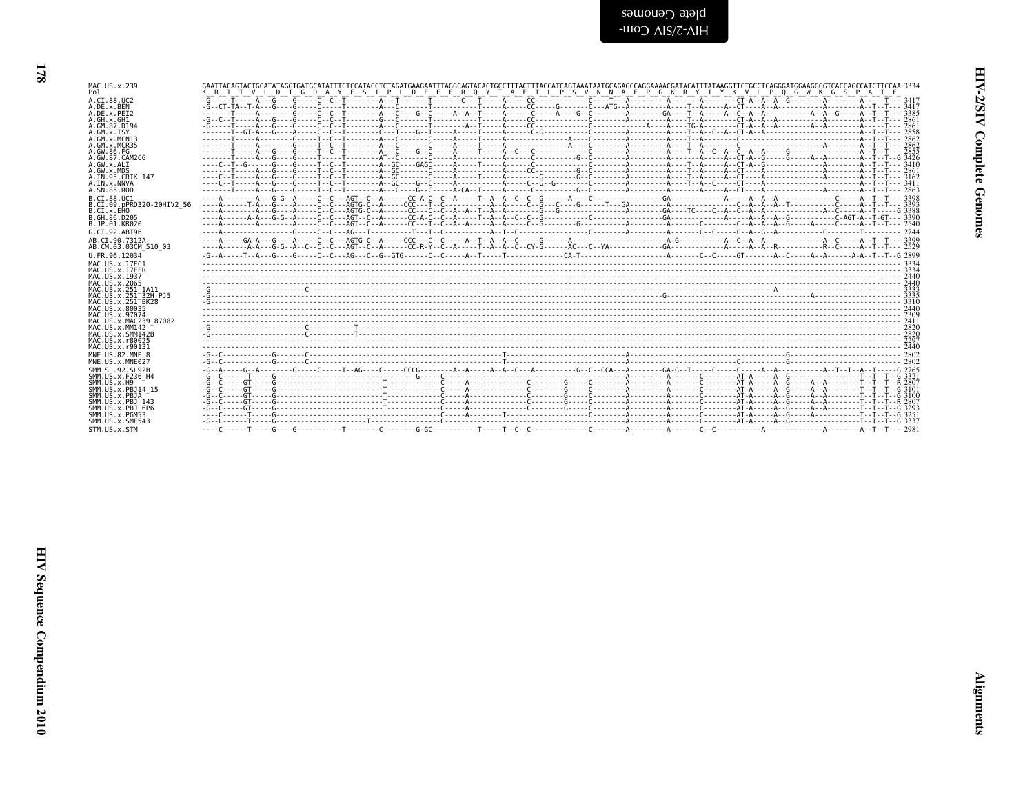```
MAC.US.x.239                GAATTACAGTACTGGATATAGGTGATGCATATTTCTCCATACCTCTAGATGAAGAATTTAGGCAGTACACTGCCTTTACTTTACCATCAGTAAATAATGCAGAGCCAGGAAAACGATACATTTATAAGGTTCTGCCTCAGGGATGGAAGGGGTCACCAGCCATCTTCCAA 3334
Pol                         K  R  I  T  V  L  D  I  G  D  A  Y  F  S  I  P  L  D  E  E  F  R  Q  Y  T  A  F  T  L  P  S  V  N  N  A  E  P  G  K  R  Y  I  Y  K  V  L  P  Q  G  W  K  G  S  P  A  I  F

A.CI.88.UC2                 3417
A.DE.x.BEN                  3417
A.DE.x.PEI2                 3385
A.GH.x.GH1                  2861
A.GM.87.D194                2861
A.GM.x.ISY                  2858
A.GM.x.MCN13                2862
A.GM.x.MCR35                2862
A.GW.86.FG                  2855
A.GW.87.CAM2CG              3426
A.GW.x.ALI                  3410
A.GW.x.MDS                  2861
A.IN.95.CRIK_147            3162
A.IN.x.NNVA                 3411
A.SN.85.ROD                 2863
B.CI.88.UC1                 3398
B.CI.09.pPRD320-20HIV2_56   3393
B.CI.x.EHO                  3388
B.GH.86.D205                3390
B.JP.01.KR020               2540
G.CI.92.ABT96               2744
AB.CI.90.7312A              3399
AB.CM.03.03CM_510_03        2529
U.FR.96.12034               2899
MAC.US.x.17EC1              3334
MAC.US.x.17EFR              3334
MAC.US.x.1937               2440
MAC.US.x.2065               2440
MAC.US.x.251_1A11           3333
MAC.US.x.251_32H_PJ5        3335
MAC.US.x.251_BK28           3310
MAC.US.x.80035              2440
MAC.US.x.97074              2309
MAC.US.x.MAC239_87082       2411
MAC.US.x.MM142              2820
MAC.US.x.SMM142B            2820
MAC.US.x.r80025             2297
MAC.US.x.r90131             2440
MNE.US.82.MNE_8             2802
MNE.US.x.MNE027             2802
SMM.SL.92.SL92B             2765
SMM.US.x.F236_H4            3321
SMM.US.x.H9                 2807
SMM.US.x.PBJ14_15           3101
SMM.US.x.PBJA               3100
SMM.US.x.PBJ_143            2807
SMM.US.x.PBJ_6P6            3293
SMM.US.x.PGM53              3251
SMM.US.x.SME543             3337
STM.US.x.STM                2981
```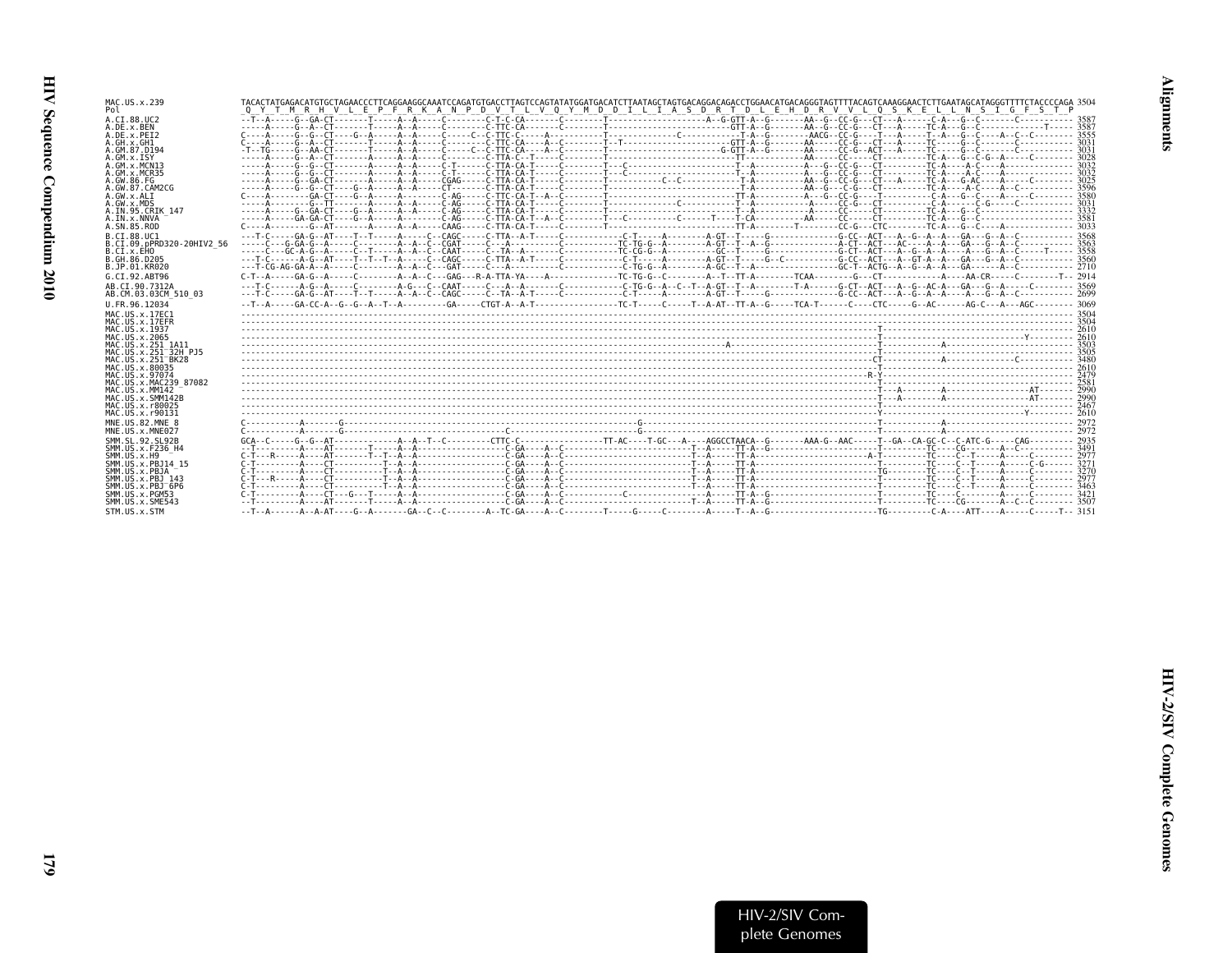```
MAC.US.x.239                TACACTATGAGACATGTGCTAGAACCCTTCAGGAAGGCAAATCCAGATGTGACCTTAGTCCAGTATATGGATGACATCTTAATAGCTAGTGACAGGACAGACCTGGAACATGACAGGGTAGTTTTACAGTCAAAGGAACTCTTGAATAGCATAGGGTTTTCTACCCCAGA 3504
Pol                          Q  Y  T  M  R  H  V  L  E  P  F  R  K  A  N  P  D  V  T  L  V  Q  Y  M  D  D  I  L  I  A  S  D  R  T  D  L  E  H  D  R  V  V  L  Q  S  K  E  L  L  N  S  I  G  F  S  T  P
A.CI.88.UC2                 --T--A-----G--GA-CT-------T-----A--A-----C--------C-T-C-CA-------C--------T--------------------A--G-GTT-A--G------AA--G--CC-G---CT---A------C-A---G--C-------C---------- 3587
A.DE.x.BEN                  -----A-----G--A--CT-------T-----A--A-----C--------C-TTC-CA-------C--------T-------------------------GTT-A--G------AA--G--CC-G---CT---A-----TC-A---G--C---------------T----- 3587
A.DE.x.PEI2                 C----A-----G--G--CT-----G--A-----A--A-----C-----C--C-TTC-C-----A----------T-----------------C-----------T-A--G------AACG--CC-G---T---A-----T--A---G--C----A--C--C-------- 3555
A.GH.x.GH1                  C----A-----G--A--CT-------T-----A--A-----C--------C-TTC-CA-----A--C--------T--T--------------------GTT-A--G------AA-----CC-G---CT---A-----TC-----G--C----------------- 3031
A.GM.87.D194                -T--TG-----G--AA-CT-------T-----A--A-----C-------C--C-TTC-CA-----A--C--------T-----------------------G-GTT-A--G------AA-----CC-G--ACT---A-----TC-----G--C-----C----------- 3031
A.GM.x.ISY                  -----A-----G--A--CT--------A-----A--A-----C--------C-TTA-C--T-----C--------T-------------------------TT----------AA-----CC------CT---------TC-A---G--C-G--A-----C---------- 3028
A.GM.x.MCN13                -----A-----G--G--CT--------A-----A--A-----C-T------C-TTA-CA-T-----C--------T---C---------------------T--A----------A---G--CC-G---CT---------TC-A----A-C----A------------- 3032
A.GM.x.MCR35                -----A-----G--G--CT--------A-----A--A-----C-T------C-TTA-CA-T-----C--------T---C---------------------T--A----------A---G--CC-G---CT---------TC-A----A-C----A------------- 3032
A.GW.86.FG                  -----A-----G--GA-CT--------A-----A--A-----CGAG-----C-TTA-CA-T-----C--------T-----------C--C----------T-A----------AA--G--CC-G---CT---A-----TC-A---G-AC----A------C-------- 3025
A.GW.87.CAM2CG              -----A-----G--G--CT-----G--A-----A--A-----CT-------C-TTA-CA-T-----C--------T--------------------------T-A----------AA--G--C-G---CT---------TC-A----A-C----A--C------------ 3596
A.GW.x.ALI                  C----A---------GA-CT-----G--A-----A--A------C-AG-----C-TTC-CA-T--A--C--------T------------------------TT-A----------A---G--CC-G---T----------C-A---G--C----A-----C-------- 3580
A.GW.x.MDS                  -----A---------G--TT-------A-----A--A-----C-AG-----C-TTA-CA-T-----C--------T-----------C-------------T--A-----------A----CC-G---CT---------C-A------C-G----C------------ 3031
A.IN.95.CRIK_147            -----A-----G--GA-CT-----G--A-----A--A-----C-AG-----C-TTA-CA-T-----C--------T--------------------------T--A-----------A----CC-----CT---------TC-A---G--C------------------- 3332
A.IN.x.NNVA                 -----A-----GA-GA-CT-----G--A-----A--------C-AG-----C-TTA-CA-T--A--C--------T---C----------C------T----T-CA----------AA-----CC-----CT---------TC-A---G--C------------------- 3581
A.SN.85.ROD                 C----A---------G--AT-------A-----A--A-----CAAG-----C-TTA-CA-T-----C--------T-----------------------------TT-A--------T--------CC-G---CTC---------TC-A---G--C----A--------------- 3033
B.CI.88.UC1                 ---T-C-----GA-G--AT----T--T-----A-----C--CAGC-----C-TTA--A-T-----C-----------C-T-----A--------A-GT--T-----G-------------G-CC--ACT---A--G--A---A---GA---G--A--C------------ 3568
B.CI.09.pPRD320-20HIV2_56   -----C---G-GA-G--A-----C--------A--A--C--CGAT-----C---A--------C----------TC-TG-G--A--------A-GT--T--A--G-----------A-CT--ACT---AC----A--A---GA---G--A--C------------ 3563
B.CI.x.EHO                  -----C---GC-A-G--A-----C--T-----A--A--C--CAAT-----C--TA--A------C----------TC-CG-G--A--------GC--T-----G-------------G-CT--ACT---A--G--A--A----A---G--A--C-------T---- 3558
B.GH.86.D205                ---T-C-----A-G--AT----T--T--T--A-----C--CAGC-----C-TTA--A-T-----C-----------C-T-----A--------A-GT--T-----G--C-----------G-CC--ACT---A--GT-A---A---GA---G--A--C------------ 3560
B.JP.01.KR020               ---T-CG-AG-GA-A--A-----C--------A--A--C--GAT-----C---A-----------C----------C-TG-G--A--------A-GC--T--A------------------GC-T--ACTG--A--G--A---A---GA------A--C------------ 2710
G.CI.92.ABT96               C-T--A-----GA-G--A-----C--------A--A--C---GAG---R-A-TTA-YA-----A--------------TC-TG-G--C--------A--T--TT-A---------TCAA-------G---CT------------A----AA-CR-----C------T-- 2914
AB.CI.90.7312A              ---T-C-----A-G--A-----C--------A-G---C--CAAT-----C---A--A------------C----------C-TG-G--A--C--T--A-GT--T--A-------T-A-------G-CT--ACT---A--G--AC-A---GA---G--A--C------------ 3569
AB.CM.03.03CM_510_03        ---T-C-----GA-G--AT----T--T-----A--A--C--CAGC-----C--TA--A-T-----C-----------C-T-----A--------A-GT--T-----G-------------G-CC--ACT---A--G--A---A---G--A--C------------ 2699
U.FR.96.12034               --T--A-----GA-CC-A--G--G--A--T--A---------GA-----CTGT-A--A-T---------------TC-T-----C-----T--A-AT--TT-A--G-----TCA-T------C----CTC-----G--AC------AG-C---A---AGC-------- 3069
MAC.US.x.17EC1              --------------------------------------------------------------------------------------------------------------------------------------------------------------------------- 3504
MAC.US.x.17EFR              --------------------------------------------------------------------------------------------------------------------------------------------------------------------------- 3504
MAC.US.x.1937               ----------------------------------------------------------------------------------------------------------------------------T------------------------------------------ 2610
MAC.US.x.2065               ----------------------------------------------------------------------------------------------------------------------------T-----------------------------------Y-------- 2610
MAC.US.x.251_1A11           -------------------------------------------------------------------------------------------------A--------------------------T--------------A------------------------- 3503
MAC.US.x.251_32H_PJ5        ----------------------------------------------------------------------------------------------------------------------------T------------------------------------------ 3505
MAC.US.x.251_BK28           ----------------------------------------------------------------------------------------------------------------------------CT-------------A-----------------C---------- 3480
MAC.US.x.80035              ----------------------------------------------------------------------------------------------------------------------------T------------------------------------------ 2610
MAC.US.x.97074              ---------------------------------------------------------------------------------------------------------------------------R-Y----------------------------------------- 2479
MAC.US.x.MAC239_87082       ----------------------------------------------------------------------------------------------------------------------------T------------------------------------------ 2581
MAC.US.x.MM142              ----------------------------------------------------------------------------------------------------------------------------T---A--------A------------------AT-------- 2990
MAC.US.x.SMM142B            ----------------------------------------------------------------------------------------------------------------------------T---A--------A------------------AT-------- 2990
MAC.US.x.r80025             ----------------------------------------------------------------------------------------------------------------------------T------------------------------------------ 2467
MAC.US.x.r90131             ----------------------------------------------------------------------------------------------------------------------------Y-----------------------------Y----------- 2610
MNE.US.82.MNE_8             C-----------A-------G--------------------------------------------------------G------------------------------------------------T-----------A------------------------------ 2972
MNE.US.x.MNE027             C-----------A-------G------------------------------C-------------------------G------------------------------------------------T-----------A------------------------------ 2972
SMM.SL.92.SL92B             GCA--C-----G--G--AT-----------A--A--T--C---------CTTC-C-----------------TT-AC---T-GC---A----AGGCCTAACA--G-------AAA-G--AAC-----T--GA--CA-GC-C--C-ATC-G-----CAG-------- 2935
SMM.US.x.F236_H4            --T----------A----AT--------T-----A--A--------------------C-GA----A--C-------------------------T--A-----TT-A--G------------------------T---------TC----CG------A--C---------- 3491
SMM.US.x.H9                 C-T---R-----A----AT--------T--T--A--A---------------------C-GA----A--C-------------------------T--A-----TT-A-------------------A-T---------TC----C--T-----A-----C-------- 2977
SMM.US.x.PBJ14_15           C-T---------A----CT-----------T--A--A---------------------C-GA----A--C-------------------------T--A-----TT-A--------------------T---------TC----C--T-----A-----C-G------- 3271
SMM.US.x.PBJA               C-T---------A----CT-----------T--A--A---------------------C-GA----A--C-------------------------T--A-----TT-A------------------------TG---------TC----C--T-----A-----C-------- 3270
SMM.US.x.PBJ_143            C-T---R-----A----CT-----------T--A--A---------------------C-GA----A--C-------------------------T--A-----TT-A--------------------T---------TC----C--T-----A-----C-------- 2977
SMM.US.x.PBJ_6P6            C-T---------A----CT-----------T--A--A---------------------C-GA----A--C-------------------------T--A-----TT-A--------------------T---------TC----C--T-----A-----C-------- 3463
SMM.US.x.PGM53              C-T---------A----CT----G---T-----A--A---------------------C-GA----A--C---------------C---------------A-----TT-A--G------------------T---------TC----C--------A-----C-------- 3421
SMM.US.x.SME543             --T---------A----AT-------T-----A--A---------------------C-GA----A--C-------------------------T--A-----TT-A--G------------------T---------TC----CG------A--C---------- 3507
STM.US.x.STM                --T--A------A--A-AT----G--A-------GA--C--C--------A--TC-GA----A--C--------T-----G-----C--------A-----T--A--G----------------------TG---------C-A----ATT----A-----C-----T-- 3151
```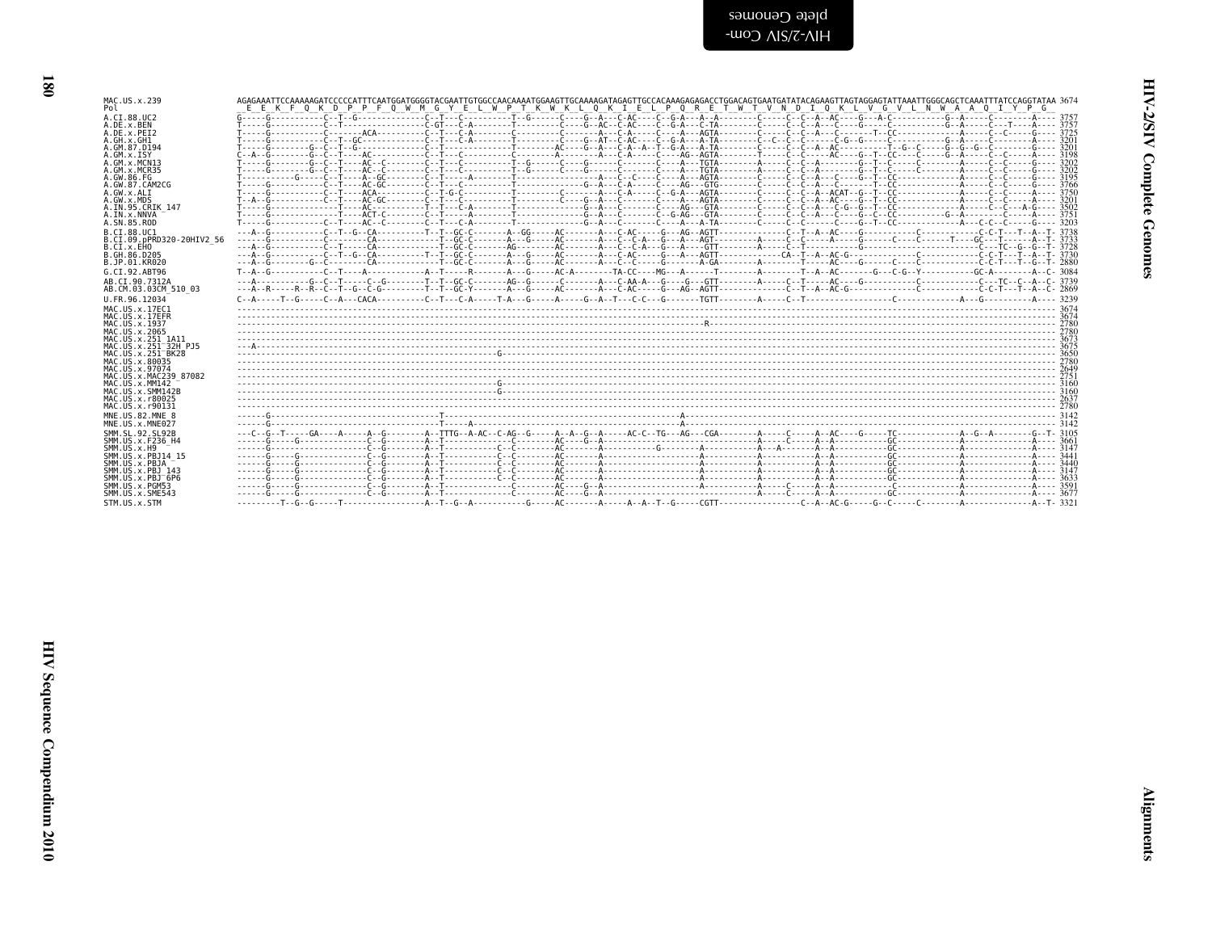```
MAC.US.x.239               AGAGAAATTCCAAAAAGATCCCCCATTTCAATGGATGGGGTACGAATTGTGGCCAACAAAATGGAAGTTGCAAAAGATAGAGTTGCCACAAAGAGAGACCTGGACAGTGAATGATATACAGAAGTTAGTAGGAGTATTAAATTGGGCAGCTCAAATTTATCCAGGTATAA 3674
Pol                         E  E  K  F  Q  K  D  P  P  F  Q  W  M  G  Y  E  L  W  P  T  K  W  K  L  Q  K  I  E  L  P  Q  R  E  T  W  T  V  N  D  I  Q  K  L  V  G  V  L  N  W  A  A  Q  I  Y  P  G
A.CI.88.UC2                3757
A.DE.x.BEN                 3757
A.DE.x.PEI2                3725
A.GH.x.GH1                 3201
A.GM.87.D194               3201
A.GM.x.ISY                 3198
A.GM.x.MCN13               3202
A.GM.x.MCR35               3202
A.GW.86.FG                 3195
A.GW.87.CAM2CG             3766
A.GW.x.ALI                 3750
A.GW.x.MDS                 3201
A.IN.95.CRIK_147           3502
A.IN.x.NNVA                3751
A.SN.85.ROD                3203
B.CI.88.UC1                3738
B.CI.09.pPRD320-20HIV2_56  3733
B.CI.x.EHO                 3728
B.GH.86.D205               3730
B.JP.01.KR020              2880
G.CI.92.ABT96              3084
AB.CI.90.7312A             3739
AB.CM.03.03CM_510_03       2869
U.FR.96.12034              3239
MAC.US.x.17EC1             3674
MAC.US.x.17EFR             3674
MAC.US.x.1937              2780
MAC.US.x.2065              2780
MAC.US.x.251_1A11          3673
MAC.US.x.251_32H_PJ5       3675
MAC.US.x.251_BK28          3650
MAC.US.x.80035             2780
MAC.US.x.97074             2649
MAC.US.x.MAC239_87082      2751
MAC.US.x.MM142             3160
MAC.US.x.SMM142B           3160
MAC.US.x.r80025            2637
MAC.US.x.r90131            2780
MNE.US.82.MNE_8            3142
MNE.US.x.MNE027            3142
SMM.SL.92.SL92B            3105
SMM.US.x.F236_H4           3661
SMM.US.x.H9                3147
SMM.US.x.PBJ14_15          3441
SMM.US.x.PBJA              3440
SMM.US.x.PBJ_143           3147
SMM.US.x.PBJ_6P6           3633
SMM.US.x.PGM53             3591
SMM.US.x.SME543            3677
STM.US.x.STM               3321
```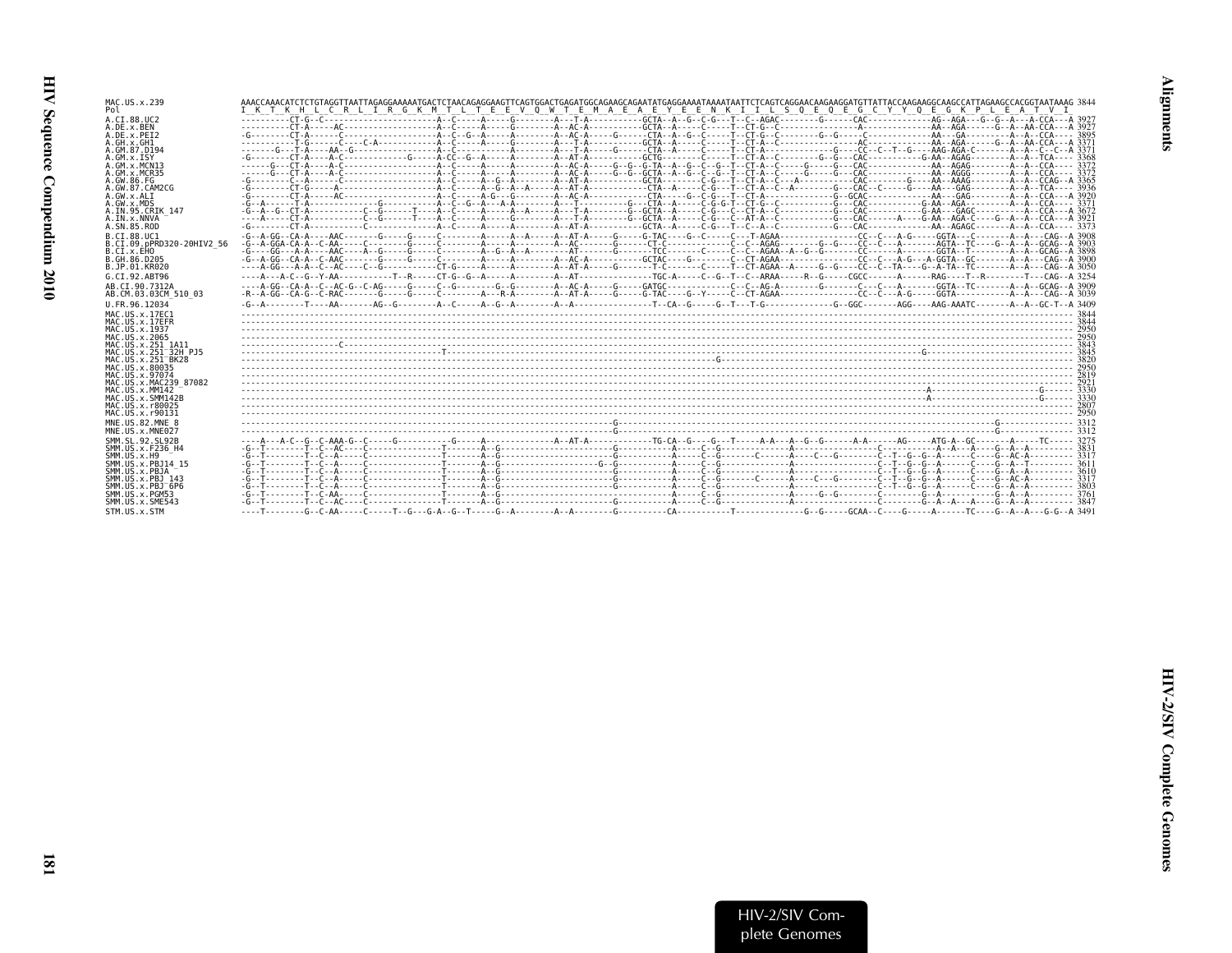```
MAC.US.x.239                AAACCAAACATCTCTGTAGGTTAATTAGAGGAAAAATGACTCTAACAGAGGAAGTTCAGTGGACTGAGATGGCAGAAGCAGAATATGAGGAAAATAAAATAATTCTCAGTCAGGAACAAGAAGGATGTTATTACCAAGAAGGCAAGCCATTAGAAGCCACGGTAATAAAG 3844
Pol                          I  K  T  K  H  L  C  R  L  I  R  G  K  M  T  L  T  E  E  V  Q  W  T  E  M  A  E  A  E  Y  E  E  N  K  I  I  L  S  Q  E  Q  E  G  C  Y  Y  Q  E  G  K  P  L  E  A  T  V  I
A.CI.88.UC2                 3927
A.DE.x.BEN                  3927
A.DE.x.PEI2                 3895
A.GH.x.GH1                  3371
A.GM.87.D194                3371
A.GM.x.ISY                  3368
A.GM.x.MCN13                3372
A.GM.x.MCR35                3372
A.GW.86.FG                  3365
A.GW.87.CAM2CG              3936
A.GW.x.ALI                  3920
A.GW.x.MDS                  3371
A.IN.95.CRIK_147            3672
A.IN.x.NNVA                 3921
A.SN.85.ROD                 3373
B.CI.88.UC1                 3908
B.CI.09.pPRD320-20HIV2_56   3903
B.CI.x.EHO                  3898
B.GH.86.D205                3900
B.JP.01.KR020               3050
G.CI.92.ABT96               3254
AB.CI.90.7312A              3909
AB.CM.03.03CM_510_03        3039
U.FR.96.12034               3409
MAC.US.x.17EC1              3844
MAC.US.x.17EFR              3844
MAC.US.x.1937               2950
MAC.US.x.2065               2950
MAC.US.x.251_1A11           3843
MAC.US.x.251_32H_PJ5        3845
MAC.US.x.251_BK28           3820
MAC.US.x.80035              2950
MAC.US.x.97074              2819
MAC.US.x.MAC239_87082       2921
MAC.US.x.MM142              3330
MAC.US.x.SMM142B            3330
MAC.US.x.r80025             2807
MAC.US.x.r90131             2950
MNE.US.82.MNE_8             3312
MNE.US.x.MNE027             3312
SMM.SL.92.SL92B             3275
SMM.US.x.F236_H4            3831
SMM.US.x.H9                 3317
SMM.US.x.PBJ14_15           3611
SMM.US.x.PBJA               3610
SMM.US.x.PBJ_143            3317
SMM.US.x.PBJ_6P6            3803
SMM.US.x.PGM53              3761
SMM.US.x.SME543             3847
STM.US.x.STM                3491
```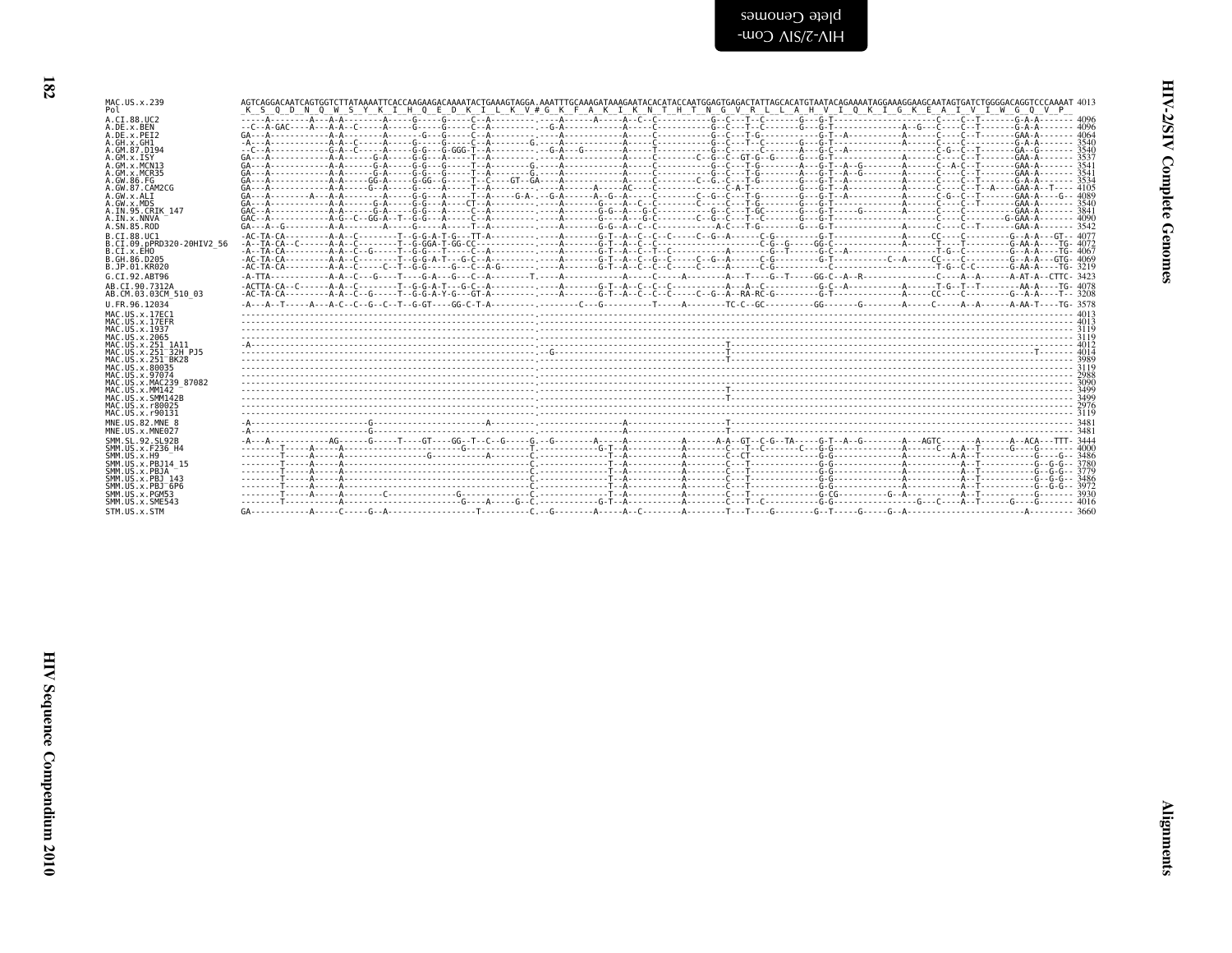```
MAC.US.x.239                AGTCAGGACAATCAGTGGTCTTATAAAATTCACCAAGAAGACAAAATACTGAAAGTAGGA.AAATTTGCAAAGATAAAGAATACACATACCAATGGAGTGAGACTATTAGCACATGTAATACAGAAAATAGGAAAGGAAGCAATAGTGATCTGGGGACAGGTCCCAAAAT 4013
Pol                          K  S  Q  D  N  Q  W  S  Y  K  I  H  Q  E  D  K  I  L  K  V #G  K  F  A  K  I  K  N  T  H  T  N  G  V  R  L  L  A  H  V  I  Q  K  I  G  K  E  A  I  V  I  W  G  Q  V  P
A.CI.88.UC2                  4096
A.DE.x.BEN                   4096
A.DE.x.PEI2                  4064
A.GH.x.GH1                   3540
A.GM.87.D194                 3540
A.GM.x.ISY                   3537
A.GM.x.MCN13                 3541
A.GM.x.MCR35                 3541
A.GW.86.FG                   3534
A.GW.87.CAM2CG               4105
A.GW.x.ALI                   4089
A.GW.x.MDS                   3540
A.IN.95.CRIK_147             3841
A.IN.x.NNVA                  4090
A.SN.85.ROD                  3542
B.CI.88.UC1                  4077
B.CI.09.pPRD320-20HIV2_56    4072
B.CI.x.EHO                   4067
B.GH.86.D205                 4069
B.JP.01.KR020                3219
G.CI.92.ABT96                3423
AB.CI.90.7312A               4078
AB.CM.03.03CM_510_03         3208
U.FR.96.12034                3578
MAC.US.x.17EC1               4013
MAC.US.x.17EFR               4013
MAC.US.x.1937                3119
MAC.US.x.2065                3119
MAC.US.x.251_1A11            4012
MAC.US.x.251_32H_PJ5         4014
MAC.US.x.251_BK28            3989
MAC.US.x.80035               3119
MAC.US.x.97074               2988
MAC.US.x.MAC239_87082        3090
MAC.US.x.MM142               3499
MAC.US.x.SMM142B             3499
MAC.US.x.r80025              2976
MAC.US.x.r90131              3119
MNE.US.82.MNE_8              3481
MNE.US.x.MNE027              3481
SMM.SL.92.SL92B              3444
SMM.US.x.F236_H4             4000
SMM.US.x.H9                  3486
SMM.US.x.PBJ14_15            3780
SMM.US.x.PBJA                3779
SMM.US.x.PBJ_143             3486
SMM.US.x.PBJ_6P6             3972
SMM.US.x.PGM53               3930
SMM.US.x.SME543              4016
STM.US.x.STM                 3660
```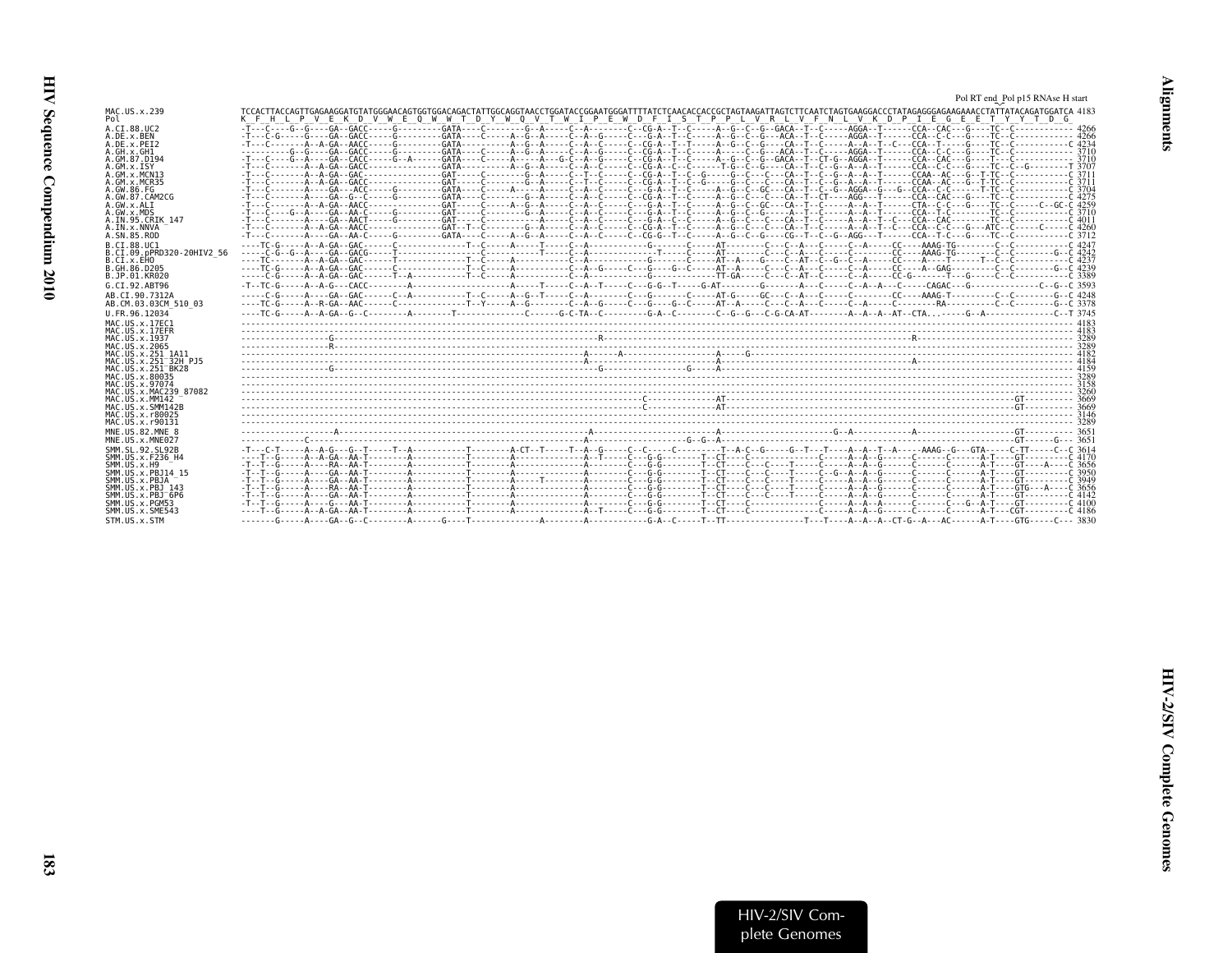Pol RT end_Pol p15 RNAse H start

```
MAC.US.x.239              TCCACTTACCAGTTGAGAAGGATGTATGGGAACAGTGGTGGACAGACTATTGGCAGGTAACCTGGATACCGGAATGGGATTTTATCTCAACACCACCGCTAGTAAGATTAGTCTTCAATCTAGTGAAGGACCCTATAGAGGGAGAAGAAACCTATTATACAGATGGATCA 4183
Pol                       K  F  H  L  P  V  E  K  D  V  W  E  Q  W  W  T  D  Y  W  Q  V  T  W  I  P  E  W  D  F  I  S  T  P  P  L  V  R  L  V  F  N  L  V  K  D  P  I  E  G  E  E  T  Y  Y  T  D  G
A.CI.88.UC2               -T---C----G--G----GA--GACC-----G---------GATA----C--------G--A-----C--A--------C--CG-A--T--C-----A--G--C--G--GACA--T--C-----AGGA--T------CCA--CAC---G----TC--C------------ 4266
A.DE.x.BEN                -T---C-G-----G----GA--GACC-----G---------GATA----C-----A--G--A-----C--A--G-----C--CG-A--T--C-----A--G--C--G---ACA--T--C-----AGGA--T------CCA--C-C---G----TC--C------------ 4266
A.DE.x.PEI2               -T---C-------A--A-GA--AACC-----G---------GATA----------A--G--A-----C--A--C-----C--CG-A--T--T-----A--G--C--G----CA--T--C-----A--A--T--C---CCA--T-----G----TC--C-----------C 4234
A.GH.x.GH1                ---------G--G----GA--GACC-----G---------GATA----C-----A--G--A-----C--A--G-----C--CG-A--T--C-----A-----C--G---ACA--T--C-----AGGA--T------CCA--C-C---G----TC--C------------ 3710
A.GM.87.D194              -T---C-----G--A----GA--CACC-----G--A-----GATA----C-----A-----A---G-C--A--G-----C--CG-A--T--C-----A--G--C--G--GACA--T--CT-G--AGGA--T------CCA--CAC---G----T---C------------ 3710
A.GM.x.ISY                -T---C-------A--A-GA--GACC---------------GATA----------A--G--A-----C--A--C-----C--CG-A--C--C------T-G--C--G----CA--T--C--G--A--A--T------CCA--C-C---G----TC--C--G-------T 3707
A.GM.x.MCN13              -T---C-------A--A-GA--GAC----------------GAT-----C---------G--A-----C--T--C-----C--CG-A--T--C--G-----G--C---C---CA--T--C--G--A--A--T------CCAA--AC---G--T-TC--C-----------C 3711
A.GM.x.MCR35              -T---C-------A--A-GA--GACC---------------GAT-----C---------G--A-----C--T--C-----C--CG-A--T--C--G-----G--C---C---CA--T--C--G--A--A--T------CCAA--AC---G--T-TC--C-----------C 3711
A.GW.86.FG                -T---C-------A----GA---ACC-----G---------GATA----C-----A-----A-----C--A--C-----C--G-A--T--C-----A--G--C--GC---CA--T--C--G--AGGA--G---G--CCA--C-C------T-TC--C-----------C 3704
A.GW.87.CAM2CG            -T---C-------A----GA--G--C-----G---------GATA----C--------G--A-----C--A--C-----C--CG-A--T--C-----A--G--C---C---CA--T--CT----AGG---T------CCA--CAC---G----TC--C-----------C 4275
A.GW.x.ALI                -T---C-------A--A-GA--AACC---------------GAT-----C-----A--G--A-----C--A--C-----C--G-A--T--C-----A--G--C--GC---CA--T--C-----A--A--T------CTA--C-C---G----TC--C-----C--GC-C 4259
A.GW.x.MDS                -T---C----G--A----GA--AA-C-----G---------GAT-----C--------G--A-----C--A--C-----C--G-A--T--C-----A--G--C--G-----A--T--C-----A--A--T------CCA--T-C------TC--C-----------C 3710
A.IN.95.CRIK_147          -T---C-------A----GA--AACT-----G---------GAT-----C-----------A-----C--A--C-----C--G-A--C--C-----A--G--C---C---CA--T--C-----A--A--T--C---CCA--CAC---------TC--C-----------C 4011
A.IN.x.NNVA               -T---C-------A--A-GA--AACC---------------GAT--T--C--------G--A-----C--A--C-----C--CG-A--T--C-----A--G--C---C---CA--T--C-----A--A--T--C---CCA--C-C---G---ATC--C-----C-----C 4260
A.SN.85.ROD               -T---C-------A----GA--AA-C-----G---------GATA----C-----A--G--A-----C--A--C-----C--CG-G--T--C-----A--G--C--G----CG--T--C--G--AGG---T------CCA--T-C---G----TC--C-----------C 3712
B.CI.88.UC1               ----TC-G-----A--A-GA--GAC-----C--------------T--C-----A-----T-----C--A---------------G-------C-----AT---------C---C--A---C-----C--A-----CC----AAAG-TG---------C--C-----------C 4247
B.CI.09.pPRD320-20HIV2_56 -----C-G--G--A----GA--GACG-----T------------------C-----------T-----C--A----------T------C--G---AT---------C---C--A---C-----C--A-----CC----AAAG-TG---------C--C-----------G--C 4242
B.CI.x.EHO                ----TC-------A--A-GA--GAC-----T--------------T--C-----A------------C--A---------------G-------C-----AT--A----G----C--AT--C--G--C--A-----CC----A-----T-----T--C--C-----------C 4237
B.GH.86.D205              ----TC-G-----A--A-GA--GAC-----C--------------T--C-----A------------C--A--G-----C--G----G--C-----AT--A-----C---C--A---C-----C--A-----CC----A--GAG--------C--C-----------G--C 4239
B.JP.01.KR020             ----C-G-----A--A-GA--GAC-----T--A------------T--C-----A------------C--A-------------------------TT-GA-----C---C--AT--C-----C--A-----CC-G-------T-----G------C--C-----------C 3389
G.CI.92.ABT96             -T--TC-G-----A--A-G---CACC--------A---------------------A-----T-----C--A--T-----C--G-G--T-----G-AT-------G--------A---C-----C--A--A---C-----CAGAC---G------------C--G--C 3593
AB.CI.90.7312A            -----C-G-----A----GA--GAC------C--A----------T--C-----A--G--T-----C--A--------C--G-------C-----AT-G-----GC---C--A---C-----C---------CC----AAAG-T---------C--C-----------G--C 4248
AB.CM.03.03CM_510_03      ----TC-G-----A--R-GA--AAC------C-------------T--Y-----A--G---------C--A--G-----C--G----G--C-----AT--A-----C---C--A---C-----C--A-----C---------RA---------C--C-----------G--C 3378
U.FR.96.12034             ----TC-G-----A--A-GA--G--C---------A---------T--------------C------G-C-TA--C---------G-A--C---------C--G--G---C-G-CA-AT---------A--A--A--AT--CTA.------G--A--------------C--T 3745
MAC.US.x.17EC1            --------------------------------------------------------------------------------------------------------------------------------------------------------------------------- 4183
MAC.US.x.17EFR            --------------------------------------------------------------------------------------------------------------------------------------------------------------------------- 4183
MAC.US.x.1937             ------------------G----------------------------------------------------R----------------------------------------------------------R------------------------------------- 3289
MAC.US.x.2065             ------------------R-------------------------------------------------------------------------------------------------------------------------------------------------------- 3289
MAC.US.x.251_1A11         -----------------------------------------------------------------------A-----A-----------------A-----G--------------------------------------------------------------------- 4182
MAC.US.x.251_32H_PJ5      -----------------------------------------------------------------------A--------------------------A----------------------------------A----------------------------------- 4184
MAC.US.x.251_BK28         ------------------G-------------------------------------------------------G----------------G------A------------------------------------------------------------------------ 4159
MAC.US.x.80035            --------------------------------------------------------------------------------------------------------------------------------------------------------------------------- 3289
MAC.US.x.97074            --------------------------------------------------------------------------------------------------------------------------------------------------------------------------- 3158
MAC.US.x.MAC239_87082     --------------------------------------------------------------------------------------------------------------------------------------------------------------------------- 3260
MAC.US.x.MM142            ---------------------------------------------------------------------------------C--------------------AT--------------------------------------------------------GT------- 3669
MAC.US.x.SMM142B          ---------------------------------------------------------------------------------C--------------------AT--------------------------------------------------------GT------- 3669
MAC.US.x.r80025           --------------------------------------------------------------------------------------------------------------------------------------------------------------------------- 3146
MAC.US.x.r90131           --------------------------------------------------------------------------------------------------------------------------------------------------------------------------- 3289
MNE.US.82.MNE_8           -------------------A----------------------------------------------------A----------------------------A--------------------G--A--------------A--------------------GT------- 3651
MNE.US.x.MNE027           ------------C---------------------------------------------------------A-------------------G--G--A-------------------------------------------------------------GT-----G--- 3651
SMM.SL.92.SL92B           -T---C-T-----A--A-G---G--T------T--A-----------T---------A-CT--T-----T--A--G-----C--C-----C---------T--A-C--G------G--T---T----A--A--T--A-----AAAG--G---GTA-----C-TT-----C--C 3614
SMM.US.x.F236_H4          ----T--G-----A--A-GA--AA-T-------A-----------T--------------A-----------A--T-----C--G-G---------T--CT----C---------------C-----A--A--G------C------C-------A-T----GT--------C 4170
SMM.US.x.H9               -T--T--G-----A----RA--AA-T-------A-----------T--------------A--------------A-----C--G-G---------T--CT----C--C-----T-----C-----A--A--G------C------C-------A-T----GT----A----C 3656
SMM.US.x.PBJ14_15         -T--T--G-----A----GA--AA-T-------A-----------T--------------A--------------A-----C--G-G---------T--CT----C--C-----T-----C--G--A--A--G------C------C-------A-T----GT--------C 3950
SMM.US.x.PBJA             -T--T--G-----A----GA--AA-T-------A-----------T--------------A-----T--------A-----C--G-G---------T--CT----C--C-----T-----C-----A--A--G------C------C-------A-T----GT--------C 3949
SMM.US.x.PBJ_143          -T--T--G-----A----RA--AA-T-------A-----------T--------------A--------------A-----C--G-G---------T--CT----C--C-----T-----C-----A--A--G------C------C-------A-T----GTG---A----C 3656
SMM.US.x.PBJ_6P6          -T--T--G-----A----GA--AA-T-------A-----------T--------------A--------------A-----C--G-G---------T--CT----C--C-----T-----C-----A--A--G------C------C-------A-T----GT--------C 4142
SMM.US.x.PGM53            -T--T--G-----A----G---AA-T-------A-----------T--------------A--------------A-----C--G-G---------T--CT----C---------------C-----A--A--A------C------C-----G--A-T----GT--------C 4100
SMM.US.x.SME543           ----T--G-----A--A-GA--AA-T-------A-----------T--------------A--------------A--T-----C--G-G---------T--CT----C---------------C-----A--A--G------C------C-------A-T----CGT--------C 4186
STM.US.x.STM              -------G-----A----GA--G--C--------A------G----T--------------A---------A-----------G-A--C-----T--TT---------------T---T----A--A--A--CT-G--A---AC------A-T----GTG-----C--- 3830
```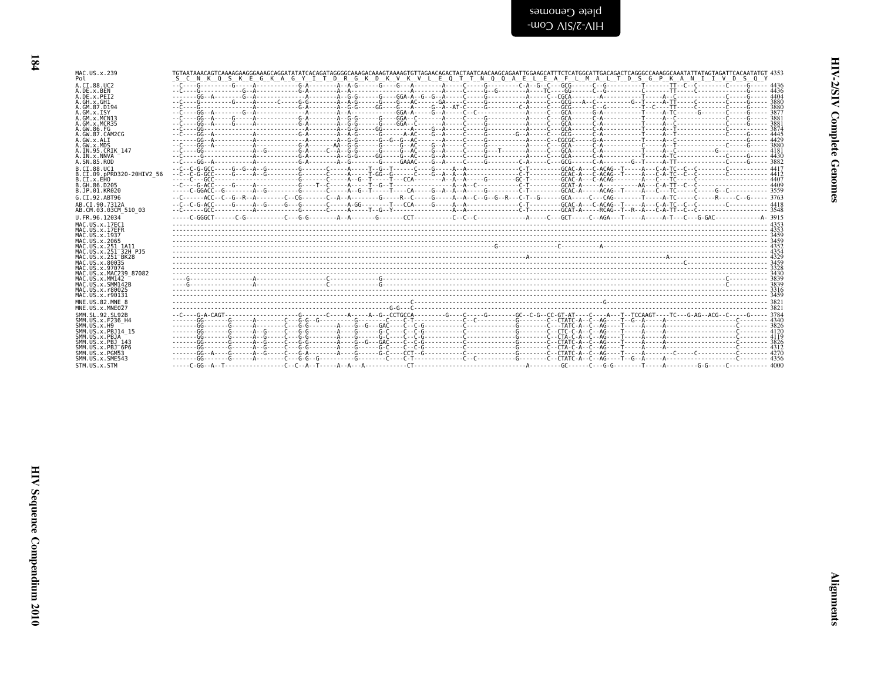```
MAC.US.x.239               TGTAATAAACAGTCAAAAGAAGGGAAAGCAGGATATATCACAGATAGGGGCAAAGACAAAGTAAAAGTGTTAGAACAGACTACTAATCAACAAGCAGAATTGGAAGCATTTCTCATGGCATTGACAGACTCAGGGCCAAAGGCAAATATTATAGTAGATTCACAATATGT 4353
Pol                         S  C  N  K  Q  S  K  E  G  K  A  G  Y  I  T  D  R  G  K  D  K  V  K  V  L  E  Q  T  T  N  Q  Q  A  E  L  E  A  F  L  M  A  L  T  D  S  G  P  K  A  N  I  I  V  D  S  Q  Y
A.CI.88.UC2                                                                                                                                                                               4436
A.DE.x.BEN                                                                                                                                                                                4436
A.DE.x.PEI2                                                                                                                                                                               4404
A.GH.x.GH1                                                                                                                                                                                3880
A.GM.87.D194                                                                                                                                                                              3880
A.GM.x.ISY                                                                                                                                                                                3877
A.GM.x.MCN13                                                                                                                                                                              3881
A.GM.x.MCR35                                                                                                                                                                              3881
A.GW.86.FG                                                                                                                                                                                3874
A.GW.87.CAM2CG                                                                                                                                                                            4445
A.GW.x.ALI                                                                                                                                                                                4429
A.GW.x.MDS                                                                                                                                                                                3880
A.IN.95.CRIK_147                                                                                                                                                                          4181
A.IN.x.NNVA                                                                                                                                                                               4430
A.SN.85.ROD                                                                                                                                                                               3882
B.CI.88.UC1                                                                                                                                                                               4417
B.CI.09.pPRD320-20HIV2_56                                                                                                                                                                 4412
B.CI.x.EHO                                                                                                                                                                                4407
B.GH.86.D205                                                                                                                                                                              4409
B.JP.01.KR020                                                                                                                                                                             3559
G.CI.92.ABT96                                                                                                                                                                             3763
AB.CI.90.7312A                                                                                                                                                                            4418
AB.CM.03.03CM_510_03                                                                                                                                                                      3548
U.FR.96.12034                                                                                                                                                                             3915
MAC.US.x.17EC1                                                                                                                                                                            4353
MAC.US.x.17EFR                                                                                                                                                                            4353
MAC.US.x.1937                                                                                                                                                                             3459
MAC.US.x.2065                                                                                                                                                                             3459
MAC.US.x.251_1A11                                                                                                                                                                         4352
MAC.US.x.251_32H_PJ5                                                                                                                                                                      4354
MAC.US.x.251_BK28                                                                                                                                                                         4329
MAC.US.x.80035                                                                                                                                                                            3459
MAC.US.x.97074                                                                                                                                                                            3328
MAC.US.x.MAC239_87082                                                                                                                                                                     3430
MAC.US.x.MM142                                                                                                                                                                            3839
MAC.US.x.SMM142B                                                                                                                                                                          3839
MAC.US.x.r80025                                                                                                                                                                           3316
MAC.US.x.r90131                                                                                                                                                                           3459
MNE.US.82.MNE_8                                                                                                                                                                           3821
MNE.US.x.MNE027                                                                                                                                                                           3821
SMM.SL.92.SL92B                                                                                                                                                                           3784
SMM.US.x.F236_H4                                                                                                                                                                          4340
SMM.US.x.H9                                                                                                                                                                               3826
SMM.US.x.PBJ14_15                                                                                                                                                                         4120
SMM.US.x.PBJA                                                                                                                                                                             4119
SMM.US.x.PBJ_143                                                                                                                                                                          3826
SMM.US.x.PBJ_6P6                                                                                                                                                                          4312
SMM.US.x.PGM53                                                                                                                                                                            4270
SMM.US.x.SME543                                                                                                                                                                           4356
STM.US.x.STM                                                                                                                                                                              4000
```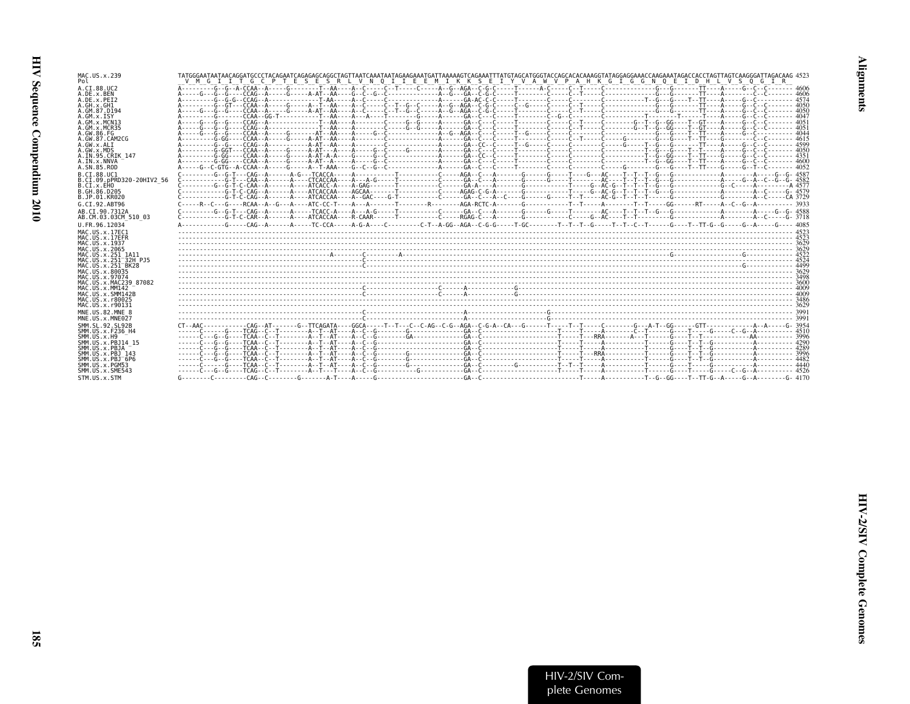```
MAC.US.x.239                TATGGGAATAATAACAGGATGCCCTACAGAATCAGAGAGCAGGCTAGTTAATCAAATAATAGAAGAAATGATTAAAAAGTCAGAAATTTATGTAGCATGGGTCCAGCACACAAAGGTATAGGAGGAAACCAAGAAATAGACCACCTAGTTAGTCAAGGGATTAGACAAG 4523
Pol                          V  M  G  I  I  T  G  C  P  T  E  S  E  S  R  L  V  N  Q  I  I  E  E  M  I  K  K  S  E  I  Y  V  A  W  V  P  A  H  K  G  I  G  G  N  Q  E  I  D  H  L  V  S  Q  G  I  R
A.CI.88.UC2                 A---------G--G--A-CCAA--A-----G--------T--AA----A--C-----C--T-----C-----A--G--AGA--C-G-C-----T------A-C-----C--T-----C---------------G----G-------TT----A-----G--C--C-------- 4606
A.DE.x.BEN                  A-----G---G--G----CCAG--A-----G-----A-AT--AA----G--C--G--C--------------A--G---GA--C-G-C-----T-------C-----C--T-----C---------------G----G-------TT----A-----G--C--C-------- 4606
A.DE.x.PEI2                 A---------G--G-G--CCAG--A--------------T-AA----A--C-----C---------------A------GA-AC-C-C-----T-------C-----C--------C-----------T--G----G----T--TT----A-----G--C--C-------- 4574
A.GH.x.GH1                  A---------G--GT---CCAA--A-----G-----A--T--AA----A--C-----C--T--G--C-----A--G--AGA--C-G-C-----C--G----C-----C--T-----C---------------G----G-------TT----A-----G--C--C-------- 4050
A.GM.87.D194                A-----G---G--G----CCAA--A-----G-----A-AT--AA----A--C-----C--T--G--C-----A--G--AGA--C-G-C-----T-------C-----C--T-----C---------------G----G-------TT----A-----G--C--C-------- 4050
A.GM.x.ISY                  A---------G-------CCAA--GG-T-----------T--AA----A--A-----T--------G-----A------GA--C---C-----T-----C--G--C--------------------T--------T-----T----A-----G--C--C-------- 4047
A.GM.x.MCN13                A-----G---G--G----CCAG--A--------------T--AA----A--------C-----G--G-----A------GA--C---C-----T-------C-----C--T-----C--------G--T--G--GG----T--GT----A-----G--C--C-------- 4051
A.GM.x.MCR35                A-----G---G--G----CCAG--A--------------T--AA----A--------C-----G--G-----A------GA--C---C-----T-------C-----C--T-----C--------G--T--G--GG----T--GT----A-----G--C--C-------- 4051
A.GW.86.FG                  A-----G---G--G----CCAA--A-----G--------AT--AA----A-----G--C-------------A--G--AGA--C---C-----T--G----C-----C--------C---------------G----G----T--TT----A-----G--C--C-------- 4044
A.GW.87.CAM2CG              A---------G-GG----CCAA--A-----G-----A-AT--AA----A--------C---------------A------GA--C---C-----T-------C-----C--T-----C------G--------G----G----T--TT----G--------C--C-------- 4615
A.GW.x.ALI                  A---------G--G----CCAG--A-----------A-AT--AA----A-----G--C--------------A------GA--CC--C-----T--G----C-----C--------C------G-------T--G----G----T--TT----A-----G--C--C-------- 4599
A.GW.x.MDS                  A---------G-GGT---CCAA--A-----G-----A-AT---A----A-----G--C-----G--------A------GA--C---C-----T--G----C-----C--------C-----------T--G----G----T--T-----A-----G--C--C-------- 4050
A.IN.95.CRIK_147            A---------G-GG----CCAA--A-----G-----A-AT-A-A----G-----G--C--------------A------GA--CC--C-----T-------C-----C--------C-----------T--G--GG----T--TT----G-----G--C--C-------- 4351
A.IN.x.NNVA                 A---------G-GG----CCAA--A-----G-----A-AT--A-----A-----G--C--------------A------GA--C---C-----T-------C-----C--------C-----------T--G--GG----T--TT----A-----G--C--C-------- 4600
A.SN.85.ROD                 A-----G--C-GTG--A-CCAA--A-----G-----A--T-AAA----G--C--G--C--------------A------GA--C---C-----T-------C-----C--------C-----G----------G----G----T--TT----G-----G--T--C-------- 4052
B.CI.88.UC1                 C---------G--G-T---CAG--A-------A-G---TCACCA----A----------T----------C-----AGA--C---A-------G------G-----T----G---AC----T--T--T--G---G-------------A--------A-----G--G- 4587
B.CI.09.pPRD320-20HIV2_56   C-----------G-T----CAA--A-------A----CTCACCAA----A---A-G-----T----------C-----GA--C---A-------G------G-----T--------AC----T--T--T--G---G-------------A-----G--A--C--G--G- 4582
B.CI.x.EHO                  C---------G--G-T-C-CAA--A-------A----ATCACC-A----A-GAG-------T----------C-----GA-A----A-------G------------T----G--AC-G--T--T--T--G---G-------------G--C------A---------A 4577
B.GH.86.D205                C-----------G-T-C-CAG--A-------A----ATCACCAA----AGCAA------T----------C-----AGAG-C-G-A-------G------------T----G--AC-G--T--T--T--G---G-------------A--------A--C-----G- 4579
B.JP.01.KR020               C-----------G-T-C-CAG--A-------A----ATCACCAA----A--GAC----G-T----------C-----GA--C---A--C----G------G-----T--T-----AC-G--T--T--T------G-------------G--------A--C------CA 3729
G.CI.92.ABT96               C-----R--C---G----RCAA--A--G---A----ATC-CC-T----A----A-------T----------R-------AGA-RCTC-A-------G-------------T--T-----A--------T--T-----GG------RT-----A--C--G--A---------- 3933
AB.CI.90.7312A              C---------G--G-T---CAG--A-------A----TCACC-A----A---A-G-----T----------C-----GA--C---A-------G------G-----T--------AC----T--T--T--G---G-------------A--------A-----G--G- 4588
AB.CM.03.03CM_510_03        C-----------G-T-C-CAR--A-------A----ATCACCAA----R-CAAR------T----------C-----RGAG-C---A-------G-------------C-----G--AC----T--T--------G-------------A--------A--C-----G- 3718
U.FR.96.12034               A-----------G-----CAG--A-------A----TC-CCA-----A-G-A----C---------C-T--A-GG--AGA--C-G-G-----T-GC--------T--T--T--G-----T--T--C--T-------G----T--TT-G--G-----G--A-----G---- 4085
MAC.US.x.17EC1              ------------------------------------------------------------------------------------------------------------------------------------------------------------------------- 4523
MAC.US.x.17EFR              ------------------------------------------------------------------------------------------------------------------------------------------------------------------------- 4523
MAC.US.x.1937               ------------------------------------------------------------------------------------------------------------------------------------------------------------------------- 3629
MAC.US.x.2065               ------------------------------------------------------------------------------------------------------------------------------------------------------------------------- 3629
MAC.US.x.251_1A11           -----------------------------------------A------------C--------A------------------------------------------------------------G--------------------G-------------- 4522
MAC.US.x.251_32H_PJ5        ------------------------------------------------------C-------------------------------------------------------------------------------------------------------------- 4524
MAC.US.x.251_BK28           ------------------------------------------------------C----------------------------------------------------------------------------------------------G-------------- 4499
MAC.US.x.80035              ------------------------------------------------------------------------------------------------------------------------------------------------------------------------- 3629
MAC.US.x.97074              ------------------------------------------------------------------------------------------------------------------------------------------------------------------------- 3498
MAC.US.x.MAC239_87082       ------------------------------------------------------------------------------------------------------------------------------------------------------------------------- 3600
MAC.US.x.MM142              ------------------------------------------------------C--------------------C------A-------------G---------------------------------------------------------------------- 4009
MAC.US.x.SMM142B            ------------------------------------------------------C--------------------C------A-------------G---------------------------------------------------------------------- 4009
MAC.US.x.r80025             ------------------------------------------------------------------------------------------------------------------------------------------------------------------------- 3486
MAC.US.x.r90131             ------------------------------------------------------------------------------------------------------------------------------------------------------------------------- 3629
MNE.US.82.MNE_8             ------------------------------------------------------C--------------------------A---------------------G-------------------------------------------------------------- 3991
MNE.US.x.MNE027             ------------------------------------------------------C--------------------------A---------------------G-------------------------------------------------------------- 3991
SMM.SL.92.SL92B             CT--AAC-----------CAG--AT-------G--TTCAGATA----GGCA-----T--T---C--C-AG--C-G--AGA--C-G-A--CA---G------T-----T--T-----C---------G---A-T--GG------GTT-------------A--A-----G- 3954
SMM.US.x.F236_H4            ------C-------G----TCAG--C--T--------A--T--AT----A--C--G-------G--------------GA--C-----------------------T-----T-----A---------C--T-------G----T------G-----C--G--A---------- 4510
SMM.US.x.H9                 ------C---G--G----TCAA--C--T--------A--T--AT----A--C--G--------GA--------------GA--C-----------------------T-----T---RRA-------A---T-------G----T--T-------------AA---------- 3996
SMM.US.x.PBJ14_15           ------C---G--G----TCAA--C--T--------A--T--AT----A--C--G------------------------GA--C-----------------------T-----T-----A-----------T-------G----T--T--G-----------A---------- 4290
SMM.US.x.PBJA               ------C---G--G----TCAA--C--T--------A--T--AT----A--C--G------------------------GA--C-----------------------T-----T-----A-----------T-------G----T--T--G-----------A---------- 4289
SMM.US.x.PBJ_143            ------C---G--G----TCAA--C--T--------A--T--AT----A--C--G--------G---------------GA--C-----------------------T-----T---RRA-----------T-------G----T--T--G-----------A---------- 3996
SMM.US.x.PBJ_6P6            ------C---G--G----TCAA--C--T--------A--T--AT----A--C--G--------G---------------GA--C-----------------------T-----T-----A-----------T-------G----T--T--G-----------A---------- 4482
SMM.US.x.PGM53              ------C-------G----TCAA--C--T--------A--T--AT----A--C--G--------G---------------GA--C---------G-----------T--T--T-----A-----------T-------G----T------G-----------A---------- 4440
SMM.US.x.SME543             ------C---G--G----TCAG--C--T--------A--T---T----A--C--G-------------G-----------GA--C-----------------------T-----T-----A-----------T-------G----T------G-----C--G--A---------- 4526
STM.US.x.STM                G--------C---------CAG--C---------G--------A-T----A-----G-----------------------GA--C------------------------T-----A-----------T--G--GG----T--TT-G--A-----G--A--------G- 4170
```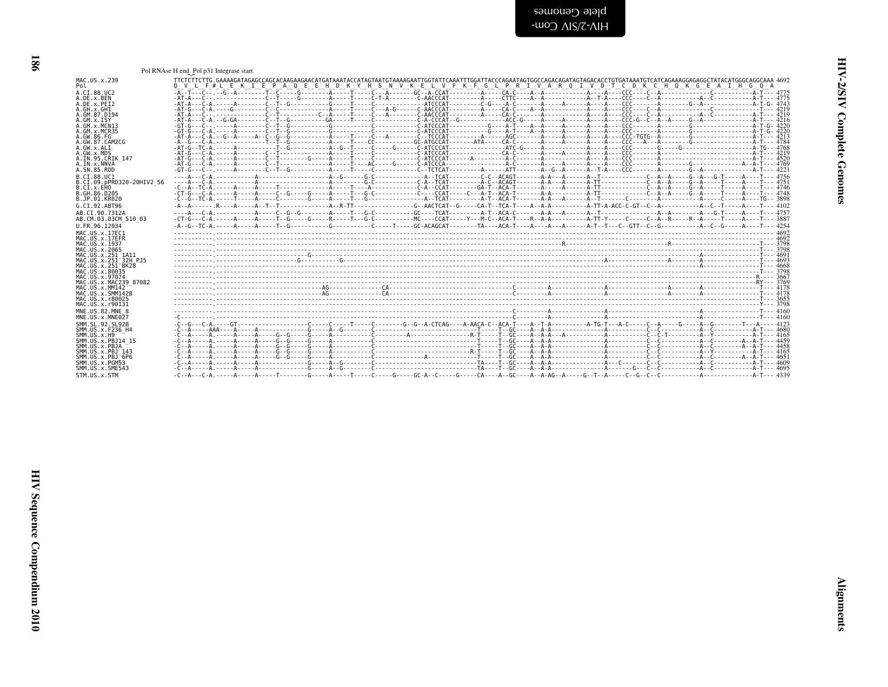Pol RNAse H end_Pol p31 Integrase start

```
MAC.US.x.239              TTCTCTTCTTG.GAAAAGATAGAGCCAGCACAAGAAGAACATGATAAATACCATAGTAATGTAAAAGAATTGGTATTCAAATTTGGATTACCCAGAATAGTGGCCAGACAGATAGTAGACACCTGTGATAAATGTCATCAGAAAGGAGAGGCTATACATGGGCAGGCAAA 4692
Pol                       Q  V  L  F #L  E  K  I  E  P  A  Q  E  E  H  D  K  Y  H  S  N  V  K  E  L  V  F  K  F  G  L  P  R  I  V  A  R  Q  I  V  D  T  C  D  K  C  H  Q  K  G  E  A  I  H  G  Q  A
A.CI.88.UC2               4775
A.DE.x.BEN                4775
A.DE.x.PEI2               4743
A.GH.x.GH1                4219
A.GM.87.D194              4219
A.GM.x.ISY                4216
A.GM.x.MCN13              4220
A.GM.x.MCR35              4220
A.GW.86.FG                4213
A.GW.87.CAM2CG            4784
A.GW.x.ALI                4768
A.GW.x.MDS                4219
A.IN.95.CRIK_147          4520
A.IN.x.NNVA               4769
A.SN.85.ROD               4221
B.CI.88.UC1               4756
B.CI.09.pPRD320-20HIV2_56 4751
B.CI.x.EHO                4746
B.GH.86.D205              4748
B.JP.01.KR020             3898
G.CI.92.ABT96             4102
AB.CI.90.7312A            4757
AB.CM.03.03CM_510_03      3887
U.FR.96.12034             4254
MAC.US.x.17EC1            4692
MAC.US.x.17EFR            4692
MAC.US.x.1937             3798
MAC.US.x.2065             3798
MAC.US.x.251_1A11         4691
MAC.US.x.251_32H_PJ5      4693
MAC.US.x.251_BK28         4668
MAC.US.x.80035            3798
MAC.US.x.97074            3667
MAC.US.x.MAC239_87082     3769
MAC.US.x.MM142            4178
MAC.US.x.SMM142B          4178
MAC.US.x.r80025           3655
MAC.US.x.r90131           3798
MNE.US.82.MNE_8           4160
MNE.US.x.MNE027           4160
SMM.SL.92.SL92B           4123
SMM.US.x.F236_H4          4680
SMM.US.x.H9               4165
SMM.US.x.PBJ14_15         4459
SMM.US.x.PBJA             4458
SMM.US.x.PBJ_143          4165
SMM.US.x.PBJ_6P6          4651
SMM.US.x.PGM53            4609
SMM.US.x.SME543           4695
STM.US.x.STM              4339
```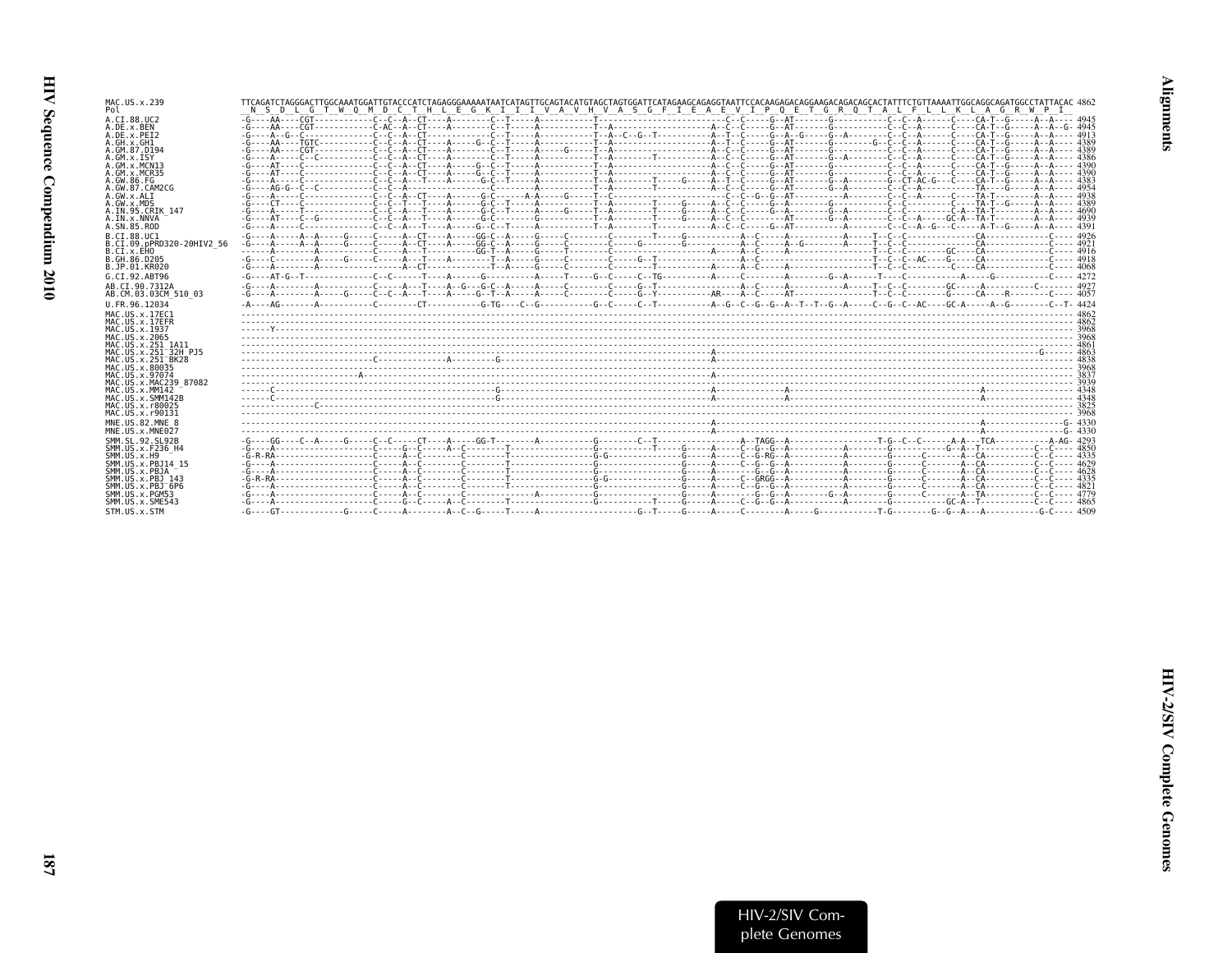```
MAC.US.x.239                TTCAGATCTAGGGACTTGGCAAATGGATTGTACCCATCTAGAGGGAAAAATAATCATAGTTGCAGTACATGTAGCTAGTGGATTCATAGAAGCAGAGGTAATTCCACAAGAGACAGGAAGACAGACAGCACTATTTCTGTTAAAATTGGCAGGCAGATGGCCTATTACAC 4862
Pol                          N  S  D  L  G  T  W  Q  M  D  C  T  H  L  E  G  K  I  I  I  V  A  V  H  V  A  S  G  F  I  E  A  E  V  I  P  Q  E  T  G  R  Q  T  A  L  F  L  L  K  L  A  G  R  W  P  I
A.CI.88.UC2                 -G----AA----CGT------------C--C--A--CT----A---------C--T-----A-----------T--------------------------C--C-----G--AT-------G-----------C--C--A------C----CA-T--G-----A--A---- 4945
A.DE.x.BEN                  -G----AA----CGT------------C-AC--A--CT----A---------C--T-----A-----------T--A---------------------A--C--C-----G--AT-------G-----------C--C--A------C----CA-T--G-----A--A--G- 4945
A.DE.x.PEI2                 -G----A--G--C--------------C--C--A--CT----A---------C--T-----A-----------T--A--C--G--T-------------A--T--C-----G--A--G-----G--A--------C--C--A------C----CA-T--G-----A--A---- 4913
A.GH.x.GH1                  -G----AA----TGTC-----------C--C--A--CT----A-----G--C--T-----A-----------T--A---------------------A--T--C-----G--AT-------G--------G--C--C--A------C----CA-T--G-----A--A---- 4389
A.GM.87.D194                -G----AA----CGT------------C--C--A--CT----A---------C--T-----A-----G----T--A---------------------A--C--C-----G--AT-------G-----------C--C--A------C----CA-T--G-----A--A---- 4389
A.GM.x.ISY                  -G----A-----C--C-----------C--C--A--CT----A---------C--T-----A-----------T--A--------T-----------A--C--C-----G--AT-------G--A--------C--C--A------C----CA-T--G-----A--A---- 4386
A.GM.x.MCN13                -G----AT----C--------------C--C--A--CT----A-----GG--C--T-----A-----------T--A---------------------A--C--C-----G--AT-------G-----------C--C--A------C----CA-T--G-----A--A---- 4390
A.GM.x.MCR35                -G----AT----C--------------C--C--A--CT----A-----G--C--T-----A-----------T--A---------------------A--C--C-----G--AT-------G-----------C--C--A------C----CA-T--G-----A--A---- 4390
A.GW.86.FG                  -G----A-----C--------------C--C--A---T----A-----G-C--T-----A-----------T--A--------T-----G-----A--T--C-----G--AT-------G--A--------G--CT-AC-G---C----CA-T--G-----A--A---- 4383
A.GW.87.CAM2CG              -G----AG-G--C--C-----------C--C--A--------------------C--------A-----------T--A--------T-----------A--C--C-----G--AT-------G--A--------C--C--A-----------TA----G-----A--A---- 4954
A.GW.x.ALI                  -G----A-----C--------------C--C--A--CT----A-----G-C------A-A-----G-----T--C---------------------C--C--G--G--AT---------A--------C--C--A------C----TA-T--------A--A---- 4938
A.GW.x.MDS                  -G----CT----C--------------C--C--T---T----A-----G-C--T-----A-----------T--A--------T-----G-----A--C--C-----G--A--------G-----------C--C--------C----TA-T--G-----A--A---- 4389
A.IN.95.CRIK_147            -G----A-----T--------------C--C--A---T----A-----G-C--T-----A-----G-----T--A--------T-----G-----A--C--C-----G--A--------G--A--------C--C---------C-A--TA-T----------A---- 4690
A.IN.x.NNVA                 -G----AT----C--G-----------C--C--A---T----A-----G-C--------G-----------T--A--------T-----G-----A--C--C-----G--A--------G--A--------C--C--A-----GC-A--TA-T--------A--A---- 4939
A.SN.85.ROD                 -G----A-----C--------------C--C--A---T----A-----G--C--T-----A-----------T--A--------T-----------A--C--C-----G--AT----------A--------C--C--A--G---C-----A-T--G-----A--A---- 4391
B.CI.88.UC1                 -G----A-----A--A-----G-----C-----A--CT----A-----GG-C--A-----G-----C--------C--------T----G-----------A--C-----A--C---------A-----T--C--C----------------CA-------------C---- 4926
B.CI.09.pPRD320-20HIV2_56   -G----A-----A--A-----G-----C-----A--CT----A-----GG-C--A-----G-----C--------C-----G--------G---------A--C-----A--G---------A-----T--C--C----------------CA-------------C---- 4921
B.CI.x.EHO                  -------A---------A---------C-----A---T----------GG-T--A-----G-----T--------C-----------------------A--C-----A--C-----------------T--C--C---------GC-----CA-------------C---- 4916
B.GH.86.D205                -G----C---------A-----G-----C-----A---T---A---------T--A-----G-----C--------C-----G--T---------------A--C---------------------------T--C--C--AC----G-----CA-------------C---- 4918
B.JP.01.KR020               -G----A---------A----------C-----A--CT--------------T--A-----G-----C--------C--------T-----------A--A--C-----A---------------------T--C--C-----------C----CA-------------C---- 4068
G.CI.92.ABT96               -G----AT-G--T--------------C--C------T----A-----G-----------A-----T-----G--C-----C--TG----------A-----C-----A--------G--A------T----C-----------A------G----------C---- 4272
AB.CI.90.7312A              -G----A---------A----------C-----A---T----A--G---G-C--A-----A-----C--------C-----G--T-------------A--C-----A-----------A-----T--C--C----------GC-----A------------C---- 4927
AB.CM.03.03CM_510_03        -G----A---------A-----G-----C--C--A---T----A-----G--T--A-----A-----C--------C-----G--Y-----------AR----A--C-----AT-----------------T--C--C----------G-----CA----R--------C---- 4057
U.FR.96.12034               -A----AG--------A----------C--------CT----------G-TG----C--G----------G--C-----C--T-----------A--G--C--G--G--A--T--T--G--A-----C--G--C--AC----GC-A-----A--G--------C--T- 4424
MAC.US.x.17EC1              ------------------------------------------------------------------------------------------------------------------------------------------------------------- 4862
MAC.US.x.17EFR              ------------------------------------------------------------------------------------------------------------------------------------------------------------- 4862
MAC.US.x.1937               ------Y------------------------------------------------------------------------------------------------------------------------------------------------------ 3968
MAC.US.x.2065               ------------------------------------------------------------------------------------------------------------------------------------------------------------- 3968
MAC.US.x.251_1A11           ------------------------------------------------------------------------------------------------------------------------------------------------------------- 4861
MAC.US.x.251_32H_PJ5        -----------------------------------------------------------------------------------A--------------------------------------------------------------------G------ 4863
MAC.US.x.251_BK28           --------------------------C--------------A----------G-------------------------------A-------------------------------------------------------------------------- 4838
MAC.US.x.80035              ------------------------------------------------------------------------------------------------------------------------------------------------------------- 3968
MAC.US.x.97074              ----------------------A------------------------------------------------------------------------------------------------------------------------------------ 3837
MAC.US.x.MAC239_87082       ------------------------------------------------------------------------------------------------------------------------------------------------------------- 3939
MAC.US.x.MM142              ------C-------------------------------------G-------------------------------------A----------A--------------------------------------A------------------- 4348
MAC.US.x.SMM142B            ------C-------------------------------------G-------------------------------------A----------A--------------------------------------A------------------- 4348
MAC.US.x.r80025             ---------------C--------------------------------------------------------------------------------------------------------------------------------------------- 3825
MAC.US.x.r90131             ------------------------------------------------------------------------------------------------------------------------------------------------------------- 3968
MNE.US.82.MNE_8             -----------------------------------------------------------------------------------A--------------------------------------------------A-----------------G- 4330
MNE.US.x.MNE027             -----------------------------------------------------------------------------------A--------------------------------------------------A-----------------G- 4330
SMM.SL.92.SL92B             -G----GG----C--A-----G-----C--C-----CT----A-----GG-T--------A--------------G--------C--T-----------------A--TAGG--A----------------T-G--C--C------A-A---TCA-----------A-AG- 4293
SMM.US.x.F236_H4            -G----A--------------------C-----G--C-----A--C--------T---------------------G--------------T------G-----A-----C--G--G--A---------A--------G---------G--A--T-----------C--C---- 4850
SMM.US.x.H9                 -G-R-RA--------------------C-----A--C--------C--------T-------------------G-G-----------------G-----A-----C--G-RG--A---------A--------G------C-------A--CA-----------C--C---- 4335
SMM.US.x.PBJ14_15           -G----A--------------------C-----A--C--------C--------T---------------------G------------------G-----A-----C--G--G--A---------A--------G------C-------A--CA-----------C--C---- 4629
SMM.US.x.PBJA               -G----A--------------------C-----A--C--------C--------T---------------------G------------------G-----A-----C--G--G--A---------A--------G------C-------A--CA-----------C--C---- 4628
SMM.US.x.PBJ_143            -G-R-RA--------------------C-----A--C--------C--------T-------------------G-G-----------------G-----A-----C--GRGG--A---------A--------G------C-------A--CA-----------C--C---- 4335
SMM.US.x.PBJ_6P6            -G----A--------------------C-----A--C--------C--------T---------------------G------------------G-----A-----C--G--G--A---------A--------G------C-------A--CA-----------C--C---- 4821
SMM.US.x.PGM53              -G----A--------------------C-----A--C--------C-----------------A-----------G------------------G-----A-----G--G--G--A-----G--A--------G------C-------A--TA-----------C--C---- 4779
SMM.US.x.SME543             -G----A--------------------C-----G--C-----A--C---------------------------G-----------T------G-----A-----C--G--G--A---------A--------G-----------GC-A--T-----------C--C---- 4865
STM.US.x.STM                -G----GT-------------G-----C-----A--------A--C--G-----T-----A--------------------G--T-----G-----A-----C--------A-----G------------T-G--------G--G--A---A-----------G-C---- 4509
```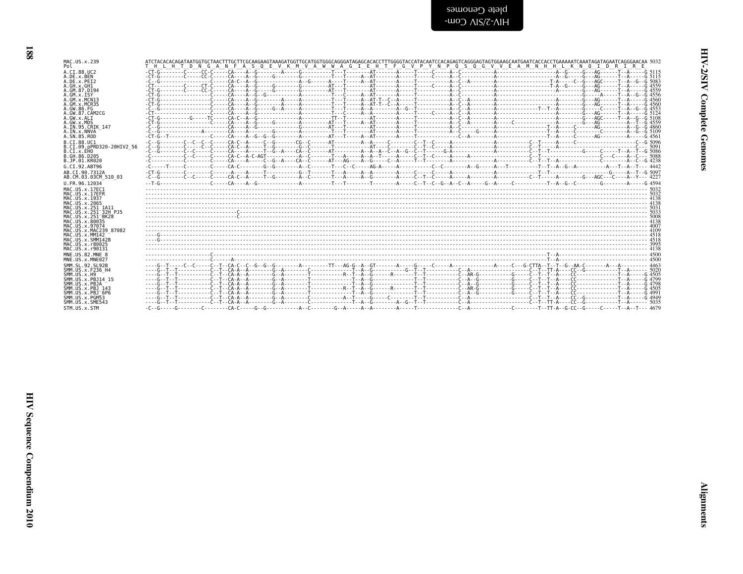```
MAC.US.x.239              ATCTACACACAGATAATGGTGCTAACTTTGCTTCGCAAGAAGTAAAGATGGTTGCATGGTGGGCAGGGATAGAGCACACCTTTGGGGTACCATACAATCCACAGAGTCAGGGAGTAGTGGAAGCAATGAATCACCACCTGAAAAATCAAATAGATAGAATCAGGGAACAA 5032
Pol                        T  H  L  H  T  D  N  G  A  N  F  A  S  Q  E  V  K  M  V  A  W  W  A  G  I  E  H  T  F  G  V  P  Y  N  P  Q  S  Q  G  V  V  E  A  M  N  H  H  L  K  N  Q  I  D  R  I  R  E
A.CI.88.UC2               5115
A.DE.x.BEN                5115
A.DE.x.PEI2               5083
A.GH.x.GH1                4559
A.GM.87.D194              4559
A.GM.x.ISY                4556
A.GM.x.MCN13              4560
A.GM.x.MCR35              4560
A.GW.86.FG                4553
A.GW.87.CAM2CG            5124
A.GW.x.ALI                5108
A.GW.x.MDS                4559
A.IN.95.CRIK_147          4860
A.IN.x.NNVA               5109
A.SN.85.ROD               4561
B.CI.88.UC1               5096
B.CI.09.pPRD320-20HIV2_56 5091
B.CI.x.EHO                5086
B.GH.86.D205              5088
B.JP.01.KR020             4238
G.CI.92.ABT96             4442
AB.CI.90.7312A            5097
AB.CM.03.03CM_510_03      4227
U.FR.96.12034             4594
MAC.US.x.17EC1            5032
MAC.US.x.17EFR            5032
MAC.US.x.1937             4138
MAC.US.x.2065             4138
MAC.US.x.251_1A11         5031
MAC.US.x.251_32H_PJ5      5033
MAC.US.x.251_BK28         5008
MAC.US.x.80035            4138
MAC.US.x.97074            4007
MAC.US.x.MAC239_87082     4109
MAC.US.x.MM142            4518
MAC.US.x.SMM142B          4518
MAC.US.x.r80025           3995
MAC.US.x.r90131           4138
MNE.US.82.MNE_8           4500
MNE.US.x.MNE027           4500
SMM.SL.92.SL92B           4463
SMM.US.x.F236_H4          5020
SMM.US.x.H9               4505
SMM.US.x.PBJ14_15         4799
SMM.US.x.PBJA             4798
SMM.US.x.PBJ_143          4505
SMM.US.x.PBJ_6P6          4991
SMM.US.x.PGM53            4949
SMM.US.x.SME543           5035
STM.US.x.STM              4679
```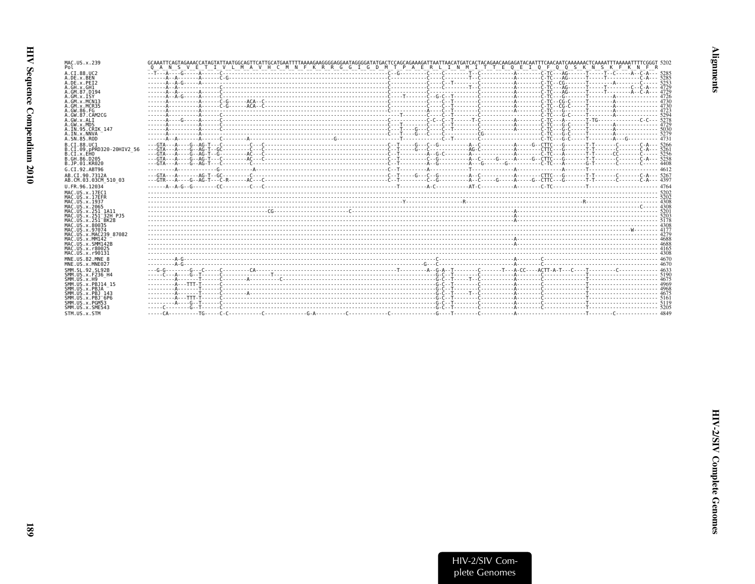```
MAC.US.x.239               GCAAATTCAGTAGAAACCATAGTATTAATGGCAGTTCATTGCATGAATTTTAAAAGAAGGGGAGGAATAGGGGATATGACTCCAGCAGAAAGATTAATTAACATGATCACTACAGAACAAGAGATACAATTTCAACAATCAAAAAACTCAAAATTTAAAAATTTTCGGGT 5202
Pol                         Q  A  N  S  V  E  T  I  V  L  M  A  V  H  C  M  N  F  K  R  R  G  G  I  G  D  M  T  P  A  E  R  L  I  N  M  I  T  T  E  Q  E  I  Q  F  Q  Q  S  K  N  S  K  F  K  N  F  R
A.CI.88.UC2                --T---A----G-----A------C-----------------------------------------------------------C--G---------C-----C--------T--C-----------A--------C-TC---AG------T-----T--C-----A--C-A--- 5285
A.DE.x.BEN                 ------A--A-------A------C-G---------------------------------------------------------C-------------C-----C--------T--C-----------A--------C-TC---AG------T-----T---------C-A--- 5285
A.DE.x.PEI2                ------A--A-G-----A------C-----------------------------------------------------------C-------------C-----C--T------C-------------A--------C-TC--CG-------T--------A---------C---- 5253
A.GH.x.GH1                 ------A--A--------------C-----------------------------------------------------------C-------------C-----C--------T--C-----------A--------C-TC---AG------T-----T-------C--C-A--- 4729
A.GM.87.D194               ------A--A-------A------C-----------------------------------------------------------C-------------C-----C---------C-------------A--------C-TC---AG------T-----T-------A--C-A--- 4729
A.GM.x.ISY                 ------A--A-G-----A------C-----------------------------------------------------------C-----T-------C--G-C--T------C-------------A--------C-TC---G-------T--------A--------------- 4726
A.GM.x.MCN13               ------A----------A------C-G------ACA--C---------------------------------------------C-------------C-----C--T------C-------------A--------C-TC--CG-C-----T--------A--------------- 4730
A.GM.x.MCR35               ------A----------A------C-G------ACA--C---------------------------------------------C-------------C-----C--T------C-------------A--------C-TC--CG-C-----T--------A--------------- 4730
A.GW.86.FG                 ------A----------A------C-----------------------------------------------------------C-------------A-----C--T------C-------------A--------C-TC---G-------T--------A--------------- 4723
A.GW.87.CAM2CG             ------A----------A------C-----------------------------------------------------------------T-------C-----C--T------C-------------A--------C-TC---G-C-----T--------A--------------- 5294
A.GW.x.ALI                 ------A----G-----A------C-----------------------------------------------------------C-------------C-C--C--T------T-C-----------A--------C-TC---A-------T-TG--------------C-C--- 5278
A.GW.x.MDS                 ------A----------A------C-----------------------------------------------------------C---T---------C-----C--T------C-------------A--------C-TC---G-C-----T--------A--------------- 4729
A.IN.95.CRIK_147           ------A----------A------C-----------------------------------------------------------C---T----G---C-----C--T------C-------------A--------C-TC---G-C-----T--------A--------------- 5030
A.IN.x.NNVA                ------A----------A------C-----------------------------------------------------------C---T----G---C-----C----------CG------------------C-TC---G-C-----T--------A--------------- 5279
A.SN.85.ROD                ------A--A-------A------C--------A-------------------------------G------------------------T--------------C--T------C--------------------C-TC---G-C-----T--------A---G---------- 4731
B.CI.88.UC1                ---GTA---A----G--AG-T---C---------C--C----------------------------------------------C--T-----G---C--G-----------A--C-----------A-----G--CTTC---G-------T-T-------C-------C-A--- 5266
B.CI.09.pPRD320-20HIV2_56  ---GTA---A----G--AG-T---GC--------C--C----------------------------------------------C--T-----G---C-------------AG-C-----------A---------CTTC---G-------T-T-------C-------C-A--- 5261
B.CI.x.EHO                 ---GTA---A----G--AG-T---G---------AC--C----------------------------------------------C--T---------A--G-C-------A---------------A--------C-TC---A-------T-T-----CC-------C---- 5256
B.GH.86.D205               ---GTA---A----G--AG-T---C---------AC--C----------------------------------------------C--T---------C--G-----------A--C-----G-----A-----G--CTTC---G-------T-T-------C-------C-A--- 5258
B.JP.01.KR020              ---GTA---A----G--AG-T---C---------C-------------------------------------------------C--T---------A--G-----------A---G------G-------------C-TC---A-------G-T-------C-------C---- 4408
G.CI.92.ABT96              ---------A-----------G-----------A---------------------------------------------------C--T--------A--------------T---------------A------------------------A-------T--------------------- 4612
AB.CI.90.7312A             ---GTA---A-------AG-T---GC--------C--------------------------------------------------C--T-----G---C--G-----------A--C-----------A--------CTTC---G-------T-T-------C-------C-A--- 5267
AB.CM.03.03CM_510_03       ---GTR---A----G--AG-T---C-R-------AC--C----------------------------------------------C--T---------C--G-----------A--C-----G-----A-----G--CTTC---G-------T-T-------C-------C-A--- 4397
U.FR.96.12034              ------A--A-G--G---------CC--------C--C----------------------------------------------------T---------A-C-----------AT-C-----------A--------C-TC---------------T--------------------- 4764
MAC.US.x.17EC1             ------------------------------------------------------------------------------------------------------------------------------------------------------------------------------------ 5202
MAC.US.x.17EFR             ------------------------------------------------------------------------------------------------------------------------------------------------------------------------------------ 5202
MAC.US.x.1937              ------------------------------------------------------------------------------------------Y-------------------R----------------------------------------R------------------------- 4308
MAC.US.x.2065              -------------------------------------------------------------------------------------------------------------------------------------------------------------------------------C---- 4308
MAC.US.x.251_1A11          --------------------------------------------CG----------------------C-------------------------------------------------------------A----------------------------------------------- 5201
MAC.US.x.251_32H_PJ5       ------------------------------------------------------------------------------------------------------------------------------------A----------------------------------------------- 5203
MAC.US.x.251_BK28          ------------------------------------------------------------------------------------------------------------------------------------A----------------------------------------------- 5178
MAC.US.x.80035             ------------------------------------------------------------------------------------------------------------------------------------------------------------------------------------ 4308
MAC.US.x.97074             ---------------------------------------------------------------------------------------------------------------------------------------------------------------------W-------- 4177
MAC.US.x.MAC239_87082      ------------------------------------------------------------------------------------------------------------------------------------------------------------------------------------ 4279
MAC.US.x.MM142             ------------------------------------------------------------------------------------------------------------------------------------A----------------------------------------------- 4688
MAC.US.x.SMM142B           ------------------------------------------------------------------------------------------------------------------------------------A----------------------------------------------- 4688
MAC.US.x.r80025            ------------------------------------------------------------------------------------------------------------------------------------------------------------------------------------ 4165
MAC.US.x.r90131            ------------------------------------------------------------------------------------------------------------------------------------------------------------------------------------ 4308
MNE.US.82.MNE_8            ---------A-G-----------------------------------------------------------------------------------C-----------------------------A--------C-------------------------------------------- 4670
MNE.US.x.MNE027            ---------A-G--------------------------------------------------------------------------------G---C-----------------------------A--------C-------------------------------------------- 4670
SMM.SL.92.SL92B            ---G-G--------G---C-----C---------CA--------------------------------------------------T---------A--G-A--T--------C-------T---A-CC---ACTT-A-T---C----T---------C------------- 4633
SMM.US.x.F236_H4           -----C---A----G--T------C-----------------T-------------------------------------------------G-C--T--------C-------------A--------C-------------T--------------------- 5190
SMM.US.x.H9                ---------A-------T------C---------A-----------C----------------------------------------------G-C--T-----T--C-------------A--------C-------------T--------------------- 4675
SMM.US.x.PBJ14_15          ---------A---TTT-T------C---------------------------------------------------------------------G-C--T--------C-------------A--------C-------------T--------------------- 4969
SMM.US.x.PBJA              ---------A-------T------C---------------------------------------------------------------------G-C--T--------C-------------A--------C-------------T--------------------- 4968
SMM.US.x.PBJ_143           ---------A-------T------C---------A-----------------------------------------------------------G-C--T-----T--C-------------A--------C-------------T--------------------- 4675
SMM.US.x.PBJ_6P6           ---------A---TTT-T------C---------------------------------------------------------------------G-C--T--------C-------------A--------C-------------T--------------------- 5161
SMM.US.x.PGM53             ---------A----G--T------C---------------------------------------------------------------------G-C--T--------C-------------A--------C-------------T--------------------- 5119
SMM.US.x.SME543            -----C--------G--T------C---------------------------------------------------------------------G-C--T--------C-------------A--------C-------------T--------------------- 5205
STM.US.x.STM               -----CA-----------TG-----C-C-----------C-------------G-A----------C-------------C---------------G----T--------C-------------A-----------------------T--------C-------------- 4849
```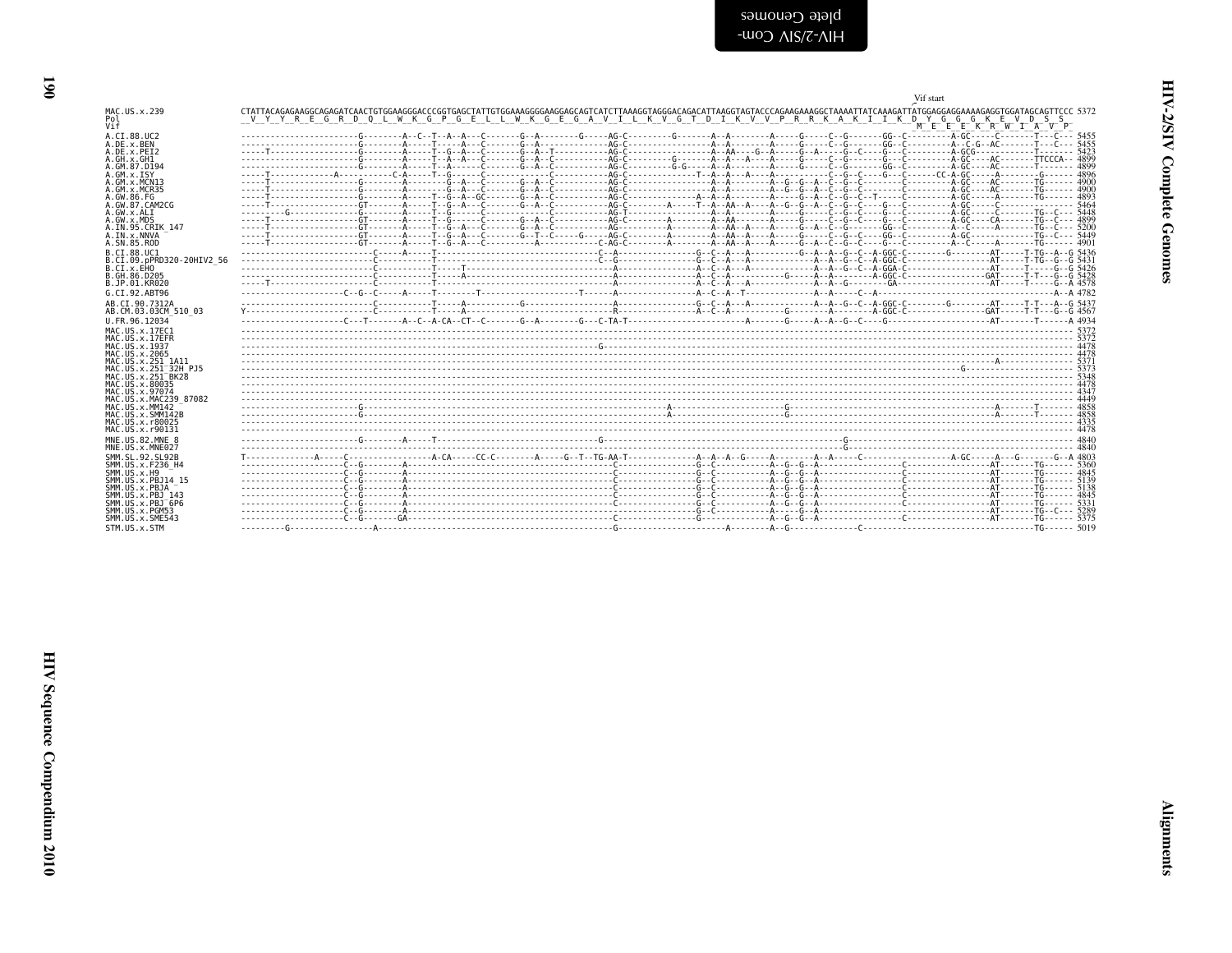```
                                                                                                                                                                                      Vif start
MAC.US.x.239               CTATTACAGAGAAGGCAGAGATCAACTGTGGAAGGGACCCGGTGAGCTATTGTGGAAAGGGGAAGGAGCAGTCATCTTAAAGGTAGGGACAGACATTAAGGTAGTACCCAGAAGAAAGGCTAAAATTATCAAAGATTATGGAGGAGGAAAAGAGGTGGATAGCAGTTCCC 5372
Pol                         V  Y  Y  R  E  G  R  D  Q  L  W  K  G  P  G  E  L  L  W  K  G  E  G  A  V  I  L  K  V  G  T  D  I  K  V  V  P  R  R  K  A  K  I  I  K  D  Y  G  G  G  K  E  V  D  S  S
Vif                                                                                                                                                                     M  E  E  E  K  R  W  I  A  V  P
A.CI.88.UC2                                                                                                                                                                                      5455
A.DE.x.BEN                                                                                                                                                                                       5455
A.DE.x.PEI2                                                                                                                                                                                      5423
A.GH.x.GH1                                                                                                                                                                                       4899
A.GM.87.D194                                                                                                                                                                                     4899
A.GM.x.ISY                                                                                                                                                                                       4896
A.GM.x.MCN13                                                                                                                                                                                     4900
A.GM.x.MCR35                                                                                                                                                                                     4900
A.GW.86.FG                                                                                                                                                                                       4893
A.GW.87.CAM2CG                                                                                                                                                                                   5464
A.GW.x.ALI                                                                                                                                                                                       5448
A.GW.x.MDS                                                                                                                                                                                       4899
A.IN.95.CRIK_147                                                                                                                                                                                 5200
A.IN.x.NNVA                                                                                                                                                                                      5449
A.SN.85.ROD                                                                                                                                                                                      4901
B.CI.88.UC1                                                                                                                                                                                      5436
B.CI.09.pPRD320-20HIV2_56                                                                                                                                                                        5431
B.CI.x.EHO                                                                                                                                                                                       5426
B.GH.86.D205                                                                                                                                                                                     5428
B.JP.01.KR020                                                                                                                                                                                    4578
G.CI.92.ABT96                                                                                                                                                                                    4782
AB.CI.90.7312A                                                                                                                                                                                   5437
AB.CM.03.03CM_510_03                                                                                                                                                                             4567
U.FR.96.12034                                                                                                                                                                                    4934
MAC.US.x.17EC1                                                                                                                                                                                   5372
MAC.US.x.17EFR                                                                                                                                                                                   5372
MAC.US.x.1937                                                                                                                                                                                    4478
MAC.US.x.2065                                                                                                                                                                                    4478
MAC.US.x.251_1A11                                                                                                                                                                                5371
MAC.US.x.251_32H_PJ5                                                                                                                                                                             5373
MAC.US.x.251_BK28                                                                                                                                                                                5348
MAC.US.x.80035                                                                                                                                                                                   4478
MAC.US.x.97074                                                                                                                                                                                   4347
MAC.US.x.MAC239_87082                                                                                                                                                                            4449
MAC.US.x.MM142                                                                                                                                                                                   4858
MAC.US.x.SMM142B                                                                                                                                                                                 4858
MAC.US.x.r80025                                                                                                                                                                                  4335
MAC.US.x.r90131                                                                                                                                                                                  4478
MNE.US.82.MNE_8                                                                                                                                                                                  4840
MNE.US.x.MNE027                                                                                                                                                                                  4840
SMM.SL.92.SL92B                                                                                                                                                                                  4803
SMM.US.x.F236_H4                                                                                                                                                                                 5360
SMM.US.x.H9                                                                                                                                                                                      4845
SMM.US.x.PBJ14_15                                                                                                                                                                                5139
SMM.US.x.PBJA                                                                                                                                                                                    5138
SMM.US.x.PBJ_143                                                                                                                                                                                 4845
SMM.US.x.PBJ_6P6                                                                                                                                                                                 5331
SMM.US.x.PGM53                                                                                                                                                                                   5289
SMM.US.x.SME543                                                                                                                                                                                  5375
STM.US.x.STM                                                                                                                                                                                     5019
```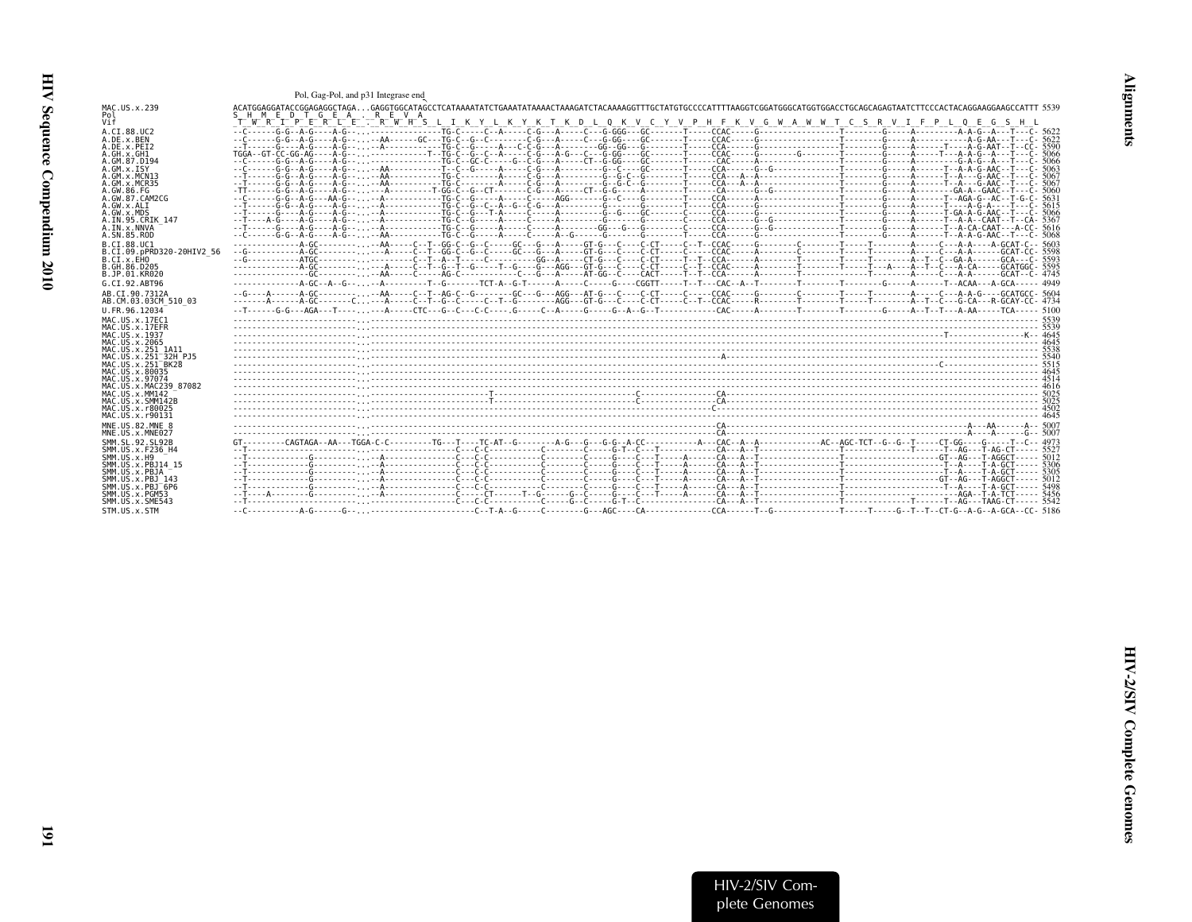Pol, Gag-Pol, and p31 Integrase end

```
MAC.US.x.239             ACATGGAGGATACCGGAGAGGCTAGA...GAGGTGGCATAGCCTCATAAAATATCTGAAATATAAAACTAAAGATCTACAAAAGGTTTGCTATGTGCCCCATTTTAAGGTCGGATGGGCATGGTGGACCTGCAGCAGAGTAATCTTCCCACTACAGGAAGGAAGCCATTT 5539
Pol                      S  H  M  E  D  T  G  E  A  .  R  E  V  A
Vif                       T  W  R  I  P  E  R  L  E  .  R  W  H  S  L  I  K  Y  L  K  Y  K  T  K  D  L  Q  K  V  C  Y  V  P  H  F  K  V  G  W  A  W  W  T  C  S  R  V  I  F  P  L  Q  E  G  S  H  L
A.CI.88.UC2                                                                                                                                                                              5622
A.DE.x.BEN                                                                                                                                                                               5622
A.DE.x.PEI2                                                                                                                                                                              5590
A.GH.x.GH1                                                                                                                                                                               5066
A.GM.87.D194                                                                                                                                                                             5066
A.GM.x.ISY                                                                                                                                                                               5063
A.GM.x.MCN13                                                                                                                                                                             5067
A.GM.x.MCR35                                                                                                                                                                             5067
A.GW.86.FG                                                                                                                                                                               5060
A.GW.87.CAM2CG                                                                                                                                                                           5631
A.GW.x.ALI                                                                                                                                                                               5615
A.GW.x.MDS                                                                                                                                                                               5066
A.IN.95.CRIK_147                                                                                                                                                                         5367
A.IN.x.NNVA                                                                                                                                                                              5616
A.SN.85.ROD                                                                                                                                                                              5068
B.CI.88.UC1                                                                                                                                                                              5603
B.CI.09.pPRD320-20HIV2_56                                                                                                                                                                5598
B.CI.x.EHO                                                                                                                                                                               5593
B.GH.86.D205                                                                                                                                                                             5595
B.JP.01.KR020                                                                                                                                                                            4745
G.CI.92.ABT96                                                                                                                                                                            4949
AB.CI.90.7312A                                                                                                                                                                           5604
AB.CM.03.03CM_510_03                                                                                                                                                                     4734
U.FR.96.12034                                                                                                                                                                            5100
MAC.US.x.17EC1                                                                                                                                                                           5539
MAC.US.x.17EFR                                                                                                                                                                           5539
MAC.US.x.1937                                                                                                                                                                            4645
MAC.US.x.2065                                                                                                                                                                            4645
MAC.US.x.251_1A11                                                                                                                                                                        5538
MAC.US.x.251_32H_PJ5                                                                                                                                                                     5540
MAC.US.x.251_BK28                                                                                                                                                                        5515
MAC.US.x.80035                                                                                                                                                                           4645
MAC.US.x.97074                                                                                                                                                                           4514
MAC.US.x.MAC239_87082                                                                                                                                                                    4616
MAC.US.x.MM142                                                                                                                                                                           5025
MAC.US.x.SMM142B                                                                                                                                                                         5025
MAC.US.x.r80025                                                                                                                                                                          4502
MAC.US.x.r90131                                                                                                                                                                          4645
MNE.US.82.MNE_8                                                                                                                                                                          5007
MNE.US.x.MNE027                                                                                                                                                                          5007
SMM.SL.92.SL92B                                                                                                                                                                          4973
SMM.US.x.F236_H4                                                                                                                                                                         5527
SMM.US.x.H9                                                                                                                                                                              5012
SMM.US.x.PBJ14_15                                                                                                                                                                        5306
SMM.US.x.PBJA                                                                                                                                                                            5305
SMM.US.x.PBJ_143                                                                                                                                                                         5012
SMM.US.x.PBJ_6P6                                                                                                                                                                         5498
SMM.US.x.PGM53                                                                                                                                                                           5456
SMM.US.x.SME543                                                                                                                                                                          5542
STM.US.x.STM                                                                                                                                                                             5186
```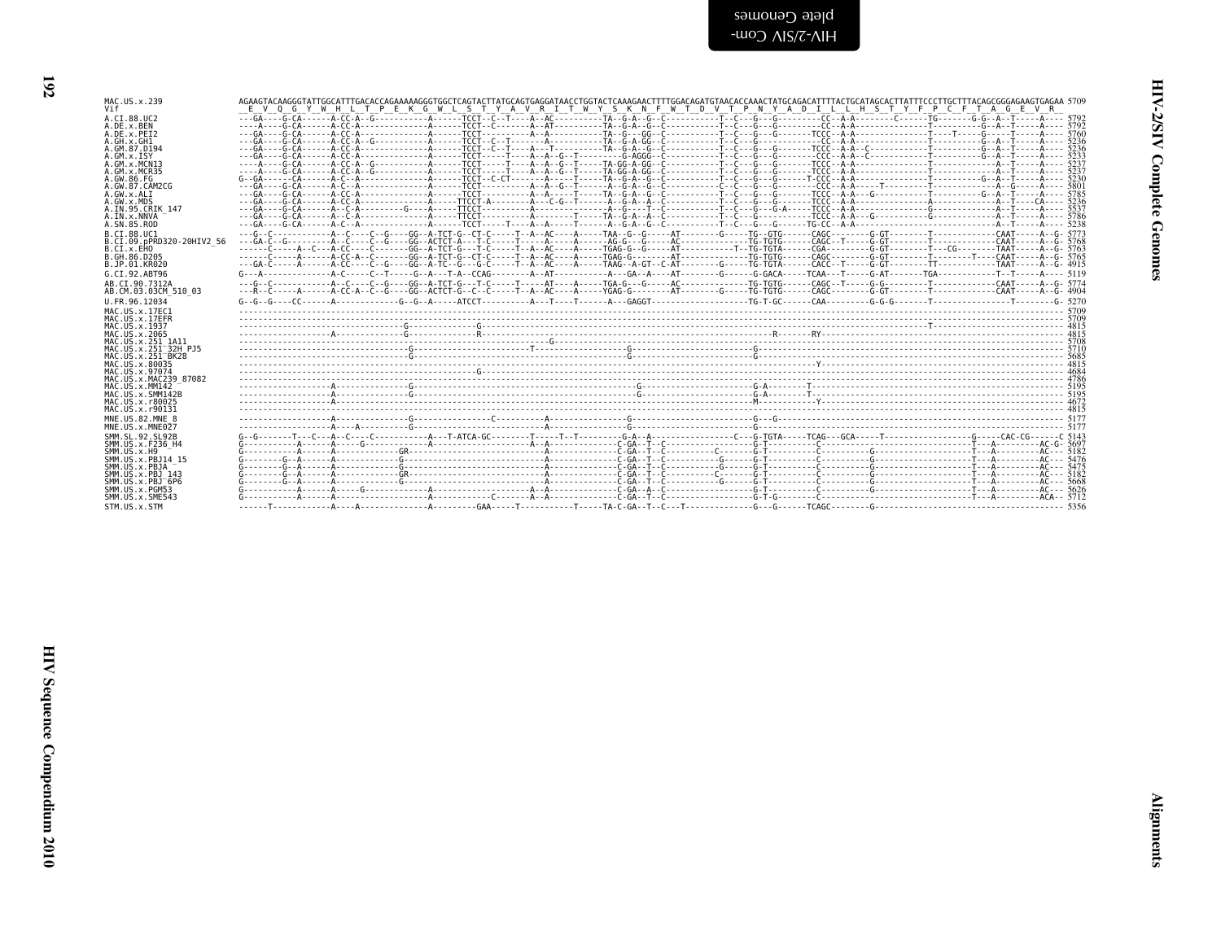```
MAC.US.x.239                AGAAGTACAAGGGTATTGGCATTTGACACCAGAAAAAGGGTGGCTCAGTACTTATGCAGTGAGGATAACCTGGTACTCAAAGAACTTTTGGACAGATGTAACACCAAACTATGCAGACATTTTACTGCATAGCACTTATTTCCCTTGCTTTACAGCGGGAGAAGTGAGAA 5709
Vif                          E  V  Q  G  Y  W  H  L  T  P  E  K  G  W  L  S  T  Y  A  V  R  I  T  W  Y  S  K  N  F  W  T  D  V  T  P  N  Y  A  D  I  L  L  H  S  T  Y  F  P  C  F  T  A  G  E  V  R
A.CI.88.UC2                 5792
A.DE.x.BEN                  5792
A.DE.x.PEI2                 5760
A.GH.x.GH1                  5236
A.GM.87.D194                5236
A.GM.x.ISY                  5233
A.GM.x.MCN13                5237
A.GM.x.MCR35                5237
A.GW.86.FG                  5230
A.GW.87.CAM2CG              5801
A.GW.x.ALI                  5785
A.GW.x.MDS                  5236
A.IN.95.CRIK_147            5537
A.IN.x.NNVA                 5786
A.SN.85.ROD                 5238
B.CI.88.UC1                 5773
B.CI.09.pPRD320-20HIV2_56   5768
B.CI.x.EHO                  5763
B.GH.86.D205                5765
B.JP.01.KR020               4915
G.CI.92.ABT96               5119
AB.CI.90.7312A              5774
AB.CM.03.03CM_510_03        4904
U.FR.96.12034               5270
MAC.US.x.17EC1              5709
MAC.US.x.17EFR              5709
MAC.US.x.1937               4815
MAC.US.x.2065               4815
MAC.US.x.251_1A11           5708
MAC.US.x.251_32H_PJ5        5710
MAC.US.x.251_BK28           5685
MAC.US.x.80035              4815
MAC.US.x.97074              4684
MAC.US.x.MAC239_87082       4786
MAC.US.x.MM142              5195
MAC.US.x.SMM142B            5195
MAC.US.x.r80025             4672
MAC.US.x.r90131             4815
MNE.US.82.MNE_8             5177
MNE.US.x.MNE027             5177
SMM.SL.92.SL92B             5143
SMM.US.x.F236_H4            5697
SMM.US.x.H9                 5182
SMM.US.x.PBJ14_15           5476
SMM.US.x.PBJA               5475
SMM.US.x.PBJ_143            5182
SMM.US.x.PBJ_6P6            5668
SMM.US.x.PGM53              5626
SMM.US.x.SME543             5712
STM.US.x.STM                5356
```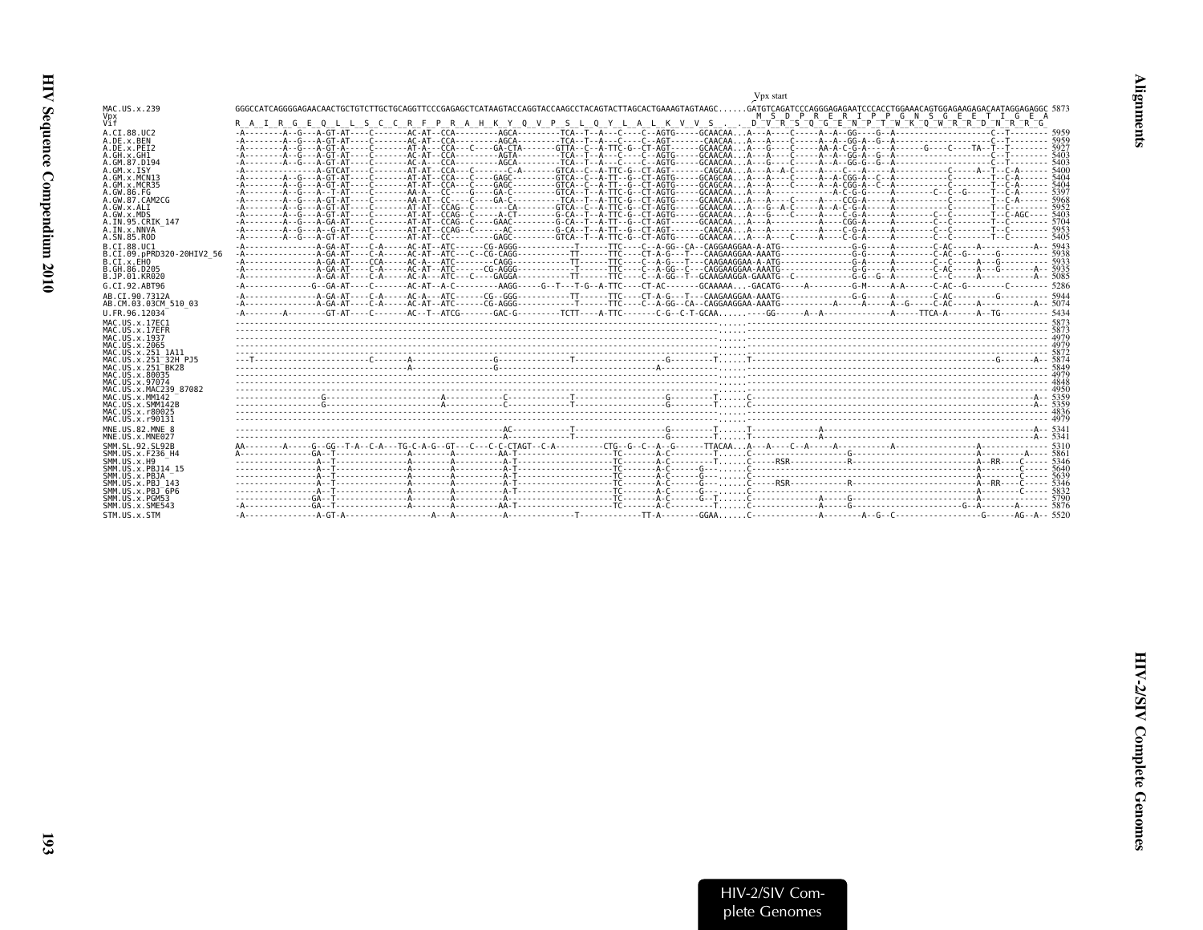```
                                                                                                        Vpx start
MAC.US.x.239              GGGCCATCAGGGGAGAACAACTGCTGTCTTGCTGCAGGTTCCCGAGAGCTCATAAGTACCAGGTACCAAGCCTACAGTACTTAGCACTGAAAGTAGTAAGC......GATGTCAGATCCCAGGGAGAGAATCCCACCTGGAAACAGTGGAGAAGAGACAATAGGAGAGGC 5873
Vpx                                                                                                                M  S  D  P  R  E  R  I  P  P  G  N  S  G  E  E  T  I  G  E  A
Vif                        R  A  I  R  G  E  Q  L  L  S  C  C  R  F  P  R  A  H  K  Y  Q  V  P  S  L  Q  Y  L  A  L  K  V  V  S  .  .  D  V  R  S  Q  G  E  N  P  T  W  K  Q  W  R  R  D  N  R  R  G
A.CI.88.UC2                5959
A.DE.x.BEN                 5959
A.DE.x.PEI2                5927
A.GH.x.GH1                 5403
A.GM.87.D194               5403
A.GM.x.ISY                 5400
A.GM.x.MCN13               5404
A.GM.x.MCR35               5404
A.GW.86.FG                 5397
A.GW.87.CAM2CG             5968
A.GW.x.ALI                 5952
A.GW.x.MDS                 5403
A.IN.95.CRIK_147           5704
A.IN.x.NNVA                5953
A.SN.85.ROD                5405
B.CI.88.UC1                5943
B.CI.09.pPRD320-20HIV2_56  5938
B.CI.x.EHO                 5933
B.GH.86.D205               5935
B.JP.01.KR020              5085
G.CI.92.ABT96              5286
AB.CI.90.7312A             5944
AB.CM.03.03CM_510_03       5074
U.FR.96.12034              5434
MAC.US.x.17EC1             5873
MAC.US.x.17EFR             5873
MAC.US.x.1937              4979
MAC.US.x.2065              4979
MAC.US.x.251_1A11          5872
MAC.US.x.251_32H_PJ5       5874
MAC.US.x.251_BK28          5849
MAC.US.x.80035             4979
MAC.US.x.97074             4848
MAC.US.x.MAC239_87082      4950
MAC.US.x.MM142             5359
MAC.US.x.SMM142B           5359
MAC.US.x.r80025            4836
MAC.US.x.r90131            4979
MNE.US.82.MNE_8            5341
MNE.US.x.MNE027            5341
SMM.SL.92.SL92B            5310
SMM.US.x.F236_H4           5861
SMM.US.x.H9                5346
SMM.US.x.PBJ14_15          5640
SMM.US.x.PBJA              5639
SMM.US.x.PBJ_143           5346
SMM.US.x.PBJ_6P6           5832
SMM.US.x.PGM53             5790
SMM.US.x.SME543            5876
STM.US.x.STM               5520
```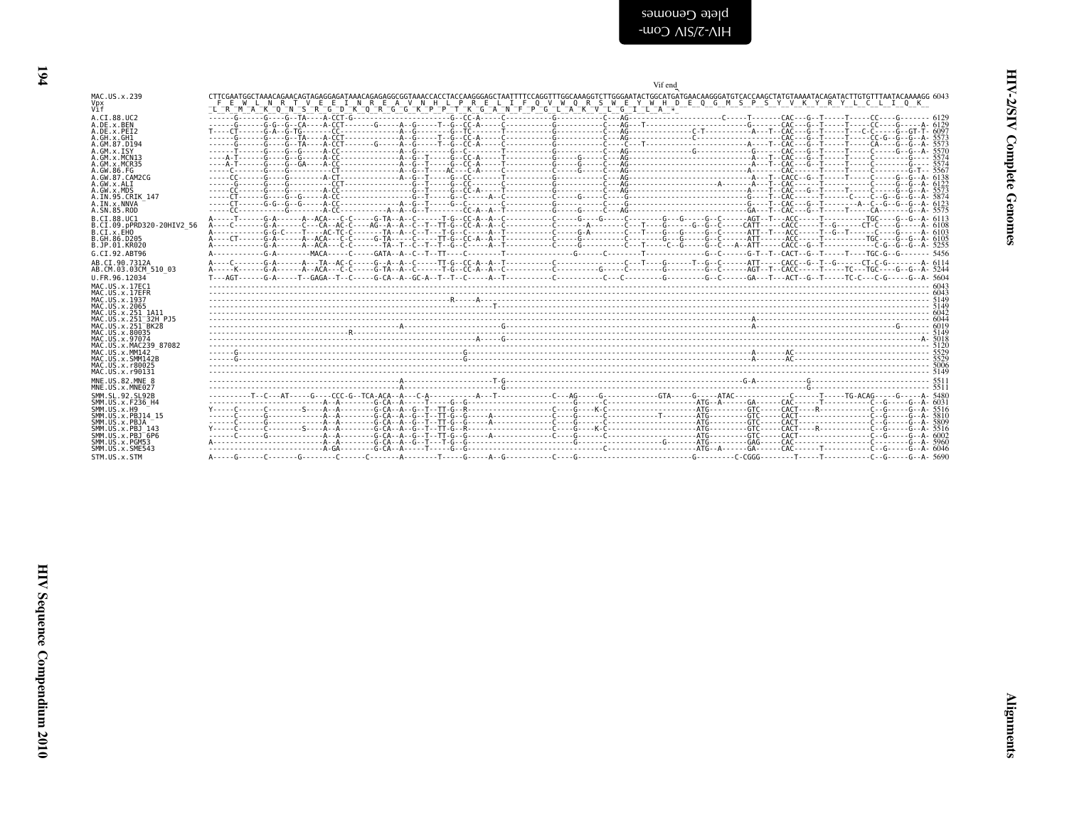Vif end

```
MAC.US.x.239              CTTCGAATGGCTAAACAGAACAGTAGAGGAGATAAACAGAGAGGCGGTAAACCACCTACCAAGGGAGCTAATTTTCCAGGTTTGGCAAAGGTCTTGGGAATACTGGCATGATGAACAAGGGATGTCACCAAGCTATGTAAAATACAGATACTTGTGTTTAATACAAAAGG 6043
Vpx                        F  E  W  L  N  R  T  V  E  E  I  N  R  E  A  V  N  H  L  P  R  E  L  I  F  Q  V  W  Q  R  S  W  E  Y  W  H  D  E  Q  G  M  S  P  S  Y  V  K  Y  R  Y  L  C  L  I  Q  K
Vif                       L  R  M  A  K  Q  N  S  R  G  D  K  Q  R  G  G  K  P  P  T  K  G  A  N  F  P  G  L  A  K  V  L  G  I  L  A  *

A.CI.88.UC2               ------G------G----G--TA----A-CCT-G-----------------------G--CC-A-----C-----------G-----------C---AG-----------------------C-----T-------CAC---G--T-----T-----CC----G------- 6129
A.DE.x.BEN                ------G------G-G--G--CA----A-CCT-------G-----A--G-----T--G--CC-A-----C-----------G-----------C---AG---T-----------------------G-------CAC---G--T-----T-----CC----G------A- 6129
A.DE.x.PEI2               T----CT------G-A--G-TG-------CC----------------A--G-------G--TC------T-----------G-----------C---AG----------------C-T-----------A---T--CAC---G--T-----T--C-C-----G--GT-T- 6097
A.GH.x.GH1                ------G------G----G--TA----A-CCT---------------A--G-----T--G--CC-A-----C-----------G-----------C---AG----------------C------------------CAC---G--T-----T-----CC-G--G--G--A- 5573
A.GM.87.D194              ------G------G----G--TA----A-CCT-------G-----A--G-----T--G--CC-A-----C-----------G-----------C----C---T---------------------A---T--CAC---G--T-----T-----CA----G--G--A- 5573
A.GM.x.ISY                ------T------G----G--G-----A-CC----------------A--G-----------G--C-------T-----------G-----------C---AG-----------------G-------G-----CAC---G--T-----T-----C-----G--G--A- 5570
A.GM.x.MCN13              ----A-T------G----G--G-----A-CC----------------A--G--T-------G--CC-A-----T-----------G-----G-----C---AG-----------------------A---T--CAC---G--T-----T-----C---------G---- 5574
A.GM.x.MCR35              ----A-T------G----G--GA----A-CC----------------A--G--T-------G--CC-A-----T-----------G-----G-----C---AG-----------------------A---T--CAC---G--T-----T-----C---------G---- 5574
A.GW.86.FG                -----C-------G----G----------CT----------------A--G--T-----AC---C-A-----C-----------G-----G-----C---AG-----------------------A------CAC------T-----T-----C---------G-T-- 5567
A.GW.87.CAM2CG            -----CC------G----G--------A-CT----------------A--G--T-----G--CC-------T-----------G-----------C---AG-----------------------A---T--CACC--G--T-----T-----C-----G--G--A- 6138
A.GW.x.ALI                ------G------G----G----------CCT-----------------G--T-----G--CC-------C-----------G-----------C---AG------------------A------A---T--CAC------T-----T-----C-----G--G--A- 6122
A.GW.x.MDS                -----CC------G----G--------A-CC----------------G--T-----G--CC-A-----T-----------G-----------C---AG-----------------------A---T--CAC---G--T-----T-----C-----G--G--A- 5573
A.IN.95.CRIK_147          -----CT------G----G--G-----A-CC----------------G--T-----G--C-----A--C-----------C-----G-----C---G------------------------G---T--CAC------T-----C-----C--G--G--A- 5874
A.IN.x.NNVA               -----CT------G-G--G--G-----A-CC----------------A--G--T-----G--C-------C-----------G-----------C---G------------------------G---T--CAC---G--T--------A--C--G--G--A- 6123
A.SN.85.ROD               -----CC-----------G--------A-CC----------------A--G--T-----CC-A--A--T-----------G-----G-----C---AG-----------------------GA---T--CAC---G--T-----T-----CA-----G--G--A- 5575

B.CI.88.UC1               A-----T------G-A------A---ACA---C-C-----G-TA--A--C-----T-G--CC-A--A--C-----------C-----G-----G-----C-------G----G-----G--C------AGT--T---ACC-----T-----------TGC----G--G--A- 6113
B.CI.09.pPRD320-20HIV2_56 A-----C------G-A------C----CA--AC-C-----AG--A--A--C--T--TT-G--CC-A--A--C-----------C------A-------C---T-----G-----G--G--C-----CATT-----CACC-----T--G------CT-C----G-----A- 6108
B.CI.x.EHO                A------------G-G-C----T----AC-TC-C------TA--A--C--T--T-G--C------A--T-----------C-----G-A-------C---T-----G--G-----G--C-------ATT--T---ACC-----T--G--T------C----G-----A- 6103
B.GH.86.D205              A-----CT-----G-A------A---ACA---C-C-----G-TA--------C-----TT-G--CC-A--A--T-----------C-----G-----------------G--G-----G--C-------ATT-----ACC-----T-----------TGC----G--G--A- 6105
B.JP.01.KR020             A------------G-A------A---ACA---C-C-----TA--T--C--T--T--G--C-----A--T-----------C-----G-----------C--T------C--G-----G--C---A--ATT-----CACC--G--T--------------C-G--G--G--A- 5255

G.CI.92.ABT96             A------------G-A---------MACA-----C------GATA--A--C--T--TT------C-------T-----------------G-----C--------T-----------------G--C-------G-T--T--CACT--G--T-----T----TGC-G--G------- 5456

AB.CI.90.7312A            A----C-------G-A------A---TA--AC-C------G--A--A--C-----TT-G--CC-A--A--T-----------C--------------C---T-----G-----T--G--C-------ATT-----CACC--G--T--G------CT-C-G-------A- 6114
AB.CM.03.03CM_510_03      A-----K------G-A------A--ACA---C-C------G-TA--A--C-----T-G--CC-A--A--C-----------C---------G-----C-------G-----------G--C-------AGT--T--CACC-----T-----TC---TGC----G--G--A- 5244

U.FR.96.12034             T---AGT------G-A------T--GAGA--T--C------G-CA--A--GC-A--T--T--C------A--T-----------C-------------C---C-------G-------G--C-------GA---T---ACT--G--T-----TC-C---C-G-----G--A- 5604

MAC.US.x.17EC1            ------------------------------------------------------------------------------------------------------------------------------------------------------------------------------- 6043
MAC.US.x.17EFR            ------------------------------------------------------------------------------------------------------------------------------------------------------------------------------- 6043
MAC.US.x.1937             ------------------------------------------------------R-----A------------------------------------------------------------------------------------------------------------------- 5149
MAC.US.x.2065             ------------------------------------------------------------T------------------------------------------------------------------------------------------------------------------- 5149
MAC.US.x.251_1A11         ------------------------------------------------------------------------------------------------------------------------------------------------------------------------------- 6042
MAC.US.x.251_32H_PJ5      ------------------------------------------------------------------------------------------------------------------A---------------------------------------------------------------- 6044
MAC.US.x.251_BK28         -------------------------------A-----------------------------------G----------------------------------------------A-----------------------------------------------G--------- 6019
MAC.US.x.80035            --------------------------R-------------------------------------------------------------------------------------------------------------------------------------------------- 5149
MAC.US.x.97074            ----------------------------------------------------A-----G------------------------------------------------------------------------------------------------------------A- 5018
MAC.US.x.MAC239_87082     ------------------------------------------------------------------------------------------------------------------------------------------------------------------------------- 5120
MAC.US.x.MM142            ------G------------------------------------------G----------------------------------------------------------A-------AC--------------------------------------------------- 5529
MAC.US.x.SMM142B          ------G------------------------------------------G----------------------------------------------------------A-------AC--------------------------------------------------- 5529
MAC.US.x.r80025           ------------------------------------------------------------------------------------------------------------------------------------------------------------------------------- 5006
MAC.US.x.r90131           ------------------------------------------------------------------------------------------------------------------------------------------------------------------------------- 5149

MNE.US.82.MNE_8           -----------------------------------A--------------------T-G--------------------------------------------------G-A--------------G--------------------------------------- 5511
MNE.US.x.MNE027           -----------------------------------A---------------------G-------------------------------------------------------------------G--------------------------------------- 5511

SMM.SL.92.SL92B           ----------T--C---AT-----G----CCC-G--TCA-ACA--A---C-A------------A---T-----------C---AG-----G-------------GTA-----G-----ATAC--------------C------T-----TG-ACAG-----G-----A- 5480
SMM.US.x.F236_H4          ---------------------------A--A--------G-CA--A-----T-----G--G---------------------------G------C--------------------ATG--A------GA-----CAC------T-----------C--G-----G--A- 6031
SMM.US.x.H9               Y-----C------C--------S----A--A--------G-CA--A--G--T--TT-G--R-------------------------C-----G-----K-C--------------------ATG---------GTC-----CACT----R-----------C--G-----G--A- 5516
SMM.US.x.PBJ14_15         -----C-------G-------------A--A--------G-CA--A--G--T--TT-G--G------A------------------C-----G-----C-------------T--------ATG---------GTC-----CACT-------------------C--G-----G--A- 5810
SMM.US.x.PBJA             -----C-------G-------------A--A--------G-CA--A--G--T--TT-G--G------A------------------C-----G-----C----------------------ATG---------GTC-----CACT-------------------C--G-----G--A- 5809
SMM.US.x.PBJ_143          Y-----C------C--------S----A--A--------G-CA--A--G--T--TT-G--R-------------------------C-----G-----K-C--------------------ATG---------GTC-----CACT----R-----------C--G-----G--A- 5516
SMM.US.x.PBJ_6P6          -----C-------G-------------A--A--------G-CA--A--G--T--TT-G--G------A------------------C-----G-----C----------------------ATG---------GTC-----CACT-------------------C--G-----G--A- 6002
SMM.US.x.PGM53            A--------------------------A--A--------G-CA--A--G--T--T-G--G-----------------------------G-----------------G---------ATG---------GAG-----CAC---------------------C--------G--A- 5960
SMM.US.x.SME543           ---------------------------A-GA--------G-CA--A-----T-----G--G-------------------------------C------------------------ATG--A------GA-----CAC------T-----------C--G-----G--A- 6046

STM.US.x.STM              A-----G------C-------G--------C------C-------A--------T-----G-----A--G-----------C----G-------------------------G---------C-CGGG--------T-----T-----------C--G-----G--A- 5690
```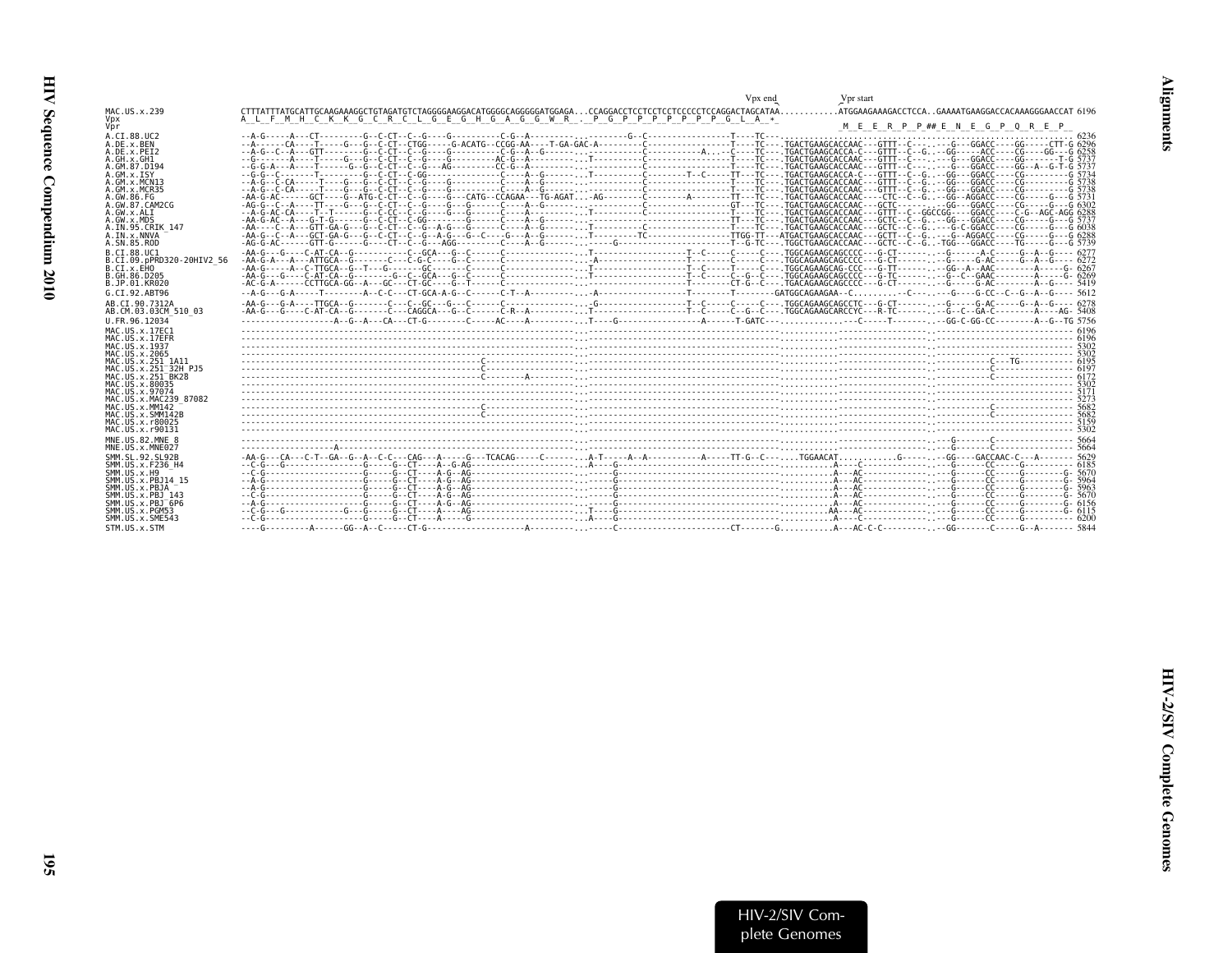```
                                                                                                            Vpx end          Vpr start
MAC.US.x.239               CTTTATTTATGCATTGCAAGAAAGGCTGTAGATGTCTAGGGGAAGGACATGGGGCAGGGGGATGGAGA...CCAGGACCTCCTCCTCCCCCTCCAGGACTAGCATAA............ATGGAAGAAAGACCTCCA..GAAAATGAAGGACCACAAAGGAACCAT 6196
Vpx                        A__L__F__M__H__C__K__K__G__C__R__C__L__G__E__G__H__G__A__G__G__W__R__.__P__G__P__P__P__P__P__P__G__L__A__*
Vpr                                                                                                                                M__E__E__R__P__P_##_E__N__E__G__P__Q__R__E__P_
A.CI.88.UC2                --A-G-----A---CT---------G--C-CT--C--G----G----------C-G--A---------..--------G--C----------------T----TC---..................................................... 6236
A.DE.x.BEN                 --A------CA----T------G---G--C-CT--CTGG-----G-ACATG--CCGG-AA----T-GA-GAC-A---------C-----------------T----TC---.TGACTGAAGCACCAAC---GTTT--C---..---G---GGACC----GG-----CTT-G 6296
A.DE.x.PEI2                --A-G--C--A---GTT--------G--C-CT--C--G----G----------C-G--A--G--------..---------C-----------A...--C----TC---.TGACTGAAGCACCA-C---GTTT--C--G..--GG-----ACC----CG-----GG---G 6258
A.GH.x.GH1                 --G-------A----T------G--G--C-CT--C--G----G----------AC-G--A---------..T---------C-----------------T----TC---.TGACTGAAGCACCAAC---GTTT--C---..---G---GGACC----GG---------T-G 5737
A.GM.87.D194               --G-G-A---A----T------G--G--C-CT--C--G----AG---------CC-G--A---------..----------C-----------------T----TC---.TGACTGAAGCACCAAC---GTTT--C---..---G---GGACC----GG--A--G-T-G 5737
A.GM.x.ISY                 --G-G--C-------T---------G--C-CT--C-GG--------------C-----A--G--------..T--------C---------T--C-----TT---TC---.TGACTGAAGCACCA-C---GTTT--C--G..--GG---GGACC----CG---------G 5734
A.GM.x.MCN13               --A-G--C-CA----T------G---G--C-CT--C--G----G-----------C-----A--G--------..----------C----------------T----TC---.TGACTGAAGCACCAAC---GTTT--C--G..--GG---GGACC----CG---------G 5738
A.GM.x.MCR35               --A-G--C-CA-----T----G---G--C-CT--C--G----G-----------C-----A--G--------..----------C----------------T----TC---.TGACTGAAGCACCAAC---GTTT--C--G..--GG---GGACC----CG---------G 5738
A.GW.86.FG                 -AA-G-AC------GCT----G--ATG-C-CT--C--G----G---CATG--CCAGAA---TG-AGAT..--AG--------C---------A---------TT---TC---.TGACTGAAGCACCAAC----CTC---C--G..--GG--AGGACC----CG-----G---G 5731
A.GW.87.CAM2CG             -AG-G--C--A----TT----G---G--C-CT--C--G----G---G------C-----A--G--------..----------C----------------GT---TC---.TGACTGAAGCACCAAC---GCTC------..--GG---GGACC----CG-----G---G 6302
A.GW.x.ALI                 --A-G-AC-CA----T--T------G--C-CC--C--G----G---G------C-----A---------..T---------C-----------------T----TC---.TGACTGAAGCACCAAC---GTTT--C--GGCCGG----GGACC----C-G--AGC-AGG 6288
A.GW.x.MDS                 -AA-G-AC--A---G-T-G------G--C-CT--C-GG--------------G------C-----A--G--------..----------C----------------TT---TC---.TGACTGAAGCACCAAC---GCTC--C--G..--GG---GGACC----CG-----G---G 5737
A.IN.95.CRIK_147           -AA----C--A---GTT-GA-G---G--C-CT--C--G--A-G---G------C-----A--G--------..T---------C-----------------T----TC---.TGACTGAAGCACCAAC---GCTC--C--G..---G-C-GGACC----CG-----G---G 6038
A.IN.x.NNVA                -AA-G--C--A---GCT-GA-G---G--C-CT--C--G--A-G---G--C----G---A--G--------..T---------TC----------------TTGG-TT---ATGACTGAAGCACCAAC---GCTT--C--G..---G--AGGACC----CG-----G---G 6288
A.SN.85.ROD                -AG-G-AC------GTT-G------G----CT--C--G---AGG---------C-----A--G--------..---------G----------------T--G-TC---.TGGCTGAAGCACCAAC---GCTC--C--G..-TGG---GGACC----TG-----G---G 5739
B.CI.88.UC1                -AA-G---G----C-AT-CA--G---------C--GCA---G--C-------C-----------------..T------------------T--C-----C-----C---.TGGCAGAAGCAGCCCC---G-CT------..---G-----A-C-----G--A--G--- 6277
B.CI.09.pPRD320-20HIV2_56  -AA-G-A---A---ATTGCA--G-------C--C-G-C---G--C-------C-----------------..-A----------------T------C-----C---.TGGCAGAAGCAGCCCC---G-CT------..---G-----G-AC-----G--A--G--- 6272
B.CI.x.EHO                 -AA-G-----A--C-TTGCA--G--T--G---------GC-------C------C-----------------..T------------------T--C-----T-----C---.TGGCAGAAGCAG-CCC---G-TT------..--GG--A--AAC---------A-----G- 6267
B.GH.86.D205               -AA-G---G----C-AT-CA--G-------G--C-GCA---G--C-------C-----------------..T------------------T--C-----C--G--C---.TGGCAGAAGCAGCCCC---G-TC------..---G---C--GAAC---------A-----G- 6269
B.JP.01.KR020              -AC-G-A------CCTTGCA-GG--A---GC---CT-GC----G--T------C-----------------..------------------T--------CT-G--C---.TGACAGAAGCAGCCCC---G-CT------..---G-----G-AC---------G--G--- 5419
G.CI.92.ABT96              --A-G---G-A-----T---------A--C-C---CT-GCA-A-G--C-------C-T--A-----------..-A------------------T--------T--------GATGGCAGAAGAA--C...........-C----..---G-----G-CC--C--G--A--G--- 5612
AB.CI.90.7312A             -AA-G---G-A----TTGCA--G-------C--C--GC---G--C-------C-----------------..-G------------------T--C-----C-----C---.TGGCAGAAGCAGCCTC---G-CT------..---G-----G-AC-----G--A--G--- 6278
AB.CM.03.03CM_510_03       -AA-G---G----C-AT-CA--G-------C---CAGGCA---G--C-------C-R--A-----------..T------------------T--C-----C--G--C---.TGGCAGAAGCARCCYC---R-TC------..--G--C--GA-C---------A----AG- 5408
U.FR.96.12034              -------------------A--G--A---CA---CT-G-------C------AC----A-----------..T----G-----------------A------T-GATC---..............---C-----T-------..--GG-C-GG-CC---------A--G--TG 5756
MAC.US.x.17EC1             ------------------------------------------------------------------------..------------------------------------------..........................------..--------------------------- 6196
MAC.US.x.17EFR             ------------------------------------------------------------------------..------------------------------------------..........................------..--------------------------- 6196
MAC.US.x.1937              ------------------------------------------------------------------------..------------------------------------------..........................------..--------------------------- 5302
MAC.US.x.2065              ------------------------------------------------------------------------..------------------------------------------..........................------..--------------------------- 5302
MAC.US.x.251_1A11          ---------------------------------C--------------------------------------..------------------------------------------..........................------..---------C---TG------------ 6195
MAC.US.x.251_32H_PJ5       ---------------------------------C--------------------------------------..------------------------------------------..........................------..---------C------------------ 6197
MAC.US.x.251_BK28          ---------------------------------C-------A------------------------------..------------------------------------------..........................------..---------C------------------ 6172
MAC.US.x.80035             ------------------------------------------------------------------------..------------------------------------------..........................------..--------------------------- 5302
MAC.US.x.97074             ------------------------------------------------------------------------..------------------------------------------..........................------..--------------------------- 5171
MAC.US.x.MAC239_87082      ------------------------------------------------------------------------..------------------------------------------..........................------..--------------------------- 5273
MAC.US.x.MM142             ---------------------------------C--------------------------------------..------------------------------------------..........................------..---------C------------------ 5682
MAC.US.x.SMM142B           ---------------------------------C--------------------------------------..------------------------------------------..........................------..---------C------------------ 5682
MAC.US.x.r80025            ------------------------------------------------------------------------..------------------------------------------..........................------..--------------------------- 5159
MAC.US.x.r90131            ------------------------------------------------------------------------..------------------------------------------..........................------..--------------------------- 5302
MNE.US.82.MNE_8            ------------------------------------------------------------------------..------------------------------------------..........................------..---G-------C----------------- 5664
MNE.US.x.MNE027            --------------A---------------------------------------------------------..------------------------------------------..........................------..---G-------C----------------- 5664
SMM.SL.92.SL92B            -AA-G---CA---C-T--GA--G--A--C-C---CAG---A-----G---TCACAG-----C--------..A-T-----A--A----------A-----TT-G--C----.....TGGAACAT............G------..--GG----GACCAAC-C---A------- 5629
SMM.US.x.F236_H4           --C-G---G---------------G-----G--CT----A--G-AG--------------------------..A----G------------------------------------..........A----C-----------..---G-----CC-----G----------- 6185
SMM.US.x.H9                --C-G-------------------G-----G--CT----A-G--AG--------------------------..-----G------------------------------------..........A---AC-----------..---G-----CC-----G---------G- 5670
SMM.US.x.PBJ14_15          --A-G-------------------G-----G--CT----A-G--AG--------------------------..-----G------------------------------------..........A---AC-----------..---G-----CC-----G---------G- 5964
SMM.US.x.PBJA              --A-G-------------------G-----G--CT----A-G--AG--------------------------..-----G------------------------------------..........A---AC-----------..---G-----CC-----G---------G- 5963
SMM.US.x.PBJ_143           --C-G-------------------G-----G--CT----A-G--AG--------------------------..-----G------------------------------------..........A---AC-----------..---G-----CC-----G---------G- 5670
SMM.US.x.PBJ_6P6           --A-G-------------------G-----G--CT----A-G--AG--------------------------..-----G------------------------------------..........A---AC-----------..---G-----CC-----G---------G- 6156
SMM.US.x.PGM53             --C-G---G----------G---G-----G--CT----A----AG--------------------------..T----G------------------------------------..........AA---AC-----------..---G-----CC-----G---------G- 6115
SMM.US.x.SME543            --C-G-------------------G-----G--CT----A-----G--------------------------..A----G------------------------------------..........A----C-----------..---G-----CC-----G----------- 6200
STM.US.x.STM               ----G---------A------GG--A--C-----CT-G-------------------A-----------..-----C---------------------CT-------G...........A---AC-C-C---------..--GG-------C-----G--A------- 5844
```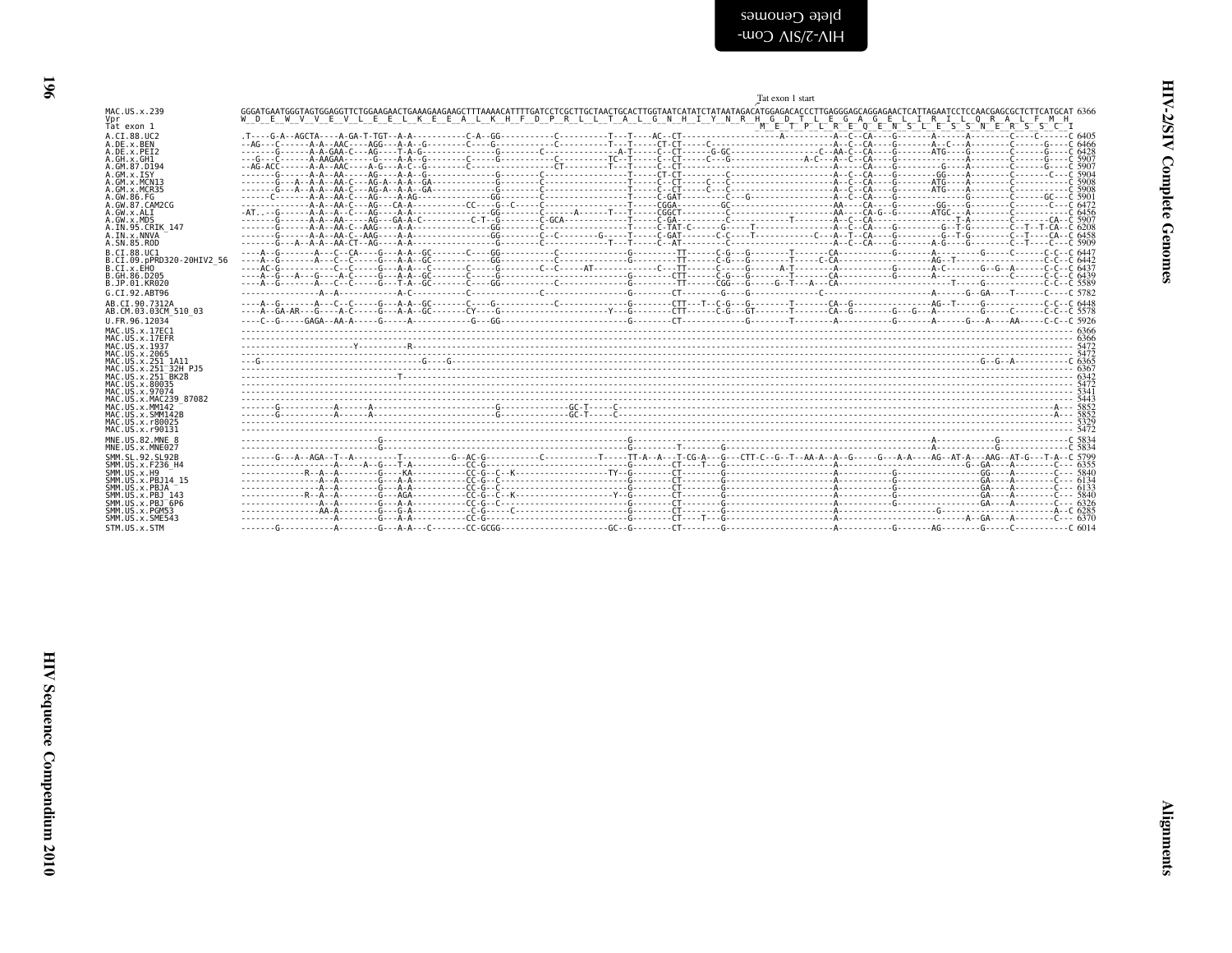Tat exon 1 start

```
MAC.US.x.239               GGGATGAATGGGTAGTGGAGGTTCTGGAAGAACTGAAAGAAGAAGCTTTAAAACATTTTGATCCTCGCTTGCTAACTGCACTTGGTAATCATATCTATAATAGACATGGAGACACCCTTGAGGGAGCAGGAGAACTCATTAGAATCCTCCAACGAGCGCTCTTCATGCAT 6366
Vpr                        W  D  E  W  V  V  E  V  L  E  E  L  K  E  E  A  L  K  H  F  D  P  R  L  L  T  A  L  G  N  H  I  Y  N  R  H  G  D  T  L  E  G  A  G  E  L  I  R  I  L  Q  R  A  L  F  M  H
Tat exon 1                                                                                                                   M  E  T  P  L  R  E  Q  E  N  S  L  E  S  S  N  E  R  S  S  C  I
A.CI.88.UC2                .T----G-A--AGCTA----A-GA-T-TGT--A-A-----------C-A--GG-----------C----------T---T----AC--CT-----------------A---------A--C--CA-----G--------A--------A---------C----C-----C 6405
A.DE.x.BEN                 --AG---C-------A-A--AAC----AGG---A-A--G--------C----G-----------C----------T---T-----CT-CT-----C-----------------------A--C--CA-----G--------A--C---A--------C------G----C 6466
A.DE.x.PEI2                -------G-------A-A-GAA-C---AG----T-A-G-----------------G--------C----------------A-T-----C--CT------G-GC---------------C--AA-C--CA-----G--------ATG----G--------C------G----C 6428
A.GH.x.GH1                 ---G---C-------A-AAGAA-----G-----A-A--G--------C-------G--------C----------TC--T-----C--CT-----C---G--------------A-C---A--C--CA-----G-------------------A--------C------G----C 5907
A.GM.87.D194               --AG-ACC-------A-A--AAC----A-G---A-C--G--------C-----------------CT--------T---T-----C--CT----------------------------A-----CA-----G--------G----A--------C------G----C 5907
A.GM.x.ISY                 -------G-------A-A--AA-----AG----A-A--G----------------G--------C------------------T-----CT-CT--------C-------------------A--C--CA-----G--------GG----A--------C-------C---C 5904
A.GM.x.MCN13               -------G---A-A-A-A--AA-C---AG-A--A-A--GA---------------G--------C------------------T-----C--CT-----C--C---------------A--C--CA-----G--------ATG----A--------C-----------C 5908
A.GM.x.MCR35               -------G---A-A-A-A--AA-C---AG-A--A-A--GA---------------G--------C------------------T-----C--CT-----C--C---------------A--C--CA-----G--------ATG----A--------C-----------C 5908
A.GW.86.FG                 -------C-------A-A--AA-C---AG----A-AG------------------GG-------C------------------T-----C-GAT-----------C---G--------A--C--CA-----G--------------G--------C------GC---C 5901
A.GW.87.CAM2CG             ---------------A-A--AA-C---AG----CA-A-----------CC----G--C-----C------------------T-----CGGA----------GC---------------AA---CA-----G--------GG----G--------C-----------C 6472
A.GW.x.ALI                 -AT.---G-------A-A--A--C---AG----A-A-------------------GG-------C-----A------T---T-----CGGCT-----------C------------------AA---CA-G--G------ATGC---A--------C--------C 6456
A.GW.x.MDS                 -------G-------A-A--AA-----AG----GA-A--C---------C-T--G---------C-GCA--------------T-----C-GA----------C-----------T---------A--C--CA-------------T-A--------C--------CA--C 5907
A.IN.95.CRIK_147           -------G-------A-A--AA-C--AAG----A-A-------------------GG-------C------------------T-----C-TAT-C------G----T-----------A--C--CA-----G--------G--T-G--------C--T--T-CA--C 6208
A.IN.x.NNVA                -------G-------A-A--AA-C--AAG----A-A-------------------GG-------C--C-------G-----T-----C-GAT-------C-C----T-----------C----A--T--CA-----G--------G--T-G--------C--T----CA--C 6458
A.SN.85.ROD                -------G---A--A-A--AA-CT--AG-----A-A-------------------G--------C-----------T---T-----C--AT-----------C-------------------A--C--CA-----G--------A-G-----G---------C--T----C---C 5909
B.CI.88.UC1                ----A--G-------A---C--CA----G---A-A--GC-------C----GG-----------C-----------------G---------TT------C-G---G--------T---------CA---------G---------A---------G-----C------C--C 6447
B.CI.09.pPRD320-20HIV2_56  ----A--G-------A---C--C-----G---A-A--GC-------------GG-----------C-----------------G---------TT------C-G---G--------T-----C-CA---------------------AG--T----------------C--C 6442
B.CI.x.EHO                 ------AC-G-------------C--C-----G---A-A---C-------C----G--------C--C------AT-----------C---TT------C----G------A-T-------A---------G--------A-C-------G--G--A------C--C 6437
B.GH.86.D205               ----A--G---A---G---A-C-----G---A-A--GC-------C----G------------------------------G--------CTT------C-G---G--------T-------CA---------G--------A-------------------C--C 6439
B.JP.01.KR020              ----A--G-------A---C--C-----G---T-A--GC-------C----GG-----------C-----------------G--------TT------CGG---G-----G--T---A---CA-------------------T-----G-------------C--C 5589
G.CI.92.ABT96              ----------------A--A-------------A-C-----------C--------------------C-----------------G--------CT------G----G---------------C-------------------A--------G--GA-----T------C----C 5782
AB.CI.90.7312A             ----A--G-------A---C--C-----G---A-A--GC-------C----G------------C------------------G--------CTT---T--C-G---G--------T-------CA---G--------------AG--T------G---------C--C 6448
AB.CM.03.03CM_510_03       ----A--GA-AR---G----A-C-----G---A-A--GC-------CY---G----------------------------Y---G--------CTT------C-G---GT--------T-------CA--G--------G---G---A---------G-----C------C--C 5578
U.FR.96.12034              ----C--G-----GAGA--AA-A-----G-----A-----------G---GG---------------------------------G--------CT-----------G---------T-------A---------G--------A--------G---A----AA-----C--C 5926
MAC.US.x.17EC1             ------------------------------------------------------------------------------------------------------------------------------------------------------------------------------------------------------------- 6366
MAC.US.x.17EFR             ------------------------------------------------------------------------------------------------------------------------------------------------------------------------------------------------------------- 6366
MAC.US.x.1937              ----------------------Y-----------R-------------------------------------------------------------------------------------------------------------------------------------------------------------------------- 5472
MAC.US.x.2065              ------------------------------------------------------------------------------------------------------------------------------------------------------------------------------------------------------------- 5472
MAC.US.x.251_1A11          ---G-------------------------------------G----G------------------------------------------------------------------------------------------------------------G--G--A-----------C 6365
MAC.US.x.251_32H_PJ5       ------------------------------------------------------------------------------------------------------------------------------------------------------------------------------------------------------------- 6367
MAC.US.x.251_BK28          --------------------------T---------------------------------------------------------------------------------------------------------------------------------------------------------------------------- 6342
MAC.US.x.80035             ------------------------------------------------------------------------------------------------------------------------------------------------------------------------------------------------------------- 5472
MAC.US.x.97074             ------------------------------------------------------------------------------------------------------------------------------------------------------------------------------------------------------------- 5341
MAC.US.x.MAC239_87082      ------------------------------------------------------------------------------------------------------------------------------------------------------------------------------------------------------------- 5443
MAC.US.x.MM142             -------G-----------A------A-------------------------G-------------GC-T-----C---------------------------------------------------------------------------------------------------------------------A--- 5852
MAC.US.x.SMM142B           -------G-----------A------A-------------------------G-------------GC-T-----C---------------------------------------------------------------------------------------------------------------------A--- 5852
MAC.US.x.r80025            ------------------------------------------------------------------------------------------------------------------------------------------------------------------------------------------------------------- 5329
MAC.US.x.r90131            ------------------------------------------------------------------------------------------------------------------------------------------------------------------------------------------------------------- 5472
MNE.US.82.MNE_8            -------------------------G---------------------------------------------------G-------------------------------------------------------------A-------------G-------------- 5834
MNE.US.x.MNE027            -------------------------G---------------------------------------------------G----------------T--------G-------------------------------A-------------G-------------- 5834
SMM.SL.92.SL92B            -------G---A--AGA--T--A--------T---------G--AC-G-----------C----------T-----TT-A--A---T-CG-A---G---CTT-C--G--T--AA-A--A--G-----G---A-A----AG--AT-A---AAG--AT-G---T-A--C 5799
SMM.US.x.F236_H4           --------------------A-----A--G---T-A----------CC-G-----------------------------G-------CT----T---G-------------------------------------------------G--GA----A-------C--- 6355
SMM.US.x.H9                ------------R--A--A--------G----KA----------CC-G--C--K-----------------TY--G--------CT--------G----------------------A--------G------------------GG----A--------C--- 5840
SMM.US.x.PBJ14_15          ---------------A--A--------G----A-A---------CC-G--C-----------------------------G-------CT--------G----------------------A--------G------------------GA----A--------C--- 6134
SMM.US.x.PBJA              ---------------A--A--------G----A-A---------CC-G--C------------------------------G-------CT--------G----------------------A--------G------------------GA----A--------C--- 6133
SMM.US.x.PBJ_143           ------------R--A--A--------G----AGA---------CC-G--C--K----------------------Y--G--------CT--------G----------------------A--------G------------------GA----A--------C--- 5840
SMM.US.x.PBJ_6P6           ---------------A--A--------G----A-A---------CC-G--C-----------------------------G-------CT--------G----------------------A--------G------------------GA----A--------C--- 6326
SMM.US.x.PGM53             ----------------AA-A--------G----G-A---------C-G-----C-------------------------G-------CT--------G----------------------A-----------------G---------------------A--C 6285
SMM.US.x.SME543            -------------------A--------G----A-A---------CC-G------------------------------G-------CT----T---G----------------------A-----------------------A--GA----A--------C--- 6370
STM.US.x.STM               -------G-----------A--------G----A-A---C--------CC-GCGG--------------------GC--G--------CT--------G----------------------A-----------G--------AG--------G-----C----------C 6014
```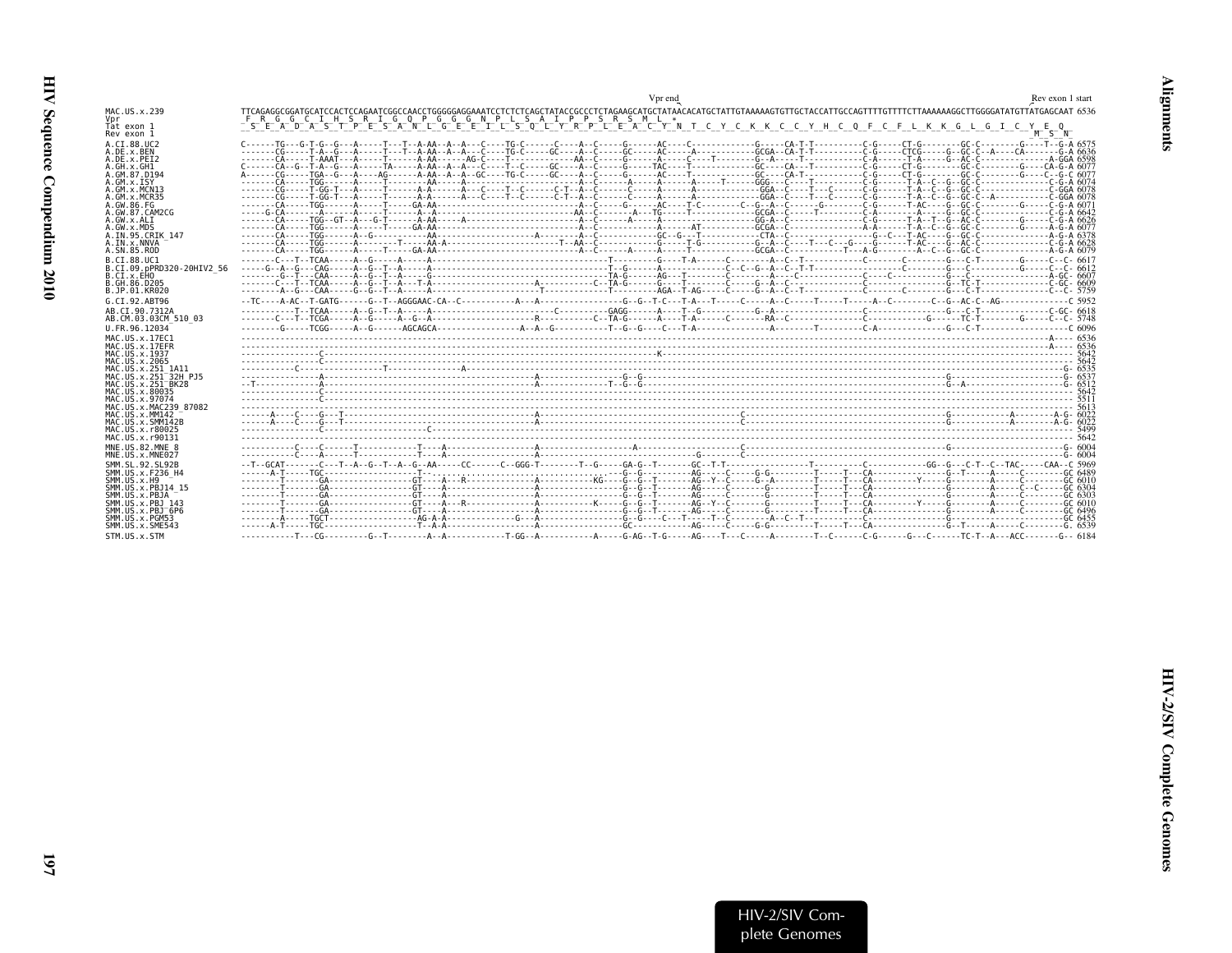```
                                                                                    Vpr end                                                                                                                    Rev exon 1 start
MAC.US.x.239                TTCAGAGGCGGATGCATCCACTCCAGAATCGGCCAACCTGGGGGAGGAAATCCTCTCTCAGCTATACCGCCCTCTAGAAGCATGCTATAACACATGCTATTGTAAAAAGTGTTGCTACCATTGCCAGTTTTGTTTTCTTAAAAAAGGCTTGGGGATATGTTATGAGCAAT 6536
Vpr                          F  R  G  G  C  I  H  S  R  I  G  Q  P  G  G  G  N  P  L  S  A  I  P  P  S  R  S  M  L  *
Tat exon 1                  S  E  A  D  A  S  T  P  E  S  A  N  L  G  E  E  I  L  S  Q  L  Y  R  P  L  E  A  C  Y  N  T  C  Y  C  K  K  C  C  Y  H  C  Q  F  C  F  L  K  K  G  L  G  I  C  Y  E  Q
Rev exon 1                                                                                                                                                                                      M  S  N
```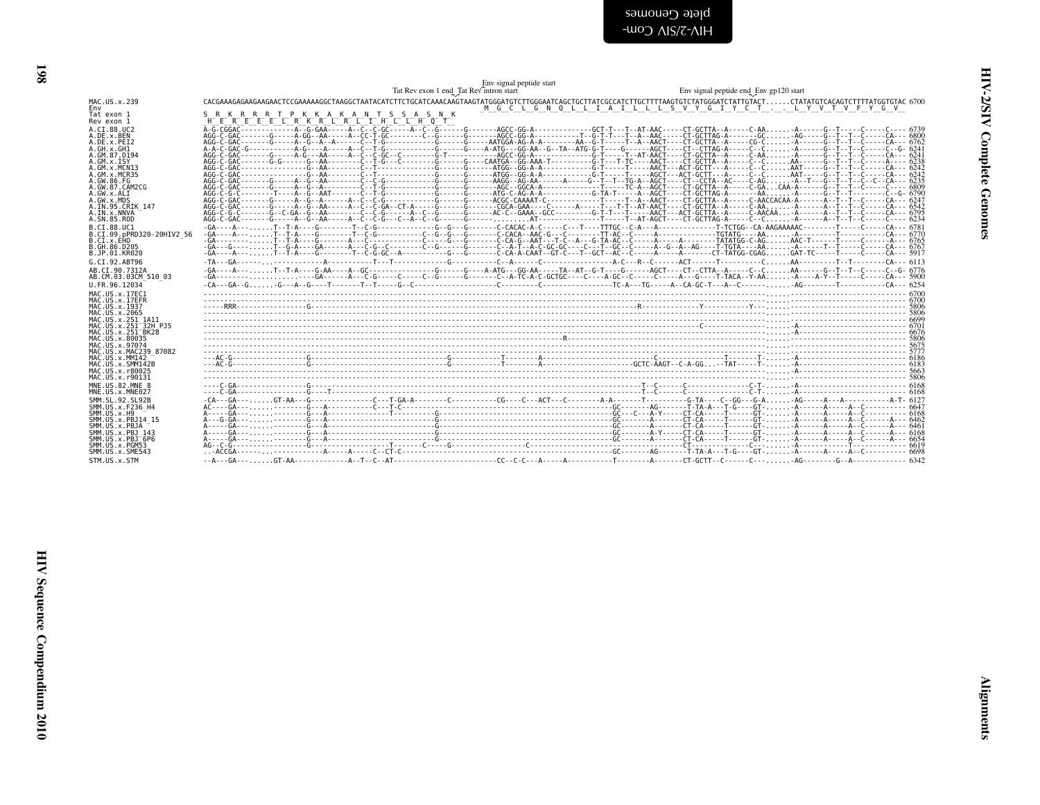```
                                                                                   Env signal peptide start
                                                                  Tat Rev exon 1 end  Tat Rev intron start                                          Env signal peptide end  Env gp120 start
MAC.US.x.239               CACGAAAGAGAAGAAGAACTCCGAAAAAGGCTAAGGCTAATACATCTTCTGCATCAAACAAGTAAGTATGGGATGTCTTGGGAATCAGCTGCTTATCGCCATCTTGCTTTTAAGTGTCTATGGGATCTATTGTACT......CTATATGTCACAGTCTTTTATGGTGTAC 6700
Env                                                                                     M  G  C  L  G  N  Q  L  L  I  A  I  L  L  L  S  V  Y  G  I  Y  C  T  .  .  L  Y  V  T  V  F  Y  G  V
Tat exon 1                 S  R  K  R  R  R  T  P  K  K  A  K  A  N  T  S  S  A  S  N  K
Rev exon 1                  H  E  R  E  E  E  L  R  K  R  L  R  L  I  H  L  L  H  Q  T
A.CI.88.UC2                A-G-CGGAC-----------A--G-GAA-----A--C--C-GC-----A--C--G------G-------AGCC-GG-A-------------GCT-T---T--AT-AAC-----CT-GCTTA--A-----C-AA......-A------G--T-----C-----C---- 6739
A.DE.x.BEN                 AGG-C-GAC-------G-----A-GG--AA-----A--CC-T-GC--------C--G------G-------AGCC-GG-A-------------T--G-T--T--A--AAC----CT-GCTTAG-A-------GC.....-AG-----G--T--T--C-----CA--- 6800
A.DE.x.PEI2                AGG-C-GAC-------G-----A--G--A--A-------C--T-G-------------G------G-----AATGGA-AG-A-A--------AA--G-T-----T--A--AACT----CT-GCTTA--A-----CG-C.....-A------G--T--T--C-----CA--- 6762
A.GH.x.GH1                 A-A-C-GAC-G-----------A-G----A-----A--C--T-G-----------G------G-----A-ATG---GG-AA--G--TA--ATG-G-T----G-----AGCT----CT--CTTAG-A-----C--C......-A------G--T--T--C-----C--G- 6241
A.GM.87.D194               AGG-C-GAC-------G-----A-G---AA-----A--C--C-GC--C-------G-T----------AGCC-GG-A-------------G-T-----T--AT-AACT----CT-GCTTA--A-----C-AA......-A------G--T--T--C-----CA--- 6241
A.GM.x.ISY                 AGG-C-GAC-------G-G------G--AA--------C--T-G---C--------G------G----CAATGA--GG-AAA-T----------G-T---T-TC---AACT----CT-GCTTA--A-----C--C......AA-----G--T--T--C-----A---- 6238
A.GM.x.MCN13               AGG-C-GAC---------------G--AA--------C--T--------------G------G-------ATGG--GG-A-A-----------G-T-----T-----AACT---ACT-GCTT---A-----C--C.....AAT-----G--T--T--C-----CA--- 6242
A.GM.x.MCR35               AGG-C-GAC---------------G--AA--------C--T--------------G------G-------ATGG--GG-A-A-----------G-T-----T-----AGCT---ACT-GCTT---A-----C--C.....AAT-----G--T--T--C-----CA--- 6242
A.GW.86.FG                 AGG-C-GAC-------G-----A--G--AA--------C--C-G-----------G------G-----AAGG--AG-AA------A-----G--T--T--TG-A--AGCT----CT--CCTA--AC----C-AG......-A--T---G--T--T--C--C-CA--- 6235
A.GW.87.CAM2CG             AGG-C-GAC-------G-----A--G--A--------C--T-G------------G------G-------AGC--GGCA-A------------T-----TC-A--AGCT----CT-GCTTA--A-----C-GA...CAA-A------G--T--T--C-----C---- 6809
A.GW.x.ALI                 AGG-C-G-C-------T-----A--G--AAT------C--T-G------------G------G-------ATG-C-AG-A-A-----------G-TA-T-----A--AGCT----CT-GCTTAG-A--------AA......-A------G--T--T--------C--G- 6790
A.GW.x.MDS                 AGG-C-GAC-------G-----A--G--A------A--C--C-G-----------G------G-----ACGC-CAAAAT-C------------T-----T--A--AACT----CT-GCTTA--A-----C-AACCACAA-A------A--T--T--C-----CA--- 6247
A.IN.95.CRIK_147           AGG-C-GAC-------G-----A--G--AA-----A--C--C-GA--CT-A-----G------G-------CGCA-GAA----C------A-----T---T-T--AT-AACT----CT-GCTTA--A-----C-AA......-A------A--T--T--C-----CA--- 6542
A.IN.x.NNVA                AGG-C-G-C-------G--C-GA--G--AA--------C--C-G------A--C--G------G-------AC-C--GAAA--GCC---------G-T-T-----AACT---ACT-GCTTA--A-----C-AACAA...-A------A--T--T--C-----CA--- 6795
A.SN.85.ROD                AGG-C-GAC-------G-----A--G--AA-----A--C--C-G--C--A--C--G------G------.........AT-------------T-----T--AT-AGCT----CT-GCTTAG-A-----C--C......-A------G--T--T--C-----C---- 6234
B.CI.88.UC1                -GA----A---......T--T-A----G--------T--C-G-------------G--G---G-------C-CACAC-A-C-----C---T----TTTGC--C-A---A--------------T-TCTGG--CA-AAGAAAAAC--------T-----C-----CA--- 6781
B.CI.09.pPRD320-20HIV2_56  -GA----A---......T--T-A----G--------T--C-G-----------C--G--G---G-------C-CACA--AAC-G--C--------TT-AC--C-----A-------------TGTATG----AA......-A---------T---------CA--- 6770
B.CI.x.EHO                 -GA--------......T--T-A----G------A---C------------C-----G--G---G-------C-CA-G--AAT---T-C--A---G-TA-AC--C------A-----A------TATATGG-C-AG.....AAC-T------T-----C-----A--- 6765
B.GH.86.D205               -GA---G----......T--G-A----GA-------A---C-G--C---------C--G------G-------C--A-T--A-C-GC-GC----C---T--GC--C-----A--G--A--AG----T-TGTA----AA.......-A------T--T-----C-----CA--- 6767
B.JP.01.KR020              -GA----A---......T--T-A----G--------T--C-G-GC--A-----------G---G-------C-CA-A-CAAT--GT-C---T--GCT--AC--C-----A-----A-----CT-TATGG-CGAG......GAT-TC-----T-----C-----CA--- 5917
G.CI.92.ABT96              -TA---GA---------------------------A-----------T---T----------------------C--A-------C--------------A-C---R--C------ACT-------T--------C......AA---------T--T-----C-----CA--- 6113
AB.CI.90.7312A             -GA----A---......T--T-A----G-AA----A--GC---------------G------G-----A-ATG---GG-AA-----TA--AT--G-T----G-----AGCT----CT--CTTA--A-----C--C......AA------G--T--T--C-----C--G- 6776
AB.CM.03.03CM_510_03       -GA---------..........----GA------A---C-G------C--G------G------C--A-TC-A-C-GCTGC----C----A-GC--C-----C-----A---G----T-TACA--Y-AA......-A----A-Y--T-----C-----CA--- 5900
U.FR.96.12034              -CA---GA--G.......G---A--G----T-------T--T-----G--C-------------------C---------C---------------TC-A---TG-----A--CA-GC-T---A--C---------......-AG-------T----------CA--- 6254
MAC.US.x.17EC1             ------------------------------------------------------------------------------------------------------------------------------------------......--------------------------- 6700
MAC.US.x.17EFR             ------------------------------------------------------------------------------------------------------------------------------------------......--------------------------- 6700
MAC.US.x.1937              -----RRR-----------------G------------------------------------------------------------------------R---------------Y-----------Y-----......--------------------------- 5806
MAC.US.x.2065              ------------------------------------------------------------------------------------------------------------------------------------------......--------------------------- 5806
MAC.US.x.251_1A11          ------------------------------------------------------------------------------------------------------------------------------------------......--------------------------- 6699
MAC.US.x.251_32H_PJ5       -----------------------------------------------------------------------------------------------------------C------------------------......-A-------------------------- 6701
MAC.US.x.251_BK28          ------------------------------------------------------------------------------------------------------------------------------------------......-A-------------------------- 6676
MAC.US.x.80035             ------------------------------------------------------------------------R-----------------------------------------------------------------......--------------------------- 5806
MAC.US.x.97074             ------------------------------------------------------------------------------------------------------------------------------------------......--------------------------- 5675
MAC.US.x.MAC239_87082      ------------------------------------------------------------------------------------------------------------------------------------------......--------------------------- 5777
MAC.US.x.MM142             ---AC-G-----------------G-------------------------------G------------T--------A-------------------------C--------------T------T......-A-------------------------- 6186
MAC.US.x.SMM142B           ---AC-G-----------------G-------------------------------G------------T--------A-------------------GCTC-AAGT--C-A-GG...--TAT-----T......-A-------------------------- 6183
MAC.US.x.r80025            ------------------------------------------------------------------------------------------------------------------------------------------......-A-------------------------- 5663
MAC.US.x.r90131            ------------------------------------------------------------------------------------------------------------------------------------------......--------------------------- 5806
MNE.US.82.MNE_8            ----C-GA----------------G-------------------------------------------------------------------------T--C------C----------------C-T......-A-------------------------- 6168
MNE.US.x.MNE027            ----C-GA----------------G----T--------------------------------------------------------------------T--C------C----------------C-T......-A-------------------------- 6168
SMM.SL.92.SL92B            -CA---GA---......GT-AA---G--------------C---T-GA-A-------C-----------CG----C---ACT---C---------A-A-------T-----------G-TA----C--GG---G-A......-AG------A---A----------A-T- 6127
SMM.US.x.F236_H4           AC----GA---......--------G---A-----------C---T-C---------------------------------------------------GC------AG-------T-TA-A---T-G----GT-.....-A------A-----A--C----------- 6647
SMM.US.x.H9                A-----GA---......--------G---A-------------------T---------G----------------------------------------GC---C---A-Y-----CT-CA----T-----GT-......-A------A-----A--C---------- 6168
SMM.US.x.PBJ14_15          A---G-GA---......--------G---A-----------------------------G----------------------------------------GC--------A-------CT-CA----T-----GT-......-A------A-----A--C-----A--- 6462
SMM.US.x.PBJA              A-----GA---......--------G---A-----------------------------G----------------------------------------GC--------A-------CT-CA----T-----GT-......-A------A-----A--C-----A--- 6461
SMM.US.x.PBJ_143           A-----GA---......--------G---A-----------------------------G----------------------------------------GC--------A-Y-----CT-CA----T-----GT-......-A------A-----A--C-----A--- 6168
SMM.US.x.PBJ_6P6           A-----GA---......--------G---A-----------------------------G----------------------------------------GC--------A-------CT-CA----T-----GT-......-A------A-----A--C-----A--- 6654
SMM.US.x.PGM53             AG--C-G----------------G--------------T--------C-----G--------------------C--------------------------------CT---------------C--......-A-------------T------------- 6619
SMM.US.x.SME543            ...ACCGA-----------------A-----A-----C--CT-C---------------------------------------------------------GC--------AG-------T-TA-A---T-G----GT-.....-A------A-----A--C----------- 6698
STM.US.x.STM               --A---GA---......GT-AA------------A--T--C--AT-----------------------CC--C-C---A-----A-----------T--------A-------CT-GCTT--C------C---------......-AG--------G--A------------ 6342
```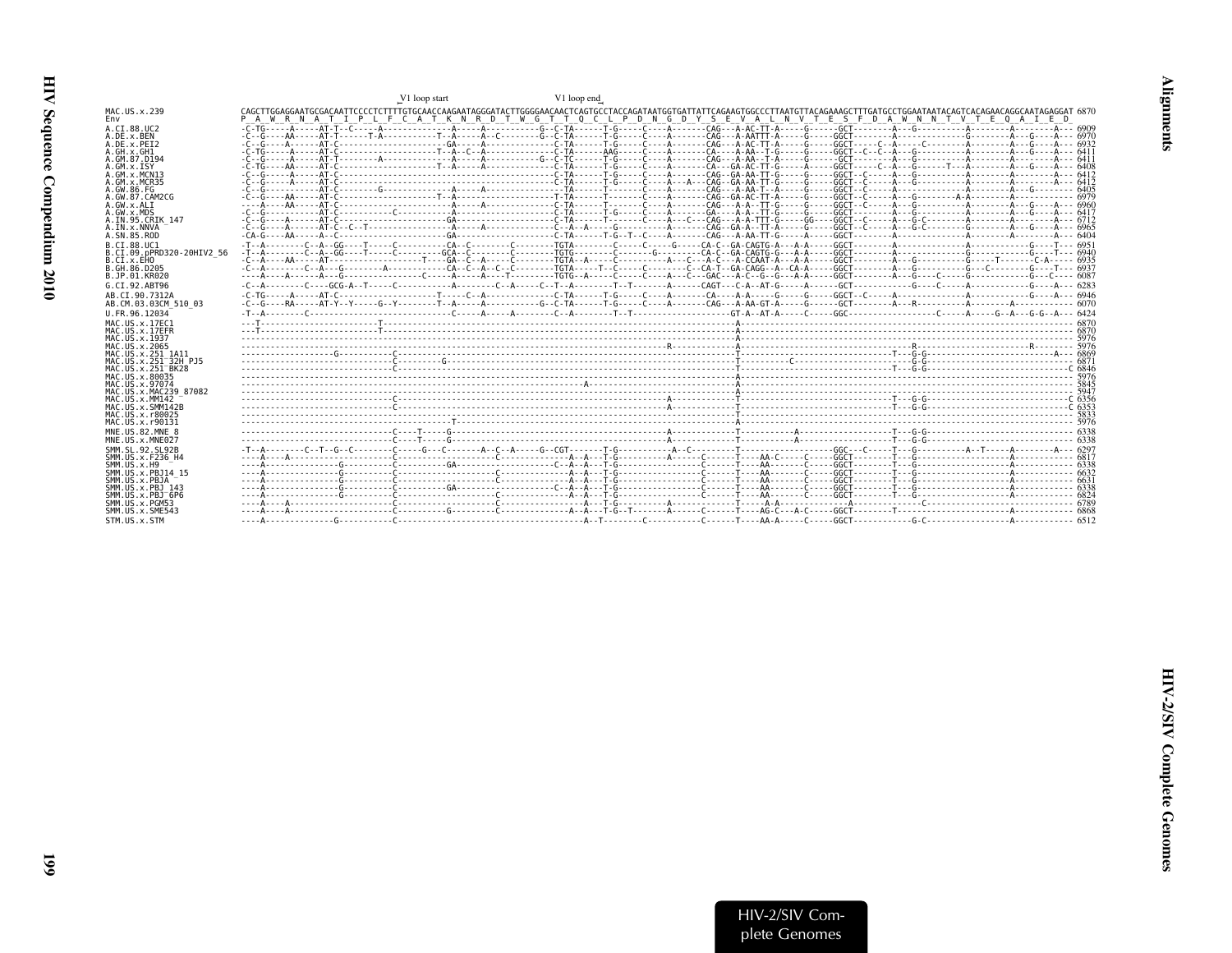```
                                    V1 loop start                V1 loop end
MAC.US.x.239              CAGCTTGGAGGAATGCGACAATTCCCCTCTTTTGTGCAACCAAGAATAGGGATACTTGGGGAACAACTCAGTGCCTACCAGATAATGGTGATTATTCAGAAGTGGCCCTTAATGTTACAGAAAGCTTTGATGCCTGGAATAATACAGTCACAGAACAGGCAATAGAGGAT 6870
Env                       P  A  W  R  N  A  T  I  P  L  F  C  A  T  K  N  R  D  T  W  G  T  T  Q  C  L  P  D  N  G  D  Y  S  E  V  A  L  N  V  T  E  S  F  D  A  W  N  N  T  V  T  E  Q  A  I  E  D
A.CI.88.UC2               -C-TG-----A-----AT-T--C-----A------------------A-----A-----------G--C-TA------T-G-----C----A-------CAG---A-AC-TT-A-----G-----GCT---------A---G-----------A---------A---------A--- 6909
A.DE.x.BEN                -C--G-----AA-----AT-T------T-A-------------T---A-----A--C--------G--C-TA------T-G-----C----A-------CAG---A-AATTT-A-----G-----GGCT--------A---G-----------G---------A---G----A--- 6970
A.DE.x.PEI2               -C--G-----A------AT-C--------------------GA-----A----------------C-TA------T-G-----C----A-------CAG---A-AC-TT-A-----G-----GGCT-----C--A-----C---------A---------A---G----A--- 6932
A.GH.x.GH1                -C-TG-----A------AT-C-------------------T--A--C--A---------------C-TA------AAG-----C----A-------CA----A-AA--T-G-----G-----GGCT--C--C--A---G-----------A---------A---G----A--- 6411
A.GM.87.D194              -C--G-----A------AT-T-------A------------A-----A-----------G--C-TC------T-G-----C----A-------CAG---A-AA--T-A-----G-----GCT---------A---G-----------A---------A---------A--- 6411
A.GM.x.ISY                -C-TG-----AA-----AT-C-------------------T--A-----A---------------C-TA------T-G-----C----A-------CA---GA-AC-TT-G-----A-----GGCT-----C--A---G------T---A---------A---G----A--- 6408
A.GM.x.MCN13              -C--G-----A------AT-C--------------------------------------------C-TA------T-G-----C----A-------CAG--GA-AA-TT-G-----G-----GGCT--C-----A---G-----------A---------A---------A--- 6412
A.GM.x.MCR35              -C--G-----A------AT-C--------------------------------------------C-TA------T-G-----C----A---A---CAG--GA-AA-TT-G-----G-----GGCT--C-----A---G-----------A---------A---------A--- 6412
A.GW.86.FG                -C--G------------AT-C--------G-----------A-----A-----------------TA------T-------C----A-------CAG---A-AA-T--A-----G-----GGCT--C-----A---------------A---------A---G--------- 6405
A.GW.87.CAM2CG            -C--G-----AA-----AT-C-------------------T--A---------------------T-TA------T-------C----A-------CAG--GA-AC-TT-A-----G-----GGCT--C-----A---G-------A-A---------A---------A--- 6979
A.GW.x.ALI                ----A-----AA-----AT-C----------------------A-----A---------------C-TA------T-------C----A-------CAG---A-A--TT-G-----G-----GGCT--C-----A---G-----------A---------A---G----A--- 6960
A.GW.x.MDS                -C--G------------AT-C----------C---------A-----------------------C-TA------T-G-----C----A-------GA----A-A--TT-G-----G-----GGCT--------A---G-----------A---------A---G----A--- 6417
A.IN.95.CRIK_147          -C--G-----A------AT-C--------------------GA----------------------C-TA------T-------C----A---C---CAG---A-A-TTT-G-----GG----GGCT--C-----A---G-C---------A---------A---------A--- 6712
A.IN.x.NNVA               -C--G-----A------AT-C--C--T--------------A-----A-----------------C--A--A-----G---------A-------CAG--GA-A--TT-A-----G-----GGCT--C-----A---G-C---------G---------A---G----A--- 6965
A.SN.85.ROD               -CA-G-----AA-----A--C--------------------GA----------------------C-TA------T-G--T--C----A-------CAG---A-AA-TT-G-----A-----GGCT--------A-------------A---------A---------A--- 6404
B.CI.88.UC1               -T--A---------C--A--GG----T-----C----------CA--C--------C--------TGTA---------C------C----G-----CA-C--GA-CAGTG-A---A-A-----GGCT--------A-------------A-------------G-----T--- 6951
B.CI.09.pPRD320-20HIV2_56 -T--A---------C--A--GG----T-----C---------GCA--C--------C--------TGTG---------C--------G--------CA-C--GA-CAGTG-G---A-A-----GGCT--------A-------------G-------------G-----T--- 6940
B.CI.x.EHO                -C--A----AA-----AT------------------T----GA--C--A-----C--------TGTA--A-----C--------A---C---A-C--A-CCAAT-A---A-A-----GGCT--------A---G-----------G-----T-------C-A---- 6935
B.GH.86.D205              -C--A---------C--A--G---------A------------CA--C--A--C--C--------TGTA-----T--C-------C-------C--CA-T--GA-CAGG--A--CA-A-----GGCT--------A---G-----------G---C---------G-----T--- 6937
B.JP.01.KR020             ----A-----A-----A--G-----------------C-----A-----A---T---------TGTG--A-----C------C----A---C---GAC---A-C--G--G---A-A-----GGCT--------A---G---C-------G---------A---G-----C--- 6087
G.CI.92.ABT96             -C--A-----A----C----GCG-A--T-----C------------A--------C--A--------C--T--A-------T--T------A-------CAGT---C-A--AT-G-----A-----GCT---------G---C-----A-----G-----------G----A--- 6283
AB.CI.90.7312A            -C-TG-----A------AT-C-------------------T-----C--A---------------C-TA------T-G-----C----A-------CA----A-A-----G-----G-----GGCT--C-----A---------------A-------------G----A--- 6946
AB.CM.03.03CM_510_03      -C--G----RA------AT-Y--Y-----G--Y--------T--A-----A-----------G--C-TA------T-G-----C----A-------CAG---A-AA-GT-A-----G-----GCT---------A---R----------A---------A------------ 6070
U.FR.96.12034             -T--A---------C----------------------------C-----A-----A---------C--A--------T--T-------------------GT-A---AT-A-----C-----GGC------------------C-----A-----G---A---G-G--A--- 6424
MAC.US.x.17EC1            ---T--------------------------T---------------------------------------------------------A----------------------------------------------------------------------------- 6870
MAC.US.x.17EFR            ---T--------------------------T---------------------------------------------------------A----------------------------------------------------------------------------- 6870
MAC.US.x.1937             -----------------------------------------------------------------------------------------A----------------------------------------------------------------------------- 5976
MAC.US.x.2065             -------------------------------------------------------------------------------R-------A------------------------------------R----------------------R------------------ 5976
MAC.US.x.251_1A11         ----------------G------------C---------------------------------------------------------T-----------------------------T--G-G---------------------------------A--- 6869
MAC.US.x.251_32H_PJ5      ------------------------------C---------G--------------------------------------------------------T-----------C------------------G-G----------------------------------- 6871
MAC.US.x.251_BK28         ------------------------------C------------------------------------------------------------------T-----------------------------T--G-G-----------------------------------C 6846
MAC.US.x.80035            -----------------------------------------------------------------------------------------A----------------------------------------------------------------------------- 5976
MAC.US.x.97074            -------------------------------------------------------------------A--------------------A----------------------------------------------------------------------------- 5845
MAC.US.x.MAC239_87082     -----------------------------------------------------------------------------------------A----------------------------------------------------------------------------- 5947
MAC.US.x.MM142            ------------------------------C------------------------------------------------A------------T-----------------------------T--G-G-----------------------------------C 6356
MAC.US.x.SMM142B          ------------------------------C------------------------------------------------A------------T-----------------------------T--G-G-----------------------------------C 6353
MAC.US.x.r80025           -----------------------------------------------------------------------------------------A----------------------------------------------------------------------------- 5833
MAC.US.x.r90131           ----------------------------------------------------T------------------------------------A----------------------------------------------------------------------------- 5976
MNE.US.82.MNE_8           ------------------------------C----T-----G---------------------------------------A------------T------------A-------------------T--G-G----------------------------------- 6338
MNE.US.x.MNE027           ------------------------------C----T-----G---------------------------------------A------------T------------A-------------------T--G-G----------------------------------- 6338
SMM.SL.92.SL92B           -T--A---------C--T--G--C--------C-----G---C-------A--C--A-----G--CGT-------T-G-----------A--C---------T-------------------GGC----C-----T---G-----------A--T-----A---------A--- 6297
SMM.US.x.F236_H4          ----A----A-----------------------C----------------------C-----------------A-A---T-G-----------A-----C------T-----AA-C-----C-----GGCT---------T---G-------------------A----------- 6817
SMM.US.x.H9               ----A---------------G-----------C---------GA-------------------C--A--A---T-G-----------------------C------T-----AA-------C-----GGCT---------T---G-------------------A----------- 6338
SMM.US.x.PBJ14_15         ----A---------------G-----------C--------------------C---------------A-A---T-G-----------------------C------T-----AA-------C-----GGCT---------T---G-------------------A----------- 6632
SMM.US.x.PBJA             ----A---------------G-----------C--------------------C---------------A-A---T-G-----------------------C------T-----AA-------C-----GGCT---------T---G-------------------A----------- 6631
SMM.US.x.PBJ_143          ----A---------------G-----------C---------GA-------------------C--A--A---T-G-----------------------C------T-----AA-------C-----GGCT---------T---G-------------------A----------- 6338
SMM.US.x.PBJ_6P6          ----A---------------G-----------C--------------------C---------------A-A---T-G-----------------------C------T-----AA-------C-----GGCT---------T---G-------------------A----------- 6824
SMM.US.x.PGM53            ----A----A-----------------------C--------------------C---------------A---T-G-----------A--------------------T-----A-A-------------A----------------C--------------------------- 6789
SMM.US.x.SME543           ----A----A-----------------------C---------G---------C---------------A-A---T-G--T------A-----C------T-----AG-C---A-C-----GGCT---------T---------------------A----------- 6868
STM.US.x.STM              ----A---------------G-----------C---------------------------------------A--T--------C----------C------T-----AA-A-----C-----GGCT-------------G-C-----------------A----------- 6512
```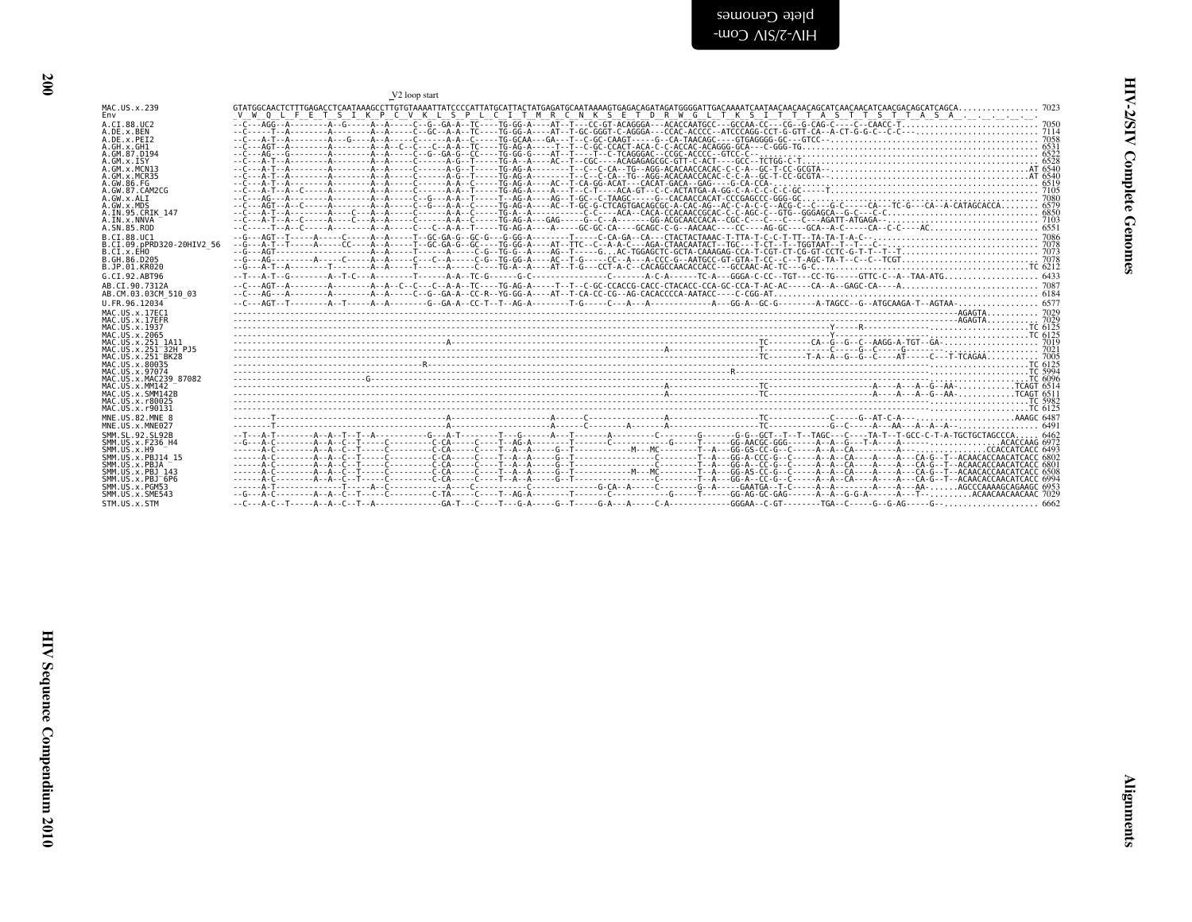```
                               _V2 loop start
MAC.US.x.239                   GTATGGCAACTCTTTGAGACCTCAATAAAGCCTTGTGTAAAATTATCCCCATTATGCATTACTATGAGATGCAATAAAAGTGAGACAGATAGATGGGGATTGACAAAATCAATAACAACAACAGCATCAACAACATCAACGACGACGACATCAGCA................ 7023
Env                            _V__W__Q__L__F__E__T__S__I__K__P__C__V__K__L__S__P__L__C__I__T__M__R__C__N__K__S__E__T__D__R__W__G__L__T__K__S__I__T__T__T__A__S__T__T__S__T__T__A__S__A__.__.__.__.__.__
A.CI.88.UC2                    --C---AGG--A--------A--G-----A--A-----C--G--GA-A--TC----TG-GG-A----AT--T---CC-GT-ACAGGGA---ACACCAATGCC---GCCAA-CC---CG--G-CAG-C----C--CAACC-T........................... 7050
A.DE.x.BEN                     --C---T--A---------A--------A--A-----C--GC--A-A--TC----TG-GG-A----AT--T-GC-GGGT-C-AGGGA---CCAC-ACCCC--ATCCCAGG-CCT-G-GTT-CA--A-CT-G-G-C--C-C.......................... 7114
A.DE.x.PEI2                    --C---A-T--A--------A---G----A--A-----C------A-A--C----TG-GCAA---GA---T--C-GC-CAAGT-----G--CA-TAACAGC----GTGAGGGG-GC---GTCC--................................. 7058
A.GH.x.GH1                     --C---AGT--A--------A--------A--A--C--C---C--A-A--TC----TG-AG-A-----T--T--C-GC-CCACT-ACA-C-C-ACCAC-ACAGGG-GCA---C-GGG-TG..................................... 6531
A.GM.87.D194                   --C---AG---G--------A--------A--A-----C--G--GA-G--CC----TG-GG-A----AT--T----T--C-TCAGGGAC--CCGC-ACCCC--GTCC-C--............................................ 6522
A.GM.x.ISY                     --C---A-T--A--------A--------A--A-----C-------A-G--T-----TG-A--A----AC--T--CGC----ACAGAGAGCGC-GTT-C-ACT----GCC--TCTGG-C-T.................................... 6528
A.GM.x.MCN13                   --C---A-T--A--------A--------A--A-----C-------A-G--T-----TG-AG-A--------T--C--C-CA--TG--AGG-ACACAACCACAC-C-C-A--GC-T-CC-GCGTA--..........................AT 6540
A.GM.x.MCR35                   --C---A-T--A--------A--------A--A-----C-------A-G--T-----TG-AG-A--------T--C--C-CA--TG--AGG-ACACAACCACAC-C-C-A--GC-T-CC-GCGTA--..........................AT 6540
A.GW.86.FG                     --C---A-T--A--------A--------A--A-----C-------A-A--C-----TG-AG-A----AC--T-CA-GG-ACAT---CACAT-GACA--GAG----G-CA-CCA-........................................ 6519
A.GW.87.CAM2CG                 --C---A-T--A--C-----A--------A--A-----C-------A-A--T-----TG-AG-A----A---T--C-T-----ACA-GT--C-C-ACTATGA-A-GG-C-A-C-C-C-C-GC-----T.......................... 7105
A.GW.x.ALI                     --C---AG---A--------A--------A--A-----C--G----A-A--T-----T--AG-A----AG--T-GC--C-TAAGC-----G--CACAACCACAT-CCCGAGCCC-GGG-GC.................................. 7080
A.GW.x.MDS                     --C---AGT--A--C-----A--------A--A-----C--G---A-A--C-----TG-AG-A----AC--T-GC-G-CTCAGTGACAGCGC-A-CAC-AG--AC-C-A-C-C--ACG-C--C---G-C-----CA---TC-G---CA--A-CATAGCACCA........ 6579
A.IN.95.CRIK_147               --C---A-T--A--------A----C---A--A-----C-------A-A--C-----TG-A--A-------------C-C-----ACA--CACA-CCACAACCGCAC-C-C-AGC-C--GTG--GGGAGCA--G-C---C-C............................. 6850
A.IN.x.NNVA                    --C---A-T--A--C-----A----C---A--A-----C-------A-A--C-----TG-AG-A----GAG-----G--C--A-------GG-ACGCAACCACA--CGC-C---C---C---C---AGATT-ATGAGA-................................ 7103
A.SN.85.ROD                    --C-----T--A--C-----A--------A--A-----C---C--A-A--T-----TG-AG-A----A-----GC-GC-CA----GCAGC-C-G--AACAAC----CC----AG-GC----GCA--A-C-----CA--C-C----AC...................... 6551
B.CI.88.UC1                    --G---AGT--T-----A-----C-----A--A-----T--GC-GA-G--GC-G---G-GG-A---------T-----C-CA-GA--CA---CTACTACTAAAC-T-TTA-T-C-C-T-TT--TA-TA-T-A-C-.................................. 7086
B.CI.09.pPRD320-20HIV2_56      --G---A-T--T-----A-----CC----A--A-----T--GC-GA-G--GC----TG-GG-A----AT--TTC--C--A-A-C---AGA-CTAACAATACT--TGC---T-CT--T--TGGTAAT--T--T---C-................................ 7078
B.CI.x.EHO                     --G---AGT------------------A--A-----T-------A-----C-G--TG-G--A----AG--T-----G...AC-TGGAGCTC-GCTA-CAAAGAG-CCA-T-CGT-CT-CG-GT-CCTC-G-T-T--T--T........................... 7073
B.GH.86.D205                   --G---AG---------A-----C-----A--A-----C---C--A-----C-G--TG-GG-A----AC--T-G-----CC--A---A-CCC-G--AATGCC-GT-GTA-T-CC--C--T-AGC-TA-T--C--C--TCGT.......................... 7078
B.JP.01.KR020                  --G---A-T--A--------T--------A--A-----T------A-----C----TG-A--A----AT--T-G---CCT-A-C--CACAGCCAACACCACC---GCCAAC-AC-TC---G-C.............................................TC 6212
G.CI.92.ABT96                  --T---A-T--G--------A--T-C---A-------T------A-A--TC-G------G---------------C-------A-C-A-----TC-A---GGGA-C-CC--TGT---CC-TG------GTTC-C--A--TAA-ATG......................... 6433
AB.CI.90.7312A                 --C---AGT--A--------A--------A--A--C--C---C--A-A--TC----TG-AG-A-----T--T--C-GC-CCACCG-CACC-CTACACC-CCA-GC-CCA-T-AC-AC-----CA--A--GAGC-CA----A............................ 7087
AB.CM.03.03CM_510_03           --C---AG---A--------A--------A--A-----C--G--GA-A--CC-R--YG-GG-A----AT--T-CA-CC-CG--AG-CACACCCCA-AATACC----C-CGG-AT.......................................................... 6184
U.FR.96.12034                  --C---AGT--T--------A--T-----A--A--------G--GA-A--CC-T--T--AG-A--------T-G-----C---A---A------------A---GG-A--GC-G--------A-TAGCC--G--ATGCAAGA-T--AGTAA-................. 6577
MAC.US.x.17EC1                 ------------------------------------------------------------------------------------------------------------------------------------------------------------------------------AGAGTA........... 7029
MAC.US.x.17EFR                 ------------------------------------------------------------------------------------------------------------------------------------------------------------------------------AGAGTA........... 7029
MAC.US.x.1937                  --------------------------------------------------------------------------------------------------------------------------------Y------R--------------....................TC 6125
MAC.US.x.2065                  --------------------------------------------------------------------------------------------------------------------------------Y------------------------....................TC 6125
MAC.US.x.251_1A11              ------------------------------------------A-------------------------------------------------------------------TC--------CA--G--G--C--AAGG-A-TGT--GA-........................ 7019
MAC.US.x.251_32H_PJ5           ---------------------------------------------------------------------------------A-------------------T---------------C-----G--C-----G-........................ 7021
MAC.US.x.251_BK28              ------------------------------------------------------------------------------------------------------TC--------T-A--A--G--G--C----AT-----C---T-TCAGAA.......... 7005
MAC.US.x.80035                 ----------------------------------------R----------------------------------------------------------------------------------------------------------------....................TC 6125
MAC.US.x.97074                 --------------------------------------------------------------------------------------R---------------------------------------------------------------....................TC 5994
MAC.US.x.MAC239_87082          -------------------------------G----------------------------------------------------------------------------------------------------------------------....................TC 6096
MAC.US.x.MM142                 ---------------------------------------------------------------------------------A-------------------TC-----------------------A-----A---A--G--AA-...........TCAGT 6514
MAC.US.x.SMM142B               ---------------------------------------------------------------------------------A-------------------TC-----------------------A-----A---A--G--AA-...........TCAGT 6511
MAC.US.x.r80025                -------------------------------------------------------------------------------------------------------------------------------------------------------------....................TC 5982
MAC.US.x.r90131                -------------------------------------------------------------------------------------------------------------------------------------------------------------....................TC 6125
MNE.US.82.MNE_8                --------T-----------------------------A--------------------A------C--------------A------------------TC--------------C-----G--AT-C-A---....................AAAGC 6487
MNE.US.x.MNE027                --------T-----------------------------A--------------------A------C--------A-----A------------------TC-------------G--C-----A---AA---A--A--A-.................. 6491
SMM.SL.92.SL92B                --T---A-T--------A--A--T--T--A----------G----A-T--------T---G------A---T-------A--------C-------G-------G-G--GCT--T--T--TAGC---C----TA-T--T-GCC-C-T-A-TGCTGCTAGCCCA...... 6462
SMM.US.x.F236_H4               --G---A-C--------A--A--C--T------C-----------C-CA----C----T--AG-A-------T-------C----------G-----T-----GG-AACGC-GGG------A--A--G---T-A----A----..................ACACCAAG 6972
SMM.US.x.H9                    ------A-C--------A--A--C--T------C-----------C-CA----C----T--A--A----G--T-----------M---MC-------T--A---GG-GS-CC-G--C-----A--A--CA--------A---...............CCACCATCACC 6493
SMM.US.x.PBJ14_15              ------A-C--------A--A--C--T------C-----------C-CA----C----T--A--A----G--T-------------------C-------T--A---GG-A-CCC-G--C-----A--A--CA-----A-----A---CA-G--T--ACAACACCAACATCACC 6802
SMM.US.x.PBJA                  ------A-C--------A--A--C--T------C-----------C-CA----C----T--A--A----G--T-------------------C-------T--A---GG-A--CC-G--C-----A--A--CA-----A-----A---CA-G--T--ACAACACCAACATCACC 6801
SMM.US.x.PBJ_143               ------A-C--------A--A--C--T------C-----------C-CA----C----T--A--A----G--T-----------M---MC-------T--A---GG-AS-CC-G--C-----A--A--CA-----A-----A---CA-G--T--ACAACACCAACATCACC 6508
SMM.US.x.PBJ_6P6               ------A-C--------A--A--C--T------C-----------C-CA----C----T--A--A----G--T-------------------C-------T--A---GG-A--CC-G--C-----A--A--CA-----A-----A---CA-G--T--ACAACACCAACATCACC 6994
SMM.US.x.PGM53                 ------A-T--------------T-----A--C-----------A----C-------------C--------G-CA--A-----C--------G--A-----GAATGA--T-C-----A--A--------A-----A---AA-.......AGCCCAAAAGCAGAAGC 6953
SMM.US.x.SME543                --G---A-C--------A--A--C--T------C-----------C-TA----C----T--AG-A-------T-------C----------G-----T-----GG-AG-GC-GAG------A--A--G-G-A-----A---T--..........ACAACAACAACAAC 7029
STM.US.x.STM                   --C---A-C--T-----A--A--C--T--A-------------GA-T---C----T---G-A-----G--T-----G-A---A-----C-A------------GGGAA--C-GT--------TGA--C-----G--G-AG-----G-....................... 6662
```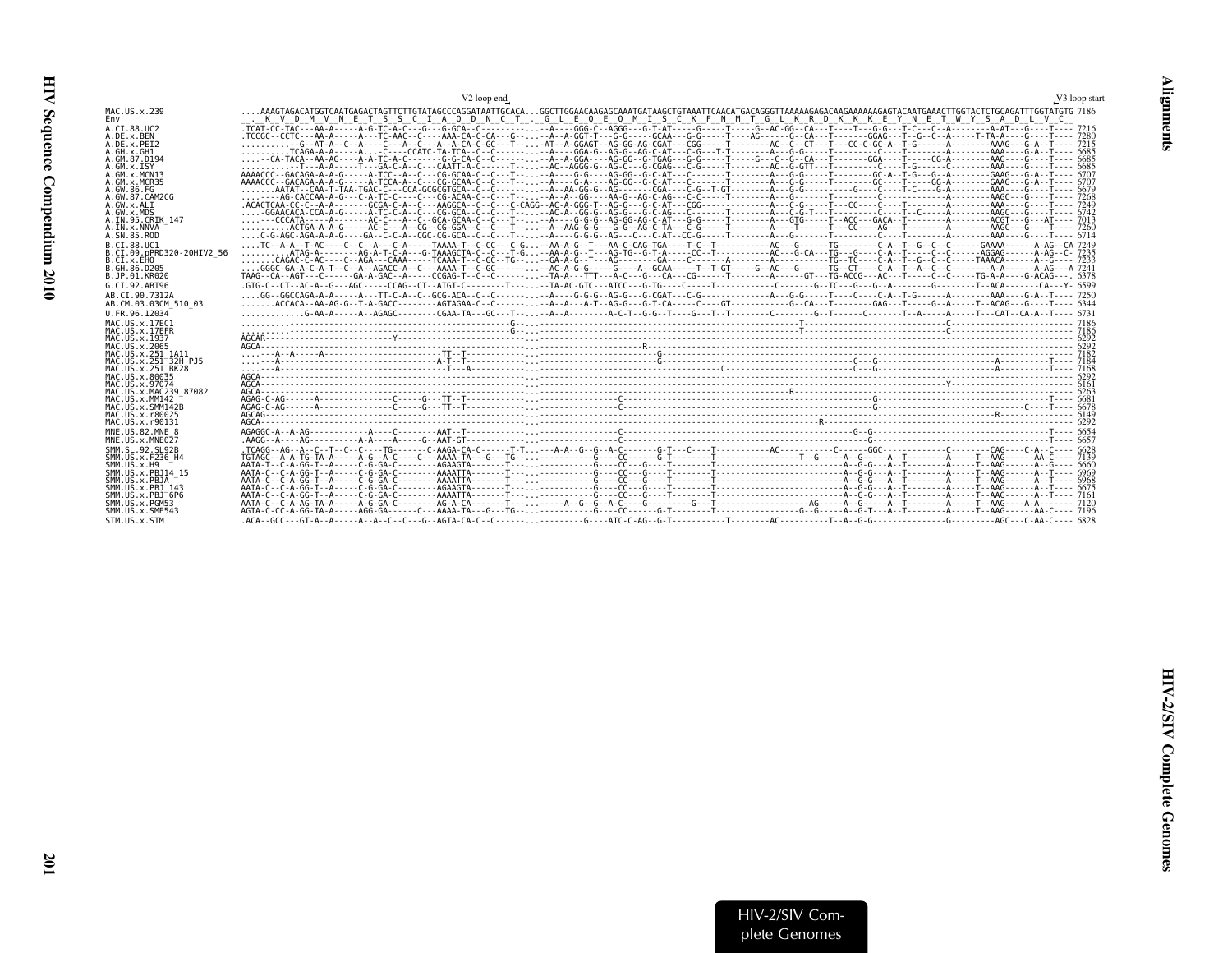```
                                   V2 loop end                                                                                                                                                        V3 loop start
MAC.US.x.239                ....AAAGTAGACATGGTCAATGAGACTAGTTCTTGTATAGCCCAGGATAATTGCACA...GGCTTGGAACAAGAGCAAATGATAAGCTGTAAATTCAACATGACAGGGTTAAAAAGAGACAAGAAAAAAAGAGTACAATGAAACTTGGTACTCTGCAGATTTGGTATGTG 7186
Env                          _._K__V__D__M__V__N__E__T__S__S__C__I__A__Q__D__N__C__T_._G__L__E__Q__E__Q__M__I__S__C__K__F__N__M__T__G__L__K__R__D__K__K__K__E__Y__N__E__T__W__Y__S__A__D__L__V__C_
A.CI.88.UC2                 .TCAT-CC-TAC---AA-A-----A-G-TC-A-C---G---G-GCA--C---------..---A----GGG-C--AGGG---G-T-AT-----G-----T-----G--AC-GG--CA---T----T---G-G---T-C---C--A--------A-AT---G----T----  7216
A.DE.x.BEN                  .TCCGC--CCTC---AA-A-----A---TC-AAC--C----AAA-CA-C-CA---G--..--A--A-GGT-T---G-G-----GCAA---G-G-----T-----AG-----G--CA---T-----GGAG---T--G--C--A-----T-TA-A-----G----T----  7280
A.DE.x.PEI2                 ...........-G--AT-A--C--A----C---A--C---A--A-CA-C-GC---T--..-AT--A-GGAGT--AG-GG-AG-CGAT---CGG-----T--------AC--C--CT---T----CC-C-GC-A--T-G------A--------AAAG---G-A--T----  7215
A.GH.x.GH1                  .........TCAGA-A-A-----A...-C----CCATC-TA-TCA--C--C-------..---A----GGA-G--AG-G--AG-C-AT---C-G---T-T-------A--G-G-----T---------C-----T-------A--------AAA----G-A--T----  6685
A.GM.87.D194                .....CA-TACA--AA-AG---A-A-TC-A-C------G-G-CA-C--C---------..--A--A-GGA----AG-GG--G-TGAG---G-G-----T------G--C-G--CA---T-------GGA----T------CG-A------AAG----G----T----  6685
A.GM.x.ISY                  .........-T---A-A-----T---GA-C-A--C---CAATT-A-C------T--..--AC--AGGG-G--AG-C---G-CGAG---C-G-----T--------AC--G-GTT---T---------C----T-G------C--------AAA----G----T----  6685
A.GM.x.MCN13                AAAACCC--GACAGA-A-A-G-----A-TCC--A--C---CG-GCAA-C--C---T--..---A----G-G----AG-GG--G-C-AT---C-------T--------A---G-G-----T---------GC-A--T-G---G--A--------GAAG---G-A--T----  6707
A.GM.x.MCR35                AAAACCC--GACAGA-A-A-G-----A-TCCA-A--C---CG-GCAA-C--C---T--..---A----G-A----AG-GG--G-C-AT---C-------T--------A---G-G-----T---------GC----T-----GG-A--------GAAG---G-A--T----  6707
A.GW.86.FG                  .......AATAT--CAA-T-TAA-TGAC-C----CCA-GCGCGTGCA--C--C------..--A--AA-GG-G--AG------CGA----C-G--T-GT-------A---G-G----------G----C----T-C----G-A--------AAA----G----T----  6679
A.GW.87.CAM2CG              ....-----AG-CACCAA-A-G---C-A-TC-C----C---CG-ACAA-C--C---T--..--A--A--GG----AA-G--AG-C-AG---C-C-------T------A---G---------T----------C--------------A--------AAGC---G----T----  7268
A.GW.x.ALI                  .ACACTCAA-CC-C--A-A-------GCGA-C-A--C---AAGGCA--C--C---C-CAGG--AC-A-GGG-T--AG-G---G-C-AT---CGG-------------A---C-G-----T---CC---C----T-------A--------AAA----G----T----  7249
A.GW.x.MDS                  ....-GGAACACA-CCA-A-G-----A-TC-C-A--C---CG-GCA--C--C---T--..--AC-A--GG-G--AG-G---G-C-AG---C-------T--------A---C-G-T---T---------C----T---C------A--------AAGC---G----T----  6742
A.IN.95.CRIK_147            ....---CCCATA-----A-------AC-C---A--C--GCA-GCAA-C--C---T--..---A----G-G-G--AG-GG-AG-C-AT---G-G-----T--------A---GTG-----T--ACC---GACA--T-------A--------ACGT---G----AT----  7013
A.IN.x.NNVA                 ..........ACTGA-A-A-G----AC-C---A--CG--CG-GGA--C--C---T--..--A--AAG-G-G---G-G--AG-C-TA---C-G-----T--------A---T------T----CC----AG---T-------A--------AAGC---G----T----  7260
A.SN.85.ROD                 ....C-G-AGC-AGA-A-A-G----GA--C-C-A--CGC-CG-GCA--C--C---T--..--A----G-G-G--AG---C---C-AT--CC-G-----T--------A---G------T---------C----T-------A--------AAA----G----T----  6714
B.CI.88.UC1                 ....TC--A-A--T-AC----C--C--A---C-A-----TAAAA-T--C-CC---C-G..--AA-A-G--T---AA-C-CAG-TGA----T-C--T-----------AC---G------TG-------C-A--T--G--C--C------GAAAA------A-AG--CA  7249
B.CI.09.pPRD320-20HIV2_56   .........ATAG-A--------AG-A-T-C-A---G-TAAAGCTA-C--C---T-G..--AA-A-G--T---AG-TG--G-T-A-----CC--T-----------AC---G-CA---TG----G---C-A--T-----C--C------AGGAG------A-AG--C-  7235
B.CI.x.EHO                  .......CAGAC-C-AC----AGA---CAAA-----TCAAA-T--C-GC--TG-..--GA-A-G--T---AG---------GA-----C-------A------A----------TG--TC----C-A--T--G--C--C------TAAACA------A-G----C-  7233
B.GH.86.D205                ....GGGC-GA-A-C-A-T--C--A--AGACC-A--C---AAAA-T--C-GC------..--AC-A-G-G-----G----A--GCAA-----T--T-GT-----G--AC---G------TG--CT---C-A--T--A--C--C------A-A------A-AG---A  7241
B.JP.01.KR020               TAAG--CA--AGT---C-----GA-A-GAC--A-----CCGAG-T--C--C-------..--TA-A---TTT---A-C---G---CA----CG-----T--------A-----GT---TG-ACCG---AC---T-----C--C------TG-A-A----G-ACAG----  6378
G.CI.92.ABT96               .GTG-C--CT--AC-A--G---AGC-----CCAG--CT--ATGT-C--------T--..--TA-AC-GTC---ATCC---G-TG-----C-----T-----------C-------G--TC---G---G--A--------G--------T--ACA--------CA---Y-  6599
AB.CI.90.7312A              ....GG--GGCCAGA-A-A-----A---TT-C-A--C--GCG-ACA--C--C------..---A----G-G-G--AG-G---G-CGAT---C-G-------------A---G-G-----T----C----C-A--T-G------A--------AAA----G-A--T----  7250
AB.CM.03.03CM_510_03        .......ACCACA--AA-AG-G--T-A-GACC--------AGTAGAA-C--C------..--A--A---A-T--AG-G---G-T-CA-----C----GT---------G--CA---T-------GAG---T-----G--A-----T--ACAG---G----T----  6344
U.FR.96.12034               ............G-AA-A-----A--AGAGC--------CGAA-TA---GC---T--..--A--A--------A-C-T--G-G--T----G---T--T--------C---------G--T------C-------T--A-----A-----T---CAT--CA-A--T----  6731
MAC.US.x.17EC1              .......-.-----------------------------------------------G--..---------------------------------------------------T------------------------------------C-------------------  7186
MAC.US.x.17EFR              .......-.-----------------------------------------------G--..---------------------------------------------------T------------------------------------C-------------------  7186
MAC.US.x.1937               AGCAR------------------------Y-------------------------------..---------------------------------------------------------------------------------------------------------  6292
MAC.US.x.2065               AGCA-----------------------------------------------------------..-------------------R------------------------------------------------------------------------------------  6292
MAC.US.x.251_1A11           ....--A--A-----A-----------------------------TT--T----------..----------------------G------------------------------------------------------------------------------------  7182
MAC.US.x.251_32H_PJ5        ....--A---------------------------------------A-T--T----------..-----------------------G-----------------------------------C---G-----------------------------A----------T----  7184
MAC.US.x.251_BK28           ....--A--------------------------------------T----A---------..-----------------------------------C-----------------------C---G-----------------------------A----------T----  7168
MAC.US.x.80035              AGCA-----------------------------------------------------------..---------------------------------------------------------------------------------------------------------  6292
MAC.US.x.97074              AGCA-----------------------------------------------------------..----------------------------------------------------------------------Y----------------------------------  6161
MAC.US.x.MAC239_87082       AGCA-----------------------------------------------------------..-----------------------------------------------R---------------------------------------------------------  6263
MAC.US.x.MM142              AGAG-C-AG------A------------------C-----G---TT--T-----------..----------------------C---------------------------------------G---------------------------------------T----  6681
MAC.US.x.SMM142B            AGAG-C-AG------A------------------C-----G---TT--T-----------..----------------------C---------------------------------------G---------------------------------C----T----  6678
MAC.US.x.r80025             AGCAG----------------------------------------------------------..----------------------------------------------------------------------------------------R----------------  6149
MAC.US.x.r90131             AGCA-----------------------------------------------------------..--------------------------------------------------R-----------------------------------------------------  6292
MNE.US.82.MNE_8             AGAGGC-A--A-AG-----------A-----C--------AAT--T--------------..----------------------C--------------------------------------G--G---------------------------------------T----  6654
MNE.US.x.MNE027             .AAGG--A----AG-----------A-A-----A-----G--AAT-GT------------..----------------------C-----------------------------------------G---------------------------------------T----  6657
SMM.SL.92.SL92B             .TCAGG--AG--A--C--T--C--C----TG-------C-AAGA-CA-C-----T-T..---A-A--G--G--A-C-------G-T---C----T------------AC-------------C------GGC----------C---------CAG----C-A--C----  6628
SMM.US.x.F236_H4            TGTAGC--A-A-TG-TA-A-----A-G--A-C----C---AAAA-TA---G---TG--..-----------------G----CC-----G-T-----T------------------T--G-----A--G-----A--T-------A------T--AAG------AA-C----  7139
SMM.US.x.H9                 AATA-T--C-A-GG-T--A-----C-G-GA-C--------AGAAGTA-------T---..-------------------G----CC----G---T------T------------------------A--G-G---A--T-------A------T--AAG------A--G----  6660
SMM.US.x.PBJ14_15           AATA-C--C-A-GG-T--A-----C-G-GA-C--------AAAATTA-------T---..-------------------G----CC----G---T------T------------------------A--G-G---A--T-------A------T--AAG------A--T----  6969
SMM.US.x.PBJA               AATA-C--C-A-GG-T--A-----C-G-GA-C--------AAAATTA-------T---..-------------------G----CC----G---T------T------------------------A--G-G---A--T-------A------T--AAG------A--T----  6968
SMM.US.x.PBJ_143            AATA-C--C-A-GG-T--A-----C-G-GA-C--------AGAAGTA-------T---..-------------------G----CC----G---T------T------------------------A--G-G---A--T-------A------T--AAG------A--T----  6675
SMM.US.x.PBJ_6P6            AATA-C--C-A-GG-T--A-----C-G-GA-C--------AAAATTA-------T---..-------------------G----CC----G---T------T------------------------A--G-G---A--T-------A------T--AAG------A--T----  7161
SMM.US.x.PGM53              AATA-C--C-A-AG-TA-A-----A-G-GA-C--------AG-A-CA-------T---..------A--G--G--A-C----G-------G----T------------------AG------A--G-----A--T-------A------T--AAG------A-A------  7120
SMM.US.x.SME543             AGTA-C-CC-A-GG-TA-A-----AGG-GA-----C---AAAA-TA---G---TG--..-------------------G----CC-----G-T-----T------------------G--G-----A--G-T---A--T-------A------T--AAG------AA-C----  7196
STM.US.x.STM                .ACA--GCC---GT-A--A-----A--A--C--C---G--AGTA-CA-C--C------..-----------G----ATC-C-AG--G-T-----------T--------AC----------T--A--G-G---------------G---------AGC---C-AA-C----  6828
```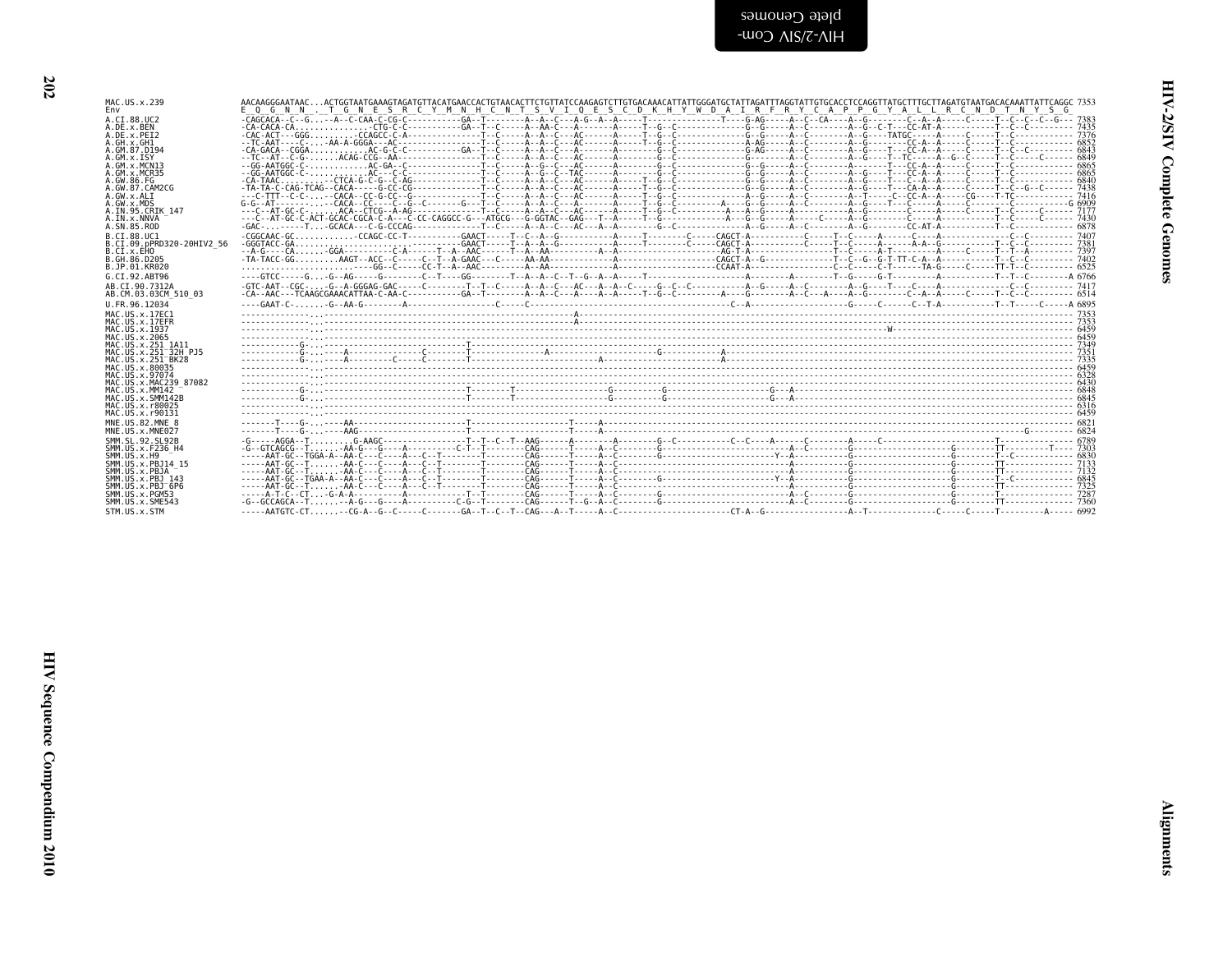```
MAC.US.x.239              AACAAGGGAATAAC...ACTGGTAATGAAAGTAGATGTTACATGAACCACTGTAACACTTCTGTTATCCAAGAGTCTTGTGACAAACATTATTGGGATGCTATTAGATTTAGGTATTGTGCACCTCCAGGTTATGCTTTGCTTAGATGTAATGACACAAATTATTCAGGC 7353
Env                       E  Q  G  N  N  .  T  G  N  E  S  R  C  Y  M  N  H  C  N  T  S  V  I  Q  E  S  C  D  K  H  Y  W  D  A  I  R  F  R  Y  C  A  P  P  G  Y  A  L  L  R  C  N  D  T  N  Y  S  G
A.CI.88.UC2               -CAGCACA--C--G...--A--C-CAA-C-CG-C-----------GA--T--------A--A--C---A-G--A--A-----T--------------T----G-AG-----A--C--CA----A--G--------C--A--A-----C-----T--C--C--C--G-- 7383
A.DE.x.BEN                -CA-CACA-CA...............CTG-C-C-----------GA--T--C-----A--AA-C---A-------A-----T--G--C-----------------G--G-----A--C--------A--G--C-T---CC-AT-A-----------T--C--C--------- 7435
A.DE.x.PEI2               -CAC-ACT---GGG...........CCAGCC-C-A--------------T--C-----A--A--C---AC------A-----T--G--C-----------------G--G-----A--C--------A--G----TATGC-----A-----C-----T--C----------- 7376
A.GH.x.GH1                --TC-AAT----C-....AA-A-GGGA---AC-----------------T--C-----A--A--C---AC------A-----T--G--C-----------------A-AG-----A--C--------A--G--------CC-A--A-----C-----T--C----------- 6852
A.GM.87.D194              -CA-GACA--CGGA...........AC-G-C-C-----------GA--T--C-----A--A--C---AC------A--------G--C-----------------G-AG-----A--C--------A--G-----T--CC-A--A-----C-----T--C--C--------- 6843
A.GM.x.ISY                --TC--AT--C-G-.....ACAG-CCG--AA--------------------T--C-----A--A--C---AC------A--------G--C-----------------G--------A--C--------A--G----T--TC-----A--G--C-----T--C-----C------ 6849
A.GM.x.MCN13              --GG-AATGGC-C-...........AC-GA--C----------------T--C-----A--G--C---AC------A--------G--C-----------------G--G-----A--C--------A--------T---CC-A--A-----C-----T--C----------- 6865
A.GM.x.MCR35              --GG-AATGGC-C-...........AC---C-C----------------T--C-----A--G--C--TAC------A--------G--C-----------------G--G-----A--C--------A--G-----T---CC-A--A-----C-----T--C----------- 6865
A.GW.86.FG                -CA-TAAC..........-CTCA-G-C-G--C-AG--------------T--C-----A--A--C---AC------A-----T--G--C-----------------G--G-----A--C--------A--G-----T---C--A--A-----C-----T--C----------- 6840
A.GW.87.CAM2CG            -TA-TA-C-CAG-TCAG--CACA-----G-CC-CG--------------T--C-----A--A--C---AC------A-----T--G--C-----------------G--G-----A--C--------A--G-----T---CA-A--A-----C-----T--C--G--C----- 7438
A.GW.x.ALI                ---C-TTT--C-C-...--CACA--CC-G-CC--G--------------T--C-----A--A--C---AC------A-----T--G--C-----------------A--G-----A--C--------A--T-----C--CC-A--A-----CG----T-TC----------- 7416
A.GW.x.MDS                G-G--AT-----------CACA--CC----C--G--C--------G---T--C-----A--A--C---A-------A-----T--G--C--------A----G--G-----A--C--------A--G-----T---C-----A-----C--------C-------------G 6909
A.IN.95.CRIK_147          ---C--AT-GC-C-.....ACA--CTCG--A-AG---------------T--C-----A--A--C---AC------A-----T--G--C--------A-----A--G-----A--------------A--G-----------C-----A-----C-----T--C-----C----- 7177
A.IN.x.NNVA               ---C--AT-GC-C-ACT-GCAC-CGCA-C-A---C-CC-CAGGCC-G---ATGCG---G-GGTAC--GAG---T--A-----T--G--------------A----G--G-----A-----C--------A--G-----------C-----A-----------T--C-----C----- 7430
A.SN.85.ROD               -GAC-.........T...-GCACA---C-G-CCCAG-------------T--C-----A--A--C---AC---A--A--------G--C-----------------A--G-----A--C--------A--G--------CC-AT-A-----------T--C----------- 6878
B.CI.88.UC1               -CGGCAAC-GC............-CCAGC-CC-T-----------GAACT-----T--C--A--G--------------A-----T--------C-----CAGCT-A------------C-----T--C-----A-----C----A------------C--C--------- 7407
B.CI.09.pPRD320-20HIV2_56 -GGGTACC-GA.............................GAACT-----T--A--A--G--------------A-----T--------C-----CAGCT-A------------C-----T--C-----A-----A-A--G--------T--C--C--------- 7381
B.CI.x.EHO                --A-G----CA.......GGA--------C-A------T--A--AAC------T--A--AA-------A--A------------------AG-T-A------------T--C-----A-T-------A-----C-----T--T--A-------- 7397
B.GH.86.D205              -TA-TACC-GG.........AAGT--ACC--C-----C--T--A-GAAC---C-----AA-AA-------------------------CAGCT-A--G------------T--C--G--G-T-TT-C-A--A-----------T--C--C--------- 7402
B.JP.01.KR020             ......................----GG--C-----CC-T--A--AAC---------A--AA--------------------------CCAAT-A------------C--C-----C-T------TA-G-----C-----TT-T--C--------- 6525
G.CI.92.ABT96             ----GTCC-----G....G--AG-----G--------C--T-----GG---------T--A--A--C--T--G--A--A-----T-------------------A--------A-------T--G-----G-T-----------A-----------T--T--C--------A 6766
AB.CI.90.7312A            -GTC-AAT--CGC.....G--A-GGGAG-GAC-----C-------T--T--C-----A--A--C---AC---A--A--C-----G--C--C-----------A--G-----A--C--------A--G-----T-----C--A--------------C--C--------- 7417
AB.CM.03.03CM_510_03      -CA--AAC---TCAAGCGAAACATTAA-C-AA-C-----------GA--T--------A--A--C---A-----A--A-----T--G--C--------A-----G--G-----A--C---A----A--G--------C--A--A-----C-----T--C--C--------- 6514
U.FR.96.12034             ----GAAT-C-.......G--AA-G--------A-------------------C-----C-------------------------------------C--A-------------------G-----C------C--T-A-----------T--T-----C-----A 6895
MAC.US.x.17EC1            -------------------------------------------------------------------A-------------------------------------------------------------------------------------------------- 7353
MAC.US.x.17EFR            -------------------------------------------------------------------A-------------------------------------------------------------------------------------------------- 7353
MAC.US.x.1937             --------------------------------------------------------------------------------------------------------------------------W------------------------------------------ 6459
MAC.US.x.2065             ---------------------------------------------------------------------------------------------------------------------------------------------------------------------- 6459
MAC.US.x.251_1A11         -----------G-.....-------------------------T------------------------------------------------------------------------------------------------------------------------- 7349
MAC.US.x.251_32H_PJ5      -----------G-.....A-------------C--------T-------------A--------------------G-----------A------------------------------------------------------------------------------ 7351
MAC.US.x.251_BK28         -----------G-.....A---------C-----C--------T--------------------------A-----------------A------------------------------------------------------------------------------ 7335
MAC.US.x.80035            ---------------------------------------------------------------------------------------------------------------------------------------------------------------------- 6459
MAC.US.x.97074            ---------------------------------------------------------------------------------------------------------------------------------------------------------------------- 6328
MAC.US.x.MAC239_87082     ---------------------------------------------------------------------------------------------------------------------------------------------------------------------- 6430
MAC.US.x.MM142            -----------G-.....---------------------T--------T-----------------G---------G----------------G--A-------------------------------------------------------------------- 6848
MAC.US.x.SMM142B          -----------G-.....---------------------T--------T-----------------G---------G----------------G--A-------------------------------------------------------------------- 6845
MAC.US.x.r80025           ---------------------------------------------------------------------------------------------------------------------------------------------------------------------- 6316
MAC.US.x.r90131           ---------------------------------------------------------------------------------------------------------------------------------------------------------------------- 6459
MNE.US.82.MNE_8           -------T----G-.....AA-----------------------T--------------------T-----A------------------------------------------------------------------------------------------- 6821
MNE.US.x.MNE027           -------T----G-.....AAG----------------------T--------------------T-----A----------------------------------------------------------------------G--------- 6824
SMM.SL.92.SL92B           -G-----AGGA--T.........G-AAGC-------------T--T--C--T--AAG-----A-------A-------G--C----------C--C----A-----C--------A-----C------------------------T-------------- 6789
SMM.US.x.F236_H4          -G--GTCAGCG--T.......AA-G---G-----A----------C-T--T--------CAG------T-----A--C--------G------------------------A--C-------G-------------------G-------TT-------T--- 7303
SMM.US.x.H9               -----AAT-GC--TGGA-A--AA-C---C----A---C--T----------T-------CAG------T-----A--C--------G----------------------Y--A---------G-------------------G-------T--C----------- 6830
SMM.US.x.PBJ14_15         -----AAT-GC--T......-AA-C---C----A---C--T----------T-------CAG------T-----A--C-------------------------------A-----------G-------------------G-------TT------------ 7133
SMM.US.x.PBJA             -----AAT-GC--T......-AA-C---C----A---C--T----------T-------CAG------T-----A--C-------------------------------A-----------G-------------------G-------TT------------ 7132
SMM.US.x.PBJ_143          -----AAT-GC--TGAA-A--AA-C---C----A---C--T----------T-------CAG------T-----A--C--------G------------------Y--A-----------G-------------------G-------T--C----------- 6845
SMM.US.x.PBJ_6P6          -----AAT-GC--T......-AA-C---C----A---C--T----------T-------CAG------T-----A--C-------------------------------A-----------G-------------------G-------TT------------ 7325
SMM.US.x.PGM53            -----A-T-C--CT....G-A-A-----------A-----------T--T---------CAG------T-----A--C--------G------------------------A--C-------G-------------------G-------T------------ 7287
SMM.US.x.SME543           -G--GCCAGCA--T......--A-G---G-----A---------C-G--T---------CAG------T--G--A--C--------G------------------------A--C-------G-------------------G-------TT------------ 7360
STM.US.x.STM              -----AATGTC-CT......--CG-A--G--C-----C-------GA--T--C--T--CAG---A--T-----A--C-----------------------CT-A--G-----------------A--T-------------C-----C-----T---------A----- 6992
```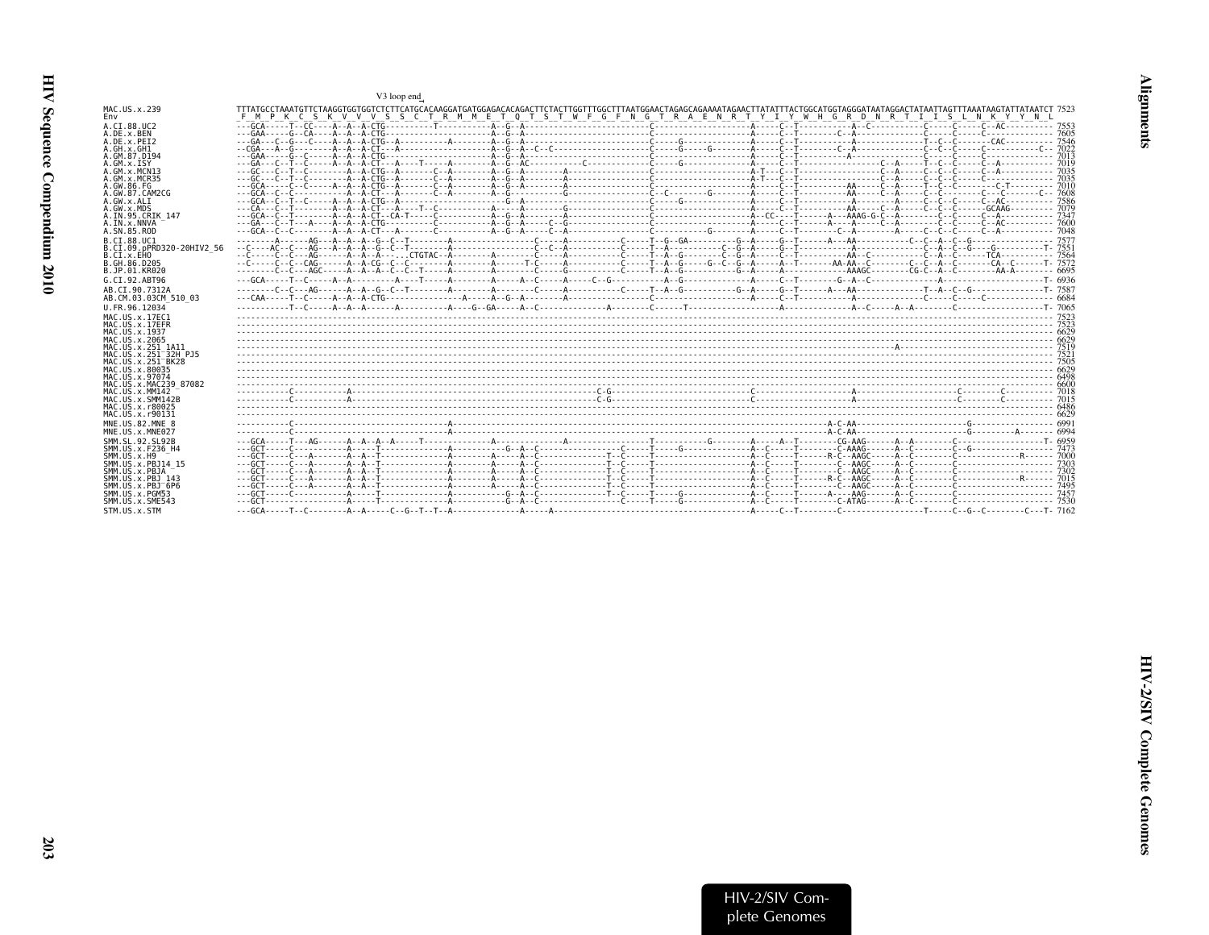V3 loop end

```
MAC.US.x.239              TTTATGCCTAAATGTTCTAAGGTGGTGGTCTCTTCATGCACAAGGATGATGGAGACACAGACTTCTACTTGGTTTGGCTTTAATGGAACTAGAGCAGAAAATAGAACTTATATTTACTGGCATGGTAGGGATAATAGGACTATAATTAGTTTAAATAAGTATTATAATCT 7523
Env                        F  M  P  K  C  S  K  V  V  V  S  S  C  T  R  M  M  E  T  Q  T  S  T  W  F  G  F  N  G  T  R  A  E  N  R  T  Y  I  Y  W  H  G  R  D  N  R  T  I  I  S  L  N  K  Y  Y  N  L
A.CI.88.UC2               ---GCA-----T--CC----A--A--A-CTG----------T-----------A--G--A-----------------------C---------------------A-----C--T-----------A--C----------C-----C-----C--AC---------- 7553
A.DE.x.BEN                ---GAA-----G--CA----A--A--A-CTG----------------------A--G--A-----------------------C---------------------A-----C--T----------C--A----------C-----C-----C------------- 7605
A.DE.x.PEI2               ---GA---C--G---C----A--A--A-CTG--A----------A--------A--G--A-----------------------C-----G---------------A-----C--T-----------A-------------T--C--C-------CAC---------- 7546
A.GH.x.GH1                -CGA---A--G---------A--A--A-CT---A-------------------A--G--A--C-C------------------C-----G-----G---------A-----C--T----------C--A----------C--C--C-----C-----------C-- 7022
A.GM.87.D194              ---GAA-----G--C-----A--A--A-CTG----------------------A--G--A-----------------------C---------------------A-----C--T-------------A-----------C-----C-----C------------- 7013
A.GM.x.ISY                ---GA---C--T--C-----A--A--A-CT---A-----T-----A-------A--G--AC-----------C----------C-----G---------------A-----C--T----------------C--A-----T--C--C-----C--A---------- 7019
A.GM.x.MCN13              ---GC---C--T--C--------A--A-CTG--A-------C--A--------A--G--A--------A--------------C---------------------A-T---C--T----------------C--A-----C--C--C-----C--A---------- 7035
A.GM.x.MCR35              ---GC---C--T--C--------A--A-CTG--A-------C--A--------A--G--A--------A--------------C---------------------A-T---C--T----------------C--A-----C--C--C-----C------------- 7035
A.GW.86.FG                ---GCA-----C--C-----A--A--A-CTG--A-------C--A--------A--G--A--------A--------------C---------------------A-----C--T----------AA-----C--A-----T--C--C---------C-T------- 7010
A.GW.87.CAM2CG            ---GCA--C--C-----------A--A-CT---A-------C--A--------A--G---------G----------------C--C-------G---------A-----C--T----------AA-----C--A-----C--C--C-----C---C-------C-- 7608
A.GW.x.ALI                ---GCA--C--T--C-----A--A--A-CTG--A-------------------G--A--------------------------C-----G---------------A-----C--T-------------A-----------C--C--C-----C--AC---------- 7586
A.GW.x.MDS                ---CA---C--T--------A--A--A-CT---A-----T--C----------A-----A--------G--------------C---------------------A-----C--T----------AA-----C--A-----C--C--C-----GCAAG--------- 7079
A.IN.95.CRIK_147          ---GCA--C--T--------A--A--A-CT--CA-T-----C-----------A--G--A--------A--------------C---------------------A--CC---T------A---AAAG-G-C--A--------C--C-----C--A---------- 7347
A.IN.x.NNVA               ---GA---C--T--A-----A--A--A-CTG----------C-----------A--G--A-----C--G--------------C---------------------A-----C--T-----A-----A-----C--A--------C--C-----C--AC---------- 7600
A.SN.85.ROD               ---GCA--C--C--------A--A--A-CT---A-------C-----------A--G--A-----C--A--------------C-----------G---------A-----C--T-------C--A--------A-----C--C--C-----C--A---------- 7048
B.CI.88.UC1               ---------A-----AG---A--A--A--G--C--T--------A------------------C-----A-----------C-----T--G--GA----------G--A-----G--T------A---AA-----------C--C--A--C--G------------- 7577
B.CI.09.pPRD320-20HIV2_56 --C-----AC--C---AG---A--A--A--G--C--T--------A-----------------C--C--A-----------C-----T--A----------C--G--A-----G--T----------A---------------C--A--C--G----G---------T- 7551
B.CI.x.EHO                --C-----C---C---AG------A--A--A--------CTGTAC--A--------A--------C-----A-----------C-----T--A--G-------C--G--A-----C--T----------AA--C-----------C--A--C-----TCA--------- 7564
B.GH.86.D205              --C-----C---C---CAG-----A--A--A--CG--C--C--------A--------A-----T--C-----A-----------C-----T--A--G-----G--C--G--A-----A--T-------AA-AA--C---------C--C--A--C--------CA--C------T- 7572
B.JP.01.KR020             ---------C---C--AGC-----A--A--A--C--C--T--------A--------A-------C-----G-----------C-----T--A--G-------C--G--A-----C--T--------AAAGC------CG-C--A--C--------AA-A-------- 6695
G.CI.92.ABT96             ---GCA-----T--C-----A--A-----------A-----T-----A--------A-----A--C-----A-----C--G---------A--G-----------A-----C--T--------G--A--C------------A--------------------T- 6936
AB.CI.90.7312A            --------C--C---AG-----A--A--A--G--C--T--------A--------A-------C-----A-----------C-----T--A--G----------G--A-----G--T------A---AA---------------T--A--C--G--------------T- 7587
AB.CM.03.03CM_510_03      ---CAA-----T--C-----A--A--A-CTG---------------A------A--G--A-------A---------------C---------------------A-----C--T--------A---------------C-----C-----C------------- 6684
U.FR.96.12034             -----------T--C-----A--A--A------A----------A----G--GA-----A--C--------------A--------C------T--------------------A--------------A--C-----A--A--------C-------------------T- 7065
MAC.US.x.17EC1            ------------------------------------------------------------------------------------------------------------------------------------------------------------------------ 7523
MAC.US.x.17EFR            ------------------------------------------------------------------------------------------------------------------------------------------------------------------------ 7523
MAC.US.x.1937             ------------------------------------------------------------------------------------------------------------------------------------------------------------------------ 6629
MAC.US.x.2065             ------------------------------------------------------------------------------------------------------------------------------------------------------------------------ 6629
MAC.US.x.251_1A11         ---------------------------------------------------------------------------------------------------------------------------A-------------------------------------------- 7519
MAC.US.x.251_32H_PJ5      ------------------------------------------------------------------------------------------------------------------------------------------------------------------------ 7521
MAC.US.x.251_BK28         ------------------------------------------------------------------------------------------------------------------------------------------------------------------------ 7505
MAC.US.x.80035            ------------------------------------------------------------------------------------------------------------------------------------------------------------------------ 6629
MAC.US.x.97074            ------------------------------------------------------------------------------------------------------------------------------------------------------------------------ 6498
MAC.US.x.MAC239_87082     ------------------------------------------------------------------------------------------------------------------------------------------------------------------------ 6600
MAC.US.x.MM142            -----------C-----------A-----------------------------------------C-G-------------------C-------------------------A-----------------------C---------C---------- 7018
MAC.US.x.SMM142B          -----------C-----------A-----------------------------------------C-G-------------------C-------------------------A-----------------------C---------C---------- 7015
MAC.US.x.r80025           ------------------------------------------------------------------------------------------------------------------------------------------------------------------------ 6486
MAC.US.x.r90131           ------------------------------------------------------------------------------------------------------------------------------------------------------------------------ 6629
MNE.US.82.MNE_8           -----------C-------------------------A--------------------------------------------------------------------A-C-AA-----------------------G------------------ 6991
MNE.US.x.MNE027           -----------C-------------------------A--------------------------------------------------------------------A-C-AA-----------------------G---------A------- 6994
SMM.SL.92.SL92B           ---GCA-----T---AG-----A--A--A--A-----T--------------A-----------A-----------------T-----------G---------A-----A--T--------CG-AAG------A--A--------C-----------------T- 6959
SMM.US.x.F236_H4          ---GCT-----C----------A-----T--------------A-----------G--A--C-----------------C-----T-----G------------A--C-----T--------C-AAAG------A--C--------C--G---------------- 7473
SMM.US.x.H9               ---GCT-----C--A-------A--A--T--------------A--------A-----A--C------------T--C-----T--------------------A--C-----T------R-C--AAGC-----A--C--------C------------R------ 7000
SMM.US.x.PBJ14_15         ---GCT-----C--A-------A--A--T--------------A--------A-----A--C------------T--C-----T--------------------A--C-----T--------C--AAGC-----A--C--------C------------------- 7303
SMM.US.x.PBJA             ---GCT-----C--A-------A--A--T--------------A--------A-----A--C------------T--C-----T--------------------A--C-----T--------C--AAGC-----A--C--------C------------------- 7302
SMM.US.x.PBJ_143          ---GCT-----C--A-------A--A--T--------------A--------A-----A--C------------T--C-----T--------------------A--C-----T------R-C--AAGC-----A--C--------C------------R------ 7015
SMM.US.x.PBJ_6P6          ---GCT-----C--A-------A--A--T--------------A--------A-----A--C------------T--C-----T--------------------A--C-----T--------C--AAGC-----A--C--------C------------------- 7495
SMM.US.x.PGM53            ---GCT-----C----------A-----T--------------A--------G--A--C---------------T--C-----T--------------------A--C-----T------A----AAG------A--C--------C------------------- 7457
SMM.US.x.SME543           ---GCT----------------A-----T--------------A--------G--A--C------------------C-----T-----G--------------A--C-----T--------C-ATAG------A--C--------C------------------- 7530
STM.US.x.STM              ---GCA-----T--C--------A--A-----C--G--T--T--A-----------A-----A------------------------------------------A-----C--T--------C-----------------T-----C--G--C--------C---T- 7162
```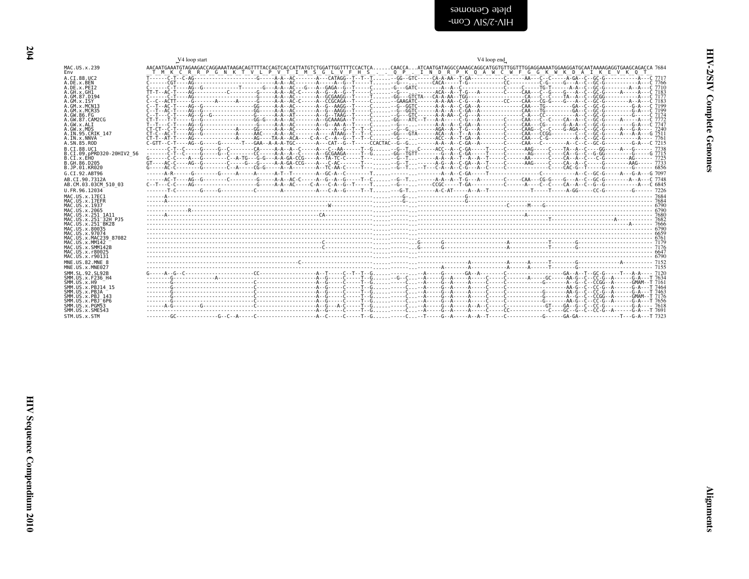V4 loop start                                                                                    V4 loop end

```
MAC.US.x.239              AACAATGAAATGTAGAAGACCAGGAAATAAGACAGTTTTACCAGTCACCATTATGTCTGGATTGGTTTTCCACTCA......CAACCA...ATCAATGATAGGCCAAAGCAGGCATGGTGTTGGTTTGGAGGAAAATGGAAGGATGCAATAAAAGAGGTGAAGCAGACCA 7684
Env                        T  M  K  C  R  R  P  G  N  K  T  V  L  P  V  T  I  M  S  G  L  V  F  H  S  .  .  Q  P  .  I  N  D  R  P  K  Q  A  W  C  W  F  G  G  K  W  K  D  A  I  K  E  V  K  Q  T
A.CI.88.UC2               T------C-T--C-AG---------------------G-----A-A--AC-------A---CATAGG--T--T--T.......--GG--GTC-----CA-A-AA--T-GA-----------C------AA---C--C-----A-GA--C--GC-G-----------A---C 7717
A.DE.x.BEN                C------CGT----AG---------------------G-----A-A--AC-------A---A-G--T-----T.......-G--...-----CACA-----T-G------------CC----------C-G-----G---A--C--GC-G-----------A---C 7766
A.DE.x.PEI2               C------C-T----AG--G-----------T-------G---A-A--AC---G---A--GAGA--G--T-----C.......-G---GATC--------A--A--C--------------C-----C-----TG-T------A-A--C--GC-G---------A--A---C 7710
A.GH.x.GH1                TT-T--AC-T----AG-----------C--------G-----A-A--AC-C-----A--G--A--G--T-----C.......-G---...-------ACA--A--T-G---A--------C-----CAA---C--G----G---A--C--GC-G------A-----A---C 7183
A.GM.87.D194              C------C-T----AG---------------------G-----A-A--AC-------A--GCGAAGG--T-----T.......-GG---GTCTA---CA-A-AA--TGG-----------------------CA----C--C-----TA--A--C--GCGG-----------A---C 7177
A.GM.x.ISY                C--C--ACTT-----G-------A------A-----G-----A-A--AC-C-----A--CCGCAGA--T-----C.......GAAGATC------A-A-AA--C-G---A--------CC----CAA---CG-G----G---A--C--GC-G---------A--A---C 7183
A.GM.x.MCN13              C--T--AC-T----AG--G-----------------GG-----A-A--AC-------A--G--AAGG--T-----C.......-G--GGTC------A-A--A--C-GA--A------------CAA---TG--------GA--C--GC-G---------G-A---C 7199
A.GM.x.MCR35              C--T--AC-T----AG--G-----------------GG-----A-A--AC-------A--G--AAGG--T-----C.......-G--GGTC------A-A--A--C-GA--A------------CAA---TG--------GA--C--GC-G---------G-A---C 7199
A.GW.86.FG                C--T---C-T----AG--G--G--------------G-----A-A--AT-------A--G--TAAG--T-----C.......-G---GTC------A-A-AA--C-G---A--------------C-A---CC---------A--C--GC-G---------G-----C 7174
A.GW.87.CAM2CG            CT-T---T-T-----G--G-----------------GG-G---A-A--AC-------A--GCAAAGA--T-----C.......GG---ATC--T---A-A-----C-G---A--------C-----CAA---C--C-----CA--A--C--GC-G------A-----A---C 7772
A.GW.x.ALI                T--T---C-T----AG--G------------------G-----A-A--AC-------A--G--AA-A--T-----C.......-G---...------A-A--A--C-GA--A--------C-----CAA---CG-------G-A-A--C--GC-G---------G-A---C 7747
A.GW.x.MDS                CT-CT--C-T----AG--G----------A-----GG-----A-A--AC-------A-----A-G--T--T--C.......-G--G..------AGA--A--T-G---A--------C-----CAAG--C--C----G-AGA--C--GC-G------A---G-A---- 7240
A.IN.95.CRIK_147          CT-C--AC-T----AG--G----------A-----AAC-----A-A--AC-------A----ATAAG--T--T--C.......GG---GTA------ACA--A--T--A--A--------C-----CAA---CCGG---------C--C--GC-G------A---A-A---G 7511
A.IN.x.NNVA               CT-T--AT-T----AG---------------A----AG----TA-A--ACA----C-A---C--A--G--T--T--C.......-G--...------ACC--A--T-GA--A--------C-----CAA---C-G---------A--C--GC-G-------------A---- 7761
A.SN.85.ROD               C-GTT--C-T----AG--G-----G-------T---GAA--A-A-A-TGC-------A---CAT--G--T-----CCACTAC--G--G..-----A-A--A--C-GA--A--------C-----CAA---C---------A--C--GC-G---------G-A---C 7215
B.CI.88.UC1               -------C-T--C-----G-----G--C--------CA-----A-A--A--C-----A---C--AA------T--G......--G--T...C-----ACC--A--C-GA-----T-----C------AAG-----C----TA--A--C-----GG------A---G----- 7738
B.CI.09.pPRD320-20HIV2_56 -------C-T--C-----G-----G--C--------CC-----A-A--A--C-----A--GCGAAGA------T--G......-GG--TGTT-------G--A--C-GA-----T-----C------AG-----C----CA--G--C--G-GG---------G-----G 7715
B.CI.x.EHO                G------C-C---A---G---------C--A-TG---G-G---A-A-GA-CCG----A--TA-TC-C-----T---......--G--T..-------A-A--A--T--A--A--T-----C------AA-----C----CA--A--C--C-G--------AG------ 7725
B.GH.86.D205              GT----AC-C----AG--G---------C-----G--G----A-A-GA-CCG----A--C--AC------T---......--G--T..-------A-G--A--C-GA--A--T-----C------AAG-----C----CA--A--C------G--------AAG----- 7733
B.JP.01.KR020             G-----AC-C----------G---------C--A------CG-G-----A--A------A--TC-AA-C-----T---......--G--T...--T-----C-A--A--C-G---A--C-----C-------------C----CAC-G--T-----G--------A----- 6856
G.CI.92.ABT96             ------A-R------G------G-----A-----A-----A-T--T-------A--GC-A--C-------T---.......-----------A-A--C-GA-----T------------------C------------A--C--GC-G------A---G-A---G 7097
AB.CI.90.7312A            ------AC-T----AG--G--------C--------G-----A-A--AC-C-----A--G--A--G-----T--C.......--G--T..------A-A--A--T-G---A--------C-----CAA---CG-G----G---A--C--GC-G---------A--A---C 7748
AB.CM.03.03CM_510_03      C--T---C-C----AG---------------------G-----A-A--AC-----C-A---C-A--G--T-----T.......-G---...-----CCGC-----T-GA-----------C------A-----C--C-----CA--A--C--G--G----------A---C 6845
U.FR.96.12034             -------T-C-------G-----G----------C--------A---------A---C-A--G-----T--T.........-G-T..------A-C-AT-----A--A--T--------------T------T-----A-GG-----CC-G----------G------ 7226
MAC.US.x.17EC1            -------A---------------------------------------------------------------......-------G-...-----------------G------------------------------------------------------------------ 7684
MAC.US.x.17EFR            -------A---------------------------------------------------------------......-------G-...-----------------G------------------------------------------------------------------ 7684
MAC.US.x.1937             --------------------------------------------------W-------------------......----------.............................................C------M----G--------------------------- 6790
MAC.US.x.2065             -------------R--------------------------------------------------------......----------...-------------------------------------------------------------------------------------- 6790
MAC.US.x.251_1A11         -------A----------------------------------------CA--------------------......----------...----------------------------------------A-------------------------------------------- 7680
MAC.US.x.251_32H_PJ5      -----------------------------------------------------------------------......----------...-------------------------------------------------------T----------------------A---------- 7682
MAC.US.x.251_BK28         -----------------------------------------------------------------------......----------...-----------------------------------------------------------------------------------A------- 7666
MAC.US.x.80035            -----------------------------------------------------------------------......----------...-------------------------------------------------------------------------------------- 6790
MAC.US.x.97074            -----------------------------------------------------------------------......----------...-------------------------------------------------------------------------------------- 6659
MAC.US.x.MAC239_87082     -----------------------------------------------------------------------......----------...-------------------------------------------------------------------------------------- 6761
MAC.US.x.MM142            --------------------------------------------------C--------------------......----------...G-------G---------------------A------------T--------G-------------------------- 7179
MAC.US.x.SMM142B          --------------------------------------------------C--------------------......----------...G-------G---------------------A------------T--------G-------------------------- 7176
MAC.US.x.r80025           -----------------------------------------------------------------------......----------...-------------------------------------------------------------------------------------- 6647
MAC.US.x.r90131           -----------------------------------------------------------------------......----------...-------------------------------------------------------------------------------------- 6790
MNE.US.82.MNE_8           -------------------------------------C---------------------------------......----------...-----------------A------------A------A------T--------G-------------A---------- 7152
MNE.US.x.MNE027           -----------------------------------------------------------------------......----------...-------------A------------A------A------T--------G---------------------------- 7155
SMM.SL.92.SL92B           G-----A--G--C--------------------CC-------------------A--T-----C--T--T--G.......-----C...--A------G------GA--A--------C------------------------GA--A--T--GC-G-------T---A-A---- 7120
SMM.US.x.F236_H4          --------G------------A-----------------------------A--G-----C-----T--G.....--G--C...--A-----G--A-----A-----C------C--------A----GC------AA-G--C--CC-G--A-------G-A---T 7634
SMM.US.x.H9               --------G------------------------C--------------------A--G-----C-----T--G.......-----C...--A-----G--A-----A-----C------C-------------G--------A--G--C--CCGG--A------GMAM--T 7161
SMM.US.x.PBJ14_15         --------G------------------------C--------------------A--G-----C-----T--G.......-----C...--A-----G--A-----A-----C------C----------------------AA-G--C--CC-G--A-------G-A---T 7464
SMM.US.x.PBJA             --------G------------------------C--------------------A--G-----C-----T--G.......-----C...--A-----G--A-----A-----C------C-------------G--------AA-G--C--CC-G--A-------G-A---T 7463
SMM.US.x.PBJ_143          --------G------------------------C--------------------A--G-----C-----T--G.......-----C...--A-----G--A-----A-----C------C-------------G--------A--G--C--CCGG--A------GMAM--T 7176
SMM.US.x.PBJ_6P6          --------G------------------------C--------------------A--G-----C-----T--G.......-----C...--A-----G--A-----A-----C------C-------------G--------AA-G--C--CC-G--A-------G-A---T 7656
SMM.US.x.PGM53            ------A-G---------G--------------C--------------------A--G--A-C-----T--G.......-----C...--A-----G--A-----A--A--C------C------------GT-----GA--G--C--CC-G----------G-A---- 7618
SMM.US.x.SME543           ---------------------------------C--------------------A--G-----C-----T--G.......-----C...--A-----G--A-----A-----C-----CC--------------C----GC--G--C--CC-G--A------G-A---T 7691
STM.US.x.STM              --------GC--------------G--C--A-----C--------------------A--C-----C-----T--G.......-----C...--T-----G--A-----A--A--T-----C------------G------GA-GA--------------T---G-A---T 7323
```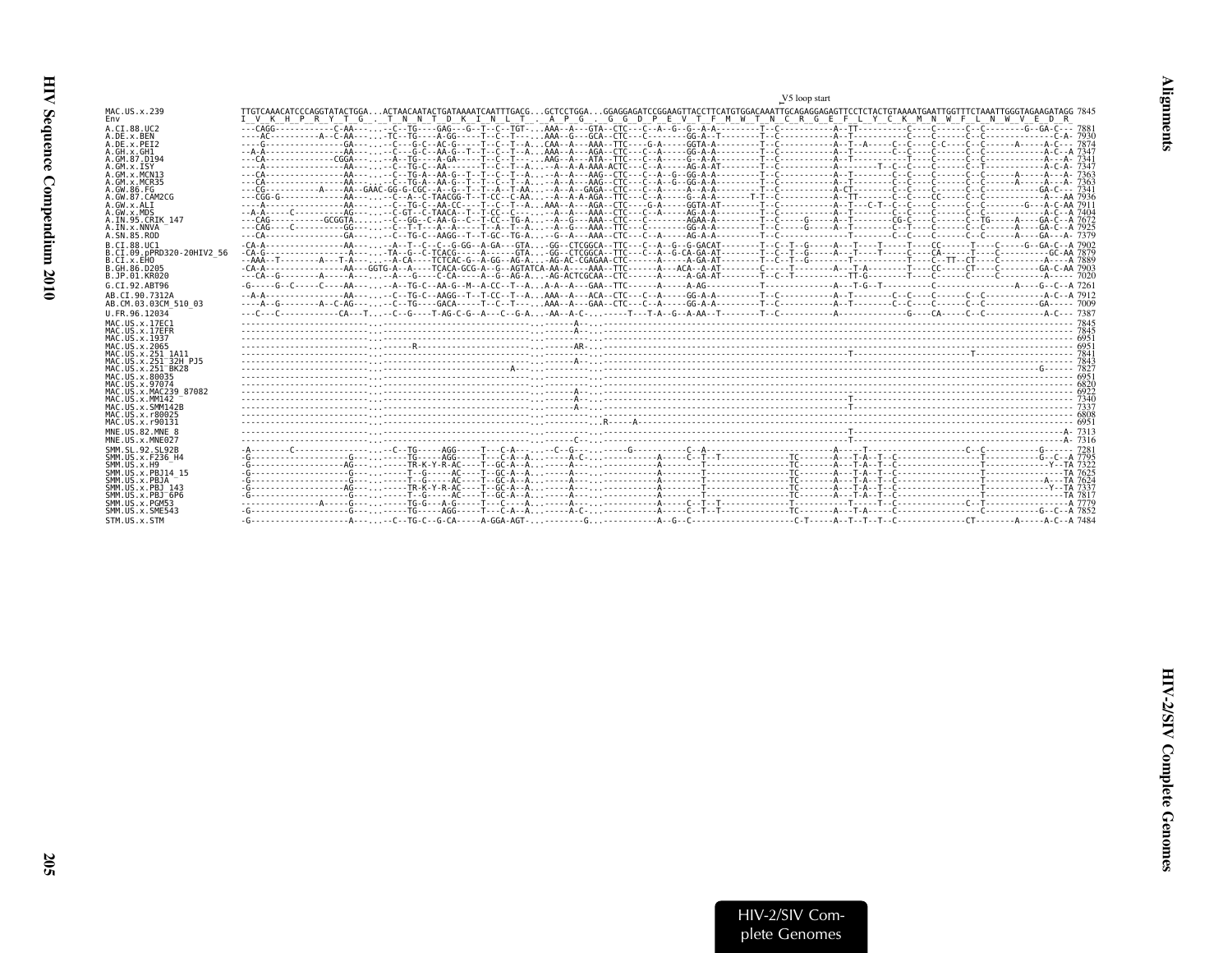```
                                                                                                     V5 loop start
MAC.US.x.239              TTGTCAAACATCCCAGGTATACTGGA...ACTAACAATACTGATAAAATCAATTTGACG...GCTCCTGGA...GGAGGAGATCCGGAAGTTACCTTCATGTGGACAAATTGCAGAGGAGAGTTCCTCTACTGTAAAATGAATTGGTTTCTAAATTGGGTAGAAGATAGG 7845
Env                       I  V  K  H  P  R  Y  T  G  .  T  N  N  T  D  K  I  N  L  T  .  A  P  G  .  G  G  D  P  E  V  T  F  M  W  T  N  C  R  G  E  F  L  Y  C  K  M  N  W  F  L  N  W  V  E  D  R
A.CI.88.UC2               ---CAGG------------C-AA-----..-C--TG----GAG---G--T--C--TGT-..AAA--A---GTA--CTC---C--A--G--G--A-A---------T--C-----------A--TT----------C----C------C--C---------G--GA-C--- 7881
A.DE.x.BEN                ----AC---------A--C-AA-----..TC--TG----A-GG----T--C--T----..AAA--G---GCA--CTC---C--------GG-A--T---------T--C-----------A--T-----------C----C------C--C--------------C-A- 7930
A.DE.x.PEI2               ----G----------------GA-----..-C----G-C--AC-G-----T--C--T--A..CAA--A---AAA--TTC----G-A-----GGTA-A---------T--C-----------A--T--A------C----C----C-C----C--C------A-----A-C--- 7874
A.GH.x.GH1                --A-A----------------AA-----..-C----G-C--AA-G--T--T--C--T--A..AAA--A---AGA--CTC---C--A-----GG-A-A---------T--C-----------A--T-----------C----C------C--C-------------A-C--A 7347
A.GM.87.D194              ---CA--------------CGGA-----..-A--TG----A-GA-----T--C--T----..AAG--A---ATA--TTC---C--A-----G--A-A---------T--C-----------A--T-----------T--C----C------C--C-------------A---A- 7341
A.GM.x.ISY                ----A----------------GA-----..-C--TG-C--AA-------T--C--T--A..-A--A-A-AAA-ACTC---C--A-----AG-A-AT---------T--C-----------A--------T--C----C------C--T-------------A-C--A 7347
A.GM.x.MCN13              ---CA----------------AA-----..-C--TG-A--AA-G--T--T--C--T--A..-A--A---AAG--CTC---C--A--G--GG-A-A---------T--C-----------A--T-----------C----C------C--C------A-----A---A 7363
A.GM.x.MCR35              ---CA----------------AA-----..-C--TG-A--AA-G--T--T--C--T--A..-A--A---AAG--CTC---C--A--G--GG-A-A---------T--C-----------A--T-----------C----C------C--C------A-----A---A 7363
A.GW.86.FG                ---CG----------A----AA--GAAC-GG-G-CGC--A--G--T--T--A--T-AA..-A--A---GAGA--CTC---C--A-----A--A-A---------T--C-----------A-CT----------C----C------C--C-------------GA-C--- 7341
A.GW.87.CAM2CG            ---CGG-G-------------AA-----..-C--A--C-TAACGG-T--T-CC--C-AA..-A--A-A-AGA--TTC---C--A-----G---A-A--------T-T--C-----------A--TT----------C----C------CC-----C-------------A---AA 7936
A.GW.x.ALI                ----A----------------AA-----..-C--TG-C--AA-CC----T--C--T--A..AAA--A---AGA--CTC------G-A-----GGTA-AT---------T--C-----------A--T---C-T--C----C------C--C-----------G---A-C-AA 7911
A.GW.x.MDS                --A-A-----C----------AG-----..-C-GT--C-TAACA--T--T-CC--C--...-A--A---AAA--CTC---C--A-----AG-A-A---------T--C-----------A--T-----------C----C------C--C-------------A-C--A 7404
A.IN.95.CRIK_147          ---CAG----------GCGGTA.....--C--GG--C-AA-G--C--T-CC--TG-A..-A--G---AAA--CTC---C---------AGAA-A---------T--C------G-----A--T--------CG-C----C------C--TG------A-----GA-C--A 7672
A.IN.x.NNVA               ---CAG----C----------GG-----..-C--T-T----A--A-----T--A--T--A..-A--G---AAA--TTC---C---------GG-A-A---------T--C------G-----A--T--------C--T----C------C--C------A-----GA-C--A 7925
A.SN.85.ROD               ---CA----------------GA-----..-C--TG-C--AAGG--T--T-GC--TG-A..-G--A---AAA--CTC---C--A-----AG-A-A---------T--C-----------T-------C--C----C------C--C------A-----GA---A 7379
B.CI.88.UC1               -CA-A----------------AA-----..-A--T--C--C--G-GG--A-GA---GTA...-GG--CTCGGCA--TTC---C--A--G--G-GACAT---------T--C--T--G-----A---T----T-----T----CC-------T----C------G--GA-C--A 7902
B.CI.09.pPRD320-20HIV2_56 -CA-G------------------A-----..-TA--G--C-TCACG------A------GTA...-GG--CTCGGCA--TTC---C--A--G-CA-GA-AT---------T--C--T--G-----A---T----T-----C----CA-------T----C-----------GC-AA 7879
B.CI.x.EHO               --AAA--T--------A---T-A-----..-A-CA----TCTCAC-G--A-GG--AG-A...-AG-AC-CGAGAA-CTC---------A-----A-GA-AT---------T--C--T--G-------T-----------T----C--TT--CT----C---------A-----A 7889
B.GH.86.D205              -CA-A----------------AA---GGTG-A--A----TCACA-GCG-A--G--AGTATCA-AA-A----AAA--TTC-------A----ACA--A-AT---------C-----T---------A---T-A---------T----CC-------CT----C-----------GA-C-AA 7903
B.JP.01.KR020             ---CA---G--------A----A------..-A---G---C-CA-----A--G--AG-A...-AG-ACTCGCAA-CTC-------A-----A-GA-AT---------T--C--T---------TT-G-------T----C------C--C-------------A---A 7020
G.CI.92.ABT96             -G------G--C-----C----AA-----..-A--TG-C--AA-G--M--A-CC--T--A..A-A--A---GAA--TTC-------A-----A-AG---------------T--C-----------A---T-G--T----------C-------------A-----G--C--A 7261
AB.CI.90.7312A            --A-A----------------AA-----..-C--TG-C--AAGG--T--T-CC--T--A..AAA--A---ACA--CTC---C--A-----GG-A-A---------T--C-----------A--T-----------C----C------C--C-------------A-C--A 7912
AB.CM.03.03CM_510_03      ----A--G---------A--C-AG-----..-C--TG----GACA-----T--C--T----..AAA--A---GAA--CTC---C--A-----GG-A-A---------T--C-----------A--T-----------C----C------C--C-----------GA---- 7009
U.FR.96.12034             ---C---C-------------CA---T...-C--G----T-AG-C-G--A---C--G-A..-AA--A-C-..-----T---T-A--G--A-AA--T---------T--C-----------A------------------G----CA-------C--C-----------A-C--- 7387
MAC.US.x.17EC1            -------------------------....----------------------------...-----A-..------------------------------------------------------------------------------------------------------ 7845
MAC.US.x.17EFR            -------------------------....----------------------------...-----A-..------------------------------------------------------------------------------------------------------ 7845
MAC.US.x.1937             -------------------------....----------------------------...-------..------------------------------------------------------------------------------------------------------ 6951
MAC.US.x.2065             -------------------------....------R---------------------...-----AR-..----------------------------------------------------------------------------------------------------- 6951
MAC.US.x.251_1A11         -------------------------....----------------------------...-------..-----------------------------------------T-----------------------------------T----------------------- 7841
MAC.US.x.251_32H_PJ5      -------------------------....----------------------------...-----A-..------------------------------------------------------------------------------------------------------ 7843
MAC.US.x.251_BK28         -------------------------....----------------------A-----...-------..-------------------------------------------------------------------------------------------G------- 7827
MAC.US.x.80035            -------------------------....----------------------------...-------..------------------------------------------------------------------------------------------------------ 6951
MAC.US.x.97074            -------------------------....----------------------------...-------..------------------------------------------------------------------------------------------------------ 6820
MAC.US.x.MAC239_87082     -------------------------....----------------------------...-----A-..------------------------------------------------------------------------------------------------------ 6922
MAC.US.x.MM142            -------------------------....----------------------------...-----A-..-----------------------------------------T----------------------------------------------------------- 7340
MAC.US.x.SMM142B          -------------------------....----------------------------...-----A-..-----------------------------------------T----------------------------------------------------------- 7337
MAC.US.x.r80025           -------------------------....----------------------------...-------..------------------------------------------------------------------------------------------------------ 6808
MAC.US.x.r90131           -------------------------....----------------------------...-------.R-----A---------------------------------------------------------------------------------------------- 6951
MNE.US.82.MNE_8           -------------------------....----------------------------...-------..-----------------------------------------T---------------------------------------------------------A- 7313
MNE.US.x.MNE027           -------------------------....----------------------------...-----C-..-----------------------------------------T---------------------------------------------------------A- 7316
SMM.SL.92.SL92B           -A--------C----------------..-C--TG-----AGG-----T---C-A-----..-C--G--..------G-----------C--A---------------------A------T-------------------C--C------------G----- 7281
SMM.US.x.F236_H4          -G------------------G-----..-----TG-----AGG-----T---C-A--A..-----A-C-..-----------A------C--T--T-----------TC-------A---T-A--T--C--------------T--------------G--C--A 7795
SMM.US.x.H9               -G------------------AG-----..----TR-K-Y-R-AC----T--GC-A--A..-----A---..-----------A-------T--------------TC-------A---T-A--T--C---------------T--------------Y--TA 7322
SMM.US.x.PBJ14_15         -G-------------------G-----..----T--G-----AC----T--GC-A--A..-----A---..-----------A-------T--------------TC-------A---T-A--T--C---------------T-------------------TA 7625
SMM.US.x.PBJA             -G-------------------G-----..----T--G-----AC----T--GC-A--A..-----A---..-----------A-------T--------------TC-------A---T-A--T--C---------------T-------------A---TA 7624
SMM.US.x.PBJ_143          -G------------------AG-----..----TR-K-Y-R-AC----T--GC-A--A..-----A---..-----------A-------T--------------TC-------A---T-A--T--C---------------T--------------Y--TA 7337
SMM.US.x.PBJ_6P6          -G-------------------G-----..----T--G-----AC----T--GC-A--A..-----A---..-----------A-------T--------------TC-------A---T-A--T--C---------------T-------------------TA 7817
SMM.US.x.PGM53            --------------A------G-----..----TG-G---A-G-----T---C---A..-----A---..-----------A------C--T--T-----------T----------T-----T--C--------------C--T------------------A 7779
SMM.US.x.SME543           -G-------------------G-----..----TG-----AGG-----T---C-A--A..-----A-C-..-----------A------C--T--T-----------TC-------A---T-A---C-------------------C-----------G--C--A 7852
STM.US.x.STM              -G--------------------A-----..-C--TG-C--G-CA-----A-GGA-AGT-...---------G..-----------A--G--C--------------------C-T-----A--T--T--T--C-------------CT--------A-----A-C--A 7484
```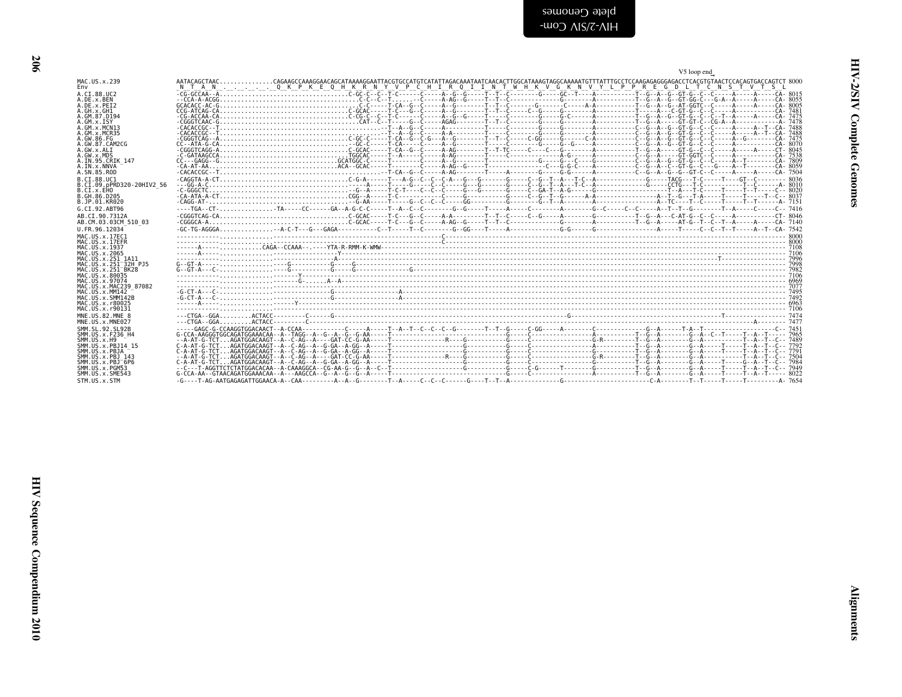V5 loop end

```
MAC.US.x.239              AATACAGCTAAC..............CAGAAGCCAAAGGAACAGCATAAAAGGAATTACGTGCCATGTCATATTAGACAAATAATCAACACTTGGCATAAAGTAGGCAAAAATGTTTATTTGCCTCCAAGAGAGGGAGACCTCACGTGTAACTCCACAGTGACCAGTCT 8000
Env                       _N__T__A__N_._._._._._Q__K__P__K__E__Q__H__K__R__N__Y__V__P__C__H__I__R__Q__I__I__N__T__W__H__K__V__G__K__N__V__Y__L__P__P__R__E__G__D__L__T__C__N__S__T__V__T__S__L
A.CI.88.UC2               -CG-GCCAA--A....................................C-GC-C--C--T-C------C-----A--G--G-----T--T--C--------G-----GC--T----A----------T--G--A--G--GT-G--C--C-----A-----A-----CA- 8015
A.DE.x.BEN                --CCA-A-ACGG....................................C-C--C--T------C-----A-AG--G-----T--T--C--------------G--------A----------T--G--A--G--GT-GG-C---G-A--A-----A-----CA- 8055
A.DE.x.PEI2               GCACACC-AC-G....................................C-C-----T-CA--G--C-----A--G--------T--T--C-------G-------C-----A-A----------T--G--A--G--AT-GGTC--C-----A-----A-----CA- 8005
A.GH.x.GH1                CCG-ATCAG-CA....................................C-GCAC-----T-C---G--C-----A--G--------T--T--C-----C--G-----G--------A----------T-----A---C-GT-G--C--C-----A-----A-----CA- 7481
A.GM.87.D194              -CG-ACCAA-CA....................................C-CG-C--C--T-C-----C-----A--G--G-----T-----C--------G-----G-C------A----------T--G--A--G--GT-G--C--C--T--A-----A-----CA- 7475
A.GM.x.ISY                -CGGGTCAAC-G.....................................CAT--C--T-----G--C-----AGAG-------T--T--C--------G-----G--------A----------T--G--A-----GT-GT-C--CG-A--A-----------A- 7478
A.GM.x.MCN13              -CACACCGC--T.........................................-T--A--G--C-----A--------------T-----C--------G-----G--------A----------C--G--A--G--GT-G--C--C-----A-----A--T--CA- 7488
A.GM.x.MCR35              -CACACCGC--T.........................................-T--A--G--C-----A-A-----------T-----C--------G-----G--------A----------C--G--A--G--GT-G--C--C-----A-----A--T--CA- 7488
A.GW.86.FG                -CGGGTCAG--A....................................C-GC-C-----T-CA--G--C-G---A--G--------T--T--C-----C-GG-----G-----C-A----------C--G--A--G--GT-G--C--C-----A--G-------CA- 7475
A.GW.87.CAM2CG            CC--ATA-G-CA.........................................-GC-C-----T-CA-----C-----A--G--------T-----C--------G-----G--G-----A----------C--G--A--G--GT-G--C--C-----A-----------CA- 8070
A.GW.x.ALI                -CGGGTCAGG-A....................................C-GCAC-----T-CA--G--C-----A-AG--------T--T-TC-----C----C--G--------A----------T--G--A-----GT-G--C--C-----A-----A-----CT- 8045
A.GW.x.MDS                -C-GATAAGCCA.....................................TGGCAC-----T--A-----C-----A-AG--------T--T--C-----------A-G------A----------C--G--A-----GT-GGTC--C-----A-----------CA- 7538
A.IN.95.CRIK_147          CC---GAGG--G...................................GCATGGC-C-----T--------C-----A--G--------T----------------G-----G--C----G----------C--G--A--G--GT-G--C--C-----A--T--------CA- 7809
A.IN.x.NNVA               -CA-AT-AA..........................................ACA--GCAC-----T--------C-----A-AG--G-----T-------------C---G-G-C----A----------C--G--A--C--GT-G--C---G----A--T--------CA- 8059
A.SN.85.ROD               -CACACCGC--T..............................................-T-CA--G--C-----A-AG--------T-----A--------G-----G-G------A----------C--G--A--G--G--GT-C--C-----A-----A-----CA- 7504
B.CI.88.UC1               -CAGGTA-A-CT....................................C-G-A------T---A-G--C--C--C-A---G--G-------G-----C--G--T--A---T-C--A-------------G-----TACG---T-C-----T----GT--C-------- 8036
B.CI.09.pPRD320-20HIV2_56 ---GG-A-C...........................................--------A-----T-----G----C--C-----G--G-------G-----C--G--T--A---T-C--A-------------G-----CCTG---T-C-----------T--C-------A- 8010
B.CI.x.EHO                -C-GGGCTC.........................................--G--A-----T-C-T---C--C--C-----G--G-------G-----C--GA-T--A-G-----G-------------------T--A---T-C-----T-----T--T----C-- 8020
B.GH.86.D205              -CA-ATA-A-CT....................................CGG--A-----T-C---------------C-----G-------G-----C--G--T--G------A-A------------------A--T--G---T-A-----T-----T-----T--C-- 8037
B.JP.01.KR020             -CAGG-AT-.........................................--G-AA------T-----G--C--C--C-----GG-------G-----C--G--T--A----------A---------------A--TC----T--C-----T-----T--T-----A- 7151
G.CI.92.ABT96             ----TGA--CT-...............TA-----CC------GA--A-G-C-C-----T--A--C--C--------G--G-----T-----A-----C-------A-------G--C-----C--C-----A--T--T--G-------T--A-----C-----C-- 7416
AB.CI.90.7312A            -CGGGTCAG-CA....................................C-GCAC-----T-C---G--C-----A-A---------T--T--C-----C--G-----A--------G----------T--G--A-----C-AT-G--C--C-----A-----------CT- 8046
AB.CM.03.03CM_510_03      -CGGGCA-A.......................................C-GCAC-----T-C---G--C-----A-AG--G-----T--T--C--------------G--------A----------T--G--A-----AT-G--T--C--T--A-----A-----CA- 7140
U.FR.96.12034             -GC-TG-AGGGA...............--A-C-T---G---GAGA-----------C--T-----T--C--------G--GG----T-----A-------------G-G------G-------------------A-----T-----C--C--T--T-----A--T--CA- 7542
MAC.US.x.17EC1            ----------------...............................................................................................C------------------------------------------------------------ 8000
MAC.US.x.17EFR            ----------------...............................................................................................C------------------------------------------------------------ 8000
MAC.US.x.1937             ------A-----..................CAGA--CCAAA--.-----YTA-R-RMM-K-WMW--------------------------------------------------------------------------------------------------------- 7108
MAC.US.x.2065             ------A-----...............-----------Y-----------------------------------------------------------------------------------------------------------------------------------  7106
MAC.US.x.251_1A11         ----------------..........-A-------------------------------------------------------------------------------------------------------------------T------------------------ 7996
MAC.US.x.251_32H_PJ5      G--GT-A-----...............----G-----------G-----G-------------------------------------------------------------------------------------------------------------------------  7998
MAC.US.x.251_BK28         G--GT-A---C-...............----G-----------G-----G-------------G--------------------------------------------------------------------------------------------------------- 7982
MAC.US.x.80035            ----------------...............-------Y---------------------------------------------------------------------------------------------------------------------------------- 7106
MAC.US.x.97074            ----------------...............--------G-......A--A------------------------------------------------------------------------------------------------------------------------- 6969
MAC.US.x.MAC239_87082     ----------------...............----------------------------------------------------------------------------------------------------------------------------------------- 7077
MAC.US.x.MM142            -G-CT-A---C-...............-----------------G-------------------A------------------------------------------------------------------------------------------------------- 7495
MAC.US.x.SMM142B          -G-CT-A---C-...............-----------------G-------------------A------------------------------------------------------------------------------------------------------- 7492
MAC.US.x.r80025           ------A-----...............----------------------------------------------------------------------------------------------------------------------------------------------- 6963
MAC.US.x.r90131           ----------------...............-------Y-------------------------------------------------------------------------------------------------------------------------------------- 7106
MNE.US.82.MNE_8           ---CTGA--GGA.........ACTACC---------C------G--------------------------------------------------------------------------G---------------------------------------T---------------- 7474
MNE.US.x.MNE027           ---CTGA--GGA.........ACTACC---------C--------------------------------------------------------------------------------------------------------------------------------A-------- 7477
SMM.SL.92.SL92B           -----GAGC-G-CCAAGGTGGACAACT--A-CCAA-------------C-----A-----T--A--T--C--C--C--G--------T--T--G-----C-GG-----A--------C--------------G--A------T-A--T-------------------C-- 7451
SMM.US.x.F236_H4          G-CCA-AAGGGTGGCAGATGGAAACAA--A--TAGG--A--G--A--G--G-AA-----T--------------------------------G-----C-------------A-----------T--G--A--------G--A--C--T-----T--A--T----- 7965
SMM.US.x.H9               --A-AT-G-TCT...AGATGGACAAGT--A--C-AG--A----GAT-CC-G-AA-----T-------------R----G----------G-----C-------------G-R---------T--G--A--------G--A-----------T--A--T--C-- 7489
SMM.US.x.PBJ14_15         C-A-AT-G-TCT...AGATGGACAAGT--A--C-AG--A--G-GA--A-GG--A-----T-----------------------------G-----C-------------A-----------T--G--A--------G--A-----T-----T--A--T--C-- 7792
SMM.US.x.PBJA             C-A-AT-G-TCT...AGATGGACAAGT--A--C-AG--A--G-GA--A-GG--A-----T----------------G------------G-----C-------------G-----------T--G--A--------G--A-----T-----T--A--T--C-- 7791
SMM.US.x.PBJ_143          --A-AT-G-TCT...AGATGGACAAGT--A--C-AG--A----GAT-CC-G-AA-----T-------------R----G----------G-----C-------------G-R---------T--G--A--------G--A-----------T--A--T--C-- 7504
SMM.US.x.PBJ_6P6          C-A-AT-G-TCT...AGATGGACAAGT--A--C-AG--A--G-GA--A-GG--A-----T----------------G------------G-----C-------------G-----------T--G--A--------G--A-----T-----G--A--T--C-- 7984
SMM.US.x.PGM53            --C---T-AGGTTCTCTATGGACACAA--A-CAAAGGCA--CG-AA-G--G--A--C--T------------------G----------G-----C-G-----T-----G-----------T--G--A--------G--A-----T-----T--A--T--C-- 7949
SMM.US.x.SME543           G-CCA-AA--GTAACAGATGGAAACAA--A---AAGCCA--G--A--G--G--A-----T-----------------------------G-----C-------------A-----------T--G--A--------G--A-----T-----T--A--T----- 8022
STM.US.x.STM              -G----T-AG-AATGAGAGATTGGAACA-A--CAA---------A--A--G--------T--A-----C--C--C------G----T--T--A-------------G----------------------C-A--------T--T-----T-----T---------A- 7654
```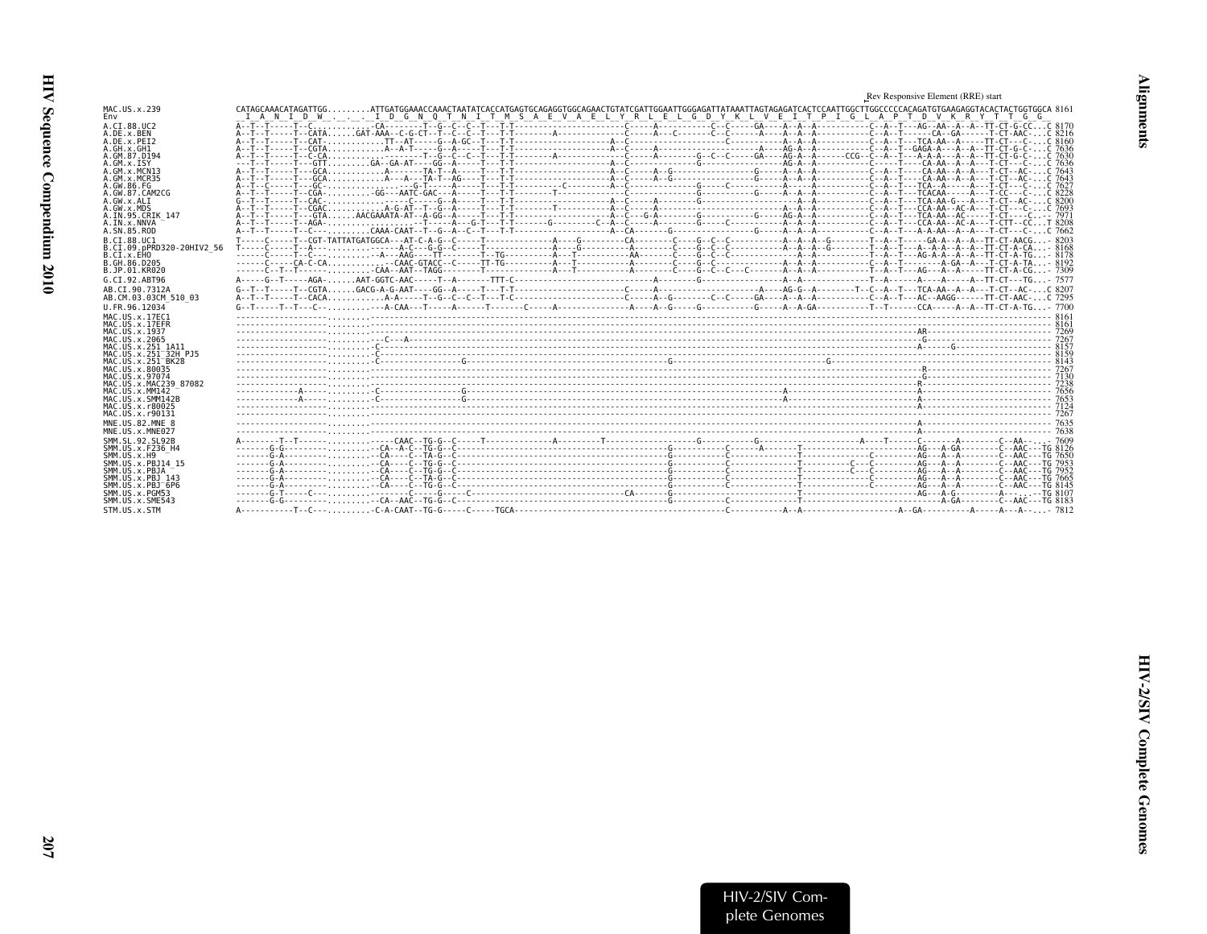Rev Responsive Element (RRE) start

```
MAC.US.x.239              CATAGCAAACATAGATTGG.........ATTGATGGAAACCAAACTAATATCACCATGAGTGCAGAGGTGGCAGAACTGTATCGATTGGAATTGGGAGATTATAAATTAGTAGAGATCACTCCAATTGGCTTGGCCCCCACAGATGTGAAGAGGTACACTACTGGTGGCA 8161
Env                        I  A  N  I  D  W  .  .  .  I  D  G  N  Q  T  N  I  T  M  S  A  E  V  A  E  L  Y  R  L  E  L  G  D  Y  K  L  V  E  I  T  P  I  G  L  A  P  T  D  V  K  R  Y  T  T  G  G
A.CI.88.UC2               A--T--T-----T--C.............CA-------T--G--C--C--T---T-T-----------------------C------A---------C--C------GA----A--A--A-----------C--A--T---AG--AA--A--A--TT-CT-G-CC...C 8170
A.DE.x.BEN                A--T--T-----T--CATA......GAT-AAA--C-G-CT--T--C--C--T---T-T-----------------------C------A---C------C--C------A----A--A--A-----------C--A--T------CA--GA------T-CT-AAC-...C 8216
A.DE.x.PEI2               A--T--T-----T--CAT............TT--AT-----G--A-GC--T---T-T-----------------------A--C--------------------C---------A--A--A-----------C--A--T---TCA-AA--A-----TT-CT---C-...C 8160
A.GH.x.GH1                A--T--T-----T--CGTA..........A--A-T-----G--A-----T---T-T-----------------------A--C------A------------------------A----AG-A--A-----------C--A--T--GAGA-A---A--A--TT-CT-G-C-...C 7636
A.GM.87.D194              A--T--T-----T--C-CA...............T--G--C--C--T---T-T-------A---------------------C------A---------G--C--C------GA----AG-A--A---------CCG--C--A--T---A-A-A---A--A--TT-CT-G-C-...C 7630
A.GM.x.ISY                ---T--T-----T---GTT.........GA--GA-AT----GG--A-----T---T-T-----------------------A--C--------------G---------------AG-A--A-----------C-----T----CA-AA--A--A---T-CT---C-...C 7636
A.GM.x.MCN13              A--T--T-----T---GCA...........A-------TA-T--A-----T---T-T-----------------------A--C------A--G----------------G------A--A--A-----------C--A--T----CA-AA--A--A---T-CT--AC-...C 7643
A.GM.x.MCR35              A--T--T-----T---GCA...........A---A---TA-T--AG----T---T-T-----------------------A--C------A--G----------------G------A--A--A-----------C--A--T----CA-AA--A--A---T-CT--AC-...C 7643
A.GW.86.FG                A--T--C-----T---GC..............--G-T-----A-----T---T-T---------C--------A--C-----------------G-----C---------A-----A-----------C--A--T---TCA--A-----A---T-CT---C-...C 7627
A.GW.87.CAM2CG            A--T--T-----T--CGA.........GG---AATC-GAC---A-----T---T-T-------T-------------------C------------------G------------G------A--A--A-----------C--A--T---TCACAA------A---T-CC---C-...C 8228
A.GW.x.ALI                G--T--T-----T--CAC................C-----G--A-----T---T-T-----------------------A--C------A------------G-------------------A--A-----------C--A--T---TCA-AA-G---A---T-CT--AC-...C 8200
A.GW.x.MDS                A--T--T-----T--CGAC..........A-G-AT--T--G--A-----T---T-T--------T-----------A--C-----A------------------------A--A--A-----------C--A--T---CCA-AA--AC-A---T-CT---C-...C 7693
A.IN.95.CRIK_147          A--T--T-----T---GTA.....AACGAAATA-AT--A-GG--A-----T---T-T-----------------------A--C---G-A---------G-------------G------AG-A--A-----------C--A--T---TCA-AA--AC-----T-CT---C-..- 7971
A.IN.x.NNVA               A--T--T-----T--AGA..................T-----A---G-T---T-T-------G--------C--A--C-----A--------G------C---------A--A--A-----------C--A--T---CCA-AA--AC-A---T-CTT--CC...T 8208
A.SN.85.ROD               A--T--T-----T--C-----.........CAAA-CAAT--T--G--A--C--T---T-T-----------------------A--CA--------G-----------------G-----A--A--A-----------C--A--T---A-A-AA--A--A---T-CT---C-...C 7662
B.CI.88.UC1               T-----C-----T--CGT-TATTATGATGGCA---AT-C-A-G--C-----T-------------A----G---------CA---------C----G--C--C-----------A--A--A--G---------T--A--T------GA-A--A--A--TT-CT-AACG...- 8203
B.CI.x.09.pPRD320-20HIV2_56 T-----C-----T--A--------.........A-C---G-G--C-----T-------------A----G---------A--------C----G--C--C-----------A--A--A--G---------T--A--T---A--A-A--A--A--TT-CT-A-CA...- 8168
B.CI.x.EHO                ------C-----T--C--------.........A---AAG----TT-------T--TG---------A---T-----------AA-------C----G--C--C-----------A--A--A-----------T--A--T---AG-A-A--A--A--TT-CT-A-TG...- 8178
B.GH.86.D205              ------C-----CA-C-CA...............CAAC-GTACC--C-----TT-TG----------A---T-----------A--------C----G--C--------------A--A--A-----------C--A--T---------A-GA--A---T-CT-A-TA...- 8192
B.JP.01.KR020             ------C--T--T-----------.........CAA--AAT-TAGG-------T------------A---T-----------A--------C----G--C--C--C-----------A--A--A-----------T--A--T---AG---A--A-----TT-CT-A-CG...- 7309
G.CI.92.ABT96             A-----G--T-----AGA-......AAT-GGTC-AAC------T--A-------TTT-C------------------------A--------G----------------------A--A--A-----------T--A------A-----A-----A--TT-CT---TG...- 7577
AB.CI.90.7312A            G--T--T-----T--CGTA......GACG-A-G-AAT----GG--A-----T---T-T-----------------------C------A--------------------A----AG-G--A---------T--C--A--T---TCA-AA--A--A---T-CT--AC-...C 8207
AB.CM.03.03CM_510_03      A--T--T-----T--CACA..........A-A-----T--G--C--C--T---T-C-----------------------C------A--G--------C--C-----GA----A--A--A-----------C--A--T---AC--AAGG------TT-CT-AAC-...C 7295
U.FR.96.12034             G--T-----T--T---C-..........A-CAA---T-----A------T-------C------A-------------A----A--G-----G--------------G-----A--A-GA-----------T--T------CCA-----A--A--TT-CT-A-TG...- 7700
MAC.US.x.17EC1            ---------------------------------------------------------------------------------------------------------------------------------------------------------------------- 8161
MAC.US.x.17EFR            ---------------------------------------------------------------------------------------------------------------------------------------------------------------------- 8161
MAC.US.x.1937             -------------------------------------------------------------------------------------------------------------------------------AR-------------------------------- 7269
MAC.US.x.2065             ----------------------------C---A--------------------------------------------------------------------------------------------G--------------------------------- 7267
MAC.US.x.251_1A11         ----------------------------C---------------------------------------------------------------------------------------------A------G--------------------------- 8157
MAC.US.x.251_32H_PJ5      ----------------------------C------------------------------------------------------------------------------------------------------------------------------- 8159
MAC.US.x.251_BK28         ----------------------------C----------------G-------------------------------C----------------------------G--------------------------------------------------- 8143
MAC.US.x.80035            -------------------------------------------------------------------------------------------------------------------------------R-------------------------------- 7267
MAC.US.x.97074            -------------------------------------------------------------------------------------------------------------------------------G-------------------------------- 7130
MAC.US.x.MAC239_87082     ------------------------------------------------------------------------------------------------------------------------------R-------------------------------- 7238
MAC.US.x.MM142            ------------A---------------C----------------G---------------------------------------------------A-------------------------A---------------------------------- 7656
MAC.US.x.SMM142B          ------------A---------------C----------------G---------------------------------------------------A-------------------------A---------------------------------- 7653
MAC.US.x.r80025           ------------------------------------------------------------------------------------------------------------------------------A-------------------------------- 7124
MAC.US.x.r90131           ---------------------------------------------------------------------------------------------------------------------------------------------------------------- 7267
MNE.US.82.MNE_8           ------------------------------------------------------------------------------------------------------------------------------A-------------------------------- 7635
MNE.US.x.MNE027           ------------------------------------------------------------------------------------------------------------------------------A-------------------------------- 7638
SMM.SL.92.SL92B           A--------T--T--------------------CAAC--TG-G--C-----T-------------A---------T----------------G---------G-----------------A----T------C------A--------C--AA-...- 7609
SMM.US.x.F236_H4          -------G-G------------------CA--A-C--TG-G--C---------------------------------------G------------C---------A------T-----------------------AG---A-GA-------C--AAC---TG 8126
SMM.US.x.H9               -------G-A------------------CA----C--TA-G--C---------------------------------------G------------C----------------T----------------C------AG---A--A--------C--AAC---TG 7650
SMM.US.x.PBJ14_15         -------G-A------------------CA----C--TG-G--C---------------------------------------G------------C----------------T---------C----C---------AG---A--A--------C--AAC---TG 7953
SMM.US.x.PBJA             -------G-A------------------CA----C--TG-G--C---------------------------------------G------------C----------------T---------C----C---------AG---A--A--------C--AAC---TG 7952
SMM.US.x.PBJ_143          -------G-A------------------CA----C--TA-G--C---------------------------------------G------------C----------------T----------------C------AG---A--A--------C--AAC---TG 7665
SMM.US.x.PBJ_6P6          -------G-A------------------CA----C--TG-G--C---------------------------------------G------------C----------------T----------------C------AG---A--A--------C--AAC---TG 8145
SMM.US.x.PGM53            -------G-T-----C-------------------C-----G-----C---------------------------CA--------G------------C----------------T-------------------------AG---A-G--------A----...--TG 8107
SMM.US.x.SME543           -------G-G------------------CA--AAC--TG-G--C---------------------------------------G------------C----------------T-----------------------A-GA-------C--AAC---TG 8183
STM.US.x.STM              A-----------T--C------------C-A-CAAT--TG-G-----C-----TGCA--------------------------------------C-----------A--A--------------------A--GA----------A-----A---A--...- 7812
```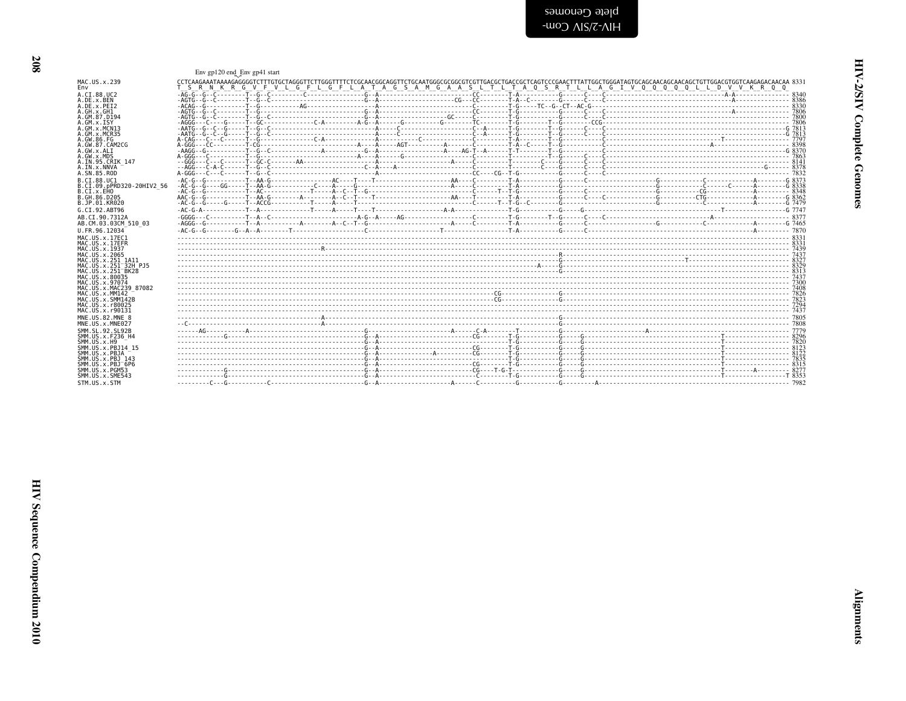Env gp120 end_Env gp41 start

```
MAC.US.x.239               CCTCAAGAAATAAAAGAGGGGTCTTTGTGCTAGGGTTCTTGGGTTTTCTCGCAACGGCAGGTTCTGCAATGGGCGCGGCGTCGTTGACGCTGACCGCTCAGTCCCGAACTTTATTGGCTGGGATAGTGCAGCAACAGCAACAGCTGTTGGACGTGGTCAAGAGACAACAA 8331
Env                        T  S  R  N  K  R  G  V  F  V  L  G  F  L  G  F  L  A  T  A  G  S  A  M  G  A  A  S  L  T  L  T  A  Q  S  R  T  L  L  A  G  I  V  Q  Q  Q  Q  Q  L  L  D  V  V  K  R  Q  Q
A.CI.88.UC2                -AG-G--G--C---------T--G--C---------C-----------------G--A-------------------------CC---------T-A-----------G-------C----C----------------------------------------A-A--------------- 8340
A.DE.x.BEN                 -AGTG--G--C---------T--G--C---------------------------G--A--------------------CG---CC---------T-A--C--------G-------C----C------------------------------------------A--------------- 8386
A.DE.x.PEI2                -ACAG--G------------T--G-----------AG-----------------G--A-------------------------C----------T-G------TC--G--CT--AC-G------------------------------------------------------------ 8330
A.GH.x.GH1                 -AGTG--G--C---------T--G------------------------------G--A-------------------------CC---------T-G-----------G-------C----C------------------------------------------A--------------- 7806
A.GM.87.D194               -AGTG--G--C---------T--G--C---------------------------G--A--------------------GC----C---------T-G-----------G-------C----C----------------------------------------------------------- 7800
A.GM.x.ISY                 -AGGG---C----G------T--GC--------------C-A---------A-G--A------G-----------G-------TC---------T-G---------T--G--------CCG-------------------------------------------------------------- 7806
A.GM.x.MCN13               -AATG--G--C--G------T--G--C---------------------------A-----C---------------------C--A--------T-G---------T--G-------C----C----------------------------------------------------------G 7813
A.GM.x.MCR35               -AATG--G--C--G------T--G--C---------------------------A-----C---------------------C--A--------T-G---------T--G-------C----C----------------------------------------------------------G 7813
A.GW.86.FG                 A-CAG---C---C-------T--G---------------C-A------------A-------------C-------------C----------T-A---------T--G----------C------------------------------------------T----------------- 7797
A.GW.87.CAM2CG             A-GGG---CC----------T-CG------------------------------A---A-----AGT-----------A-----C----------T-A--C------T--G----------C----------------------------------------A------------------- 8398
A.GW.x.ALI                 -AAGG--G------------T--G--C--------------A------------G--A--------------------A----AG-T--A------T-T---------T--G----------C----------------------------------------------------------G 8370
A.GW.x.MDS                 A-GGG---C-----------T--G------------------------------A---A------G-----------------C----------T----------T--G-------C----C----------------------------------------------------------- 7863
A.IN.95.CRIK_147           --GGG---C---C-------T--GC--C-------AA-----------------A-----------------------A-----C----------T----------C----G-------C----C----------------------------------------------------------- 8141
A.IN.x.NNVA                --AGG---C-A-C-------T--G--C--------------------------C--A---A---------------------C----------T----------C----G-------C----C-----------------------------------------------------G------ 8378
A.SN.85.ROD                A-GGG---C---C-------T--G--C---------------------------A---------------------------CC----CG--T-G-----------G-------C----C----------------------------------------------------------- 7832
B.CI.88.UC1                -AC-G--G------------T--AA-G---------------AC----T-----T-----------------------AA----C---------T-A-----------G-------C-------------------G-----------C-----------A---------G 8373
B.CI.09.pPRD320-20HIV2_56  -AC-G--G-----GG-----T--AA-G-------------C-----A-----G-------------------------A-----C---------T-A-----------G-------C-------------------G-----------C------C------A---------G 8338
B.CI.x.EHO                 -AC-G--G------------T--AC-------------T------A--C--T--G------------------------------C-------T--T-G----------G-------C-------------------G-----------CG-----------A--------- 8348
B.GH.86.D205               AAC-G--G------------T--AA-G--------A-------A--C--T----T-----------------------AA----T---------T-A-----------G-------C----C--------------G-----------CTG------------A---------G 8362
B.JP.01.KR020              -AC-G--G------G-----T--ACCG-----------T-----A-----T---------------------------------C------T--T-G--C--------G-----------------------------G-----------C--------------A---------G 7479
G.CI.92.ABT96              -AC-G-A-------------T--A-------------T------A-----T---T-----------------A-A-------------------T-G-----------G------G---------------------------------------------T-----------------G 7747
AB.CI.90.7312A             -GGGG---C-----------T--A--C--------------------------A-G--A-----AG-----------------C----------T-G---------T--G-------C----C----------------------------------------A------------------- 8377
AB.CM.03.03CM_510_03       -AGGG--G------------T--A-----------A---------A--C--T--G-----------------------A-----C---------T-A-----------G-------C-------------------G-----------C------------A---------G 7465
U.FR.96.12034              -AC-G--G---------G--A--A--------T---------------------C------------------T------------------T-A-----------G-------C--------------------------------------------A--------- 7870
MAC.US.x.17EC1             ------------------------------------------------------------------------------------------------------------------------------------------------------------------------------------ 8331
MAC.US.x.17EFR             ------------------------------------------------------------------------------------------------------------------------------------------------------------------------------------ 8331
MAC.US.x.1937              -------------------------------------R-------------------------------------------------------------------------------------------------------------------------------------------------------- 7439
MAC.US.x.2065              -------------------------------------------------------------------------------------------------R---------------------------------------------------------------------------------- 7437
MAC.US.x.251_1A11          -------------------------------------------------------------------------------------------------G------------------------------T----------------------------------------------------- 8327
MAC.US.x.251_32H_PJ5       ------------------------------------------------------------------------------------------A-----G---------------------------------------------------------------------------------- 8329
MAC.US.x.251_BK28          -------------------------------------------------------------------------------------------------G---------------------------------------------------------------------------------- 8313
MAC.US.x.80035             ------------------------------------------------------------------------------------------------------------------------------------------------------------------------------------ 7437
MAC.US.x.97074             ------------------------------------------------------------------------------------------------------------------------------------------------------------------------------------ 7300
MAC.US.x.MAC239_87082      ------------------------------------------------------------------------------------------------------------------------------------------------------------------------------------ 7408
MAC.US.x.MM142             -------------------------------------------------------------------------CG-------------G---------------------------------------------------------------------------------------- 7826
MAC.US.x.SMM142B           -------------------------------------------------------------------------CG-------------G---------------------------------------------------------------------------------------- 7823
MAC.US.x.r80025            ------------------------------------------------------------------------------------------------------------------------------------------------------------------------------------ 7294
MAC.US.x.r90131            ------------------------------------------------------------------------------------------------------------------------------------------------------------------------------------ 7437
MNE.US.82.MNE_8            -------------------------------------A-------------------------------------------------------G---------------------------------------------------------------------------------- 7805
MNE.US.x.MNE027            --C----------------------------------A-------------------------------------------------------G---------------------------------------------------------------------------------- 7808
SMM.SL.92.SL92B            ------AG-----------A------------------------------G-----------------------A------C-A-------T-----------G--------------------A--------------------------------------------------- 7779
SMM.US.x.F236_H4           -------------G----------------------------------------G--A-------------------------CG---------T-G-----------G------G------------------------------------------T----------------- 8296
SMM.US.x.H9                -----------------------------------------------------G--A-------------------------C----------T-G-----------G------G------------------------------------------T----------------- 7820
SMM.US.x.PBJ14_15          -----------------------------------------------------G--A-------------------------CG---------T-G-----------G------G------------------------------------------T----------------- 8123
SMM.US.x.PBJA              -----------------------------------------------------G--A-----------------A-------CG---------T-G-----------G------G------------------------------------------T----------------- 8122
SMM.US.x.PBJ_143           -----------------------------------------------------G--A-------------------------C----------T-G-----------G------G------------------------------------------T----------------- 7835
SMM.US.x.PBJ_6P6           -----------------------------------------------------G--A-------------------------CG---------T-G-----------G------G------------------------------------------T----------------- 8315
SMM.US.x.PGM53             -------------G----------------------------------------G--A-------------------------CG----T-G-T-----------G------G------------------------------------------T---------A------- 8277
SMM.US.x.SME543            -------------G----------------------------------------G--A-------------------------C----------T-G-----------G------G------------------------------------------T-----------------T 8353
STM.US.x.STM               ---------C---G-----------C----------------------------G--A-------------------A------C-----------G-----------G---------A--------------------------------------------------------- 7982
```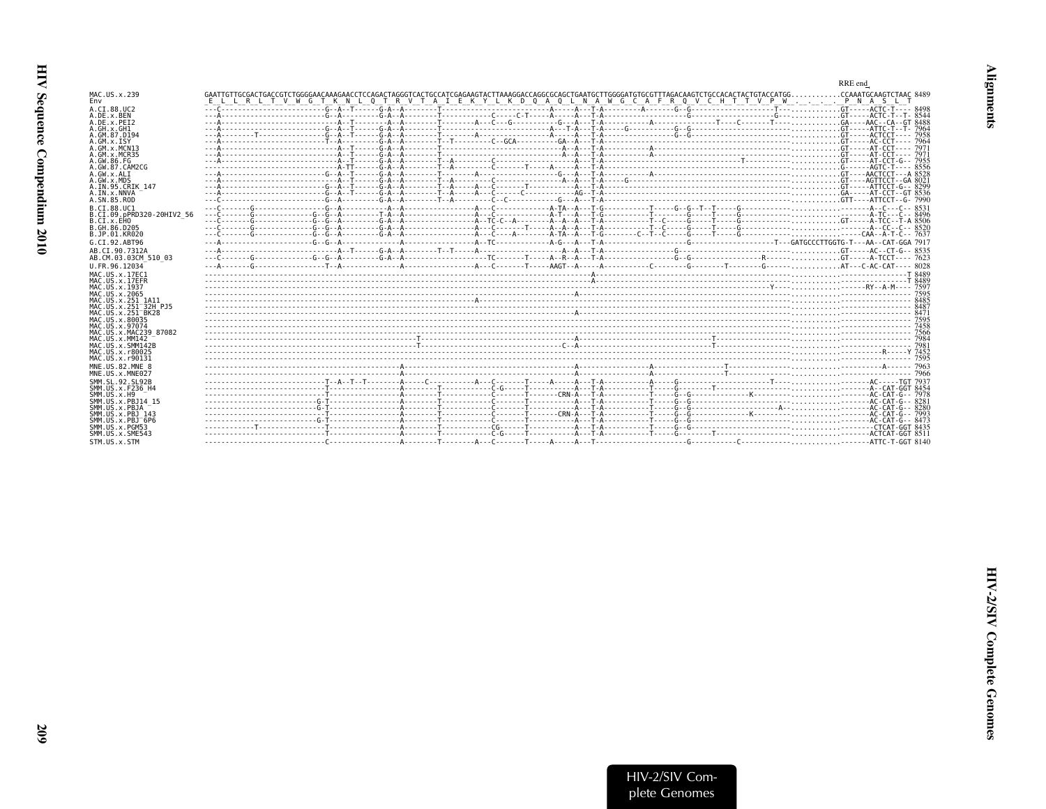RRE end

```
MAC.US.x.239              GAATTGTTGCGACTGACCGTCTGGGGAACAAAGAACCTCCAGACTAGGGTCACTGCCATCGAGAAGTACTTAAAGGACCAGGCGCAGCTGAATGCTTGGGGATGTGCGTTTAGACAAGTCTGCCACACTACTGTACCATGG............CCAAATGCAAGTCTAAC 8489
Env                       _E__L__L__R__L__T__V__W__G__T__K__N__L__Q__T__R__V__T__A__I__E__K__Y__L__K__D__Q__A__Q__L__N__A__W__G__C__A__F__R__Q__V__C__H__T__T__V__P__W__.__.__.__.__P__N__A__S__L__T
A.CI.88.UC2               ---C-------------------------G--A--T------G-A--A--------T------------------------A-----A---T-A---------A-------G--G-------------------T--------------.GT-----ACTC-T---- 8498
A.DE.x.BEN                ---A-------------------------G--A---------G-A--A--------T--------------C-----C-T-----A-----A---T-A------------------G---------------------G----------.GT-----ACTC-T--T- 8544
A.DE.x.PEI2               ---A-------------------------A--T--------A--A---------T--------A---C---G----------G---A---T-A-----------A-------------T----C-------T--------------.GA----AAC--CA--GT 8488
A.GH.x.GH1                ---A-------------------------G--A--T------G-A--A--------T------------------------A---T-A---T-A-----G-----------G--G-------------------------------.GT-----ATTC-T--T- 7964
A.GM.87.D194              ---A-------T-----------------G--A--T------G-A--A--------T-----------A-------------A-----A---T-A-----------------G--G-------------------------------.GT-----ACTCCT---- 7958
A.GM.x.ISY                ---A-------------------------T--A---------G-A--A--------T--T---------C--GCA---------GA--A---T-A-----------------------------------------------------.GT-----AC-CCT---- 7964
A.GM.x.MCN13              ---A----------------------------A--T------G-A--A--------T------------------------A--A---T-A---------A-------------------------------------------.GT-----AT-CCT---- 7971
A.GM.x.MCR35              ---A----------------------------A--T------G-A--A--------T------------------------A--A---T-A---------A-------------------------------------------.GT-----AT-CCT---- 7971
A.GW.86.FG                ---A----------------------------A--T------G-A--A--------T--A----------C-----------------A---T-A--------------------------------------------T---------.GT-----AT-CCT-G-- 7955
A.GW.87.CAM2CG            --------------------------------A-TT------G-A--A--------T--A---------C-------T-----A-----A---T-A-------------------------------------------------.G------AGTC-T---- 8556
A.GW.x.ALI                ---A-------------------------G--A--T------G-A--A--------T-------A------------------G---A---T-A---------A-------------------------------------------.GT-----AACTCCT---A 8528
A.GW.x.MDS                ---A----------------------------A--T------G-A--A--------T--A---------C-----------------A--A---T-A-----G-------------------------------------------.GT----AGTTCCT--GA 8021
A.IN.95.CRIK_147          ---A-------------------------G--A--T------G-A--A--------T--A-----A---C-------T-----------A---T-A-------------------------------------------------.GT-----ATTCCT-G-- 8299
A.IN.x.NNVA               ---A-------------------------G--A--T------G-A--A--------T--A-----A---C-----C------------AG--T-A-------------------------------------------------.GA-----AT-CCT--GT 8536
A.SN.85.ROD               ---C-------------------------G--A---------G-A--A--------T--A---------C--C-----------G---A---T-A-------------------------------------------------.GTT----ATTCCT--G- 7990
B.CI.88.UC1               ---C-------G-----------------G--A---------A--A-------------------A---C-------------A-TA--A---T-G-----------T-----G--G--T--T-----G--------------------------------A--C---C-- 8531
B.CI.09.pPRD320-20HIV2_56 ---C-------G-----------G--G--A---------T-A--A------------------A---C-------------A-T---A---T-G-----------T-----------G-----T-----G--------------------------------A--TC---C-- 8496
B.CI.x.EHO                ---C-------G-----------G--G--A---------G-A--A------------------A--TC-C--A--------A--A--A---T-A-----------T--C-----G-----T-----G-----------------------.GT-----A-TCC--T-A 8506
B.GH.86.D205              ---C-------G-----------G--G--A---------G-A--A------------------A---C-------T-----A--A--A---T-A-----------T--C-----G-----T-----G--------------------------------A--CC--C-- 8520
B.JP.01.KR020             ---C-------G-----------G--G--A---------G-A--A------------------A---C-----A-------A-TA--A---T-G--------C--T--C-----G-----T-----G-----------------------.CAA--A-T-C-- 7637
G.CI.92.ABT96             ---A-----------------G--G--A-------------A-----------------A--TC------------A-G---A---T-A----------------------------------G-------------------T---GATGCCCTTGGTG-T---AA--CAT-GGA 7917
AB.CI.90.7312A            ---A----------------------------A--T------G-A--A--------T--T-----A------------------A--A---T-A------------------G-------------------------------------------.GT-----AC--CT-G-- 8535
AB.CM.03.03CM_510_03      ---C-------G-----------G--G--A---------G-A--A------------------TC-------T-----A--R--A---T-A------------------G--G------------------R-----------------.GT-----A-TCCT---- 7623
U.FR.96.12034             ---A-------G-----------------T--A-------------A-----------------A---C-------T-----AAGT--A-----A-----------C--------G--------T--------G-------------------.AT---C-AC-CAT---- 8028
MAC.US.x.17EC1            ---------------------------------------------------------------------------------A-------------------------------------------------------------------------------T 8489
MAC.US.x.17EFR            ---------------------------------------------------------------------------------A-------------------------------------------------------------------------------T 8489
MAC.US.x.1937             ------------------------------------------------------------------------------------------------------------------------------------------Y---------------------RY--A-M---- 7597
MAC.US.x.2065             --------------------------------------------------------------------------------A-------------------------------------------------------------------------------- 7595
MAC.US.x.251_1A11         ---------------------------------------------------------------A--------------------------------------------------------------------------------------------------- 8485
MAC.US.x.251_32H_PJ5      ---------------------------------------------------------------------------------------------------------------------------------------------------------------------------- 8487
MAC.US.x.251_BK28         --------------------------------------------------------------------------------A-------------------------------------------------------------------------------- 8471
MAC.US.x.80035            ---------------------------------------------------------------------------------------------------------------------------------------------------------------------------- 7595
MAC.US.x.97074            ---------------------------------------------------------------------------------------------------------------------------------------------------------------------------- 7458
MAC.US.x.MAC239_87082     ---------------------------------------------------------------------------------------------------------------------------------------------------------------------------- 7566
MAC.US.x.MM142            ---------------------------------------------T----------------------------------A--------------------------------------T----------------------------------------------------- 7984
MAC.US.x.SMM142B          ---------------------------------------------T-------------------------------C--A-------------------------------------T----------------------------------------------------- 7981
MAC.US.x.r80025           -------------------------------------------------------------------------------------------------------------------------------------------------------------------R-----Y 7452
MAC.US.x.r90131           ---------------------------------------------------------------------------------------------------------------------------------------------------------------------------- 7595
MNE.US.82.MNE_8           -------------------------------------------A------------------------------------A-----------------A-----------------T-------------------------------------------A------ 7963
MNE.US.x.MNE027           -------------------------------------------A------------------------------------A-----------------A-----------------T----------------------------------------------------- 7966
SMM.SL.92.SL92B           -----------------------------T--A--T--T--------A-----C-----------A---C-------T-----A-----A---T-A----------A-----G--------------------T---------------------AC------TGT 7937
SMM.US.x.F236_H4          -----------------------------T------------------A--------T----------C-G-----T----------A---T-A----------T-----G-------T-------------------------------------A--CAT-GGT 8454
SMM.US.x.H9               -----------------------------T------------------A--------T----------C-------T------CRN-A---T-A----------T-----G--G--------------K---------------------------AC-CAT-G-- 7978
SMM.US.x.PBJ14_15         ---------------------------G-T------------------A--------T----------C-------T----------A---T-A----------T-----G--G----------------------------------------AC-CAT-G-- 8281
SMM.US.x.PBJA             ---------------------------G-T------------------A--------T----------C-------T----------A---T-A----------T-----G--G---------------------------A-------------AC-CAT-G-- 8280
SMM.US.x.PBJ_143          -----------------------------T------------------A--------T----------C-------T------CRN-A---T-A----------T-----G--G--------------K---------------------------AC-CAT-G-- 7993
SMM.US.x.PBJ_6P6          ---------------------------G-T------------------A--------T----------C-------T----------A---T-A----------T-----G--G----------------------------------------AC-CAT-G-- 8473
SMM.US.x.PGM53            -------------T---------------T------------------A--------T----------CG------T----------A---T-A----------T-----G--G-----------------------------------------CTCAT-GGT 8435
SMM.US.x.SME543           -----------------------------T------------------A--------T----------C-G-----T----------A---T-A----------T-----G-------T------------------------------------ACTCAT-GGT 8511
STM.US.x.STM              -----------------------------C------------------A--------T--------A---C-------T-----A-----A---T-------------------G-----------C---------------------------------ATTC-T-GGT 8140
```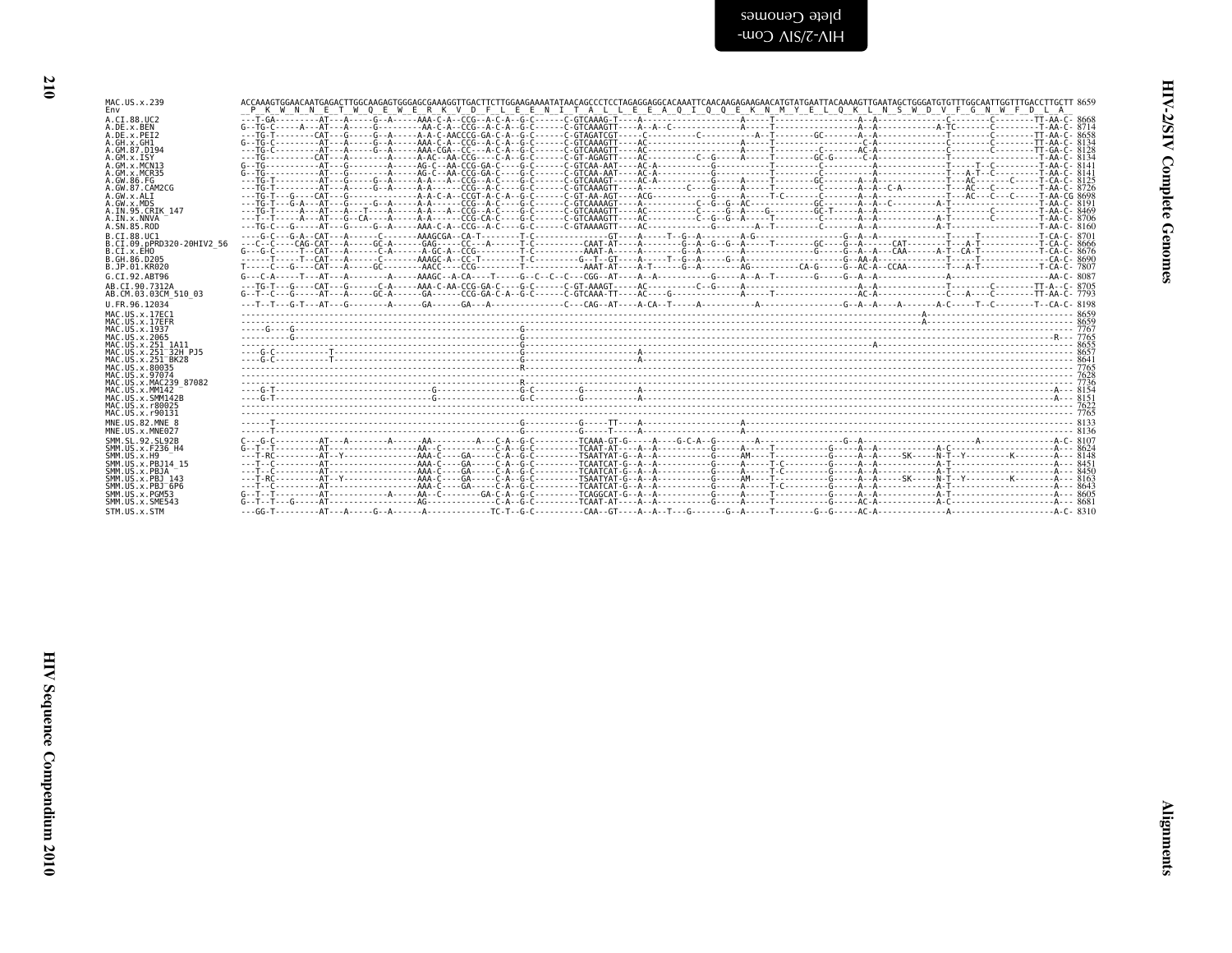```
MAC.US.x.239               ACCAAAGTGGAACAATGAGACTTGGCAAGAGTGGGAGCGAAAGGTTGACTTCTTGGAAGAAAATATAACAGCCCTCCTAGAGGAGGCACAAATTCAACAAGAGAAGAACATGTATGAATTACAAAAGTTGAATAGCTGGGATGTGTTTGGCAATTGGTTTGACCTTGCTT 8659
Env                         P  K  W  N  N  E  T  W  Q  E  W  E  R  K  V  D  F  L  E  E  N  I  T  A  L  L  E  E  A  Q  I  Q  Q  E  K  N  M  Y  E  L  Q  K  L  N  S  W  D  V  F  G  N  W  F  D  L  A
A.CI.88.UC2                ---T-GA---------AT---A-----G--A-----AAA-C-A--CCG--A-C-A--G-C------C-GTCAAAG-T----A---------------------A-----T-----------------A--A---------------C-------C--------TT-AA-C- 8668
A.DE.x.BEN                 G--TG-C------A---AT---A-----G--------AA-C-A--CCG--A-C-A--G-C------C-GTCAAAGTT----A--A--C------------------A-----T-----------------A--A------------A-TC-------C---------T-AA-C- 8714
A.DE.x.PEI2                --TG-T---------CAT---G-----G--A-----A-A-C-AACCCG-GA-C-A--G-C------C-GTAGATCGT-----C-----------C----------A--T--------GC-------A--A---------------T--------C--------TT-AA-C- 8658
A.GH.x.GH1                 G--TG-C---------AT---A-----G--A-----AAA-C-A--CCG--A-C-A--G-C------C-GTCAAAGTT----AC-------------------A-----T-----------------C-A----------------C--------C--------TT-AA-C- 8134
A.GM.87.D194               ---TG-C---------AT---A-----G--A-----AAA-CGA---C---A-C-A--G-C------C-GTCAAAGTT----AC-------------------A-----T-----------C------AC-A---------------C--------C--------TT-GA-C- 8128
A.GM.x.ISY                 ---TG-----------CAT---A-----------A-----A-AC--AA-CCG----C-A--G-C------C-GT-AGAGTT----AC-------------C--G----A-----T--------GC-G-----C-A--------------------------------T-AA-C- 8134
A.GM.x.MCN13               G--TG-----------AT---G-----------A-----AG-C--AA-CCG-GA-C----G-C------C-GTCAA-AAT----AC-A-------------G-----------T---------C------------A--------------T-----T--C---------T-AA-C- 8141
A.GM.x.MCR35               G--TG-----------AT---G-----------A-----AG-C--AA-CCG-GA-C----G-C------C-GTCAA-AAT----AC-A-------------G-----------T---------C------------A--------------T---A-T--C---------T-AA-C- 8141
A.GW.86.FG                 ---TG-T---------AT---G-----G--A-----A-A---A--CCG--A-C----G-C------C-GTCAAAGT-----AC-A-------------G-----A-----T--------GC-------A--A-------------T---AC-------C-----T-CA-C- 8125
A.GW.87.CAM2CG             ---TG-T---------AT---A-----G--A-----A-A------CCG--A-C----G-C------C-GTCAAAGTT----A---------C-----G-----A-----T---------C-------A--A--C-A-----------T---AC---C---------T-AA-C- 8726
A.GW.x.ALI                 ---TG-T---G----CAT---G-----------A-----A-A-C-A--CCGT-A-C-A--G-C------C-GT-AA-AGT----ACG-----------G-----A-----T-C---------C-------A--A--------------T---AC---C---C-----T-AA-CG 8698
A.GW.x.MDS                 ---TG-T---G-A---AT---G-----G--A-----A-A------CCG--A-C----G-C------C-GTCAAAAGT----A-----------C--G--G--AC-----------GC-------A--A--C------------A-T---------------------T-AA-C- 8191
A.IN.95.CRIK_147           ---TG-T-----A---AT---A---T-----A-----A-A---A--CCG--A-C----G-C------C-GTCAAAGTT----AC------------C-----G--A-----G-------GC-T------A--A---------------T--------C---------T-AA-C- 8469
A.IN.x.NNVA                ---T--T-----A---AT---G--CA-----A-----A-A------CCG-CA-C----G-C------C-GTCAAAGTT----AC----------C--G--G--A-----T---------C-------A--A--------------A-T--------C---------T-AA-C- 8706
A.SN.85.ROD                ---TG-C---G-----AT---G-----G--A-----AAA-C-A--CCG--A-C----G-C------C-GTAAAAGTT----AC------------G---------A--T---------C-------A--A--------------A-T---------------------T-AA-C- 8160
B.CI.88.UC1                ----G-C---G-A--CAT---A------C-------AAAGCGA--CA-T--------T-C---------------GT-----A-----T--G--A-------A-G----------------G--A--A------------------T-----T-------------T-CA-C- 8701
B.CI.09.pPRD320-20HIV2_56  --C--C----CAG-CAT---A-----GC-A------GAG------CC---A------T-C-----------CAAT-AT----A--------G--A--G--G--A-----T--------GC-----G--A-----CAT-------T---A-T-----------T-CA-C- 8666
B.CI.x.EHO                 G---G-C-----T--CAT---A------C-A-----A-GC-A--CCG--------T-C-----------AAAT-A-----A---------G--A--------A-----T---------G-----G--A--A--CAA------A-T--CA-T----------T-CA-C- 8676
B.GH.86.D205               ----T-----T--CAT---A------C-------AAAGC-A--CC-T--------T-C---------G--T--GT----A-----T--G--A-----G--A-------------------G--AA-A---------------T-----T----------------CA-C- 8690
B.JP.01.KR020              T-----C---G-----CAT---A-----GC-------AACC-----CCG-----------T-----------AAAT-AT----A-T------G--A-----------AG----------CA-G-----G--AC-A--CCAA--------T---A-T-----------T-CA-C- 7807
G.CI.92.ABT96              G---C-A-----T---AT---A-----------A-----AAAGC--A-CA-----T-----G--C--C---CGG--AT----A--A------------G-----A--A--T--------G-----G--A--A---------------A-------------------AA-C- 8087
AB.CI.90.7312A             ---TG-T---G-----CAT---G-----C-A-----AAA-C-AA-CCG-GA-C----G-C------C-GT-AAAGT-----AC--------C--G-----A-----T-----------------A--A-----------------T--------C--------TT-A---C- 8705
AB.CM.03.03CM_510_03       G--T--C---G-----AT---A-----GC-A-----GA------CCG-GA-C-A--G-C------C-GTCAAA-TT----AC-----G-----------A-----T-----------------AC-A--------------C---A----C--------TT-AA-C- 7793
U.FR.96.12034              ---T--T---G-T---AT---G---------A-----GA------GA---A--------------C---CAG--AT----A-CA--T-----A-----------A-----------------G--A--A-----A-------A-C-----T--C--------T--CA-C- 8198
MAC.US.x.17EC1             -------------------------------------------------------------------------------------------------------------------------------------------------A------------------------------ 8659
MAC.US.x.17EFR             -------------------------------------------------------------------------------------------------------------------------------------------------A------------------------------ 8659
MAC.US.x.1937              -----G----G--------------------------------------------G--------------------------------------------------------------------------------------------------------------------- 7767
MAC.US.x.2065              ----------G--------------------------------------------G------------------------------------------------------------------------------------------------------------R--- 7765
MAC.US.x.251_1A11          -------------------------------------------------------G----------------------------------------------------A------------------------------------------------------------ 8655
MAC.US.x.251_32H_PJ5       ----G-C-----------T-------------------------------------G-----------------A--------------------------------------------------------------------------------------------- 8657
MAC.US.x.251_BK28          ----G-C-----------T-------------------------------------G-----------------A--------------------------------------------------------------------------------------------- 8641
MAC.US.x.80035             -------------------------------------------------------R--------------------------------------------------------------------------------------------------------------------- 7765
MAC.US.x.97074             ----------------------------------------------------------------------------------------------------------------------------------------------------------------------------- 7628
MAC.US.x.MAC239_87082      -------------------------------------------------------R--------------------------------------------------------------------------------------------------------------------- 7736
MAC.US.x.MM142             ----G-T--------------------------G---------------------G-C---------G-----------A--------------------------------------------------------------------------------------A--- 8154
MAC.US.x.SMM142B           ----G-T--------------------------G---------------------G-C---------G-----------A--------------------------------------------------------------------------------------A--- 8151
MAC.US.x.r80025            ----------------------------------------------------------------------------------------------------------------------------------------------------------------------------- 7622
MAC.US.x.r90131            ----------------------------------------------------------------------------------------------------------------------------------------------------------------------------- 7765
MNE.US.82.MNE_8            ------T------------------------------------------------G-----------G-----TT----A-------------------A--------------------------------------------------------------------- 8133
MNE.US.x.MNE027            ------T------------------------------------------------G-----------G-----T-----A-------------------A--------------------------------------------------------------------- 8136
SMM.SL.92.SL92B            C---G-C---------AT---A----------A-----AA----------A---C-A--G-C---------TCAAA-GT-G-----A----G-C-A--G--------A------------------G--A--------------------------A-------------A-C- 8107
SMM.US.x.F236_H4           G--T--T---------AT-------------------AA--C----------C-A--G-C---------TCAAT-AT----A--A------------G-----A-----T-----------G-----A--A--------------A-C---------------------A--- 8624
SMM.US.x.H9                ---T-RC---------AT---Y--------------AAA-C----GA-----C-A--G-C---------TSAATYAT-G--A--A----------G-----AM----T----------G-----A--A-----SK-----N-T--Y---------K--------A--- 8148
SMM.US.x.PBJ14_15          ---T--C---------AT------------------AAA-C----GA-----C-A--G-C---------TCAATCAT-G--A--A----------G-----A-----T-C----------G-----A--A--------------A-T---------------------A--- 8451
SMM.US.x.PBJA              ---T--C---------AT------------------AAA-C----GA-----C-A--G-C---------TCAATCAT-G--A--A----------G-----A-----T-C----------G-----A--A--------------A-T---------------------A--- 8450
SMM.US.x.PBJ_143           ---T-RC---------AT---Y--------------AAA-C----GA-----C-A--G-C---------TSAATYAT-G--A--A----------G-----AM----T----------G-----A--A-----SK-----N-T--Y---------K--------A--- 8163
SMM.US.x.PBJ_6P6           ---T--C---------AT------------------AAA-C----GA-----C-A--G-C---------TCAATCAT-G--A--A----------G-----A-----T-C----------G-----A--A--------------A-T---------------------A--- 8643
SMM.US.x.PGM53             G--T--T---------AT--------------A-----AA--C---------GA-C-A--G-C---------TCAGGCAT-G--A--A----------G-----A-----T-----------G-----A--A--------------A-T---------------------A--- 8605
SMM.US.x.SME543            G--T--T---G-----AT------------------AG------------------C-A--G-C---------TCAAT-AT----A--A----------G-----A-----T-----------G-----AC-A--------------A-C---------------------A--- 8681
STM.US.x.STM               ---GG-T---------AT---A-----G--A------A--------------TC-T--G-C----------CAA--GT----A--A--T---G-------G--A-----T--------G--G-----AC-A--------------A----------------------A-C- 8310
```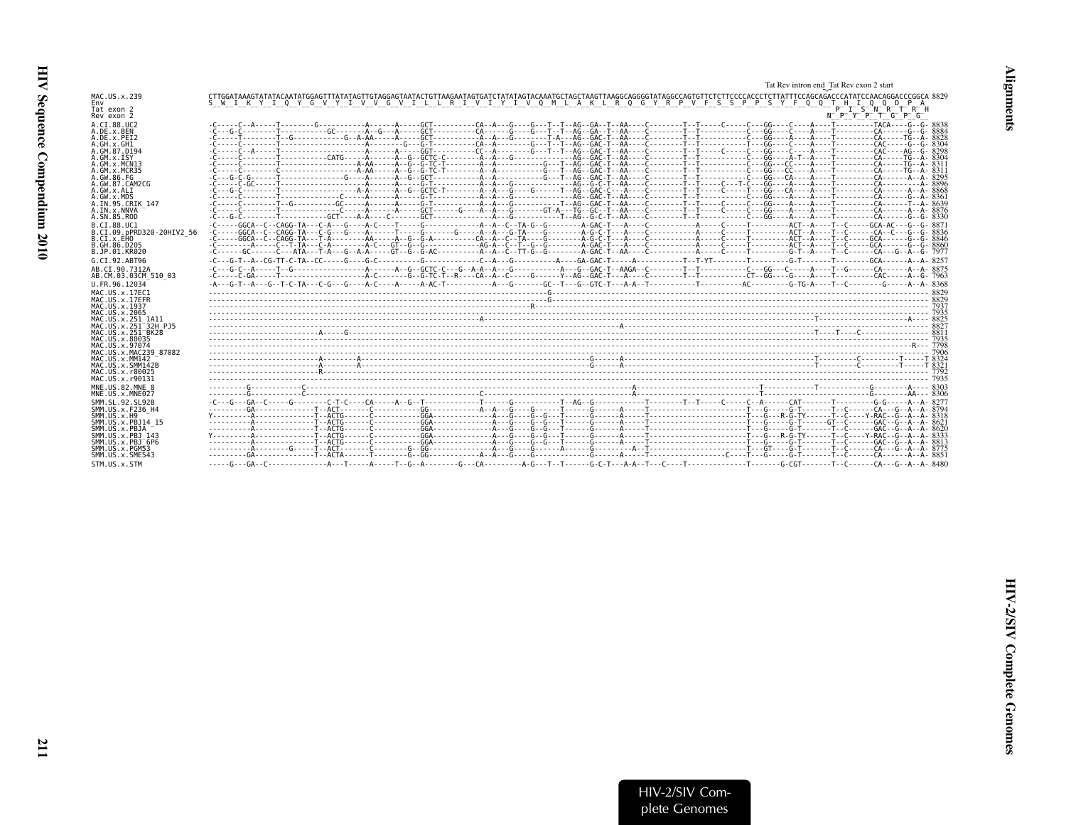Tat Rev intron end_Tat Rev exon 2 start

```
MAC.US.x.239               CTTGGATAAAGTATATACAATATGGAGTTTATATAGTTGTAGGAGTAATACTGTTAAGAATAGTGATCTATATAGTACAAATGCTAGCTAAGTTAAGGCAGGGGTATAGGCCAGTGTTCTCTTCCCCACCCTCTTATTTCCAGCAGACCCATATCCAACAGGACCCGGCA 8829
Env                        S  W  I  K  Y  I  Q  Y  G  V  Y  I  V  V  G  V  I  L  L  R  I  V  I  Y  I  V  Q  M  L  A  K  L  R  Q  G  Y  R  P  V  F  S  S  P  P  S  Y  F  Q  Q  T  H  I  Q  Q  D  P  A
Tat exon 2                                                                                                                                                        P  I  S  N  R  T  R  H
Rev exon 2                                                                                                                                                       N  P  Y  P  T  G  P  G
```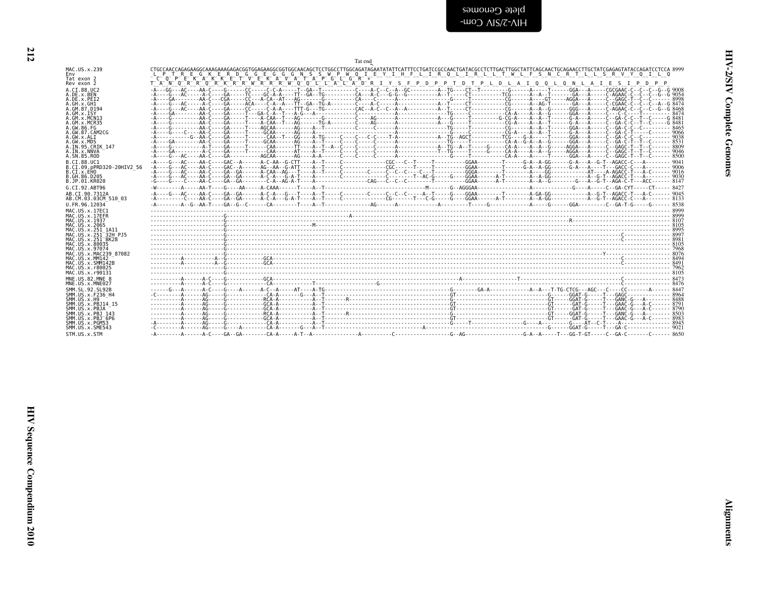```
                                                                                                              Tat end
MAC.US.x.239               CTGCCAACCAGAGAAGGCAAAGAAAGAGACGGTGGAGAAGGCGGTGGCAACAGCTCCTGGCCTTGGCAGATAGAATATATTCATTTCCTGATCCGCCAACTGATACGCCTCTTGACTTGGCTATTCAGCAACTGCAGAACCTTGCTATCGAGAGTATACCAGATCCTCCA 8999
Env                         L  P  T  R  E  G  K  E  R  D  G  G  E  G  G  G  N  S  S  W  P  W  Q  I  E  Y  I  H  F  L  I  R  Q  L  I  R  L  L  T  W  L  F  S  N  C  R  T  L  L  S  R  V  Y  Q  I  L  Q
Tat exon 2                  C  Q  P  E  K  A  K  K  E  T  V  E  K  A  V  A  T  A  P  G  L  G  R  *
Rev exon 2                 T  A  N  Q  R  R  Q  R  K  R  R  W  R  R  R  W  Q  Q  L  L  A  L  A  D  R  I  Y  S  F  P  D  P  P  T  D  T  P  L  D  L  A  I  Q  Q  L  Q  N  L  A  I  E  S  I  P  D  P  P
A.CI.88.UC2                -A---GG---AC----AA-C----GA------CC-----C-C-A-----T--GA--T----------C----A-C--C--A--GC---------A--TG----CT--T---------G------A-----T------GGA---A-----CGCGAAC-C--C--C--G--G 9008
A.DE.x.BEN                 -A----G---AC------A-C----GA-----TC----GC-A-A----TT--GA--TG----------CA---A-C---G-G--G----------A--T-----CT----------TCG------A--A--T-------GA---A-----C-AGAAC-C--C--C--G--G 9054
A.DE.x.PEI2                -A-----GA--------AA-C---CGA-----CC---A-CA--AT---AG-------G----------CA-----C-----A-------------G-----T----------CG------A----GT-----AGGA---A-----C--GAGC-T--C--C------- 8998
A.GH.x.GH1                 -A----G---AC------A-C----GA----ACA-----C-A--A---TT--GA--TG-A--------C----A-C-----A-------------A--T-----CT----------CG------A--AG-T-------GA---A-----C-CGAAC-C--C--C--A--G 8474
A.GM.87.D194               -A----G---AC----AA-C----GA-----CC-----C-A-A----TTT-G---TG----------CAC--A-C--C--A--A----------A--T-----CT----------CG------A--A--G------GGG---A-----C-AGAAC-C--C--C--G--G 8468
A.GM.x.ISY                 -A-----GA--------AA-C----GA-----T---GA-C-A--T---A-G---A----------C-----------A------------TG------C----------CA-A----A--A--G------GGA---A-----C----C-C-----T-------- 8474
A.GM.x.MCN13               -A----G---------AA-C----GA-----T----A-CAA--T---AG-------G----------C----AG------A------------A---G-----T---------G-CG-A----A--A--T-------G-A---A-----C--GA-C-C--T--C-----G 8481
A.GM.x.MCR35               -A----G---------AA-C----GA-----T----A-CAA--T---AG-------TG-A--------C----AG------A------------A---G-----T----------CG-A----A--A--T-------G-A---A-----C--GA-C-C--T--C-----G 8481
A.GW.86.FG                 -A----G---------AA-C----GA-----T----AGCAA-------AG----A--T----------C-----C------A-------------TG-----T----------CG------A--A--T------GGA---A-----C--GA-C-C--C--------- 8465
A.GW.87.CAM2CG             -A----G----C----AA-C----GA-----T----GCAA-------AG---A-----------------------------A------------------G------C----------CG-A----A--A--T-------G-A---A-----C--GA-C-T-----C----- 9066
A.GW.x.ALI                 -A----------G--AA-C----GA-----T-------CAA--T---GG----A-TG-----C----C----C-C-----T-A------------A--TG--AGCT---------TCG----G-A----A----T------GGA---A-----C--GA-C-C--C--------- 9038
A.GW.x.MDS                 -A----GA--------AA-C----GA-----T-----GCAA------AG----A--T-----C----C----C------A--------------TG-----T----------CA-AG-G-A---A--G------GGA---A-----C--GA-C-T--T--C------- 8531
A.IN.95.CRIK_147           -A----G---------A-T----GA-----T-------CAA-----TT----A--T--A--C---C-----C------A------------A--TG--A--T-----G-----CA-A----A--A--G------AGGA---A-----C--GAGC-T--T--C------- 8809
A.IN.x.NNVA                -A----GA----------A-C----GA-----T-------CAA-----AT----A--T----C----C-----C------A------------T--TG-----T-----G-----CA-A----A--A--G------AGGA---A-----C--GAGC-T--T--C------- 9046
A.SN.85.ROD                -A----G---AC----AA-C----GA---------AGCAA------AG----A-A-----C----C----C------A--------------G-----T----------CA-A----A-----T-------GGA---A-----C--GAGC-T--T--C------- 8500
B.CI.88.UC1                -A----G---AC----AA-C----GAC--A------A-C-AA--G-CTT----A--T-----C-----------------CGC---C--T-----T---------GGAA--------T------G-A--A-GG------G-A---A--G-T--AGACC-C---A-------- 9041
B.CI.09.pPRD320-20HIV2_56  -A----G---AC----AA-C----GAC--A------AG--AA--G-ATT----A--T-----C-----------------CGC------T----T---------GGAA--------T------G-A--A-GG------G-A---A-----T--GACC-C---A-------- 9006
B.CI.x.EHO                 -A----G---AC----AA-C----GA--GA------A-CAA--AG---T----A--T-----C---------C-----C--C--C----C--T---------GGGA--------T------A----GG------------AT----A-AGACC-T---A-C------ 9016
B.GH.86.D205               -A----G---AC----AA-C----GA--GA------A-C-A---G-A-T----A------------------------C-----C----T--AC-G-----G----GGAA------A-T--------A--A-GG------------A--G-T--AGACC-T---A-------- 9030
B.JP.01.KR020              -G----G----C----AA-C----GA--GA----------C-A--AG-A-T----A---------------------CAG---C--C--C----------T----------GGAA------A-T--------A--A--G----------G---A--G-T--AGA-C-T---ACC----- 8147
G.CI.92.ABT96              -W--------A-----AA-T----G----AA-----A-CAAA------T----A--T-----------------------------M------G--AGGGAA---------------A------------G----A-----C--GA-CYT-----CT----- 8427
AB.CI.90.7312A             -A----G---AC----AA-C----GA--GA------A-C-A---G-A-T----A--T-----C---------C-----C--C--C----A--T-----G----GGAA--------T------A-GA-GG------------A--G-T--AGACC-T---A-C------ 9045
AB.CM.03.03CM_510_03       -A----------C----AA-C----GA--GA------A-C-A---G-A-T----A--T-----C---------------CG-------T---C-G-----G----GGAA------A-T--------A--A-GG------------A--G-T--AGACC-C---A-------- 8133
U.FR.96.12034              -A--------A--G--AA-T----GA--G--C------CA--------T----A--T-------------AG------A----------A--------T-----G-----------A-------G------GGA---------C--GA-T-G------G------ 8538
MAC.US.x.17EC1             ---------------------------------------------------------------------------------------------------------------------------------------------------------------------------------- 8999
MAC.US.x.17EFR             -------------------------G------------------------------------------A--------------------------------------------------------------------------------------------------------------- 8999
MAC.US.x.1937              -------------------------G----------------------------------------------------------------------------------------------------------R------------------------------------------- 8107
MAC.US.x.2065              -------------------------G----------------------M---------------------------------------------------------------------------------------------------------------------------- 8105
MAC.US.x.251_1A11          -------------------------G----------------------------------------------------------------------------------------------------------------------------------------------------- 8995
MAC.US.x.251_32H_PJ5       -------------------------G-------------------------------------------------------------------------------------------------------------------------------C-------------- 8997
MAC.US.x.251_BK28          -------------------------G-------------------------------------------------------------------------------------------------------------------------------C-------------- 8981
MAC.US.x.80035             -------------------------G----------------------------------------------------------------------------------------------------------------------------------------------------- 8105
MAC.US.x.97074             -------------------------G----------------------------------------------------------------------------------------------------------------------------------------------------- 7968
MAC.US.x.MAC239_87082      -------------------------G--------------------------------------------------------------------------------------------------------------------------Y------------------- 8076
MAC.US.x.MM142             ----------A----------A--G----------GCA---------------------------------------------------------------------------------------------------------------C-------------- 8494
MAC.US.x.SMM142B           ----------A----------A--G----------GCA---------------------------------------------------------------------------------------------------------------C-------------- 8491
MAC.US.x.r80025            -------------------------G----------------------------------------------------------------------------------------------------------------------------------------------------- 7962
MAC.US.x.r90131            -------------------------G----------------------------------------------------------------------------------------------------------------------------------------------------- 8105
MNE.US.82.MNE_8            ----------A------A-C----G------------GCA-------------------------------------------A---------------------T------------------------------------------------C-------------- 8473
MNE.US.x.MNE027            ----------A------A-C----G------------CA------------T------------G---------------------------------------------------------------------------------------C-------------- 8476
SMM.SL.92.SL92B            ------G---A------A-C----G----A------A-C--A-----AT----A-TG----------------------------G--------GA-A------------A--A---T-TG-CTCG---AGC---C-----CC-------A------ 8447
SMM.US.x.F236_H4           -C--------A------AG-----G------------CA-A-------G---A--T---------------------------GT---------------------------G------GGAT-G-----T---GAGC------------------ 8964
SMM.US.x.H9                ----------A------AG-----G------------RCA-A------------A--T------R------------------G---------------------------GT------GGAT-G-----T---GANC-G---A-------- 8488
SMM.US.x.PBJ14_15          ----------A------AG-----G------------GCA-A------------A--T-------------------------GT--------------------------GT------GAT-G-----T---GAAC-G---A-C------ 8791
SMM.US.x.PBJA              ----------A------AG-----G------------GCA-A------------A--T-------------------------GT--------------------------GT------GAT-G-----T---GAAC-G---A-C------ 8790
SMM.US.x.PBJ_143           ----------A------AG-----G------------RCA-A------------A--T------R------------------G---------------------------GT------GGAT-G-----T---GANC-G---A-------- 8503
SMM.US.x.PBJ_6P6           ----------A------AG-----G------------GCA-A------------A--T-------------------------GT--------------------------GT------GAT-G-----T---GAAC-G---A-C------ 8983
SMM.US.x.PGM53             -A--------A------AG-----G------------CA-A------------A--T--------------------------G-----T----------------G-----A---------G-----AT--C-T----A------------ 8945
SMM.US.x.SME543            -C--------A------AG-----G----A------CA-A-----G---A--T---------------A------------G------------------------------G------GGAT-G-----T---GA-C------------- 9021
STM.US.x.STM               -A--------A------A-C----GA--GA--------CA-A-----A-T--A---------------A----------C-----------------G--AG--------------------G-A--A-----T---GG-T-GT-----C--GA-C-------C------ 8650
```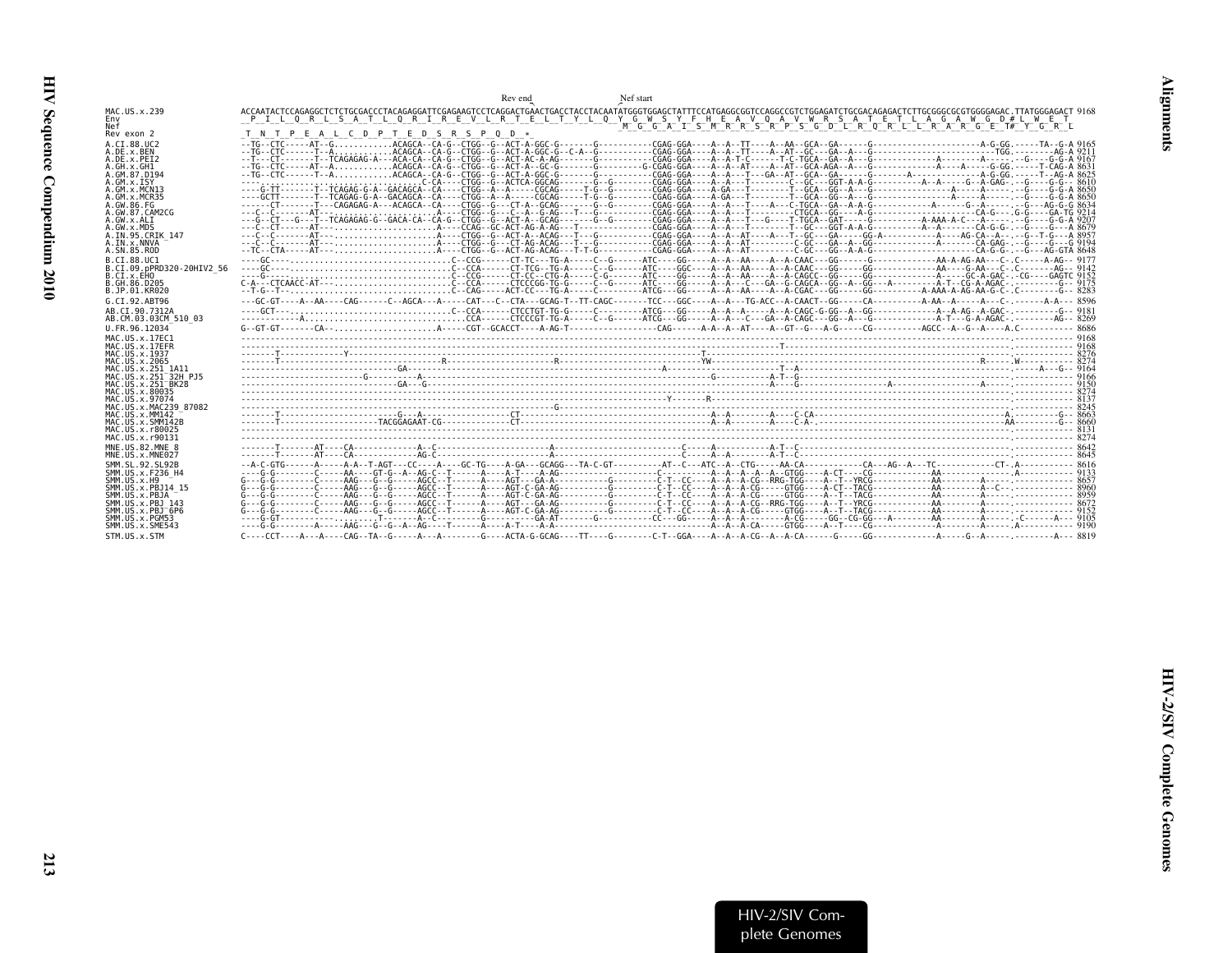```
                                   Rev end                  Nef start
MAC.US.x.239                 ACCAATACTCCAGAGGCTCTCTGCGACCCTACAGAGGATTCGAGAAGTCCTCAGGACTGAACTGACCTACCTACAATATGGGTGGAGCTATTTCCATGAGGCGGTCCAGGCCGTCTGGAGATCTGCGACAGAGACTCTTGCGGGCGCGTGGGGAGAC.TTATGGGAGACT 9168
Env                           P  I  L  Q  R  L  S  A  T  L  Q  R  I  R  E  V  L  R  T  E  L  T  Y  L  Q  Y  G  W  S  Y  F  H  E  A  V  Q  A  V  W  R  S  A  T  E  T  L  A  G  A  W  G  D #L  W  E  T
Nef                                                                                                              M  G  G  A  I  S  M  R  R  S  R  P  S  G  D  L  R  Q  R  L  L  R  A  R  G  E  T# Y  G  R  L
Rev exon 2                    T  N  T  P  E  A  L  C  D  P  T  E  D  S  R  S  P  Q  D  *
```

HIV-2/SIV Complete Genomes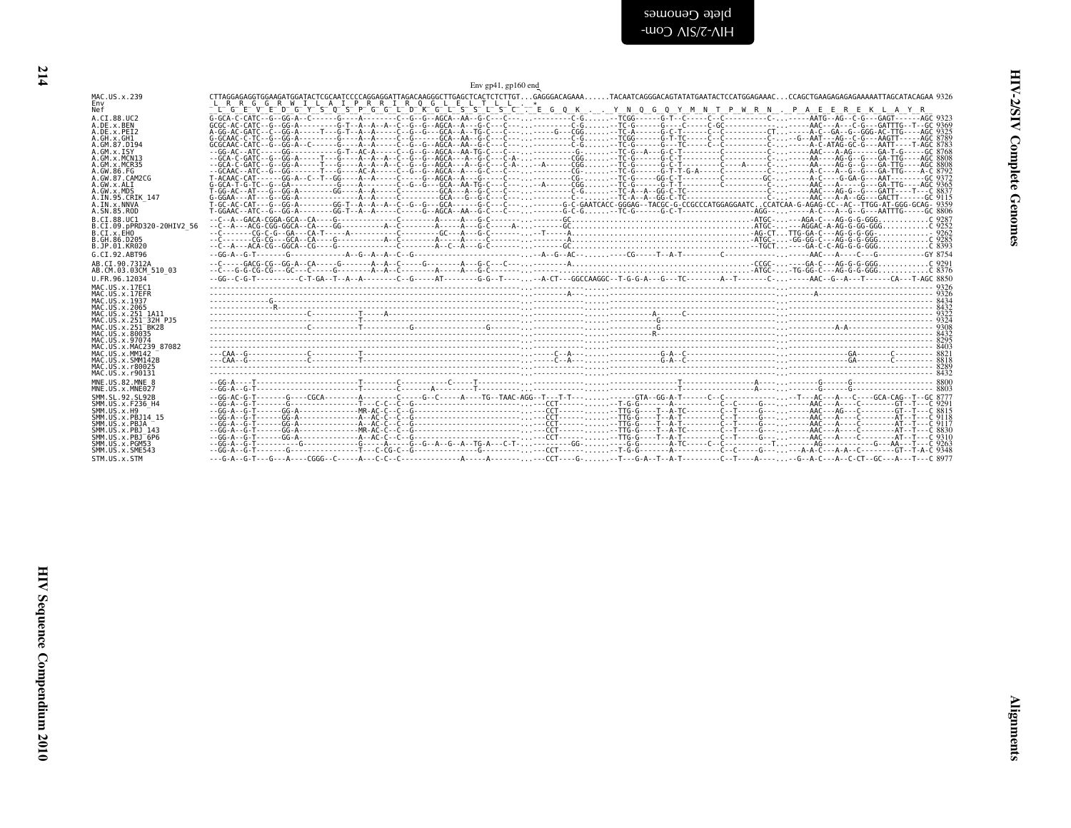Env gp41, gp160 end

```
MAC.US.x.239              CTTAGGAGAGGTGGAAGATGGATACTCGCAATCCCCAGGAGGATTAGACAAGGGCTTGAGCTCACTCTCTTGT...GAGGGACAGAAA......TACAATCAGGGACAGTATATGAATACTCCATGGAGAAAC...CCAGCTGAAGAGAGAGAAAAATTAGCATACAGAA 9326
Env                        L  R  R  G  G  R  W  I  L  A  I  P  R  R  I  R  Q  G  L  E  L  T  L  L  .  *
Nef                         L  G  E  V  E  D  G  Y  S  Q  S  P  G  G  L  D  K  G  L  S  S  L  S  C  .  E  G  Q  K  .  .  .  Y  N  Q  G  Q  Y  M  N  T  P  W  R  N  .  P  A  E  E  R  E  K  L  A  Y  R
A.CI.88.UC2               G-GCA-C-CATC--G--GG-A--C------G----A--------C--G--G--AGCA--AA--G-C----C-----.---------C-G.......TCGG------G-T--C-----C--C---------C-...------AATG--AG--C-G---GAGT------AGC 9323
A.DE.x.BEN                GCGC-AC-CATC--G--GG-A----------G-T--A--A--A--C--G--G--AGCA--A---G-C---C----.---------C-G.......TC-G------G----C-----C-GC----------.------AAC---A---C-G---GATTTG--T--GC 9369
A.DE.x.PEI2               A-GG-AC-GATC--C--GG-A-----T----G-T--A--A-----C--G--G---GCA--A--TG-C---C----.-----G---CGG.......TC-A------G-C-T-------C--C---------CT.-------A-C--GA--G--GGG-AC-TTG----AGC 9325
A.GH.x.GH1                G-GCAAC-C-TC--G--GG-A---------G----A--A-----C--G------GCA--AA--G-C---C-----.---------C-G.......TCGG------G-T-TC------C--C---------C-....G--AAT---AG--C-G---AAGTT------AGC 8789
A.GM.87.D194              GCGCAAC-CATC--G--GG-A--C------G----A--A-----C--G--G--AGCA--AA--G-C---C-----.---------C-G.......TC-G------G---TC------C--C---------C-...------A-C-ATAG-GC-G---AATT----T-AGC 8783
A.GM.x.ISY                --GG-AC--ATC-----GG-----------G-T--AC-A-----C--G--G--AGCA--AA-TG-C---C-----.-----------G-.......TC-G--A---G-C-T----------C----------C-...------AAC---A-AG------GA-T-G-----GC 8768
A.GM.x.MCN13              --GCA-C-GATC--G--GG-A-----T----G----A--A--A--C--G--G--AGCA---A--G-C---C-A-...---------CGG.......TC-G------G-C-T----------C----------C-...------AA----AG-G--G---GA-TTG----AGC 8808
A.GM.x.MCR35              --GCA-C-GATC--G--GG-A-----T----G----A--A--A--C--G--G--AGCA---A--G-C---C-A-...-A------CGG.......TC-G------G-C-T----------C----A-----C-...------AA----AG-G--G---GA-TTG----AGC 8808
A.GW.86.FG                --GCAAC--ATC--G--GG-------T----G----AC-A-----C--G--G--AGCA--A---G-C---C-----.---------CG-.......TC-G------G-T-T-G-A-----C----------C-...------A-C---A--G--G---GA-TTG----A-C 8792
A.GW.87.CAM2CG            T-ACAAC-CAT------GG-A--C--T--GG----A--A-----C------G--AGCA--A---G-----C-----.---------CG-.......TC-G------GG-C-T-------C----------GC-...------A-C-----G-GA-G---AAT--------GC 9372
A.GW.x.ALI                G-GCA-T-G-TC--G--GA-----------G----A--------C--G--G---GCA--AA-TG-C---C-----.-A-------CGG.......TC-G------G-T-T-----------C----------C-...------AAC---A-----G---GA-TTG----AGC 9365
A.GW.x.MDS                T-GG-AC--AT---G--GG-A--------GG----A--A-----C----------GCA---A--G-C---C-----.---------C-G.......TC-A--A--GG-C-TC-------------------C-...------AAC---AG-G--G---GATT----T---C 8837
A.IN.95.CRIK_147          G-GGAA---AT---G--GG-A-----------------A--A--------C-------GCA---G--G-C---C-----.---------C--.......TC-A--A--GG-C-TC-------------------C-...------AAC---A-A--GG---GACTT------GC 9115
A.IN.x.NNVA               T-GC-AC-CAT---G--GG-A--------GG-T--A--A--A--C--G--G---GCA------G-C---C-----.-------G-C-GAATCACC-GGGAG--TACGC-G-CCGCCCATGGAGGAATC..CCATCAA-G-AGAG-CC--AC--TTGG-AT-GGG-GCAG- 9359
A.SN.85.ROD               T-GGAAC--ATC--G--GG-A--------GG-T--A--A-----C-----G--AGCA--AA--G-C---C-----.---------G-C-G.......TC-G------G-C-T----------------AGG--...------A-C---A--G--G---AATTTG-----GC 8806
B.CI.88.UC1               --C--A--GACA-CGGA-GCA--CA-----G-----------C---------A-----A---G-C----------.-------GC.......................................ATGC-...---AGA-C---AG-G-G-GGG...........C 9287
B.CI.09.pPRD320-20HIV2_56 --C--A--ACG-CGG-GGCA--CA----GG---------A--C--------A-----A---G-C-----A-...------GC.......................................ATGC-...---AGGAC-A-AG-G-GG-GGG..........C 9252
B.CI.x.EHO                --C-------CG-C-G--GA---CA-T-----A---------C--------GC---A---G-C----------.-T-----A.......................................AG-CT...TTG-GA-C---AG-G-G-GG-.............- 9262
B.GH.86.D205              --C-------CG-CG--GCA--CA----G---------A--C--------A-----A---G-C-----------.-------A.......................................ATGC-...-GG-GG-C---AG-G-G-GGG...........C 9285
B.JP.01.KR020             --C--A---ACA-CG--GGCA--CG----G-------------C--------A--C--A---G-C------------.-------A.......................................TGCT.------GA-C-C-AG-G-G-GGG...........C 8393
G.CI.92.ABT96             --GG-A--G-T-------G-------------A--G--A--A--C--G----------------------------.--A--G--AC-.........CG-----T--A-T---------C--------------.------AAC---A----C---G-----------GY 8754
AB.CI.90.7312A            --C----GACG-CG--GG-A--CA-----G-------A--A--C-----G--------A---G-C---C-----.-------A.......................................CCGC-...---GA-C---AG-G-G-GGG...........C 9291
AB.CM.03.03CM_510_03      --C---G-G-CG-CG---GC---C-----G---------A--A--C-------------A---G-C----------.......................................ATGC-...-TG-GG-C---AG-G-G-GGG...........C 8376
U.FR.96.12034             --GG--C-G-T---------C-T-GA--T--A--A--------C--G-----AT--------G-G--T-----.--A-CT---GGCCAAGGC--T-G-G-A---G---TC--------A--T-------C-...------AAC--G--A---T------CA---T-AGC 8850
MAC.US.x.17EC1            -------------------------------------------------------------------------...........................................................................................- 9326
MAC.US.x.17EFR            -------------------------------------------------------------------------...-----------A---........................................---------A------------------------------------------------------------------------------------------------------------------------------------------------------------------------------------------------------------------------------------------------ 9326
MAC.US.x.1937             -------------G-----------------------------------------------------------...........................................................................................- 8434
MAC.US.x.2065             -------------R-----------------------------------------------------------...........................................................................................- 8432
MAC.US.x.251_1A11         ------------------------C----------T-----A-------------------------------...............A------C------------------------------------.................................- 9322
MAC.US.x.251_32H_PJ5      -----------------------------------T-------------------------------------...............G-----------------------------------------.................................- 9324
MAC.US.x.251_BK28         ------------------------C----------T-----------------G------------G------...............G---------------------------------------.......A-A----------------------- 9308
MAC.US.x.80035            -------------------------------------------------------------------------...............R------------------------------------------.................................- 8432
MAC.US.x.97074            -------------------------------------------------------------------------...........................................................................................- 8295
MAC.US.x.MAC239_87082     -------------------------------------------------------------------------...........................................................................................- 8403
MAC.US.x.MM142            ---CAA--G---------------C----------T-------------------------------------.-----C--A---.................G-A--C------------------------------------GA--------C--------- 8821
MAC.US.x.SMM142B          ---CAA--G---------------C----------T-------------------------------------.-----C--A---.................G-A--C------------------------------------GA--------C--------- 8818
MAC.US.x.r80025           -------------------------------------------------------------------------...........................................................................................- 8289
MAC.US.x.r90131           -------------------------------------------------------------------------...........................................................................................- 8432
MNE.US.82.MNE_8           --GG--A---T----------------------T--------C-----------C-----T-----------..........................T-------------A----.-------G------G-------------------- 8800
MNE.US.x.MNE027           --GG-A--G-T----------------------T--------C--------A------T-------------..........................T-------------A----.-------G------G-------------------- 8803
SMM.SL.92.SL92B           --GG-AC-G-T-------G----CGCA-------A-------C-----G--C-----A---TG--TAAC-AGG--T---T-T---.----------GTA--GG-A-T------C--C------------.---T---AC---A---C----GCA-CAG--T--GC 8777
SMM.US.x.F236_H4          --GG-A--G-T-------G--------------T---C-C--C--G-----------------------------.---CCT------.......T-G-G-------A----------C--C-----G---.------AAC---A----C--------GT--T---C 9291
SMM.US.x.H9               --GG-A--G-T-------GG-A-------------MR-AC-C--C--G---------------------------.---CCT------.......TTG-G----T--A-TC--------C--T-----G---.------AAC---AG---C--------GT--T---C 8815
SMM.US.x.PBJ14_15         --GG-A--G-T-------GG-A--------------A--AC-C--C--G---------------------------.---CCT------.......TTG-G----T--A-T---------C--T-----G---.------AAC---A----C--------AT--T---C 9118
SMM.US.x.PBJA             --GG-A--G-T-------GG-A--------------A--AC-C--C--G---------------------------.---CCT------.......TTG-G----T--A-T---------C--T-----G---.------AAC---A----C--------AT--T---C 9117
SMM.US.x.PBJ_143          --GG-A--G-T-------GG-A-------------MR-AC-C--C--G---------------------------.---CCT------.......TTG-G----T--A-TC--------C--T-----G---.------AAC---A----C--------AT--T---C 8830
SMM.US.x.PBJ_6P6          --GG-A--G-T-------GG-A--------------A--AC-C--C--G---------------------------.---CCT------.......TTG-G----T--A-T---------C--T-----G---.------AAC---A----C--------AT--T---C 9310
SMM.US.x.PGM53            --GG-A--G-T----------G--------------G-----A-----G--G--A--G--A--TG-A---C-T-.--------GG-.........G-G-------A-TC-----C--C------------T.-------AG-----------G---AA---T---C 9263
SMM.US.x.SME543           --GG-A--G-T-------G--------------T---C-CG-C--G-----------------G----------.---CCT------.......T-G-G-------A----------C--C-----G---.-----A-A-C---A-A--C--------GT--T-A-C 9348
STM.US.x.STM              ---G-A--G-T---G---A----CGGG--C-----A---C-C--C-------------A------A--------.---CCT----G-.......T---G-A--T--A-T--------C--T----A----.---G--A-C---A--C-CT--GC---A---T---C 8977
```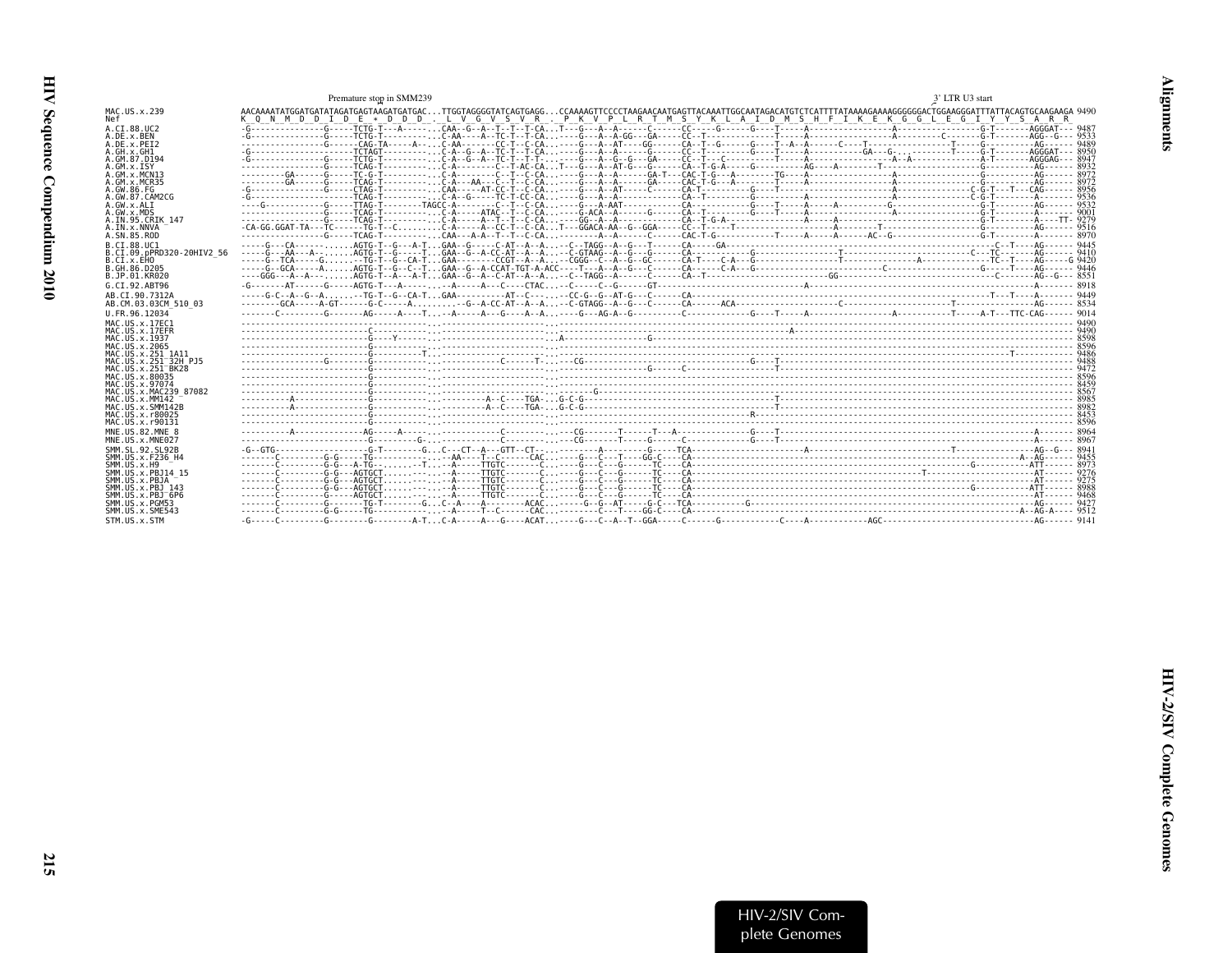Premature stop in SMM239 — 3' LTR U3 start

```
MAC.US.x.239              AACAAAATATGGATGATATAGATGAGTAAGATGATGAC...TTGGTAGGGGTATCAGTGAGG...CCAAAAGTTCCCCTAAGAACAATGAGTTACAAATTGGCAATAGACATGTCTCATTTTATAAAAGAAAAGGGGGGACTGGAAGGGATTTATTACAGTGCAAGAAGA 9490
Nef                       K  Q  N  M  D  D  I  D  E  *  D  D  D  .  L  V  G  V  S  V  R  .  P  K  V  P  L  R  T  M  S  Y  K  L  A  I  D  M  S  H  F  I  K  E  K  G  G  L  E  G  I  Y  Y  S  A  R  R
A.CI.88.UC2               9487
A.DE.x.BEN                9533
A.DE.x.PEI2               9489
A.GH.x.GH1                8950
A.GM.87.D194              8947
A.GM.x.ISY                8932
A.GM.x.MCN13              8972
A.GM.x.MCR35              8972
A.GW.86.FG                8956
A.GW.87.CAM2CG            9536
A.GW.x.ALI                9532
A.GW.x.MDS                9001
A.IN.95.CRIK_147          9279
A.IN.x.NNVA               9516
A.SN.85.ROD               8970
B.CI.88.UC1               9445
B.CI.09.pPRD320-20HIV2_56 9410
B.CI.x.EHO                9420
B.GH.86.D205              9446
B.JP.01.KR020             8551
G.CI.92.ABT96             8918
AB.CI.90.7312A            9449
AB.CM.03.03CM_510_03      8534
U.FR.96.12034             9014
MAC.US.x.17EC1            9490
MAC.US.x.17EFR            9490
MAC.US.x.1937             8598
MAC.US.x.2065             8596
MAC.US.x.251_1A11         9486
MAC.US.x.251_32H_PJ5      9488
MAC.US.x.251_BK28         9472
MAC.US.x.80035            8596
MAC.US.x.97074            8459
MAC.US.x.MAC239_87082     8567
MAC.US.x.MM142            8985
MAC.US.x.SMM142B          8982
MAC.US.x.r80025           8453
MAC.US.x.r90131           8596
MNE.US.82.MNE_8           8964
MNE.US.x.MNE027           8967
SMM.SL.92.SL92B           8941
SMM.US.x.F236_H4          9455
SMM.US.x.H9               8973
SMM.US.x.PBJ14_15         9276
SMM.US.x.PBJA             9275
SMM.US.x.PBJ_143          8988
SMM.US.x.PBJ_6P6          9468
SMM.US.x.PGM53            9427
SMM.US.x.SME543           9512
STM.US.x.STM              9141
```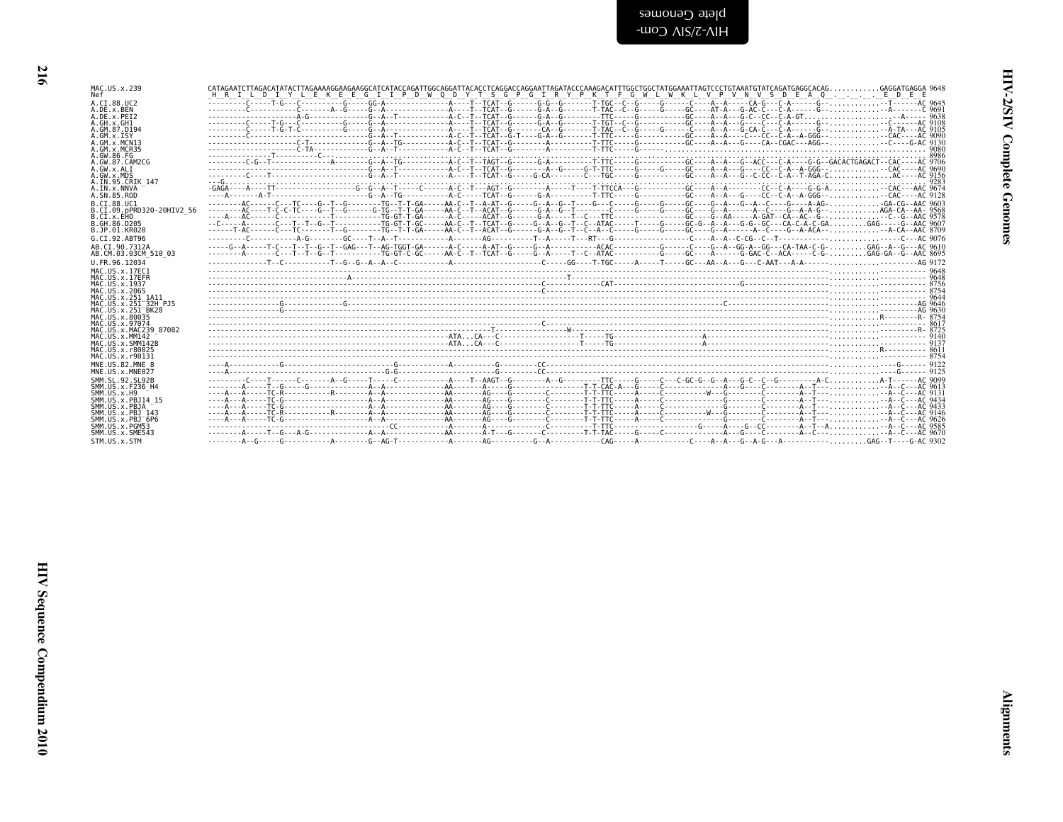```
MAC.US.x.239              CATAGAATCTTAGACATATACTTAGAAAAGGAAGAAGGCATCATACCAGATTGGCAGGATTACACCTCAGGACCAGGAATTAGATACCCAAAGACATTTGGCTGGCTATGGAAATTAGTCCCTGTAAATGTATCAGATGAGGCACAG............GAGGATGAGGA 9648
Nef                       _H__R__I__L__D__I__Y__L__E__K__E__E__G__I__I__P__D__W__Q__D__Y__T__S__G__P__G__I__R__Y__P__K__T__F__G__W__L__W__K__L__V__P__V__N__V__S__D__E__A__Q__.__.__.__.__E__D__E__E
A.CI.88.UC2               ---------C-----T-G---C----------G-----GG-A--------------A-----T--TCAT--G------G-G--G-------T-TGC--C--G-----G------C-----A--A-----CA-G---C-A------G--............--T------AC 9645
A.DE.x.BEN                ---------C-----------C-------A--G-----G--A--------------A-----T--TCAT--G------G-A--G-------T-TAC--C--G-----G------GC----AT-A---G-AC-C---C-A------G--............--A-------C 9691
A.DE.x.PEI2               ------------------A-G-----------G--A--T-----------A-C--T--TCAT--G------G-A--G-------TTC------G-----------GC----A--A---G-C--CC--C-A-GT............----------A------ 9638
A.GH.x.GH1                ---------C-----T-G---C----------G-----G--A--------------A-----T--TCAT--G------G-A--G-------T-TGT--C--G-----------GC----A--A---G----C---C-A------G--............--C------AC 9108
A.GM.87.D194              ---------C-----T-G-T-C----------G-----G--A--------------A-----T--TCAT--G------CA--G-------T-TAC--C--G-----G------C-----A--A---G-CA-C---C-A------G--............--A-TA---AC 9105
A.GM.x.ISY                ---------C----------------------G--A--T-----------A-C--T--TCAT--G-T----G-A--G-------T-TTC------G-----------GC----A--A-----C---CC--C-A--A-GGG--............--CAC----AC 9090
A.GM.x.MCN13              --------------------C-T---------G--A--TG----------A-C--T--TCAT--G--------A----------T-TTC------G-----------GC----A--A---G----CA--CGAC---AGG--............--C----G-AC 9130
A.GM.x.MCR35              --------------------C-TA--------G--A--T-----------A-C--T--TCAT--G--------A----------T-TTC------G---------------------------------------------------------------- 9080
A.GW.86.FG                ---------------T----------C---...................................................................................................................... 8986
A.GW.87.CAM2CG            ---------C-G--T-----------A-----G--A--TG----------A-C--T--TAGT--G------G-A----------T-TTC------G-----------GC----A--A---G--ACC---C-A----G-G--GACACTGAGACT--CAC----AC 9706
A.GW.x.ALI                --------------------------------G--A--T-----------A-C--T--TCAT--G--------A--G-----G-T-TTC------G-----G-----GC----A--A---G----CC--C-A--A-GGG--............--CAC----AC 9690
A.GW.x.MDS                ---------C----T-----------------G--A--T-----------A-C--T--TCAT--G----G-CA--------C----TGC------G-----------GC----A--A---G-C-CC--C-A--T-AGA-C............AC-----AC 9156
A.IN.95.CRIK_147          ---G.................................................................................................................................................. 9283
A.IN.x.NNVA               -GAGA----A----TT----------------G--G--A--T-----C-----A-C--T--AGT--G------A-----T----T-TTCCA---G-----------GC----A--A-------CC--C-A----G-G-A............--CAC---AAC 9674
A.SN.85.ROD               ----A--------A-T----------------G--A--TG----------A-C-----TCAT--G------G-A----------T-TTC------G-----------GC----A--A---G----CC--C-A--A-GGG--............--CAC----AC 9128
B.CI.88.UC1               --------AC------C---TC----G--T--G-------TG--T-T-GA-----AA-C--T--A-AT--G-----G--A--G--T----G---C-----G-----G------GC----G--A---G--A--C----G----A-AG-............-GA-CG--AAC 9603
B.CI.09.pPRD320-20HIV2_56 --------AC----T-C-T-TC----G--T--G-------G-TG--T-T-GA-----AA-C--T--ACAT--G------G-A--G--T-----------C-----G-----G------GC----G--A------A--C----G--A-A-G--.........AGA-CA--AA- 9568
B.CI.x.EHO                ----A---AC------C---------------T-------TG-GT-T-GA-----A-C-----ACAT--G------G-A-----T--C---TTC-----------G------GC----G--AA-----A-GAT---CA--AC--G--............--C--G--AAC 9578
B.GH.86.D205              --C-----A-------C---T--T--G--T----------TG-GT-T-GC-----AA-C--T--TCAT--G-----G--A--G--T--C--ATAC-----T-----G------GC-G--A---A---G-G--GC---CA-C-A-C-GA.........GAG-----G--AAC 9607
B.JP.01.KR020             ------T-AC------C---TC-------T--G-------TG--T-T-GA-----AA-C--T--ACAT--G------G-A--G--T--C--A--C-----G-----G------GC----G--A------A--C----G--A-ACA--............--A-CA--AAC 8709
G.CI.92.ABT96             ---------C--------------A-G--------GC----T--A--T---------A-------AG----------T--A-----T---RT---G------------------C-----A--A--C-CG--C--T..................-----C---AC 9076
AB.CI.90.7312A            ----G--A-----T-C---T--T--G--T--GAG---T--AG-TGGT-GA-----A-C-----A-AT--G------G--A-----------ACAC---------G------C----G--A---GG-A--GG---CA-TAA-C-G-.........GAG--A--G---AC 9610
AB.CM.03.03CM_510_03      --------A-------C---T--T--G--T----------TG-GT-C-GC-----AA-C--T--TCAT--G------G--A-----T--C--ATAC---------G------GC----A------G-GAC-C--ACA-----C-G-.........GAG-GA--G--AAC 8695
U.FR.96.12034             -------------T--C-----------T--G--G--A--A--C------------A---------------------C-----GG----T-TGC-----A-----T-----GC---AA--A---G---C-AAT---A-A------............-----------AG 9172
MAC.US.x.17EC1            ------------------------------------------------------------------------------------------------------------------------------------------------............---------- 9648
MAC.US.x.17EFR            ----------------------------------A---------------------------------------T-----------------------------------------------------------------------............---------- 9648
MAC.US.x.1937             --------------------------------------------------------------------C-------------CAT-----------------------------------G-----------------------............---------- 8756
MAC.US.x.2065             --------------------------------------------------------------------C---------------------------------------------------------------------------............---------- 8754
MAC.US.x.251_1A11         ------------------------------------------------------------------------------------------------------------------------------------------------............---------- 9644
MAC.US.x.251_32H_PJ5      ---------------G--------------G------------------------------------------------------------------------------C------------------------------------............--------AG 9646
MAC.US.x.251_BK28         ---------------G------------------------------------------------------------------------------------------------------------------------------------............--------AG 9630
MAC.US.x.80035            ------------------------------------------------------------------------------------------------------------------------------------------------............R--------R- 8754
MAC.US.x.97074            --------------------------------------------------------------------C---------------------------------------------------------------------------............---------- 8617
MAC.US.x.MAC239_87082     ----------------------------------------------------------------T-----------W-----------------------------------------------------------------............--------R- 8725
MAC.US.x.MM142            -------------------------------------------------ATA...CA---C-----------------------T-----TG-----------------A--------------------------------............---------- 9140
MAC.US.x.SMM142B          -------------------------------------------------ATA...CA---C-----------------------T-----TG-----------------A--------------------------------............---------- 9137
MAC.US.x.r80025           ------------------------------------------------------------------------------------------------------------------------------------------------............R--------- 8611
MAC.US.x.r90131           ------------------------------------------------------------------------------------------------------------------------------------------------............---------- 8754
MNE.US.82.MNE_8           ----A-----------G-----------------------G------------A-----------G--------CC----------------------------------------------------------------------............----G------ 9122
MNE.US.x.MNE027           ----A-----------------------------G-G--------------------------G--------CC----------------------------------------------------------------------............----G------ 9125
SMM.SL.92.SL92B           ---------C----T-----C------A--G-----T----C-------------A----T--AAGT--G--------A--G---------TTC-----G-----C---C-GC-G--G--A---G-C--C--G-----------A-C............A-T------AC 9099
SMM.US.x.F236_H4          --------A-----T--G-----G--------------A--A--------------AA-------A-----G-----------------T-T-CAC-A---G-----C-------------A---G-----C--------A--T---............--A--C---AC 9613
SMM.US.x.H9               ----A---A-----TC-R----------R--------A--A---------------AA-------AG----G--------C--------T-T-TTC-----A-----C---------W---G--------C--------A--T---............--A--C---AC 9131
SMM.US.x.PBJ14_15         ----A---A-----TC-G-------------------A--A---------------AA-------AG----G--------C--------T-T-TTC-----A-----C-------------G--------C--------A--T---............--A--C---AC 9434
SMM.US.x.PBJA             ----A---A-----TC-G-------------------A--A---------------AA-------AG----G--------C--------T-T-TTC-----A-----C-------------G--------C--------A--T---............--A--C---AC 9433
SMM.US.x.PBJ_143          ----A---A-----TC-R----------R--------A--A---------------AA-------AG----G--------C--------T-T-TTC-----A-----C---------W---G--------C--------A--T---............--A--C---AC 9146
SMM.US.x.PBJ_6P6          ----A---A-----TC-G-------------------A--A---------------AA-------AG----G--------C--------T-T-TTC-----A-----C-------------G--------C--------A--T---............--A--C---AC 9626
SMM.US.x.PGM53            --------------------------------------CC----------------A-------A-----------------C--------T-TTC-------------------G-----A---G--CC---------A--T--A............--A--C---AC 9585
SMM.US.x.SME543           --------A-----T--G---A-G-------------A--A---------------AA-------A-T---G--------C--------T-T-TAC-----G-----C-------------A---G-----C--------A--C---............--A--C---AC 9670
STM.US.x.STM              --------A--G-----G-----------A--------G--AG-T-----------A-------AG-----------G--A------------CAG-----A-----------C----A--A---G--A-G---A-----------.........GAG--T----G-AC 9302
```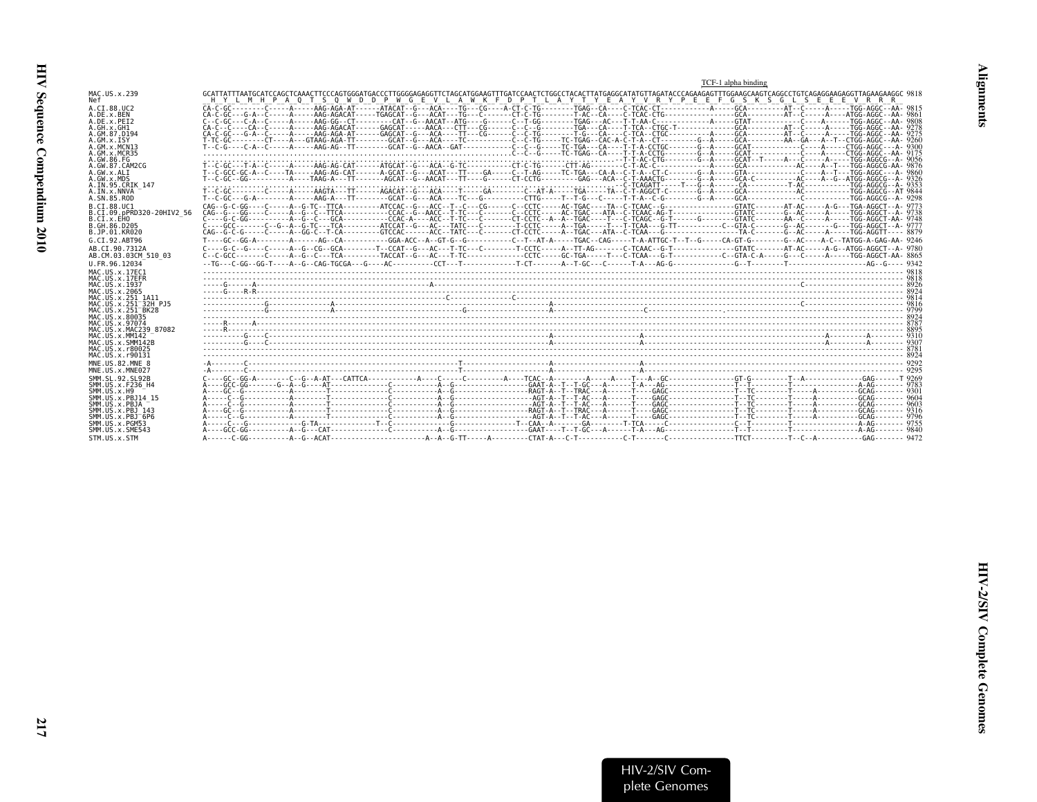```
                                                                                                                                                   TCF-1 alpha binding
MAC.US.x.239               GCATTATTTAATGCATCCAGCTCAAACTTCCCAGTGGGATGACCCTTGGGGAGAGGTTCTAGCATGGAAGTTTGATCCAACTCTGGCCTACACTTATGAGGCATATGTTAGATACCCAGAAGAGTTTGGAAGCAAGTCAGGCCTGTCAGAGGAAGAGGTTAGAAGAAGGC 9818
Nef                         H  Y  L  M  H  P  A  Q  T  S  Q  W  D  D  P  W  G  E  V  L  A  W  K  F  D  P  T  L  A  Y  T  Y  E  A  Y  V  R  Y  P  E  E  F  G  S  K  S  G  L  S  E  E  E  V  R  R  R
A.CI.88.UC2                CA-C-GC--------C-----A-----AAG-AGA-AT------ATACAT--G---ACA----TG---CG----A-CT-C-TG--------TGAG--CA----C-TCAC-CT-----------A-----GCA---------AT--C-----A-----TGG-AGGC--AA- 9815
A.DE.x.BEN                 CA-C-GC---G-A--C-----A-----AAG-AGACAT-----TGAGCAT--G---ACAT---TG---C-------CT-C-TG--------T-AC--CA----C-TCAC-CTG---------------GCA---------AT--C-----A----ATGG-AGGC--AA- 9861
A.DE.x.PEI2                C--C-GC---C-A--C-----A-----AAG-GG--CT---------CAT--G--AACAT--ATG----G-------C--T-GG--------TGAG---AC---T-T-AA-C------------A-----GTAT-----------C-----A-----TGG-AGGC--AA- 9808
A.GH.x.GH1                 CA-C--C----CA--C-----A-----AAG-AGACAT------GAGCAT-----AACA----CTT---CG------C--C--G--------TGA---CA----T-TCA--CTGC-T-------------GCA---------AT--C-----A-----TGG-AGGC--AA- 9278
A.GM.87.D194               CA-C-GC---G-A--C-----A-----AAG-AGA-AT------GAGCAT--G---ACA----TT---CG------C--C-TG--------T-G---CA----C-TCA--CTGC-------A-----GCA---------AT--C-----A-----TGG-AGGC--AA- 9275
A.GM.x.ISY                 T-TC-GC--------CT----A---GTAAG-AGA-TT---------GCAT--G---ACA----TC----------C--C-TG-----TC-TGAG--CAC-A-C-T-A--CT---------G--A-----GCA---------AA--GA---A--T--CTGG-AGGC--AA- 9260
A.GM.x.MCN13               T--C-G----C-A--C-----A-----AAG-AG--TT--------GCAT--G--AACA--GAT-----------C--C--G-----TC-TGA---CA----T-T-A-CCTGC--------G--A-----GCAT-----------C----A-----CTGG-AGGC---A- 9300
A.GM.x.MCR35               ...........................................................................C--C--G-----TC-TGAG--CA----T-T-A-CCTG--------G--A-----GCAT-----------C----A-----CTGG-AGGC--AA- 9175
A.GW.86.FG                 ..........................................................................................--T-T-AC-CTG-------G--A-----GCAT--T-----A---C-----A-----TGG-AGGCG--A- 9056
A.GW.87.CAM2CG             T--C-GC---T-A--C-----A-----AAG-AG-CAT------ATGCAT--G---ACA--G-TC----------CT-C-TG-------CTT-AG------C-T-AC-C--------------A-----GCA--------------AC----A--T---TGG-AGGCG-AA- 9876
A.GW.x.ALI                 T--C-GCC-GC-A--C----TA-----AAG-AG-CAT------A-GCAT--G---ACAT---TT----GA-----C--T-AG-----TC-TGA---CA-A--C-T-A--CT-C---------G--A-----GTA---------------C----A--T---TGG-AGGC---A- 9860
A.GW.x.MDS                 T--C-GC--GG-----------A----TAAG-A---TT--------AGCAT--G--AACAT---TT-----G------CT-CCTG---------GAG--ACA--C-T-AAACTG--------G--A-----GCA-C---------A----A--G--ATGG-AGGCG--A- 9326
A.IN.95.CRIK_147           ...............................................................................................C-TCAGATT-----T---G--A-----CA-----------T-AC-----------TGG-AGGCG--A- 9353
A.IN.x.NNVA                T--C-GC--------C-----A-----AAGTA---TT------AGACAT--G---ACA----T-----GA--------C--AT-A-----TGA-----TA--C-T-AGGCT-C--------G--A-----GCA--------------AC----------TGG-AGGCG--AT 9844
A.SN.85.ROD                T--C-GC---G-A--------A-----AAG-A---TT--------GCAT--G---ACA----TC---G---------CTTG-----T--T-G---C-----T-T-A--C-G-------G--A-----GCA-------------C-----------TGG-AGGCG--A- 9298
B.CI.88.UC1                CAG--G-C-GG----C-----A--G-TC--TTCA---------ATCCAC--G---ACC--T--C---CG------C--CCTC-----AC-TGAC---TA--C-TCAAC--G---------------GTATC-------AT-AC-----A-G---TGA-AGGCT--A- 9773
B.CI.09.pPRD320-20HIV2_56  CAG--G---GG----C-----A--G--C--TTCA-----------CCAC--G--AACC--T-TC---C-------C--CCTC-----AC-TGAC---ATA--C-TCAAC-AG-T--------------GTATC-------G--AC-----A-----TGG-AGGCT--A- 9738
B.CI.x.EHO                 C----G-C-GG-----------A--G--C---GCA----------CCAC-A---ACC--T-TC---C-------CT-CCTC--A--A--TGAC----T---C-TCAGC--G-TT------G-------GTATC-------AA--C-----A-----TGG-AGGCT-AA- 9748
B.GH.86.D205               C----GCC-------C--G--A--G-TC---TCA---------ATCCAT--G---AC---TATC---C--------T-CCTC-----A--TGA-----T---T-TCAA---G-TT----------C--GTA-C--------G--AC------G---TGG-AGGCT--A- 9777
B.JP.01.KR020              CAG--G-C-G-----C-----A--GG-C--T-CA---------GTCCAC------ACC--TATC---C-------CT-CCTC-----A--TGAC---ATA--C-TCAA--G--------------------TA-C--------G--AC-----A-----TGG-AGGTT---- 8879
G.CI.92.ABT96              T----GC--GG-A---------A-----AG--CA----------GGA-ACC--A--GT-G--G-----------C--T--AT-A-----TGAC--CAG----T-A-ATTGC-T--T--G-----CA-GT-G--------G--AC----A-C--TATGG-A-GAG-AA- 9246
AB.CI.90.7312A             C----G-C--G----C-----A--G--CG--GCA--------T--CCAT--G---AC---T-TC---C--------T-CCTC-----A--TT-AG-------C-TCAAC--G-T--------------GTATC-------AT-AC-----A-G--ATGG-AGGCT--A- 9780
AB.CM.03.03CM_510_03       C--C-GCC-------C-----A--G--C---TCA---------TACCAT--G---AC---T-TC-------------CCTC-----GC-TGA-----T---C-TCAA---G-T----------C--GTA-C-A-----G---C-----A-----TGG-AGGCT-AA- 8865
U.FR.96.12034              --TG---C-GG--GG-T----A--G--CAG-TGCGA---G----AC----------CCT---T-----------T-CT-------A--T-GC---C------T-A---AG-G-------------------G--T--------T--------------------AG--G---- 9342
MAC.US.x.17EC1             ---------------------------------------------------------------------------------------------------------------------------------------------------------------------------- 9818
MAC.US.x.17EFR             ---------------------------------------------------------------------------------------------------------------------------------------------------------------------------- 9818
MAC.US.x.1937              -----G-------A----------------------------------A-----------------------------------------------------------------------------------------------C------------------------- 8926
MAC.US.x.2065              -----G----R-R--------------------------------------------------------------------------------------------------------------------------------------------------------------- 8924
MAC.US.x.251_1A11          -------------------------------------------------------C------------C---------------------------------------------------------------------------------------------------- 9814
MAC.US.x.251_32H_PJ5       --------------G-----------A-----------------------------------------------A---------------------------------------------------------------C------------------------------- 9816
MAC.US.x.251_BK28          --------------G-----------A---------------------------------G-------------A-----------------------------C----------------------------------------------------------------- 9799
MAC.US.x.80035             ---------------------------------------------------------------------------------------------------------------------------------------------------------------------------- 8924
MAC.US.x.97074             -----R------A--------------------------------------------------------------------------------------------------------------------------------------------------------------- 8787
MAC.US.x.MAC239_87082      -----R---------------------------------------------------------------------------------------------------------------------------------------------------------------------- 8895
MAC.US.x.MM142             ----------G---C-------------------------------------------------------------A-------------------A-------------------------------------------------------A--------A-------- 9310
MAC.US.x.SMM142B           ----------G---C-------------------------------------------------------------A-------------------A-------------------------------------------------------A--------A-------- 9307
MAC.US.x.r80025            ---------------------------------------------------------------------------------------------------------------------------------------------------------------------------- 8781
MAC.US.x.r90131            ---------------------------------------------------------------------------------------------------------------------------------------------------------------------------- 8924
MNE.US.82.MNE_8            -A--------C-----------------------------------------------T-------------------A-------------------A--------------------------------------------------------------------------- 9292
MNE.US.x.MNE027            -A--------C-----------------------------------------------T-------------------A-------------------A--------------------------------------------------------------------------- 9295
SMM.SL.92.SL92B            C----GC--GG-A---------C--G--A-AT---CATTCA-----------A-----C-----C---------A----TCAC--A---------A-----A-----T---A--GC--------------GT-G---------T--A-------------GAG------T 9269
SMM.US.x.F236_H4           A----GCC-GG--------G--A--G----AT-----------C-----------A--G--------------------GAAT-A--T--T-GC---A-----T-A---AG--------------T--T---------T--------------A-AG------- 9783
SMM.US.x.H9                A----GC--G-----------A--------T-------------C-----------A--G--------------------RAGT-A--T--TRAC---A-----T----GAGC--------------T--TC--------T-----A---------GCAG------- 9301
SMM.US.x.PBJ14_15          A-----C--G-----------A--------T-------------C-----------A--G--------------------AGT-A--T--T-AC---A-----T----GAGC--------------T--TC--------T-----A---------GCAG------- 9604
SMM.US.x.PBJA              A-----C--G-----------A--------T-------------C-----------A--G--------------------AGT-A--T--T-AC---A-----T----GAGC--------------T--TC--------T-----A---------GCAG------- 9603
SMM.US.x.PBJ_143           A----GC--G-----------A--------T-------------C-----------A--G--------------------RAGT-A--T--TRAC---A-----T----GAGC--------------T--TC--------T-----A---------GCAG------- 9316
SMM.US.x.PBJ_6P6           A-----C--G-----------A--------T-------------C-----------A--G--------------------AGT-A--T--T-AC---A-----T----GAGC--------------T--TC--------T-----A---------GCAG------- 9796
SMM.US.x.PGM53             A-----C--G-----------G-TA-------------T-C-----------------G------------T--CAA--A---------GA--------T-TCA-----C--------------C--T---------T------------------A-AG------- 9755
SMM.US.x.SME543            A----GCC-GG-----------A--G---CAT-------------C-----------A--G--------------------GAAT----T--T-GC---A-----T-A---AG--------------T--T---------T-------------------A-AG------- 9840
STM.US.x.STM               A------C-GG----------A--G--ACAT----------------------A--A--G-TT-----A---------CTAT-A---C-T-----------C-T-------C------------------TTCT---------T--C--A-----------GAG------- 9472
```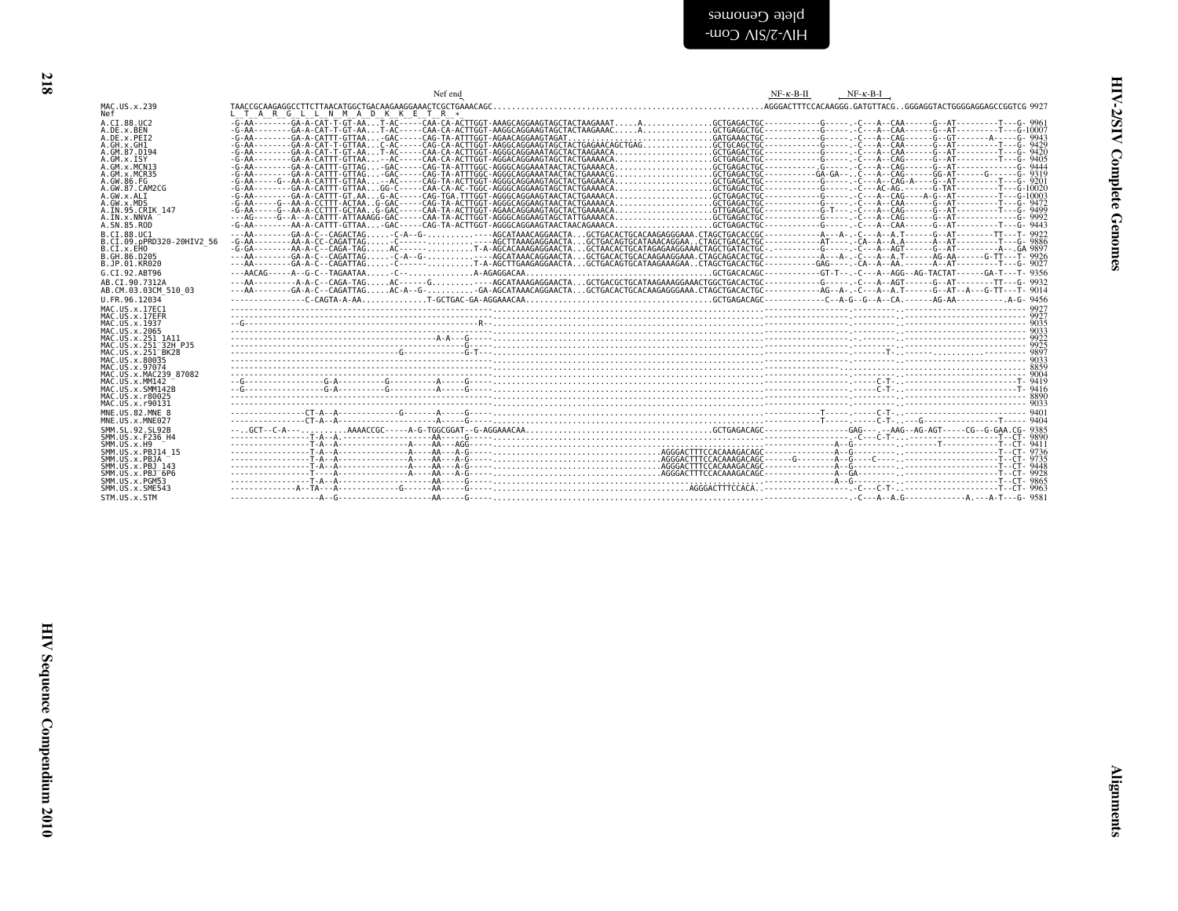```
                                  Nef end                                                                                  NF-κ-B-II      NF-κ-B-I
MAC.US.x.239              TAACCGCAAGAGGCCTTCTTAACATGGCTGACAAGAAGGAAACTCGCTGAAACAGC.........................................................AGGGACTTTCCACAAGGG.GATGTTACG..GGGAGGTACTGGGGAGGAGCCGGTCG 9927
Nef                       L  T  A  R  G  L  L  N  M  A  D  K  K  E  T  R  *
A.CI.88.UC2               -G-AA--------GA-A-CAT-T-GT-AA...T-AC-----CAA-CA-ACTTGGT-AAAGCAGGAAGTAGCTACTAAGAAAT.....A...............GCTGAGACTGC------------G------.-C---A--CAA------G--AT---------T---G- 9961
A.DE.x.BEN                -G-AA--------GA-A-CAT-T-GT-AA...T-AC-----CAA-CA-ACTTGGT-AAGGCAGGAAGTAGCTACTAAGAAAC.....A...............GCTGAGGCTGC------------G------.-C---A--CAA------G--AT---------T---G-10007
A.DE.x.PEI2               -G-AA--------GA-A-CATTT-GTTAA...-GAC-----CAG-TA-ATTTGGT-AGAACAGGAAGTAGAT..............................GATGAAACTGC------------G------.-C---A--CAG------G--GT--------A-----G- 9943
A.GH.x.GH1                -G-AA--------GA-A-CAT-T-GTTAA...C-AC-----CAG-CA-ACTTGGT-AAGGCAGGAAGTAGCTACTGAGAACAGCTGAG...............GCTGCAGCTGC------------G------.-C---A--CAA------G--AT---------T---G- 9429
A.GM.87.D194              -G-AA--------GA-A-CAT-T-GT-AA...T-AC-----CAA-CA-ACTTGGT-AGGGCAGGAAATAGCTACTAAGAACA.....................GCTGAGACTGC------------G------.-C---A--CAA------G--AT---------T---G- 9420
A.GM.x.ISY                -G-AA--------GA-A-CATTT-GTTAA...--AC-----CAA-CA-ACTTGGT-AGGACAGGAAGTAGCTACTGAAAACA.....................GCTGAGACTGC------------G------.-C---A--CAG------G--AT---------T---G- 9405
A.GM.x.MCN13              -G-AA--------GA-A-CATTT-GTTAG...-GAC-----CAG-TA-ATTTGGC-AGGGCAGGAAATAACTACTGAAAACA.....................GCTGAGACTGC------------G------.-C---A--CAG------G--AT---------------G- 9444
A.GM.x.MCR35              -G-AA--------GA-A-CATTT-GTTAG...-GAC-----CAG-TA-ATTTGGC-AGGGCAGGAAATAACTACTGAAAACG.....................GCTGAGACTGC-----------GA-GA---.-C---A--CAG------GG-AT------G--------G- 9319
A.GW.86.FG                -G-AA-----G--AA-A-CATTT-GTTAA...--AC-----CAG-TA-ACTTGGT-AGGGCAGGAAGTAGCTACTGAGAACA.....................GCTGAGACTGC------------G------.-C---A--CAG-A----G--AT---------T---G- 9201
A.GW.87.CAM2CG            -G-AA--------GA-A-CATTT-GTTAA...GG-C-----CAA-CA-AC-TGGC-AGGGCAGGAAGTAGCTACTGAAAACA.....................GCTGAGACTGC------------G------.-C---AC-AG-------G-TAT---------T---G-10020
A.GW.x.ALI                -G-AA--------GA-A-CATTT-GT-AA...G-AC-----CAG-TGA-TTTGGT-AGGGCAGGAAGTAACTACTGAAAACA.....................GCTGAGACTGC------------G------.-C---A--CAG----A-G--AT---------T---G-10003
A.GW.x.MDS                -G-AA-----G--AA-A-CCTTT-ACTAA..G-GAC-----CAG-TA-ACTTGGT-AGGGCAGGAAGTAACTACTGAAAACA.....................GCTGAGACTGC------------G------.-C---A--CAA------G--AT---------T---G- 9472
A.IN.95.CRIK_147          -G-AA-----G--AA-A-CCTTT-GCTAA..G-GAC-----CAA-TA-ACTTGGT-AGAACAGGAAGTAGCTACTGAAAACA.....................GTTGAGACTGC------------G-T----.-C---A--CAG------G--AT---------T---G- 9499
A.IN.x.NNVA               ---AG-----G--A--A-CATTT-ATTAAAGG-GAC-----CAA-TA-ACTTGGT-AGGGCAGGAAGTAGCTATTGAAAACA.....................GCTGAGACTGC------------G------.-C---A--CAG------G--AT---------------G- 9992
A.SN.85.ROD               -G-AA--------AA-A-CATTT-GTTAA...-GAC-----CAG-TA-ACTTGGT-AGGGCAGGAAGTAACTAACAGAAACA.....................GCTGAGACTGC------------G------.-C---A--CAA------G--AT---------T---G- 9443
B.CI.88.UC1               ---AA--------GA-A-C--CAGACTAG......-C-A--G-...............AGCATAAACAGGAACTA...GCTGACACTGCACAAGAGGGAAA.CTAGCTGACACCGC------------A---A-.-C---A--A.T------G--AT---------TT---T- 9922
B.CI.09.pPRD320-20HIV2_56 -G-AA--------AA-A-CC-CAGATTAG......-C----------------AGCTTAAAGAGGAACTA...GCTGACAGTGCATAAACAGGAA..CTAGCTGACACTGC------------AT-----.-CA--A--A.A------A--AT---------T---G- 9886
B.CI.x.EHO                -G-GA--------GA-A-C--CAGA-TAG.....AC----------------T-A-AGCACAAAGAGGAACTA...GCTAACACTGCATAGAGAAGGAAACTAGCTGATACTGC-----------G------.-C---A--AGT------G--AT---------A---GA 9897
B.GH.86.D205              ---AA--------GA-A-C--CAGATTAG......-C-A--G-...............AGCATAAACAGGAACTA...GCTGACACTGCACAAGAAGGAAA.CTAGCAGACACTGC------------A---A-.-C---A--A.T------AG-AA------G-TT---T- 9926
B.JP.01.KR020             ---AA--------GA-A-C--CAGATTAG......-C-----------------T-A-AGCTTGAAGAGGAACTA...GCTGACAGTGCATAAGAAAGAA..CTAGCTGACACTGC------------GAG----.-CA--A--AA------A--AT---------T---G- 9027
G.CI.92.ABT96             ---AACAG-----A--G-C--TAGAATAA......-C--------------------A-AGAGGACAA.......................................GCTGACACAGC------------GT-T---.-C---A--AGG--AG-TACTAT------GA-T---T- 9356
AB.CI.90.7312A            ---AA---------A-A-C--CAGA-TAG.....AC------G...........----AGCATAAAGAGGAACTA...GCTGACGCTGCATAAGAAAGGAAACTGGCTGACACTGC------------G------.-C---A--AGT------G--AT---------TT---G- 9932
AB.CM.03.03CM_510_03       ---AA--------GA-A-C--CAGATTAG.....AC-A--G-.........-GA-AGCATAAACAGGAACTA...GCTGACACTGCACAAGAGGGAAA.CTAGCTGACACTGC------------AG--A-.-C---A--A.T------G--AT---A---G-TT---T- 9014
U.FR.96.12034             ----------------C-CAGTA-A-AA..............T-GCTGAC-GA-AGGAAACAA........................................GCTGAGACAGC------------C--A-G--G--A--CA.------AG-AA-----------A.G- 9456
MAC.US.x.17EC1            ---------------------------------------------------------..............................................................-----------------.---------.------------------------- 9927
MAC.US.x.17EFR            ---------------------------------------------------------..............................................................-----------------.---------.------------------------- 9927
MAC.US.x.1937             --G-------------------------------------------R---------..............................................................-----------------.---------.------------------------- 9035
MAC.US.x.2065             ---------------------------------------------------------..............................................................-----------------.---------.------------------------- 9033
MAC.US.x.251_1A11         ------------------------------------A-A---G-----..........................................................-----------------.---------.------------------------- 9932
MAC.US.x.251_32H_PJ5      ----------------------------------------G----..............................................................-----------------.---------.------------------------- 9925
MAC.US.x.251_BK28         ---------------------------G------------G-T---..............................................................-----------------.-----T---.------------------------- 9897
MAC.US.x.80035            ---------------------------------------------------------..............................................................-----------------.---------.------------------------- 9033
MAC.US.x.97074            ---------------------------------------------------------..............................................................-----------------.---------.------------------------- 8859
MAC.US.x.MAC239_87082     ---------------------------------------------------------..............................................................-----------------.---------.------------------------- 9004
MAC.US.x.MM142            --G-----------------G-A---------G----------A-----G----..............................................................-----------------.-----C-T-.------------------------T- 9419
MAC.US.x.SMM142B          --G-----------------G-A---------G----------A-----G----..............................................................-----------------.-----C-T-.------------------------T- 9416
MAC.US.x.r80025           ---------------------------------------------------------..............................................................-----------------.---------.------------------------- 8890
MAC.US.x.r90131           ---------------------------------------------------------..............................................................-----------------.---------.------------------------- 9033
MNE.US.82.MNE_8           ----------------CT-A--A------------G-------A-----G----..............................................................-----------T-----.-----C-T-.------------------------- 9401
MNE.US.x.MNE027           ----------------CT-A--A--------------------A-----G----..............................................................-----------T-----.-----C-T-.------------------T----- 9404
SMM.SL.92.SL92B           --..GCT--C-A-----.......AAAACCGC-----A-G-TGGCGGAT--G-AGGAAACAA........................................GCTGAGACAGC-----------------GAG---.--AAG--AG-AGT-----CG--G-GAA.CG- 9385
SMM.US.x.F236_H4          ----------------T-A--A--------------------AA-----G----..............................................................-----------------.-C---C-T-.-.------------------T--CT- 9890
SMM.US.x.H9               ----------------T-A--A----------------A-----AA---AGG--..............................................................-----------A-G---.---------.-------T-----------T--CT- 9411
SMM.US.x.PBJ14_15         ----------------T-A--A----------------A-----AA---A-G----..........................................AGGGACTTTCCACAAAGACAGC--------------A-G---------.------------------T--CT- 9736
SMM.US.x.PBJA             ----------------T-A--A----------------A-----AA---A-G----..........................................AGGGACTTTCCACAAAGACAGC--------G------A-G----C--.------------------T--CT- 9735
SMM.US.x.PBJ_143          ----------------T-A--A----------------A-----AA---A-G----..........................................AGGGACTTTCCACAAAGACAGC--------------A-G---------.------------------T--CT- 9448
SMM.US.x.PBJ_6P6          ----------------T----A----------------A-----AA---A-G----..........................................AGGGACTTTCCACAAAGACAGC--------------A-GA--------.------------------T--CT- 9928
SMM.US.x.PGM53            ----------------T-A--A---------------------AA-----G----..............................................................-----------A-G---.---------.------------------T--CT- 9865
SMM.US.x.SME543           -------------A--TA---A------------G------AA-----G----..........................................AGGGACTTTCCACA..-----------------.-C---C-T-.-.------------------T--CT- 9963
STM.US.x.STM              -------------------A--G---------------AA-----G----..............................................................-----------------.-C---A--A.G------------A.---A-T---G- 9581
```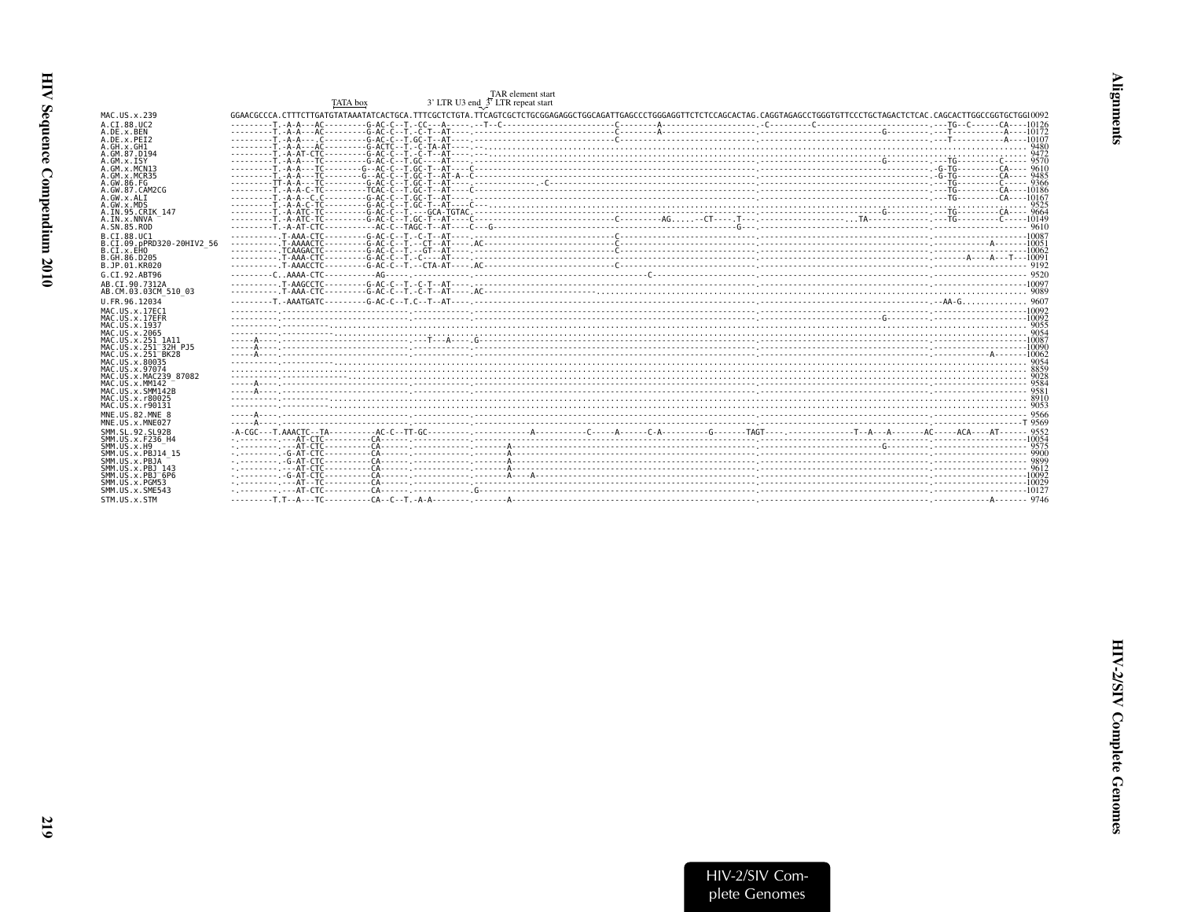```
                                                      TAR element start
                                TATA box        3' LTR U3 end  5' LTR repeat start
MAC.US.x.239                    GGAACGCCCA.CTTTCTTGATGTATAAATATCACTGCA.TTTCGCTCTGTA.TTCAGTCGCTCTGCGGAGAGGCTGGCAGATTGAGCCCTGGGAGGTTCTCTCCAGCACTAG.CAGGTAGAGCCTGGGTGTTCCCTGCTAGACTCTCAC.CAGCACTTGGCCGGTGCTGG10092
A.CI.88.UC2                     ---------T.-A-A---AC---------G-AC-C--T.-CC---A-----.--T--C----------------------C---------A---------------------.-C---------C-------------------------.---TG--C------CA----10126
A.DE.x.BEN                      ---------T.-A-A---AC---------G-AC-C--T.-C-T--AT----.----------------------------C---------A---------------------.--------------------------G---------.---T-----------A----10172
A.DE.x.PEI2                     ---------T.-A-A---.C---------G-AC-C--T.GC-T--AT----.----------------------------C-----------------------------------.-----------------------------------.---T-----------A----10107
A.GH.x.GH1                      ---------T.-A-A---AC---------G-ACTC--T.-C-TA-AT----.-----------------------------------------------------------------.-----------------------------------.--------------------- 9480
A.GM.87.D194                    ---------T.-A-AT-CTC---------G-AC-C--T.-C-T--AT----.-----------------------------------------------------------------.-----------------------------------.--------------------- 9472
A.GM.x.ISY                      ---------T.-A-A---TC---------G-AC-C--T.GC----AT----.-----------------------------------------------------------------.------------------------G----------.---TG---------C----- 9570
A.GM.x.MCN13                    ---------T.-A-A---TC--------G--AC-C--T.GC-T--AT----C-----------------------------------------------------------------.-----------------------------------.-G-TG---------CA---- 9610
A.GM.x.MCR35                    ---------T.-A-A---TC--------G--AC-C--T.GC-T--AT-A--C-----------------------------------------------------------------.-----------------------------------.-G-TG---------CA---- 9485
A.GW.86.FG                      ---------TT-A-A---TC---------G-AC-C--T.GC-T--AT----.-------------C---------------------------------------------------.-----------------------------------.---TG---------C----- 9366
A.GW.87.CAM2CG                  ---------T.-A-A-C-TC---------TCAC-C--T.GC-T--AT----C-----------------------------------------------------------------.-----------------------------------.---TG---------CA----10186
A.GW.x.ALI                      ---------T.-A-A--C.C---------G-AC-C--T.GC-T--AT----.-----------------------------------------------------------------.-----------------------------------.---TG---------CA----10167
A.GW.x.MDS                      ---------T.-A-A-C-TC---------G-AC-C--T.GC-T--AT----C-----------------------------------------------------------------.-----------------------------------.--------------------- 9525
A.IN.95.CRIK_147                ---------T.-A-ATC-TC---------G-AC-C--T.---GCA-TGTAC.-----------------------------------------------------------------.------------------------G----------.---TG---------CA---- 9664
A.IN.x.NNVA                     ---------T.-A-ATC-TC---------G-AC-C--T.GC-T--AT----C---------------------------C--------AG.......CT-----T---.-----------TA--------------------------.---TG---------C-----10149
A.SN.85.ROD                     ---------T.-A-AT-CTC---------AC-C--TAGC-T--AT----C---G----------------------------------------G--------------.-----------------------------------.--------------------- 9610
B.CI.88.UC1                     ----------.T-AAA-CTC---------G-AC-C--T.-C-T--AT----.----------------------------C-----------------------------------.-----------------------------------.---------------------10087
B.CI.09.pPRD320-20HIV2_56       ----------.T-AAAACTC---------G-AC-C--T.--CT--AT----.AC--------------------------C-----------------------------------.-----------------------------------.-----------A--------10051
B.CI.x.EHO                      ----------.TCAAGACTC---------G-AC-C--T.--GT--AT----.----------------------------C-----------------------------------.-----------------------------------.---------------------10062
B.GH.86.D205                    ----------.T-AAA-CTC---------G-AC-C--T.-C----AT----.-----------------------------------------------------------------.-----------------------------------.-------A----A---T---10091
B.JP.01.KR020                   ----------.T-AAACCTC---------G-AC-C--T.--CTA-AT----.AC--------------------------C-----------------------------------.-----------------------------------.--------------------- 9192
G.CI.92.ABT96                   ---------C..AAAA-CTC---------AG------.-------------.-----------------------------------C-----------------------------.-----------------------------------.--------------------- 9520
AB.CI.90.7312A                  ----------.T-AAGCCTC---------G-AC-C--T.-C-T--AT----.-----------------------------------------------------------------.-----------------------------------.---------------------10097
AB.CM.03.03CM_510_03            ----------.T-AAA-CTC---------G-AC-C--T.-C-T--AT----.AC---------------------------------------------------------------.-----------------------------------.--------------------- 9089
U.FR.96.12034                   ---------T.-AAATGATC---------G-AC-C--T.C--T--AT----.-----------------------------------------------------------------.-----------------------------------.--AA-G.............. 9607
MAC.US.x.17EC1                  ----------.----------------------------.-----------.-----------------------------------------------------------------.-----------------------------------.---------------------10092
MAC.US.x.17EFR                  ----------.----------------------------.-----------.-----------------------------------------------------------------.------------------------G----------.---------------------10092
MAC.US.x.1937                   ----------.----------------------------.-----------.-----------------------------------------------------------------.-----------------------------------.--------------------- 9055
MAC.US.x.2065                   ----------.----------------------------.-----------.-----------------------------------------------------------------.-----------------------------------.--------------------- 9054
MAC.US.x.251_1A11               -----A----.----------------------------.---T---A----.G---------------------------------------------------------------.-----------------------------------.---------------------10087
MAC.US.x.251_32H_PJ5            -----A----.----------------------------.-----------.-----------------------------------------------------------------.-----------------------------------.---------------------10090
MAC.US.x.251_BK28               -----A----.----------------------------.-----------.-----------------------------------------------------------------.-----------------------------------.-------------A-------10062
MAC.US.x.80035                  ----------.----------------------------.-----------.-----------------------------------------------------------------.-----------------------------------.--------------------- 9054
MAC.US.x.97074                  ----------.----------------------------.-----------.-----------------------------------------------------------------.-----------------------------------.--------------------- 8859
MAC.US.x.MAC239_87082           ----------.----------------------------.-----------.-----------------------------------------------------------------.-----------------------------------.--------------------- 9028
MAC.US.x.MM142                  -----A----.----------------------------.-----------.-----------------------------------------------------------------.-----------------------------------.--------------------- 9584
MAC.US.x.SMM142B                -----A----.----------------------------.-----------.-----------------------------------------------------------------.-----------------------------------.--------------------- 9581
MAC.US.x.r80025                 ----------.----------------------------.-----------.-----------------------------------------------------------------.-----------------------------------.--------------------- 8910
MAC.US.x.r90131                 ----------.----------------------------.-----------.-----------------------------------------------------------------.-----------------------------------.--------------------- 9053
MNE.US.82.MNE_8                 -----A----.----------------------------.-----------.-----------------------------------------------------------------.-----------------------------------.--------------------- 9566
MNE.US.x.MNE027                 -----A----.----------------------------.-----------.-----------------------------------------------------------------.-----------------------------------.--------------------T 9569
SMM.SL.92.SL92B                 -A-CGC---T.AAACTC--TA---------AC-C--TT-GC---------.-----------A-----------C------A------C-A----------G-------TAGT----.-------------T--A---A-------AC-----ACA----AT------ 9552
SMM.US.x.F236_H4                -.--------.---AT-CTC---------CA------.-----------.-----------------------------------------------------------------.-----------------------------------.---------------------10054
SMM.US.x.H9                     -.--------.---AT-CTC---------CA------.-----------.-------A---------------------------------------------------------.------------------------G----------.--------------------- 9575
SMM.US.x.PBJ14_15               -.--------.-G-AT-CTC---------CA------.-----------.-------A---------------------------------------------------------.-----------------------------------.--------------------- 9900
SMM.US.x.PBJA                   -.--------.-G-AT-CTC---------CA------.-----------.-------A---------------------------------------------------------.-----------------------------------.--------------------- 9899
SMM.US.x.PBJ_143                -.--------.---AT-CTC---------CA------.-----------.-------A---------------------------------------------------------.-----------------------------------.--------------------- 9612
SMM.US.x.PBJ_6P6                -.--------.-G-AT-CTC---------CA------.-----------.-------A----A----------------------------------------------------.-----------------------------------.---------------------10092
SMM.US.x.PGM53                  -.--------.---AT--TC---------CA------.-----------.-----------------------------------------------------------------.-----------------------------------.---------------------10029
SMM.US.x.SME543                 -.--------.---AT-CTC---------CA------.-----------.G----------------------------------------------------------------.-----------------------------------.---------------------10127
STM.US.x.STM                    ---------T.T--A---TC---------CA--C--T.-A-A--------.-------A---------------------------------------------------------.-----------------------------------.-------------A------- 9746
```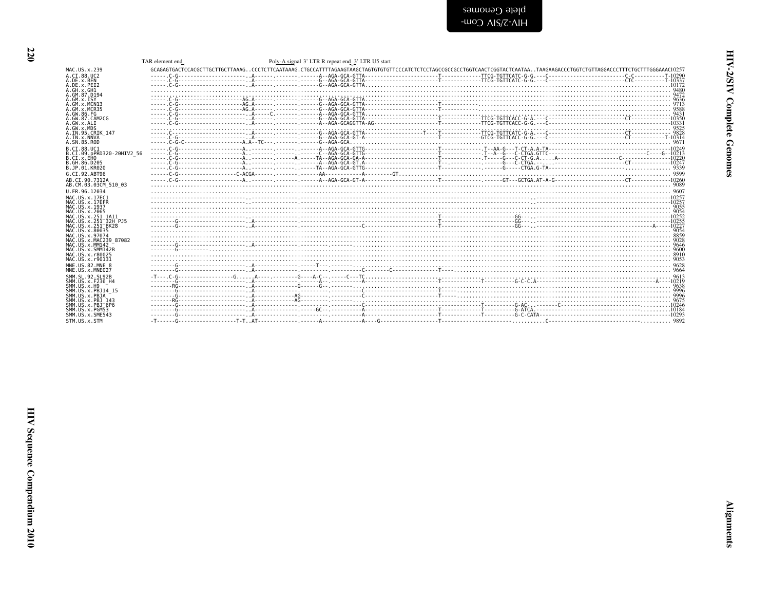TAR element end Poly-A signal 3' LTR R repeat end 3' LTR U5 start

```
MAC.US.x.239              GCAGAGTGACTCCACGCTTGCTTGCTTAAAG..CCCTCTTCAATAAAG.CTGCCATTTTAGAAGTAAGCTAGTGTGTGTTCCCATCTCTCCTAGCCGCCGCCTGGTCAACTCGGTACTCAATAA..TAAGAAGACCCTGGTCTGTTAGGACCCTTTCTGCTTTGGGAAAC10257
A.CI.88.UC2               ------.C-G---------------------..A-------.-------.------A--AGA-GCA-GTTA-----------------------T------------TTCG-TGTTCATC-G-G.---C------------------------C-C---------T-10290
A.DE.x.BEN                ------.C-G---------------------..A-------.-------.------G--AGA-GCA-GTTA-----------------------T------------TTCG-TGTTCATC-G-G.---C------------------------CTC---------T-10337
A.DE.x.PEI2               ------.C-G---------------------..A-------.-------.------G--AGA-GCA-GTTA...................................................................................10172
A.GH.x.GH1                .......................................................................................................................................................... 9480
A.GM.87.D194              .......................................................................................................................................................... 9472
A.GM.x.ISY                ------.C-G-------------------AG.A-------.-------.------G--AGA-GCA-GTTA.................................................................................... 9636
A.GM.x.MCN13              ------.C-G-------------------AG.A-------.-------.------G--AGA-GCA-GTTA-----------------------T-----------.................................................. 9713
A.GM.x.MCR35              ------.C-G-------------------AG.A-------.-------.------G--AGA-GCA-GTTA.................................................................................... 9588
A.GW.86.FG                ------.C-G---------------------..A------C.-------.------A--AGA-GCA-GTTA.................................................................................... 9431
A.GW.87.CAM2CG            ------.C-G---------------------..A-------.-------.------G--AGA-GCA-GTTA-----------------------T------------TTCG-TGTTCACC-G-A.---C----------------------CT-----------10350
A.GW.x.ALI                ------.C-G---------------------..A-------.-------.------A--AGA-GCAGGTTA-AG--------------------T------------TTCG-TGTTCACC-G-G.---C------------------------------------10331
A.GW.x.MDS                .......................................................................................................................................................... 9525
A.IN.95.CRIK_147          ------.C-----------------------..A-------.-------.------G--AGA-GCA-GTTA-----------------T----T------------TTCG-TGTTCATC-G-A.---C----------------------CT----------- 9828
A.IN.x.NNVA               ------.C-G---------------------..A-------.-------.------G--AGA-GCA-GT-A-----------------------T-----------GTCG-TGTTCACC-G-G.---C----------------------CT----------T-10314
A.SN.85.ROD               ------.C-G-C-----------------A.A--TC---.-------.------G--AGA-GCA.......................................................................................... 9671

B.CI.88.UC1               ------.C-G-------------------A.--------.-------.------A--AGA-GCA-GTTG-----------------------T------------.T--AA-G---T-CT-A.A-TA------------------------------------10249
B.CI.09.pPRD320-20HIV2_56 ------.C-G-------------------A.--------.-------.------C--AGA-GCA-GTTG-----------------------T------------.T--A--G---C-CTGA.GTTC-----------------------------C----G--10213
B.CI.x.EHO                ------.C-G-------------------A.--------.------A.----TA--AGA-GCA-GA-A-----------------------T------------.T-----G---C-CT-G.A.....A-------------------C---------------10220
B.GH.86.D205              ------.C-G-------------------A.--------.-------.------A--AGA-GCA-GT.A-----------------------T-.-----------.-----G---C-CTGA.--..-----------------------CT------------10247
B.JP.01.KR020             ------.C-G-------------------A.--------.-------.-----TA--AGA-GCA-GTTG-----------------------T------------.------G-----CTGA.G-TA-.................................. 9339

G.CI.92.ABT96             ------C-G-----------------C-ACGA-------.-------.------AA-----------A-------GT............................................................................... 9599

AB.CI.90.7312A            ------.C-G-------------------A.--------.-------.------A--AGA-GCA-GT-A-----------------------T------------.------GT---GCTGA.AT-A-G----------------------CT-----------10260
AB.CM.03.03CM_510_03      .......................................................................................................................................................... 9089

U.FR.96.12034             .......................................................................................................................................................... 9607

MAC.US.x.17EC1            -------------------------------..---------.-------------------------------------------------------------------------------------..----------------------------------10257
MAC.US.x.17EFR            -------------------------------..---------.-------------------------------------------------------------------------------------..----------------------------------10257
MAC.US.x.1937             .......................................................................................................................................................... 9055
MAC.US.x.2065             .......................................................................................................................................................... 9054
MAC.US.x.251_1A11         -------------------------------..---------.-------------------------------------------T------------------------GG---..---------------------------------------------10252
MAC.US.x.251_32H_PJ5      --------G----------------------..A--------.-------------------------------------------T------------------------GG---..---------------------------------------------10255
MAC.US.x.251_BK28         --------G----------------------..A--------.----------------------C------------------------T------------------------GG---..-------------------------------------A----10227
MAC.US.x.80035            .......................................................................................................................................................... 9054
MAC.US.x.97074            .......................................................................................................................................................... 8859
MAC.US.x.MAC239_87082     .......................................................................................................................................................... 9028
MAC.US.x.MM142            --------G----------------------..A---------.......................................................................................................... 9646
MAC.US.x.SMM142B          --------G--------------------------------------------......................................................................................................... 9600
MAC.US.x.r80025           .......................................................................................................................................................... 8910
MAC.US.x.r90131           .......................................................................................................................................................... 9053

MNE.US.82.MNE_8           --------G----------------------..A--------.-------T--.................................................................................................... 9628
MNE.US.x.MNE027           --------G----------------------..A--------.-------.--------C--------C-------------T--.................................................................... 9664

SMM.SL.92.SL92B           -T----.C-G-----------------G.....A----.-------G----A-C--.-----C---TC..................................................................................... 9613
SMM.US.x.F236_H4          --------G----------------------..A--------.-------A--.---------A----------------------T------------T----------G-C-C.A--------------------------------------A----10219
SMM.US.x.H9               -------RG----------------------..A--------.-------G--.G--................................................................................................. 9638
SMM.US.x.PBJ14_15         --------G----------------------..A--------.--------.---------C----------------------T-----.............................................................. 9996
SMM.US.x.PBJA             --------G----------------------..A------------AG--------.---------C----------------------T-----.............................................................. 9996
SMM.US.x.PBJ_143          -------RG----------------------..A------------AG--------.---------C---------------------------................................................................ 9675
SMM.US.x.PBJ_6P6          --------G----------------------..A--------.-------.---------C-----------------------------------T----------G-AC-.-------C-----------------------------------..........10246
SMM.US.x.PGM53            --------G----------------------..A--------.-------GC--.---------A----------------------T------------T----------G-ATCA.------------------------------------------10184
SMM.US.x.SME543           --------G----------------------..A--------.-------.---------A----------------------T------------T----------G-C-CATA-------------------------------------------10293

STM.US.x.STM              -T------G-------------------T-T..AT-----------.-------A-------------A----G------------------T---------------------..........C---------------------------------........ 9892
```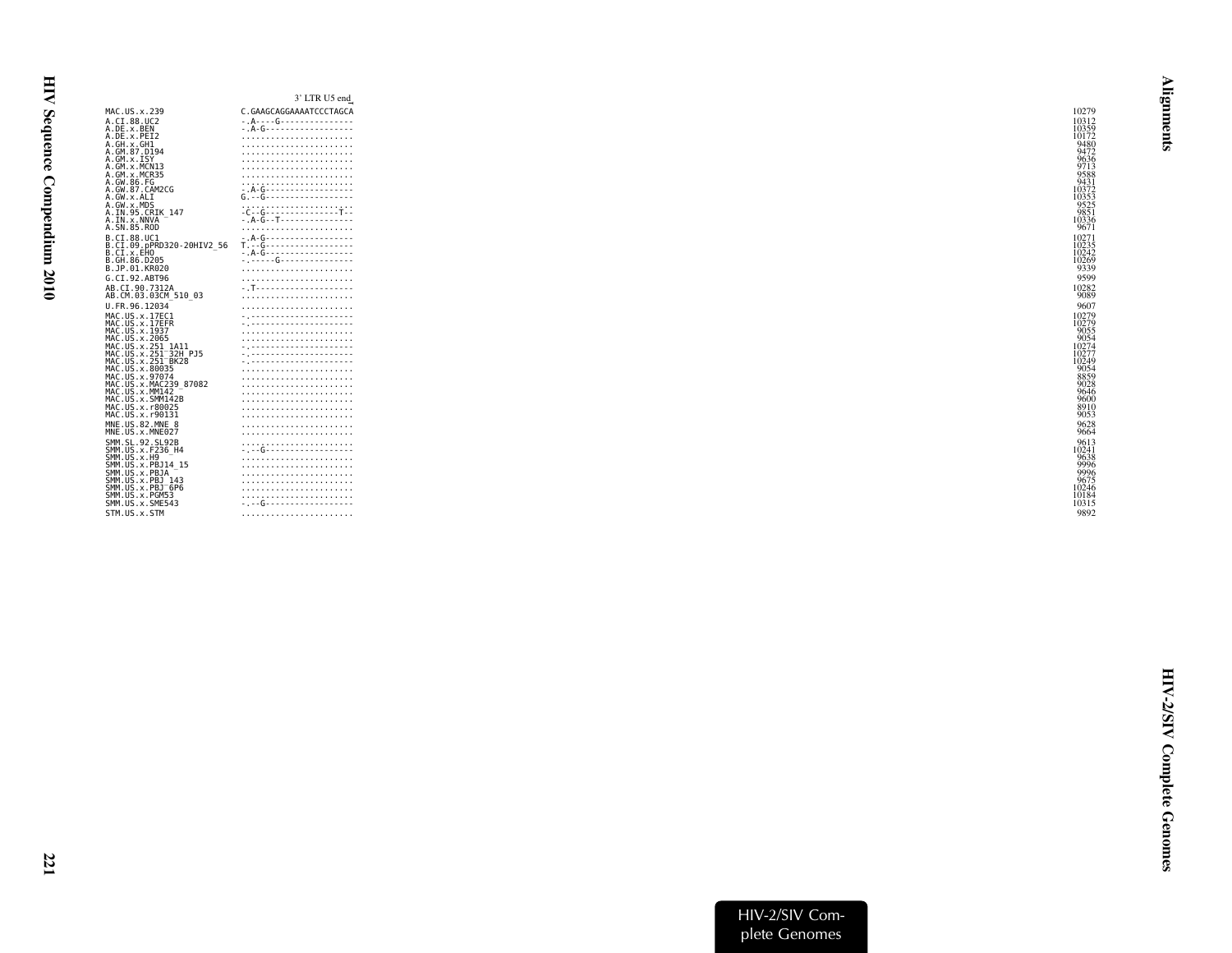```
                              3' LTR U5 end
MAC.US.x.239                  C.GAAGCAGGAAAATCCCTAGCA      10279
A.CI.88.UC2                   -.A----G---------------      10312
A.DE.x.BEN                    -.A-G------------------      10359
A.DE.x.PEI2                   .......................      10172
A.GH.x.GH1                    .......................       9480
A.GM.87.D194                  .......................       9472
A.GM.x.ISY                    .......................       9636
A.GM.x.MCN13                  .......................       9713
A.GM.x.MCR35                  .......................       9588
A.GW.86.FG                    .......................       9431
A.GW.87.CAM2CG                -.A-G------------------      10372
A.GW.x.ALI                    G.--G------------------      10353
A.GW.x.MDS                    .......................       9525
A.IN.95.CRIK_147              -C--G---------------T--       9851
A.IN.x.NNVA                   -.A-G--T---------------      10336
A.SN.85.ROD                   .......................       9671
B.CI.88.UC1                   -.A-G------------------      10271
B.CI.09.pPRD320-20HIV2_56     T.--G------------------      10235
B.CI.x.EHO                    -.A-G------------------      10242
B.GH.86.D205                  -.-----G---------------      10269
B.JP.01.KR020                 .......................       9339
G.CI.92.ABT96                 .......................       9599
AB.CI.90.7312A                -.T--------------------      10282
AB.CM.03.03CM_510_03          .......................       9089
U.FR.96.12034                 .......................       9607
MAC.US.x.17EC1                -.---------------------      10279
MAC.US.x.17EFR                -.---------------------      10279
MAC.US.x.1937                 .......................       9055
MAC.US.x.2065                 .......................       9054
MAC.US.x.251_1A11             -.---------------------      10274
MAC.US.x.251_32H_PJ5          -.---------------------      10277
MAC.US.x.251_BK28             -.---------------------      10249
MAC.US.x.80035                .......................       9054
MAC.US.x.97074                .......................       8859
MAC.US.x.MAC239_87082         .......................       9028
MAC.US.x.MM142                .......................       9646
MAC.US.x.SMM142B              .......................       9600
MAC.US.x.r80025               .......................       8910
MAC.US.x.r90131               .......................       9053
MNE.US.82.MNE_8               .......................       9628
MNE.US.x.MNE027               .......................       9664
SMM.SL.92.SL92B               .......................       9613
SMM.US.x.F236_H4              -.--G------------------      10241
SMM.US.x.H9                   .......................       9638
SMM.US.x.PBJ14_15             .......................       9996
SMM.US.x.PBJA                 .......................       9996
SMM.US.x.PBJ_143              .......................       9675
SMM.US.x.PBJ_6P6              .......................      10246
SMM.US.x.PGM53                .......................      10184
SMM.US.x.SME543               -.--G------------------      10315
STM.US.x.STM                  .......................       9892
```